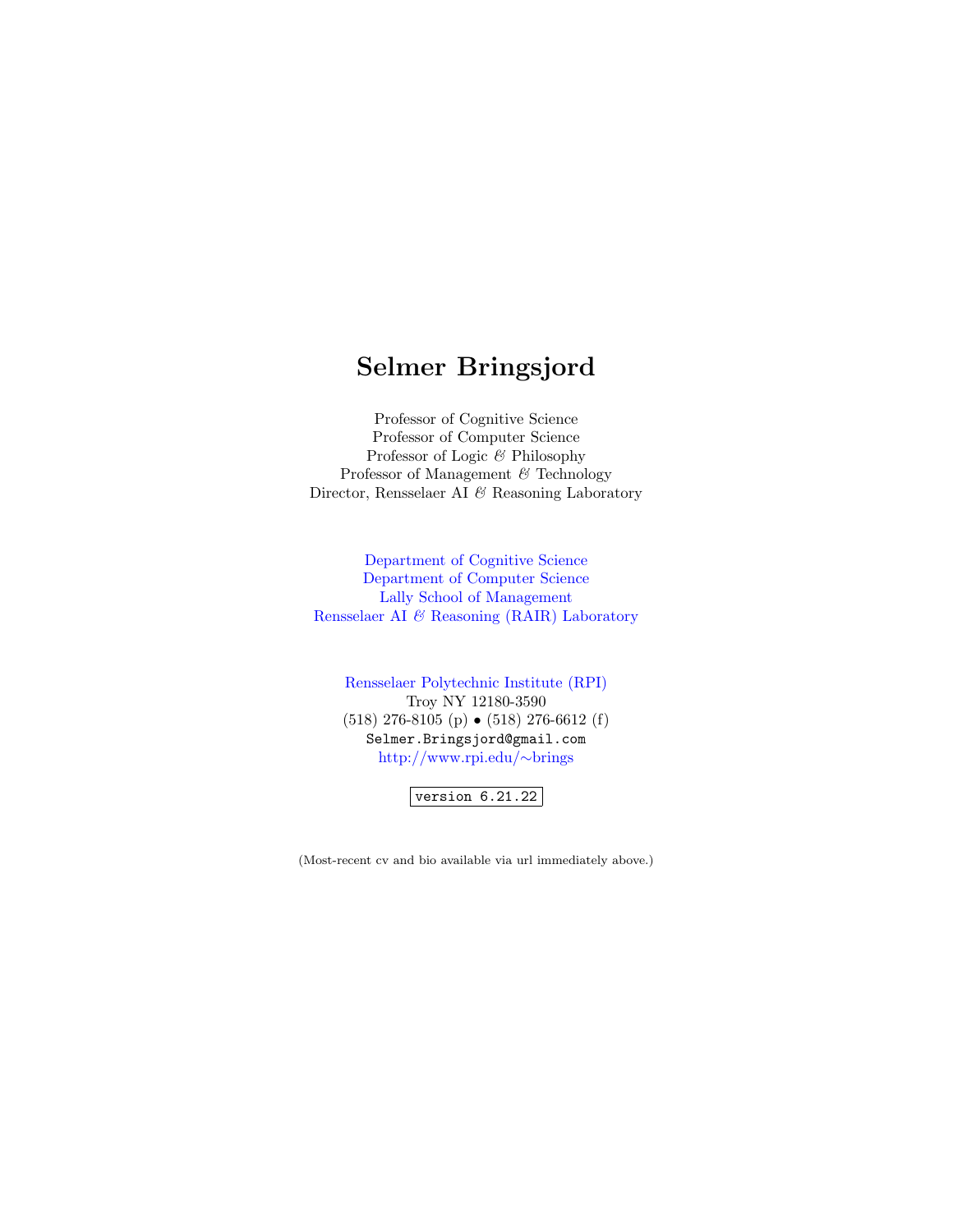# Selmer Bringsjord

Professor of Cognitive Science
Professor of Computer Science
Professor of Logic & Philosophy
Professor of Management & Technology
Director, Rensselaer AI & Reasoning Laboratory

Department of Cognitive Science
Department of Computer Science
Lally School of Management
Rensselaer AI & Reasoning (RAIR) Laboratory

Rensselaer Polytechnic Institute (RPI)
Troy NY 12180-3590
(518) 276-8105 (p) • (518) 276-6612 (f)
`Selmer.Bringsjord@gmail.com`
http://www.rpi.edu/~brings

`version 6.21.22`

(Most-recent cv and bio available via url immediately above.)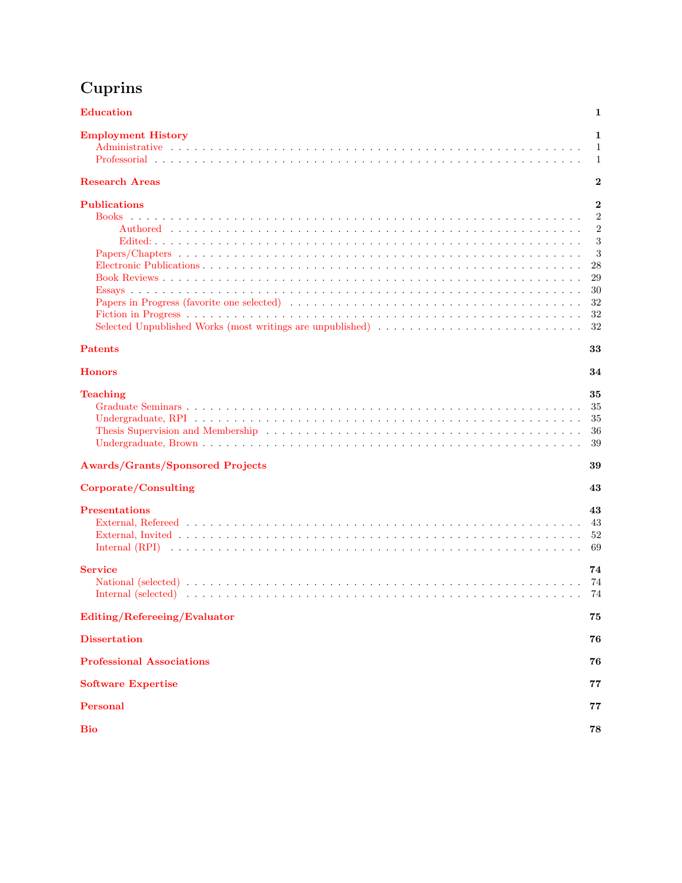# Cuprins

**Education** 1

**Employment History** 1
- Administrative 1
- Professorial 1

**Research Areas** 2

**Publications** 2
- Books 2
  - Authored 2
  - Edited: 3
- Papers/Chapters 3
- Electronic Publications 28
- Book Reviews 29
- Essays 30
- Papers in Progress (favorite one selected) 32
- Fiction in Progress 32
- Selected Unpublished Works (most writings are unpublished) 32

**Patents** 33

**Honors** 34

**Teaching** 35
- Graduate Seminars 35
- Undergraduate, RPI 35
- Thesis Supervision and Membership 36
- Undergraduate, Brown 39

**Awards/Grants/Sponsored Projects** 39

**Corporate/Consulting** 43

**Presentations** 43
- External, Refereed 43
- External, Invited 52
- Internal (RPI) 69

**Service** 74
- National (selected) 74
- Internal (selected) 74

**Editing/Refereeing/Evaluator** 75

**Dissertation** 76

**Professional Associations** 76

**Software Expertise** 77

**Personal** 77

**Bio** 78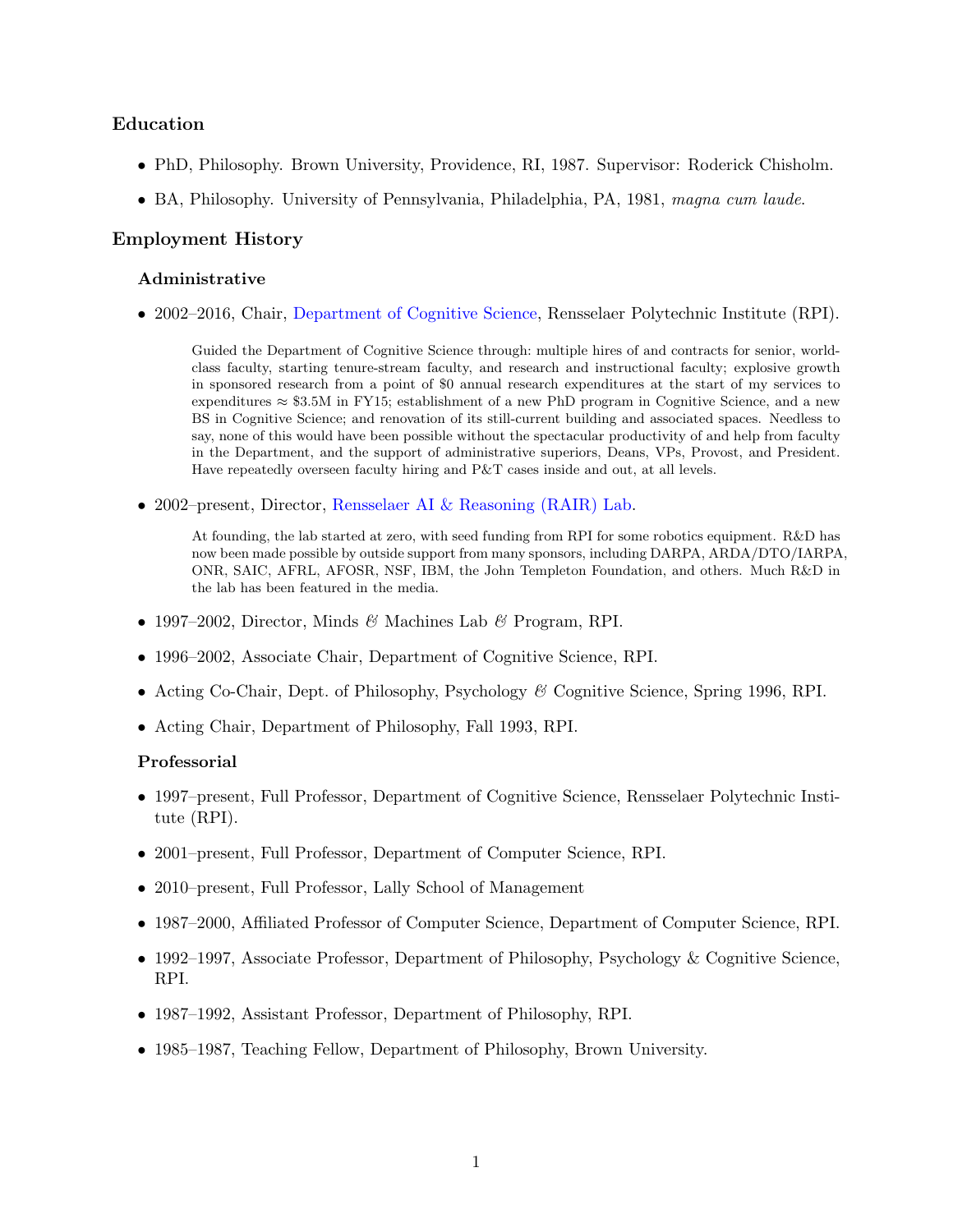## Education

- PhD, Philosophy. Brown University, Providence, RI, 1987. Supervisor: Roderick Chisholm.
- BA, Philosophy. University of Pennsylvania, Philadelphia, PA, 1981, *magna cum laude.*

## Employment History

### Administrative

- 2002–2016, Chair, Department of Cognitive Science, Rensselaer Polytechnic Institute (RPI).

  Guided the Department of Cognitive Science through: multiple hires of and contracts for senior, world-class faculty, starting tenure-stream faculty, and research and instructional faculty; explosive growth in sponsored research from a point of $0 annual research expenditures at the start of my services to expenditures ≈ $3.5M in FY15; establishment of a new PhD program in Cognitive Science, and a new BS in Cognitive Science; and renovation of its still-current building and associated spaces. Needless to say, none of this would have been possible without the spectacular productivity of and help from faculty in the Department, and the support of administrative superiors, Deans, VPs, Provost, and President. Have repeatedly overseen faculty hiring and P&T cases inside and out, at all levels.

- 2002–present, Director, Rensselaer AI & Reasoning (RAIR) Lab.

  At founding, the lab started at zero, with seed funding from RPI for some robotics equipment. R&D has now been made possible by outside support from many sponsors, including DARPA, ARDA/DTO/IARPA, ONR, SAIC, AFRL, AFOSR, NSF, IBM, the John Templeton Foundation, and others. Much R&D in the lab has been featured in the media.

- 1997–2002, Director, Minds *&* Machines Lab *&* Program, RPI.
- 1996–2002, Associate Chair, Department of Cognitive Science, RPI.
- Acting Co-Chair, Dept. of Philosophy, Psychology *&* Cognitive Science, Spring 1996, RPI.
- Acting Chair, Department of Philosophy, Fall 1993, RPI.

### Professorial

- 1997–present, Full Professor, Department of Cognitive Science, Rensselaer Polytechnic Institute (RPI).
- 2001–present, Full Professor, Department of Computer Science, RPI.
- 2010–present, Full Professor, Lally School of Management
- 1987–2000, Affiliated Professor of Computer Science, Department of Computer Science, RPI.
- 1992–1997, Associate Professor, Department of Philosophy, Psychology & Cognitive Science, RPI.
- 1987–1992, Assistant Professor, Department of Philosophy, RPI.
- 1985–1987, Teaching Fellow, Department of Philosophy, Brown University.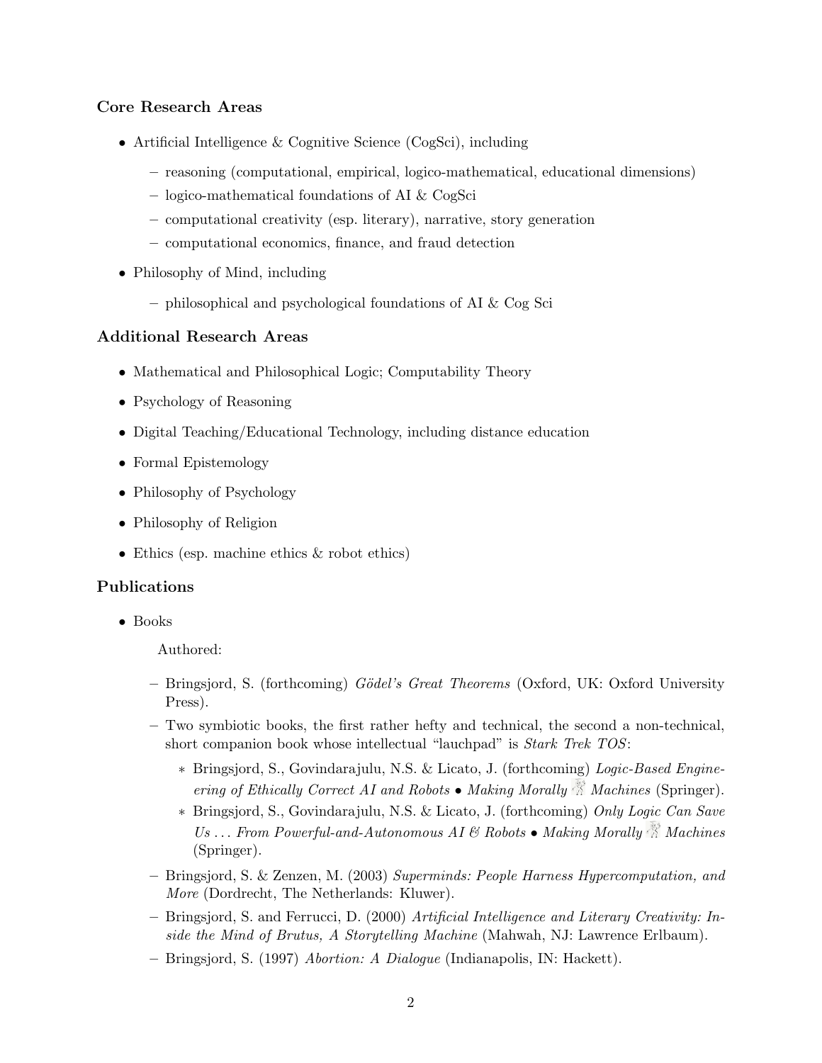### Core Research Areas

- Artificial Intelligence & Cognitive Science (CogSci), including
  - reasoning (computational, empirical, logico-mathematical, educational dimensions)
  - logico-mathematical foundations of AI & CogSci
  - computational creativity (esp. literary), narrative, story generation
  - computational economics, finance, and fraud detection
- Philosophy of Mind, including
  - philosophical and psychological foundations of AI & Cog Sci

### Additional Research Areas

- Mathematical and Philosophical Logic; Computability Theory
- Psychology of Reasoning
- Digital Teaching/Educational Technology, including distance education
- Formal Epistemology
- Philosophy of Psychology
- Philosophy of Religion
- Ethics (esp. machine ethics & robot ethics)

### Publications

- Books

  Authored:

  - Bringsjord, S. (forthcoming) *Gödel's Great Theorems* (Oxford, UK: Oxford University Press).
  - Two symbiotic books, the first rather hefty and technical, the second a non-technical, short companion book whose intellectual "lauchpad" is *Stark Trek TOS*:
    - Bringsjord, S., Govindarajulu, N.S. & Licato, J. (forthcoming) *Logic-Based Engineering of Ethically Correct AI and Robots • Making Morally Machines* (Springer).
    - Bringsjord, S., Govindarajulu, N.S. & Licato, J. (forthcoming) *Only Logic Can Save Us ... From Powerful-and-Autonomous AI & Robots • Making Morally Machines* (Springer).
  - Bringsjord, S. & Zenzen, M. (2003) *Superminds: People Harness Hypercomputation, and More* (Dordrecht, The Netherlands: Kluwer).
  - Bringsjord, S. and Ferrucci, D. (2000) *Artificial Intelligence and Literary Creativity: Inside the Mind of Brutus, A Storytelling Machine* (Mahwah, NJ: Lawrence Erlbaum).
  - Bringsjord, S. (1997) *Abortion: A Dialogue* (Indianapolis, IN: Hackett).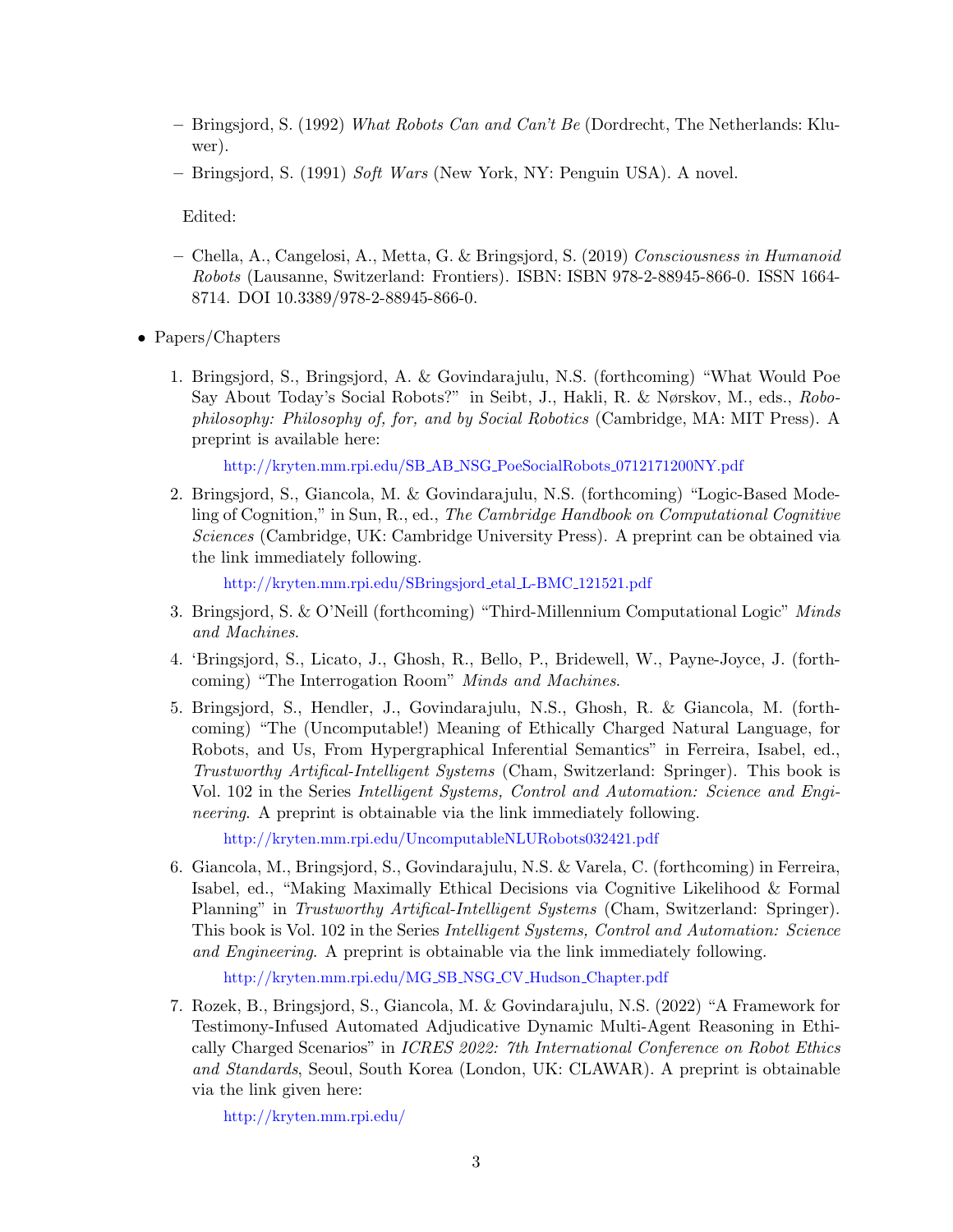- Bringsjord, S. (1992) *What Robots Can and Can't Be* (Dordrecht, The Netherlands: Kluwer).
- Bringsjord, S. (1991) *Soft Wars* (New York, NY: Penguin USA). A novel.

Edited:

- Chella, A., Cangelosi, A., Metta, G. & Bringsjord, S. (2019) *Consciousness in Humanoid Robots* (Lausanne, Switzerland: Frontiers). ISBN: ISBN 978-2-88945-866-0. ISSN 1664-8714. DOI 10.3389/978-2-88945-866-0.

- Papers/Chapters

1. Bringsjord, S., Bringsjord, A. & Govindarajulu, N.S. (forthcoming) "What Would Poe Say About Today's Social Robots?" in Seibt, J., Hakli, R. & Nørskov, M., eds., *Robophilosophy: Philosophy of, for, and by Social Robotics* (Cambridge, MA: MIT Press). A preprint is available here:

   http://kryten.mm.rpi.edu/SB_AB_NSG_PoeSocialRobots_0712171200NY.pdf

2. Bringsjord, S., Giancola, M. & Govindarajulu, N.S. (forthcoming) "Logic-Based Modeling of Cognition," in Sun, R., ed., *The Cambridge Handbook on Computational Cognitive Sciences* (Cambridge, UK: Cambridge University Press). A preprint can be obtained via the link immediately following.

   http://kryten.mm.rpi.edu/SBringsjord_etal_L-BMC_121521.pdf

3. Bringsjord, S. & O'Neill (forthcoming) "Third-Millennium Computational Logic" *Minds and Machines*.

4. 'Bringsjord, S., Licato, J., Ghosh, R., Bello, P., Bridewell, W., Payne-Joyce, J. (forthcoming) "The Interrogation Room" *Minds and Machines*.

5. Bringsjord, S., Hendler, J., Govindarajulu, N.S., Ghosh, R. & Giancola, M. (forthcoming) "The (Uncomputable!) Meaning of Ethically Charged Natural Language, for Robots, and Us, From Hypergraphical Inferential Semantics" in Ferreira, Isabel, ed., *Trustworthy Artifical-Intelligent Systems* (Cham, Switzerland: Springer). This book is Vol. 102 in the Series *Intelligent Systems, Control and Automation: Science and Engineering*. A preprint is obtainable via the link immediately following.

   http://kryten.mm.rpi.edu/UncomputableNLURobots032421.pdf

6. Giancola, M., Bringsjord, S., Govindarajulu, N.S. & Varela, C. (forthcoming) in Ferreira, Isabel, ed., "Making Maximally Ethical Decisions via Cognitive Likelihood & Formal Planning" in *Trustworthy Artifical-Intelligent Systems* (Cham, Switzerland: Springer). This book is Vol. 102 in the Series *Intelligent Systems, Control and Automation: Science and Engineering*. A preprint is obtainable via the link immediately following.

   http://kryten.mm.rpi.edu/MG_SB_NSG_CV_Hudson_Chapter.pdf

7. Rozek, B., Bringsjord, S., Giancola, M. & Govindarajulu, N.S. (2022) "A Framework for Testimony-Infused Automated Adjudicative Dynamic Multi-Agent Reasoning in Ethically Charged Scenarios" in *ICRES 2022: 7th International Conference on Robot Ethics and Standards*, Seoul, South Korea (London, UK: CLAWAR). A preprint is obtainable via the link given here:

   http://kryten.mm.rpi.edu/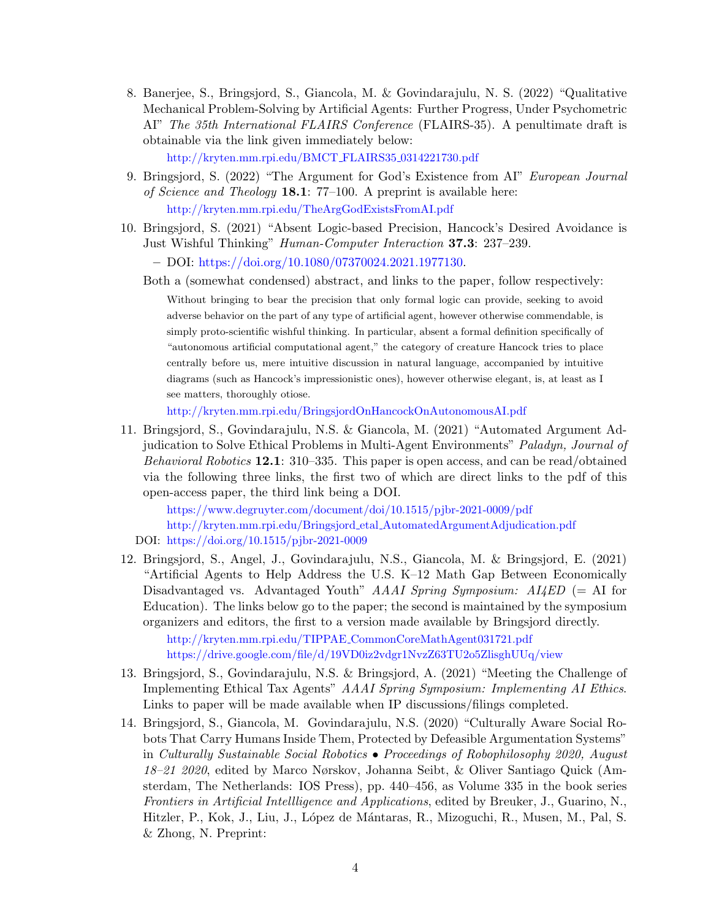8. Banerjee, S., Bringsjord, S., Giancola, M. & Govindarajulu, N. S. (2022) "Qualitative Mechanical Problem-Solving by Artificial Agents: Further Progress, Under Psychometric AI" *The 35th International FLAIRS Conference* (FLAIRS-35). A penultimate draft is obtainable via the link given immediately below:

   http://kryten.mm.rpi.edu/BMCT_FLAIRS35_0314221730.pdf

9. Bringsjord, S. (2022) "The Argument for God's Existence from AI" *European Journal of Science and Theology* **18.1**: 77–100. A preprint is available here:

   http://kryten.mm.rpi.edu/TheArgGodExistsFromAI.pdf

10. Bringsjord, S. (2021) "Absent Logic-based Precision, Hancock's Desired Avoidance is Just Wishful Thinking" *Human-Computer Interaction* **37.3**: 237–239.

    – DOI: https://doi.org/10.1080/07370024.2021.1977130.

    Both a (somewhat condensed) abstract, and links to the paper, follow respectively:

    > Without bringing to bear the precision that only formal logic can provide, seeking to avoid adverse behavior on the part of any type of artificial agent, however otherwise commendable, is simply proto-scientific wishful thinking. In particular, absent a formal definition specifically of "autonomous artificial computational agent," the category of creature Hancock tries to place centrally before us, mere intuitive discussion in natural language, accompanied by intuitive diagrams (such as Hancock's impressionistic ones), however otherwise elegant, is, at least as I see matters, thoroughly otiose.

    http://kryten.mm.rpi.edu/BringsjordOnHancockOnAutonomousAI.pdf

11. Bringsjord, S., Govindarajulu, N.S. & Giancola, M. (2021) "Automated Argument Adjudication to Solve Ethical Problems in Multi-Agent Environments" *Paladyn, Journal of Behavioral Robotics* **12.1**: 310–335. This paper is open access, and can be read/obtained via the following three links, the first two of which are direct links to the pdf of this open-access paper, the third link being a DOI.

    https://www.degruyter.com/document/doi/10.1515/pjbr-2021-0009/pdf
    http://kryten.mm.rpi.edu/Bringsjord_etal_AutomatedArgumentAdjudication.pdf
    DOI: https://doi.org/10.1515/pjbr-2021-0009

12. Bringsjord, S., Angel, J., Govindarajulu, N.S., Giancola, M. & Bringsjord, E. (2021) "Artificial Agents to Help Address the U.S. K–12 Math Gap Between Economically Disadvantaged vs. Advantaged Youth" *AAAI Spring Symposium: AI4ED* (= AI for Education). The links below go to the paper; the second is maintained by the symposium organizers and editors, the first to a version made available by Bringsjord directly.

    http://kryten.mm.rpi.edu/TIPPAE_CommonCoreMathAgent031721.pdf
    https://drive.google.com/file/d/19VD0iz2vdgr1NvzZ63TU2o5ZlisghUUq/view

13. Bringsjord, S., Govindarajulu, N.S. & Bringsjord, A. (2021) "Meeting the Challenge of Implementing Ethical Tax Agents" *AAAI Spring Symposium: Implementing AI Ethics*. Links to paper will be made available when IP discussions/filings completed.

14. Bringsjord, S., Giancola, M. Govindarajulu, N.S. (2020) "Culturally Aware Social Robots That Carry Humans Inside Them, Protected by Defeasible Argumentation Systems" in *Culturally Sustainable Social Robotics • Proceedings of Robophilosophy 2020, August 18–21 2020*, edited by Marco Nørskov, Johanna Seibt, & Oliver Santiago Quick (Amsterdam, The Netherlands: IOS Press), pp. 440–456, as Volume 335 in the book series *Frontiers in Artificial Intellligence and Applications*, edited by Breuker, J., Guarino, N., Hitzler, P., Kok, J., Liu, J., López de Mántaras, R., Mizoguchi, R., Musen, M., Pal, S. & Zhong, N. Preprint: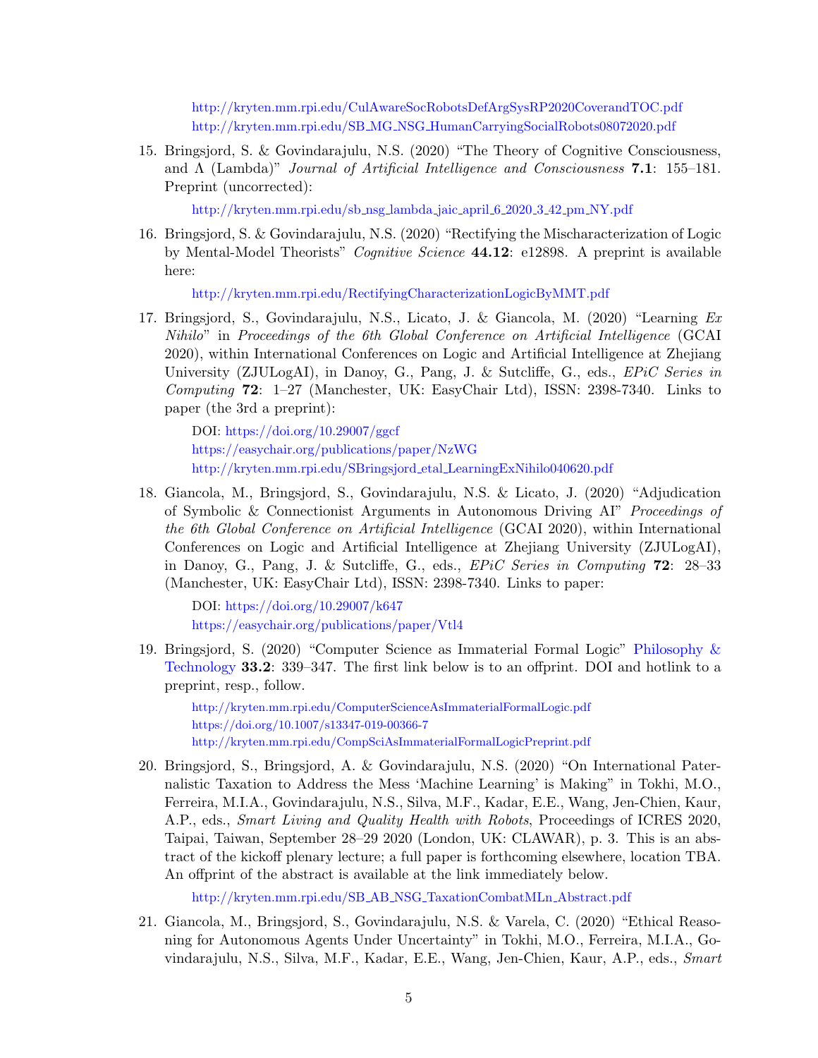http://kryten.mm.rpi.edu/CulAwareSocRobotsDefArgSysRP2020CoverandTOC.pdf
http://kryten.mm.rpi.edu/SB_MG_NSG_HumanCarryingSocialRobots08072020.pdf

15. Bringsjord, S. & Govindarajulu, N.S. (2020) "The Theory of Cognitive Consciousness, and Λ (Lambda)" *Journal of Artificial Intelligence and Consciousness* **7.1**: 155–181. Preprint (uncorrected):

    http://kryten.mm.rpi.edu/sb_nsg_lambda_jaic_april_6_2020_3_42_pm_NY.pdf

16. Bringsjord, S. & Govindarajulu, N.S. (2020) "Rectifying the Mischaracterization of Logic by Mental-Model Theorists" *Cognitive Science* **44.12**: e12898. A preprint is available here:

    http://kryten.mm.rpi.edu/RectifyingCharacterizationLogicByMMT.pdf

17. Bringsjord, S., Govindarajulu, N.S., Licato, J. & Giancola, M. (2020) "Learning *Ex Nihilo*" in *Proceedings of the 6th Global Conference on Artificial Intelligence* (GCAI 2020), within International Conferences on Logic and Artificial Intelligence at Zhejiang University (ZJULogAI), in Danoy, G., Pang, J. & Sutcliffe, G., eds., *EPiC Series in Computing* **72**: 1–27 (Manchester, UK: EasyChair Ltd), ISSN: 2398-7340. Links to paper (the 3rd a preprint):

    DOI: https://doi.org/10.29007/ggcf
    https://easychair.org/publications/paper/NzWG
    http://kryten.mm.rpi.edu/SBringsjord_etal_LearningExNihilo040620.pdf

18. Giancola, M., Bringsjord, S., Govindarajulu, N.S. & Licato, J. (2020) "Adjudication of Symbolic & Connectionist Arguments in Autonomous Driving AI" *Proceedings of the 6th Global Conference on Artificial Intelligence* (GCAI 2020), within International Conferences on Logic and Artificial Intelligence at Zhejiang University (ZJULogAI), in Danoy, G., Pang, J. & Sutcliffe, G., eds., *EPiC Series in Computing* **72**: 28–33 (Manchester, UK: EasyChair Ltd), ISSN: 2398-7340. Links to paper:

    DOI: https://doi.org/10.29007/k647
    https://easychair.org/publications/paper/Vtl4

19. Bringsjord, S. (2020) "Computer Science as Immaterial Formal Logic" Philosophy & Technology **33.2**: 339–347. The first link below is to an offprint. DOI and hotlink to a preprint, resp., follow.

    http://kryten.mm.rpi.edu/ComputerScienceAsImmaterialFormalLogic.pdf
    https://doi.org/10.1007/s13347-019-00366-7
    http://kryten.mm.rpi.edu/CompSciAsImmaterialFormalLogicPreprint.pdf

20. Bringsjord, S., Bringsjord, A. & Govindarajulu, N.S. (2020) "On International Paternalistic Taxation to Address the Mess 'Machine Learning' is Making" in Tokhi, M.O., Ferreira, M.I.A., Govindarajulu, N.S., Silva, M.F., Kadar, E.E., Wang, Jen-Chien, Kaur, A.P., eds., *Smart Living and Quality Health with Robots*, Proceedings of ICRES 2020, Taipai, Taiwan, September 28–29 2020 (London, UK: CLAWAR), p. 3. This is an abstract of the kickoff plenary lecture; a full paper is forthcoming elsewhere, location TBA. An offprint of the abstract is available at the link immediately below.

    http://kryten.mm.rpi.edu/SB_AB_NSG_TaxationCombatMLn_Abstract.pdf

21. Giancola, M., Bringsjord, S., Govindarajulu, N.S. & Varela, C. (2020) "Ethical Reasoning for Autonomous Agents Under Uncertainty" in Tokhi, M.O., Ferreira, M.I.A., Govindarajulu, N.S., Silva, M.F., Kadar, E.E., Wang, Jen-Chien, Kaur, A.P., eds., *Smart*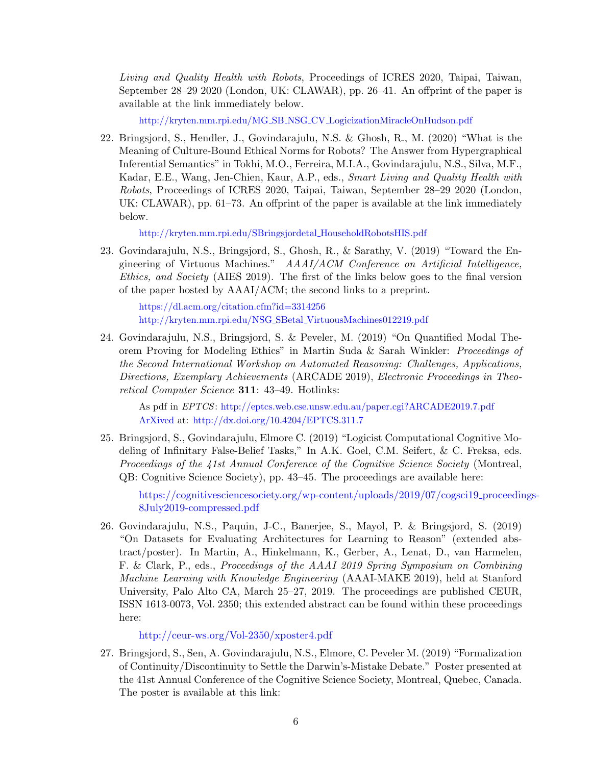*Living and Quality Health with Robots*, Proceedings of ICRES 2020, Taipai, Taiwan, September 28–29 2020 (London, UK: CLAWAR), pp. 26–41. An offprint of the paper is available at the link immediately below.

http://kryten.mm.rpi.edu/MG_SB_NSG_CV_LogicizationMiracleOnHudson.pdf

22. Bringsjord, S., Hendler, J., Govindarajulu, N.S. & Ghosh, R., M. (2020) "What is the Meaning of Culture-Bound Ethical Norms for Robots? The Answer from Hypergraphical Inferential Semantics" in Tokhi, M.O., Ferreira, M.I.A., Govindarajulu, N.S., Silva, M.F., Kadar, E.E., Wang, Jen-Chien, Kaur, A.P., eds., *Smart Living and Quality Health with Robots*, Proceedings of ICRES 2020, Taipai, Taiwan, September 28–29 2020 (London, UK: CLAWAR), pp. 61–73. An offprint of the paper is available at the link immediately below.

    http://kryten.mm.rpi.edu/SBringsjordetal_HouseholdRobotsHIS.pdf

23. Govindarajulu, N.S., Bringsjord, S., Ghosh, R., & Sarathy, V. (2019) "Toward the Engineering of Virtuous Machines." *AAAI/ACM Conference on Artificial Intelligence, Ethics, and Society* (AIES 2019). The first of the links below goes to the final version of the paper hosted by AAAI/ACM; the second links to a preprint.

    https://dl.acm.org/citation.cfm?id=3314256
    http://kryten.mm.rpi.edu/NSG_SBetal_VirtuousMachines012219.pdf

24. Govindarajulu, N.S., Bringsjord, S. & Peveler, M. (2019) "On Quantified Modal Theorem Proving for Modeling Ethics" in Martin Suda & Sarah Winkler: *Proceedings of the Second International Workshop on Automated Reasoning: Challenges, Applications, Directions, Exemplary Achievements* (ARCADE 2019), *Electronic Proceedings in Theoretical Computer Science* **311**: 43–49. Hotlinks:

    As pdf in *EPTCS*: http://eptcs.web.cse.unsw.edu.au/paper.cgi?ARCADE2019.7.pdf
    ArXived at: http://dx.doi.org/10.4204/EPTCS.311.7

25. Bringsjord, S., Govindarajulu, Elmore C. (2019) "Logicist Computational Cognitive Modeling of Infinitary False-Belief Tasks," In A.K. Goel, C.M. Seifert, & C. Freksa, eds. *Proceedings of the 41st Annual Conference of the Cognitive Science Society* (Montreal, QB: Cognitive Science Society), pp. 43–45. The proceedings are available here:

    https://cognitivesciencesociety.org/wp-content/uploads/2019/07/cogsci19_proceedings-8July2019-compressed.pdf

26. Govindarajulu, N.S., Paquin, J-C., Banerjee, S., Mayol, P. & Bringsjord, S. (2019) "On Datasets for Evaluating Architectures for Learning to Reason" (extended abstract/poster). In Martin, A., Hinkelmann, K., Gerber, A., Lenat, D., van Harmelen, F. & Clark, P., eds., *Proceedings of the AAAI 2019 Spring Symposium on Combining Machine Learning with Knowledge Engineering* (AAAI-MAKE 2019), held at Stanford University, Palo Alto CA, March 25–27, 2019. The proceedings are published CEUR, ISSN 1613-0073, Vol. 2350; this extended abstract can be found within these proceedings here:

    http://ceur-ws.org/Vol-2350/xposter4.pdf

27. Bringsjord, S., Sen, A. Govindarajulu, N.S., Elmore, C. Peveler M. (2019) "Formalization of Continuity/Discontinuity to Settle the Darwin's-Mistake Debate." Poster presented at the 41st Annual Conference of the Cognitive Science Society, Montreal, Quebec, Canada. The poster is available at this link: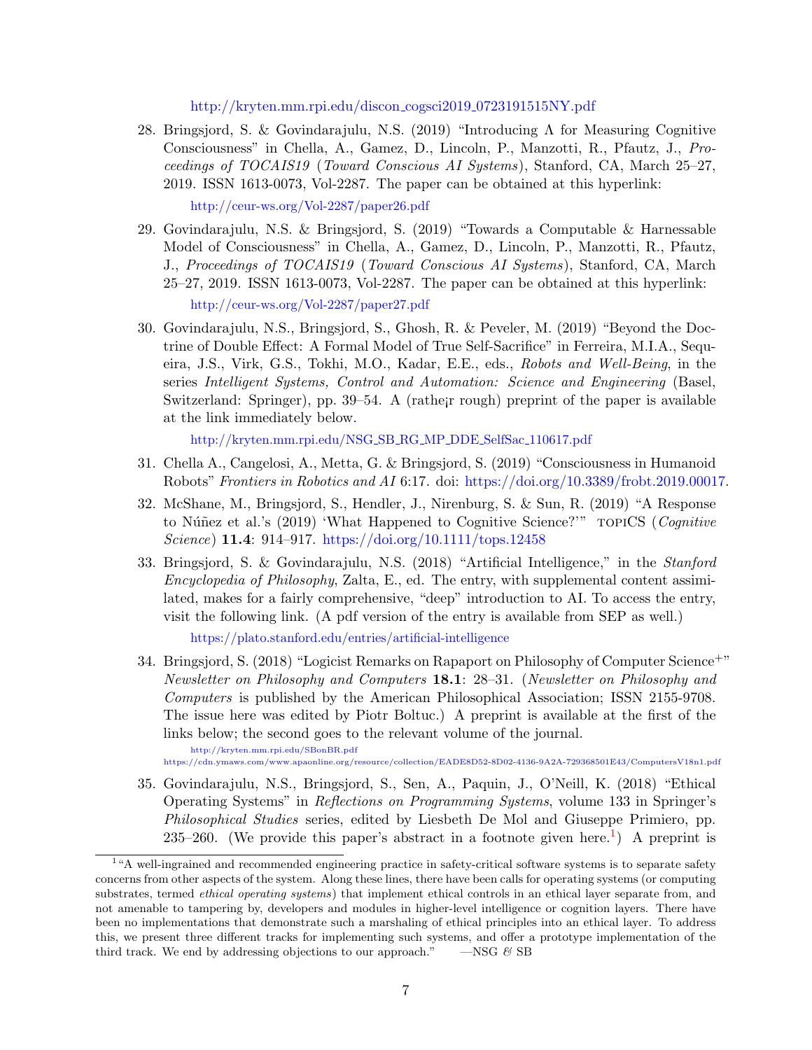http://kryten.mm.rpi.edu/discon_cogsci2019_0723191515NY.pdf

28. Bringsjord, S. & Govindarajulu, N.S. (2019) "Introducing Λ for Measuring Cognitive Consciousness" in Chella, A., Gamez, D., Lincoln, P., Manzotti, R., Pfautz, J., *Proceedings of TOCAIS19* (*Toward Conscious AI Systems*), Stanford, CA, March 25–27, 2019. ISSN 1613-0073, Vol-2287. The paper can be obtained at this hyperlink:

    http://ceur-ws.org/Vol-2287/paper26.pdf

29. Govindarajulu, N.S. & Bringsjord, S. (2019) "Towards a Computable & Harnessable Model of Consciousness" in Chella, A., Gamez, D., Lincoln, P., Manzotti, R., Pfautz, J., *Proceedings of TOCAIS19* (*Toward Conscious AI Systems*), Stanford, CA, March 25–27, 2019. ISSN 1613-0073, Vol-2287. The paper can be obtained at this hyperlink:

    http://ceur-ws.org/Vol-2287/paper27.pdf

30. Govindarajulu, N.S., Bringsjord, S., Ghosh, R. & Peveler, M. (2019) "Beyond the Doctrine of Double Effect: A Formal Model of True Self-Sacrifice" in Ferreira, M.I.A., Sequeira, J.S., Virk, G.S., Tokhi, M.O., Kadar, E.E., eds., *Robots and Well-Being*, in the series *Intelligent Systems, Control and Automation: Science and Engineering* (Basel, Switzerland: Springer), pp. 39–54. A (rathe¡r rough) preprint of the paper is available at the link immediately below.

    http://kryten.mm.rpi.edu/NSG_SB_RG_MP_DDE_SelfSac_110617.pdf

31. Chella A., Cangelosi, A., Metta, G. & Bringsjord, S. (2019) "Consciousness in Humanoid Robots" *Frontiers in Robotics and AI* 6:17. doi: https://doi.org/10.3389/frobt.2019.00017.

32. McShane, M., Bringsjord, S., Hendler, J., Nirenburg, S. & Sun, R. (2019) "A Response to Núñez et al.'s (2019) 'What Happened to Cognitive Science?'" TOPICS (*Cognitive Science*) **11.4**: 914–917. https://doi.org/10.1111/tops.12458

33. Bringsjord, S. & Govindarajulu, N.S. (2018) "Artificial Intelligence," in the *Stanford Encyclopedia of Philosophy*, Zalta, E., ed. The entry, with supplemental content assimilated, makes for a fairly comprehensive, "deep" introduction to AI. To access the entry, visit the following link. (A pdf version of the entry is available from SEP as well.)

    https://plato.stanford.edu/entries/artificial-intelligence

34. Bringsjord, S. (2018) "Logicist Remarks on Rapaport on Philosophy of Computer Science$^{+}$" *Newsletter on Philosophy and Computers* **18.1**: 28–31. (*Newsletter on Philosophy and Computers* is published by the American Philosophical Association; ISSN 2155-9708. The issue here was edited by Piotr Boltuc.) A preprint is available at the first of the links below; the second goes to the relevant volume of the journal.

    http://kryten.mm.rpi.edu/SBonBR.pdf
    https://cdn.ymaws.com/www.apaonline.org/resource/collection/EADE8D52-8D02-4136-9A2A-729368501E43/ComputersV18n1.pdf

35. Govindarajulu, N.S., Bringsjord, S., Sen, A., Paquin, J., O'Neill, K. (2018) "Ethical Operating Systems" in *Reflections on Programming Systems*, volume 133 in Springer's *Philosophical Studies* series, edited by Liesbeth De Mol and Giuseppe Primiero, pp. 235–260. (We provide this paper's abstract in a footnote given here.[1]) A preprint is

[1] "A well-ingrained and recommended engineering practice in safety-critical software systems is to separate safety concerns from other aspects of the system. Along these lines, there have been calls for operating systems (or computing substrates, termed *ethical operating systems*) that implement ethical controls in an ethical layer separate from, and not amenable to tampering by, developers and modules in higher-level intelligence or cognition layers. There have been no implementations that demonstrate such a marshaling of ethical principles into an ethical layer. To address this, we present three different tracks for implementing such systems, and offer a prototype implementation of the third track. We end by addressing objections to our approach." —NSG *&* SB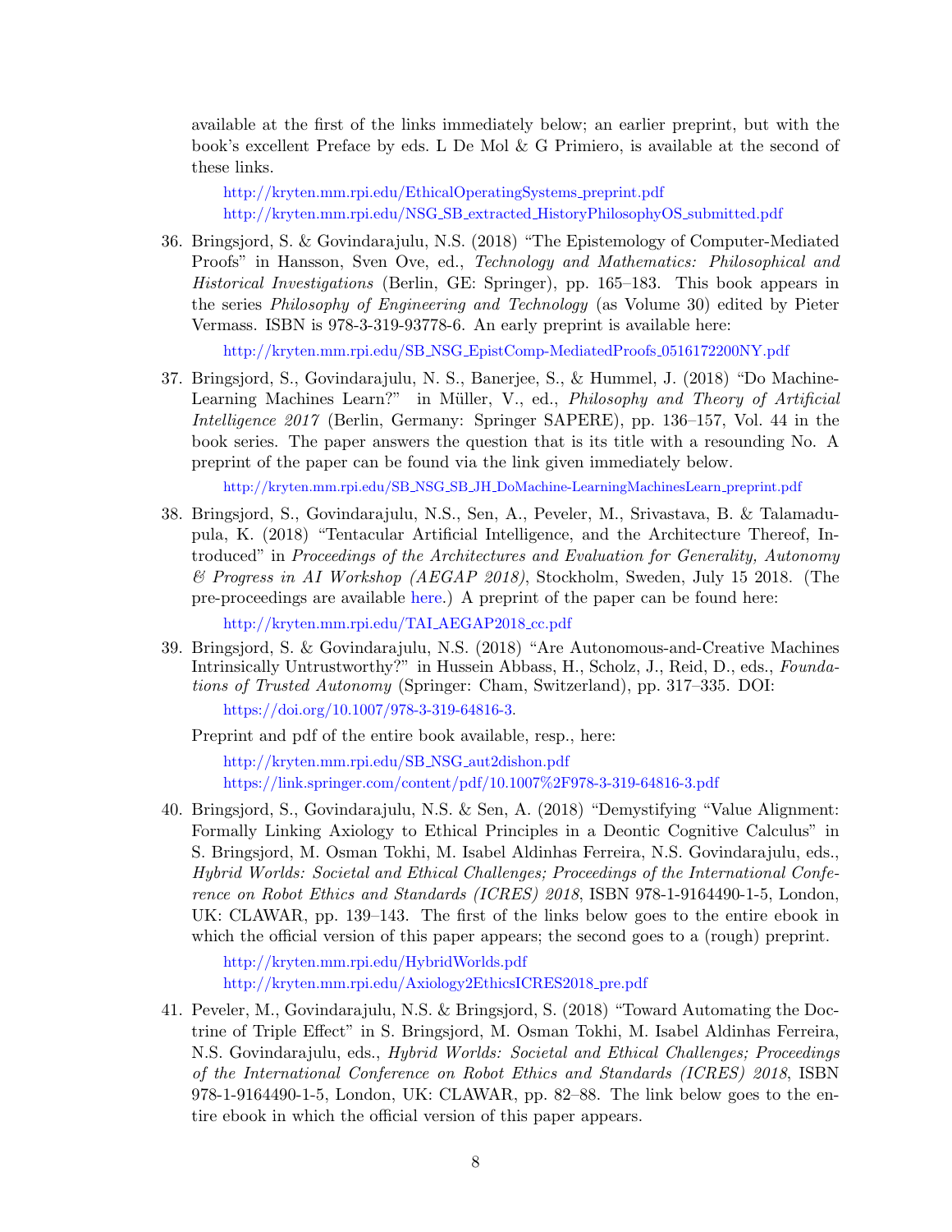available at the first of the links immediately below; an earlier preprint, but with the book's excellent Preface by eds. L De Mol & G Primiero, is available at the second of these links.

http://kryten.mm.rpi.edu/EthicalOperatingSystems_preprint.pdf
http://kryten.mm.rpi.edu/NSG_SB_extracted_HistoryPhilosophyOS_submitted.pdf

36. Bringsjord, S. & Govindarajulu, N.S. (2018) "The Epistemology of Computer-Mediated Proofs" in Hansson, Sven Ove, ed., *Technology and Mathematics: Philosophical and Historical Investigations* (Berlin, GE: Springer), pp. 165–183. This book appears in the series *Philosophy of Engineering and Technology* (as Volume 30) edited by Pieter Vermass. ISBN is 978-3-319-93778-6. An early preprint is available here:

    http://kryten.mm.rpi.edu/SB_NSG_EpistComp-MediatedProofs_0516172200NY.pdf

37. Bringsjord, S., Govindarajulu, N. S., Banerjee, S., & Hummel, J. (2018) "Do Machine-Learning Machines Learn?" in Müller, V., ed., *Philosophy and Theory of Artificial Intelligence 2017* (Berlin, Germany: Springer SAPERE), pp. 136–157, Vol. 44 in the book series. The paper answers the question that is its title with a resounding No. A preprint of the paper can be found via the link given immediately below.

    http://kryten.mm.rpi.edu/SB_NSG_SB_JH_DoMachine-LearningMachinesLearn_preprint.pdf

38. Bringsjord, S., Govindarajulu, N.S., Sen, A., Peveler, M., Srivastava, B. & Talamadupula, K. (2018) "Tentacular Artificial Intelligence, and the Architecture Thereof, Introduced" in *Proceedings of the Architectures and Evaluation for Generality, Autonomy & Progress in AI Workshop (AEGAP 2018)*, Stockholm, Sweden, July 15 2018. (The pre-proceedings are available here.) A preprint of the paper can be found here:

    http://kryten.mm.rpi.edu/TAI_AEGAP2018_cc.pdf

39. Bringsjord, S. & Govindarajulu, N.S. (2018) "Are Autonomous-and-Creative Machines Intrinsically Untrustworthy?" in Hussein Abbass, H., Scholz, J., Reid, D., eds., *Foundations of Trusted Autonomy* (Springer: Cham, Switzerland), pp. 317–335. DOI:

    https://doi.org/10.1007/978-3-319-64816-3.

    Preprint and pdf of the entire book available, resp., here:

    http://kryten.mm.rpi.edu/SB_NSG_aut2dishon.pdf
    https://link.springer.com/content/pdf/10.1007%2F978-3-319-64816-3.pdf

40. Bringsjord, S., Govindarajulu, N.S. & Sen, A. (2018) "Demystifying "Value Alignment: Formally Linking Axiology to Ethical Principles in a Deontic Cognitive Calculus" in S. Bringsjord, M. Osman Tokhi, M. Isabel Aldinhas Ferreira, N.S. Govindarajulu, eds., *Hybrid Worlds: Societal and Ethical Challenges; Proceedings of the International Conference on Robot Ethics and Standards (ICRES) 2018*, ISBN 978-1-9164490-1-5, London, UK: CLAWAR, pp. 139–143. The first of the links below goes to the entire ebook in which the official version of this paper appears; the second goes to a (rough) preprint.

    http://kryten.mm.rpi.edu/HybridWorlds.pdf
    http://kryten.mm.rpi.edu/Axiology2EthicsICRES2018_pre.pdf

41. Peveler, M., Govindarajulu, N.S. & Bringsjord, S. (2018) "Toward Automating the Doctrine of Triple Effect" in S. Bringsjord, M. Osman Tokhi, M. Isabel Aldinhas Ferreira, N.S. Govindarajulu, eds., *Hybrid Worlds: Societal and Ethical Challenges; Proceedings of the International Conference on Robot Ethics and Standards (ICRES) 2018*, ISBN 978-1-9164490-1-5, London, UK: CLAWAR, pp. 82–88. The link below goes to the entire ebook in which the official version of this paper appears.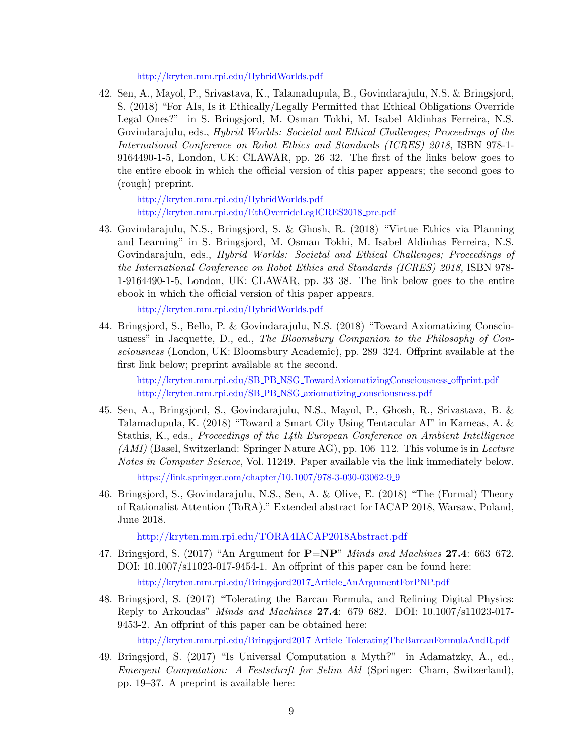http://kryten.mm.rpi.edu/HybridWorlds.pdf

42. Sen, A., Mayol, P., Srivastava, K., Talamadupula, B., Govindarajulu, N.S. & Bringsjord, S. (2018) "For AIs, Is it Ethically/Legally Permitted that Ethical Obligations Override Legal Ones?" in S. Bringsjord, M. Osman Tokhi, M. Isabel Aldinhas Ferreira, N.S. Govindarajulu, eds., *Hybrid Worlds: Societal and Ethical Challenges; Proceedings of the International Conference on Robot Ethics and Standards (ICRES) 2018*, ISBN 978-1-9164490-1-5, London, UK: CLAWAR, pp. 26–32. The first of the links below goes to the entire ebook in which the official version of this paper appears; the second goes to (rough) preprint.

    http://kryten.mm.rpi.edu/HybridWorlds.pdf
    http://kryten.mm.rpi.edu/EthOverrideLegICRES2018_pre.pdf

43. Govindarajulu, N.S., Bringsjord, S. & Ghosh, R. (2018) "Virtue Ethics via Planning and Learning" in S. Bringsjord, M. Osman Tokhi, M. Isabel Aldinhas Ferreira, N.S. Govindarajulu, eds., *Hybrid Worlds: Societal and Ethical Challenges; Proceedings of the International Conference on Robot Ethics and Standards (ICRES) 2018*, ISBN 978-1-9164490-1-5, London, UK: CLAWAR, pp. 33–38. The link below goes to the entire ebook in which the official version of this paper appears.

    http://kryten.mm.rpi.edu/HybridWorlds.pdf

44. Bringsjord, S., Bello, P. & Govindarajulu, N.S. (2018) "Toward Axiomatizing Consciousness" in Jacquette, D., ed., *The Bloomsbury Companion to the Philosophy of Consciousness* (London, UK: Bloomsbury Academic), pp. 289–324. Offprint available at the first link below; preprint available at the second.

    http://kryten.mm.rpi.edu/SB_PB_NSG_TowardAxiomatizingConsciousness_offprint.pdf
    http://kryten.mm.rpi.edu/SB_PB_NSG_axiomatizing_consciousness.pdf

45. Sen, A., Bringsjord, S., Govindarajulu, N.S., Mayol, P., Ghosh, R., Srivastava, B. & Talamadupula, K. (2018) "Toward a Smart City Using Tentacular AI" in Kameas, A. & Stathis, K., eds., *Proceedings of the 14th European Conference on Ambient Intelligence (AMI)* (Basel, Switzerland: Springer Nature AG), pp. 106–112. This volume is in *Lecture Notes in Computer Science*, Vol. 11249. Paper available via the link immediately below.

    https://link.springer.com/chapter/10.1007/978-3-030-03062-9_9

46. Bringsjord, S., Govindarajulu, N.S., Sen, A. & Olive, E. (2018) "The (Formal) Theory of Rationalist Attention (ToRA)." Extended abstract for IACAP 2018, Warsaw, Poland, June 2018.

    http://kryten.mm.rpi.edu/TORA4IACAP2018Abstract.pdf

47. Bringsjord, S. (2017) "An Argument for **P=NP**" *Minds and Machines* **27.4**: 663–672. DOI: 10.1007/s11023-017-9454-1. An offprint of this paper can be found here:

    http://kryten.mm.rpi.edu/Bringsjord2017_Article_AnArgumentForPNP.pdf

48. Bringsjord, S. (2017) "Tolerating the Barcan Formula, and Refining Digital Physics: Reply to Arkoudas" *Minds and Machines* **27.4**: 679–682. DOI: 10.1007/s11023-017-9453-2. An offprint of this paper can be obtained here:

    http://kryten.mm.rpi.edu/Bringsjord2017_Article_ToleratingTheBarcanFormulaAndR.pdf

49. Bringsjord, S. (2017) "Is Universal Computation a Myth?" in Adamatzky, A., ed., *Emergent Computation: A Festschrift for Selim Akl* (Springer: Cham, Switzerland), pp. 19–37. A preprint is available here: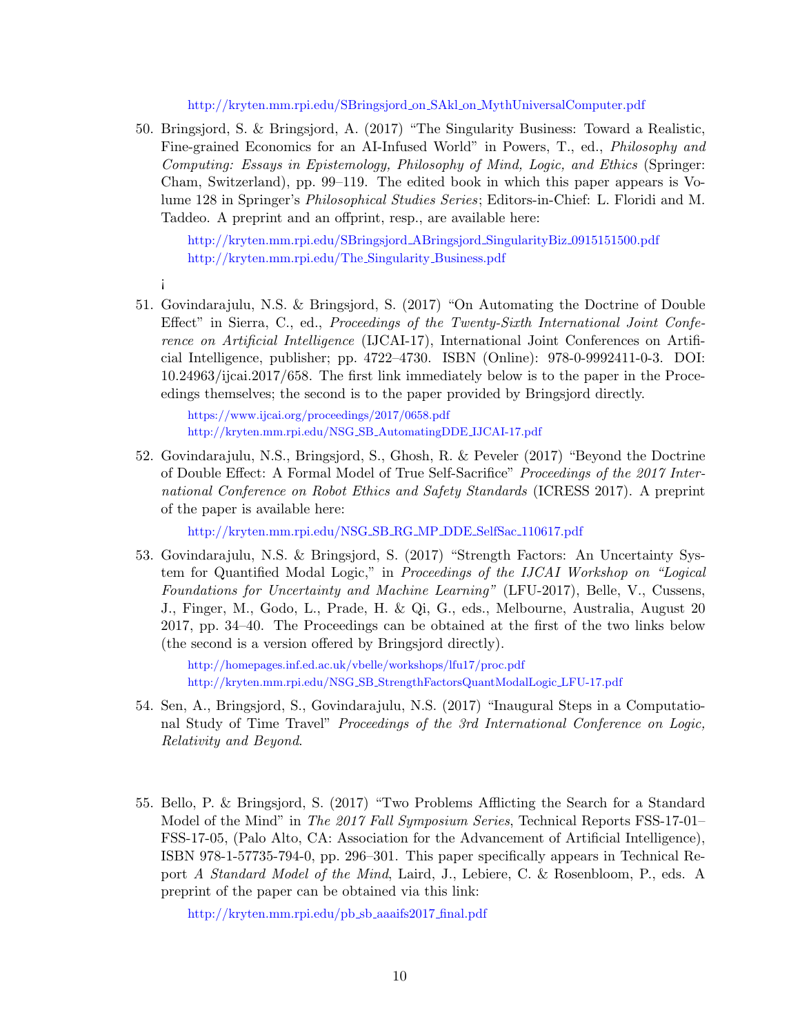http://kryten.mm.rpi.edu/SBringsjord_on_SAkl_on_MythUniversalComputer.pdf

50. Bringsjord, S. & Bringsjord, A. (2017) "The Singularity Business: Toward a Realistic, Fine-grained Economics for an AI-Infused World" in Powers, T., ed., *Philosophy and Computing: Essays in Epistemology, Philosophy of Mind, Logic, and Ethics* (Springer: Cham, Switzerland), pp. 99–119. The edited book in which this paper appears is Volume 128 in Springer's *Philosophical Studies Series*; Editors-in-Chief: L. Floridi and M. Taddeo. A preprint and an offprint, resp., are available here:

    http://kryten.mm.rpi.edu/SBringsjord_ABringsjord_SingularityBiz_0915151500.pdf
    http://kryten.mm.rpi.edu/The_Singularity_Business.pdf

    ¡

51. Govindarajulu, N.S. & Bringsjord, S. (2017) "On Automating the Doctrine of Double Effect" in Sierra, C., ed., *Proceedings of the Twenty-Sixth International Joint Conference on Artificial Intelligence* (IJCAI-17), International Joint Conferences on Artificial Intelligence, publisher; pp. 4722–4730. ISBN (Online): 978-0-9992411-0-3. DOI: 10.24963/ijcai.2017/658. The first link immediately below is to the paper in the Proceedings themselves; the second is to the paper provided by Bringsjord directly.

    https://www.ijcai.org/proceedings/2017/0658.pdf
    http://kryten.mm.rpi.edu/NSG_SB_AutomatingDDE_IJCAI-17.pdf

52. Govindarajulu, N.S., Bringsjord, S., Ghosh, R. & Peveler (2017) "Beyond the Doctrine of Double Effect: A Formal Model of True Self-Sacrifice" *Proceedings of the 2017 International Conference on Robot Ethics and Safety Standards* (ICRESS 2017). A preprint of the paper is available here:

    http://kryten.mm.rpi.edu/NSG_SB_RG_MP_DDE_SelfSac_110617.pdf

53. Govindarajulu, N.S. & Bringsjord, S. (2017) "Strength Factors: An Uncertainty System for Quantified Modal Logic," in *Proceedings of the IJCAI Workshop on "Logical Foundations for Uncertainty and Machine Learning"* (LFU-2017), Belle, V., Cussens, J., Finger, M., Godo, L., Prade, H. & Qi, G., eds., Melbourne, Australia, August 20 2017, pp. 34–40. The Proceedings can be obtained at the first of the two links below (the second is a version offered by Bringsjord directly).

    http://homepages.inf.ed.ac.uk/vbelle/workshops/lfu17/proc.pdf
    http://kryten.mm.rpi.edu/NSG_SB_StrengthFactorsQuantModalLogic_LFU-17.pdf

54. Sen, A., Bringsjord, S., Govindarajulu, N.S. (2017) "Inaugural Steps in a Computational Study of Time Travel" *Proceedings of the 3rd International Conference on Logic, Relativity and Beyond*.

55. Bello, P. & Bringsjord, S. (2017) "Two Problems Afflicting the Search for a Standard Model of the Mind" in *The 2017 Fall Symposium Series*, Technical Reports FSS-17-01–FSS-17-05, (Palo Alto, CA: Association for the Advancement of Artificial Intelligence), ISBN 978-1-57735-794-0, pp. 296–301. This paper specifically appears in Technical Report *A Standard Model of the Mind*, Laird, J., Lebiere, C. & Rosenbloom, P., eds. A preprint of the paper can be obtained via this link:

    http://kryten.mm.rpi.edu/pb_sb_aaaifs2017_final.pdf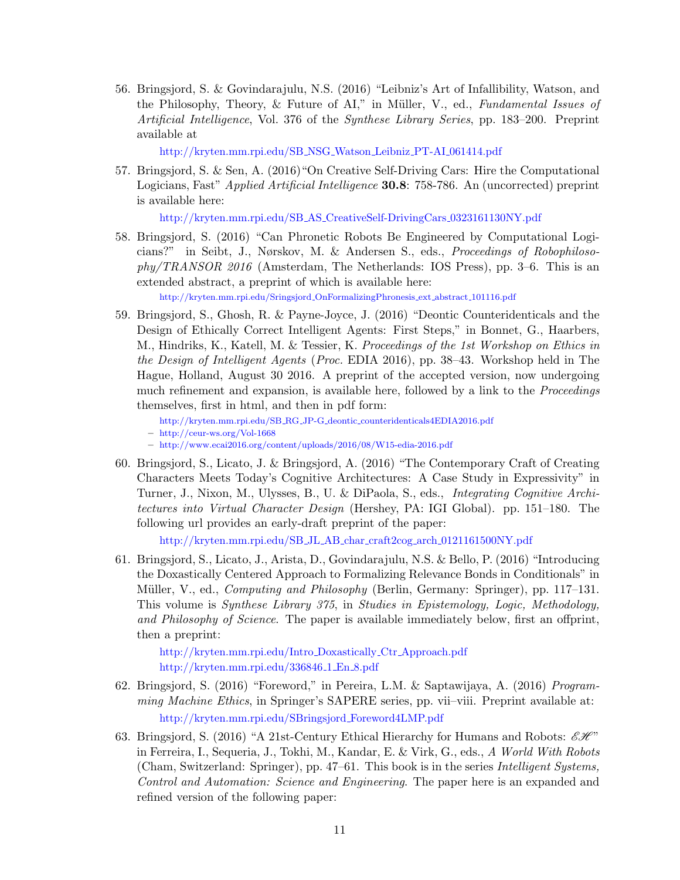56. Bringsjord, S. & Govindarajulu, N.S. (2016) "Leibniz's Art of Infallibility, Watson, and the Philosophy, Theory, & Future of AI," in Müller, V., ed., *Fundamental Issues of Artificial Intelligence*, Vol. 376 of the *Synthese Library Series*, pp. 183–200. Preprint available at

    http://kryten.mm.rpi.edu/SB_NSG_Watson_Leibniz_PT-AI_061414.pdf

57. Bringsjord, S. & Sen, A. (2016)"On Creative Self-Driving Cars: Hire the Computational Logicians, Fast" *Applied Artificial Intelligence* **30.8**: 758-786. An (uncorrected) preprint is available here:

    http://kryten.mm.rpi.edu/SB_AS_CreativeSelf-DrivingCars_0323161130NY.pdf

58. Bringsjord, S. (2016) "Can Phronetic Robots Be Engineered by Computational Logicians?" in Seibt, J., Nørskov, M. & Andersen S., eds., *Proceedings of Robophilosophy/TRANSOR 2016* (Amsterdam, The Netherlands: IOS Press), pp. 3–6. This is an extended abstract, a preprint of which is available here:

    http://kryten.mm.rpi.edu/Sringsjord_OnFormalizingPhronesis_ext_abstract_101116.pdf

59. Bringsjord, S., Ghosh, R. & Payne-Joyce, J. (2016) "Deontic Counteridenticals and the Design of Ethically Correct Intelligent Agents: First Steps," in Bonnet, G., Haarbers, M., Hindriks, K., Katell, M. & Tessier, K. *Proceedings of the 1st Workshop on Ethics in the Design of Intelligent Agents* (*Proc.* EDIA 2016), pp. 38–43. Workshop held in The Hague, Holland, August 30 2016. A preprint of the accepted version, now undergoing much refinement and expansion, is available here, followed by a link to the *Proceedings* themselves, first in html, and then in pdf form:

    http://kryten.mm.rpi.edu/SB_RG_JP-G_deontic_counteridenticals4EDIA2016.pdf
    - http://ceur-ws.org/Vol-1668
    - http://www.ecai2016.org/content/uploads/2016/08/W15-edia-2016.pdf

60. Bringsjord, S., Licato, J. & Bringsjord, A. (2016) "The Contemporary Craft of Creating Characters Meets Today's Cognitive Architectures: A Case Study in Expressivity" in Turner, J., Nixon, M., Ulysses, B., U. & DiPaola, S., eds., *Integrating Cognitive Architectures into Virtual Character Design* (Hershey, PA: IGI Global). pp. 151–180. The following url provides an early-draft preprint of the paper:

    http://kryten.mm.rpi.edu/SB_JL_AB_char_craft2cog_arch_0121161500NY.pdf

61. Bringsjord, S., Licato, J., Arista, D., Govindarajulu, N.S. & Bello, P. (2016) "Introducing the Doxastically Centered Approach to Formalizing Relevance Bonds in Conditionals" in Müller, V., ed., *Computing and Philosophy* (Berlin, Germany: Springer), pp. 117–131. This volume is *Synthese Library 375*, in *Studies in Epistemology, Logic, Methodology, and Philosophy of Science*. The paper is available immediately below, first an offprint, then a preprint:

    http://kryten.mm.rpi.edu/Intro_Doxastically_Ctr_Approach.pdf
    http://kryten.mm.rpi.edu/336846_1_En_8.pdf

62. Bringsjord, S. (2016) "Foreword," in Pereira, L.M. & Saptawijaya, A. (2016) *Programming Machine Ethics*, in Springer's SAPERE series, pp. vii–viii. Preprint available at:

    http://kryten.mm.rpi.edu/SBringsjord_Foreword4LMP.pdf

63. Bringsjord, S. (2016) "A 21st-Century Ethical Hierarchy for Humans and Robots: $\mathscr{EH}$" in Ferreira, I., Sequeria, J., Tokhi, M., Kandar, E. & Virk, G., eds., *A World With Robots* (Cham, Switzerland: Springer), pp. 47–61. This book is in the series *Intelligent Systems, Control and Automation: Science and Engineering*. The paper here is an expanded and refined version of the following paper: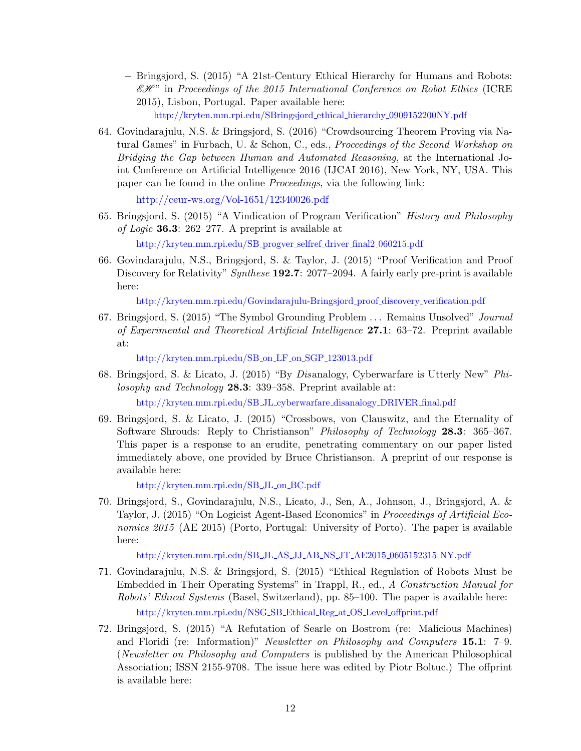- Bringsjord, S. (2015) "A 21st-Century Ethical Hierarchy for Humans and Robots: $\mathscr{EH}$" in *Proceedings of the 2015 International Conference on Robot Ethics* (ICRE 2015), Lisbon, Portugal. Paper available here:

     http://kryten.mm.rpi.edu/SBringsjord_ethical_hierarchy_0909152200NY.pdf

64. Govindarajulu, N.S. & Bringsjord, S. (2016) "Crowdsourcing Theorem Proving via Natural Games" in Furbach, U. & Schon, C., eds., *Proceedings of the Second Workshop on Bridging the Gap between Human and Automated Reasoning*, at the International Joint Conference on Artificial Intelligence 2016 (IJCAI 2016), New York, NY, USA. This paper can be found in the online *Proceedings*, via the following link:

    http://ceur-ws.org/Vol-1651/12340026.pdf

65. Bringsjord, S. (2015) "A Vindication of Program Verification" *History and Philosophy of Logic* **36.3**: 262–277. A preprint is available at

    http://kryten.mm.rpi.edu/SB_progver_selfref_driver_final2_060215.pdf

66. Govindarajulu, N.S., Bringsjord, S. & Taylor, J. (2015) "Proof Verification and Proof Discovery for Relativity" *Synthese* **192.7**: 2077–2094. A fairly early pre-print is available here:

    http://kryten.mm.rpi.edu/Govindarajulu-Bringsjord_proof_discovery_verification.pdf

67. Bringsjord, S. (2015) "The Symbol Grounding Problem ... Remains Unsolved" *Journal of Experimental and Theoretical Artificial Intelligence* **27.1**: 63–72. Preprint available at:

    http://kryten.mm.rpi.edu/SB_on_LF_on_SGP_123013.pdf

68. Bringsjord, S. & Licato, J. (2015) "By *Dis*analogy, Cyberwarfare is Utterly New" *Philosophy and Technology* **28.3**: 339–358. Preprint available at:

    http://kryten.mm.rpi.edu/SB_JL_cyberwarfare_disanalogy_DRIVER_final.pdf

69. Bringsjord, S. & Licato, J. (2015) "Crossbows, von Clauswitz, and the Eternality of Software Shrouds: Reply to Christianson" *Philosophy of Technology* **28.3**: 365–367. This paper is a response to an erudite, penetrating commentary on our paper listed immediately above, one provided by Bruce Christianson. A preprint of our response is available here:

    http://kryten.mm.rpi.edu/SB_JL_on_BC.pdf

70. Bringsjord, S., Govindarajulu, N.S., Licato, J., Sen, A., Johnson, J., Bringsjord, A. & Taylor, J. (2015) "On Logicist Agent-Based Economics" in *Proceedings of Artificial Economics 2015* (AE 2015) (Porto, Portugal: University of Porto). The paper is available here:

    http://kryten.mm.rpi.edu/SB_JL_AS_JJ_AB_NS_JT_AE2015_0605152315 NY.pdf

71. Govindarajulu, N.S. & Bringsjord, S. (2015) "Ethical Regulation of Robots Must be Embedded in Their Operating Systems" in Trappl, R., ed., *A Construction Manual for Robots' Ethical Systems* (Basel, Switzerland), pp. 85–100. The paper is available here:

    http://kryten.mm.rpi.edu/NSG_SB_Ethical_Reg_at_OS_Level_offprint.pdf

72. Bringsjord, S. (2015) "A Refutation of Searle on Bostrom (re: Malicious Machines) and Floridi (re: Information)" *Newsletter on Philosophy and Computers* **15.1**: 7–9. (*Newsletter on Philosophy and Computers* is published by the American Philosophical Association; ISSN 2155-9708. The issue here was edited by Piotr Boltuc.) The offprint is available here: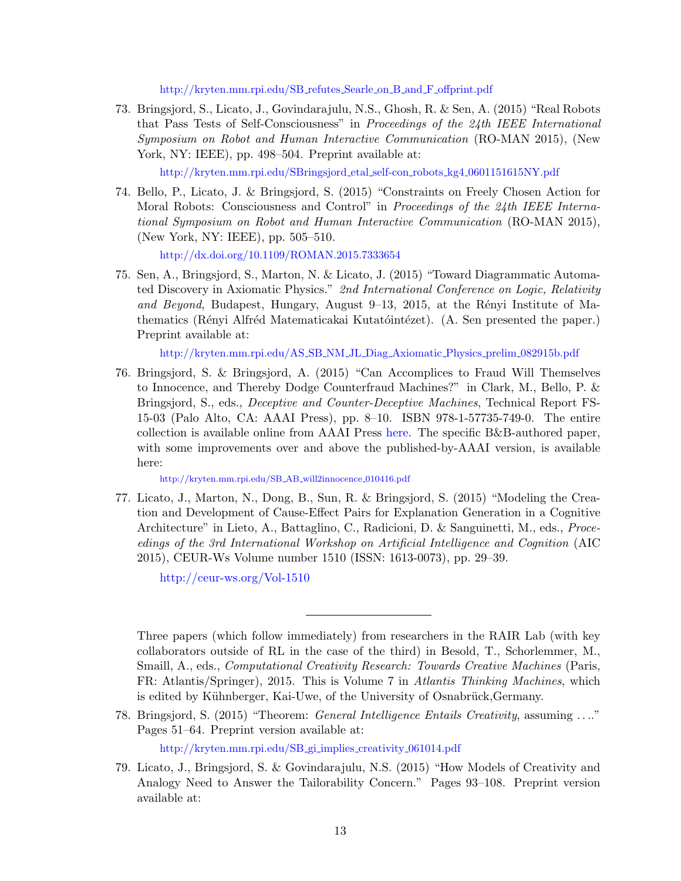http://kryten.mm.rpi.edu/SB_refutes_Searle_on_B_and_F_offprint.pdf

73. Bringsjord, S., Licato, J., Govindarajulu, N.S., Ghosh, R. & Sen, A. (2015) "Real Robots that Pass Tests of Self-Consciousness" in *Proceedings of the 24th IEEE International Symposium on Robot and Human Interactive Communication* (RO-MAN 2015), (New York, NY: IEEE), pp. 498–504. Preprint available at:

    http://kryten.mm.rpi.edu/SBringsjord_etal_self-con_robots_kg4_0601151615NY.pdf

74. Bello, P., Licato, J. & Bringsjord, S. (2015) "Constraints on Freely Chosen Action for Moral Robots: Consciousness and Control" in *Proceedings of the 24th IEEE International Symposium on Robot and Human Interactive Communication* (RO-MAN 2015), (New York, NY: IEEE), pp. 505–510.

    http://dx.doi.org/10.1109/ROMAN.2015.7333654

75. Sen, A., Bringsjord, S., Marton, N. & Licato, J. (2015) "Toward Diagrammatic Automated Discovery in Axiomatic Physics." *2nd International Conference on Logic, Relativity and Beyond*, Budapest, Hungary, August 9–13, 2015, at the Rényi Institute of Mathematics (Rényi Alfréd Matematicakai Kutatóintézet). (A. Sen presented the paper.) Preprint available at:

    http://kryten.mm.rpi.edu/AS_SB_NM_JL_Diag_Axiomatic_Physics_prelim_082915b.pdf

76. Bringsjord, S. & Bringsjord, A. (2015) "Can Accomplices to Fraud Will Themselves to Innocence, and Thereby Dodge Counterfraud Machines?" in Clark, M., Bello, P. & Bringsjord, S., eds., *Deceptive and Counter-Deceptive Machines*, Technical Report FS-15-03 (Palo Alto, CA: AAAI Press), pp. 8–10. ISBN 978-1-57735-749-0. The entire collection is available online from AAAI Press here. The specific B&B-authored paper, with some improvements over and above the published-by-AAAI version, is available here:

    http://kryten.mm.rpi.edu/SB_AB_will2innocence_010416.pdf

77. Licato, J., Marton, N., Dong, B., Sun, R. & Bringsjord, S. (2015) "Modeling the Creation and Development of Cause-Effect Pairs for Explanation Generation in a Cognitive Architecture" in Lieto, A., Battaglino, C., Radicioni, D. & Sanguinetti, M., eds., *Proceedings of the 3rd International Workshop on Artificial Intelligence and Cognition* (AIC 2015), CEUR-Ws Volume number 1510 (ISSN: 1613-0073), pp. 29–39.

    http://ceur-ws.org/Vol-1510

---

Three papers (which follow immediately) from researchers in the RAIR Lab (with key collaborators outside of RL in the case of the third) in Besold, T., Schorlemmer, M., Smaill, A., eds., *Computational Creativity Research: Towards Creative Machines* (Paris, FR: Atlantis/Springer), 2015. This is Volume 7 in *Atlantis Thinking Machines*, which is edited by Kühnberger, Kai-Uwe, of the University of Osnabrück,Germany.

78. Bringsjord, S. (2015) "Theorem: *General Intelligence Entails Creativity*, assuming . . .." Pages 51–64. Preprint version available at:

    http://kryten.mm.rpi.edu/SB_gi_implies_creativity_061014.pdf

79. Licato, J., Bringsjord, S. & Govindarajulu, N.S. (2015) "How Models of Creativity and Analogy Need to Answer the Tailorability Concern." Pages 93–108. Preprint version available at: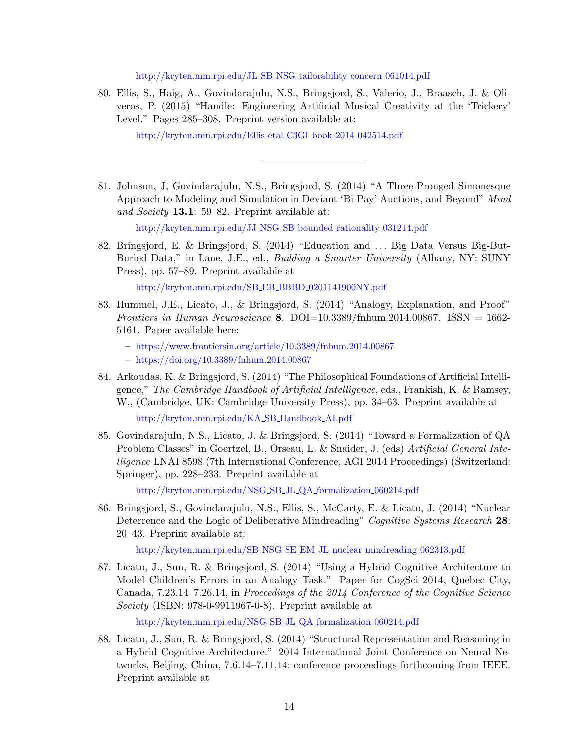http://kryten.mm.rpi.edu/JL_SB_NSG_tailorability_concern_061014.pdf

80. Ellis, S., Haig, A., Govindarajulu, N.S., Bringsjord, S., Valerio, J., Braasch, J. & Oliveros, P. (2015) "Handle: Engineering Artificial Musical Creativity at the 'Trickery' Level." Pages 285–308. Preprint version available at:

    http://kryten.mm.rpi.edu/Ellis_etal_C3GI_book_2014_042514.pdf

---

81. Johnson, J, Govindarajulu, N.S., Bringsjord, S. (2014) "A Three-Pronged Simonesque Approach to Modeling and Simulation in Deviant 'Bi-Pay' Auctions, and Beyond" *Mind and Society* **13.1**: 59–82. Preprint available at:

    http://kryten.mm.rpi.edu/JJ_NSG_SB_bounded_rationality_031214.pdf

82. Bringsjord, E. & Bringsjord, S. (2014) "Education and . . . Big Data Versus Big-But-Buried Data," in Lane, J.E., ed., *Building a Smarter University* (Albany, NY: SUNY Press), pp. 57–89. Preprint available at

    http://kryten.mm.rpi.edu/SB_EB_BBBD_0201141900NY.pdf

83. Hummel, J.E., Licato, J., & Bringsjord, S. (2014) "Analogy, Explanation, and Proof" *Frontiers in Human Neuroscience* **8**. DOI=10.3389/fnhum.2014.00867. ISSN = 1662-5161. Paper available here:

    – https://www.frontiersin.org/article/10.3389/fnhum.2014.00867
    – https://doi.org/10.3389/fnhum.2014.00867

84. Arkoudas, K. & Bringsjord, S. (2014) "The Philosophical Foundations of Artificial Intelligence," *The Cambridge Handbook of Artificial Intelligence*, eds., Frankish, K. & Ramsey, W., (Cambridge, UK: Cambridge University Press), pp. 34–63. Preprint available at

    http://kryten.mm.rpi.edu/KA_SB_Handbook_AI.pdf

85. Govindarajulu, N.S., Licato, J. & Bringsjord, S. (2014) "Toward a Formalization of QA Problem Classes" in Goertzel, B., Orseau, L. & Snaider, J. (eds) *Artificial General Intelligence* LNAI 8598 (7th International Conference, AGI 2014 Proceedings) (Switzerland: Springer), pp. 228–233. Preprint available at

    http://kryten.mm.rpi.edu/NSG_SB_JL_QA_formalization_060214.pdf

86. Bringsjord, S., Govindarajulu, N.S., Ellis, S., McCarty, E. & Licato, J. (2014) "Nuclear Deterrence and the Logic of Deliberative Mindreading" *Cognitive Systems Research* **28**: 20–43. Preprint available at:

    http://kryten.mm.rpi.edu/SB_NSG_SE_EM_JL_nuclear_mindreading_062313.pdf

87. Licato, J., Sun, R. & Bringsjord, S. (2014) "Using a Hybrid Cognitive Architecture to Model Children's Errors in an Analogy Task." Paper for CogSci 2014, Quebec City, Canada, 7.23.14–7.26.14, in *Proceedings of the 2014 Conference of the Cognitive Science Society* (ISBN: 978-0-9911967-0-8). Preprint available at

    http://kryten.mm.rpi.edu/NSG_SB_JL_QA_formalization_060214.pdf

88. Licato, J., Sun, R. & Bringsjord, S. (2014) "Structural Representation and Reasoning in a Hybrid Cognitive Architecture." 2014 International Joint Conference on Neural Networks, Beijing, China, 7.6.14–7.11.14; conference proceedings forthcoming from IEEE. Preprint available at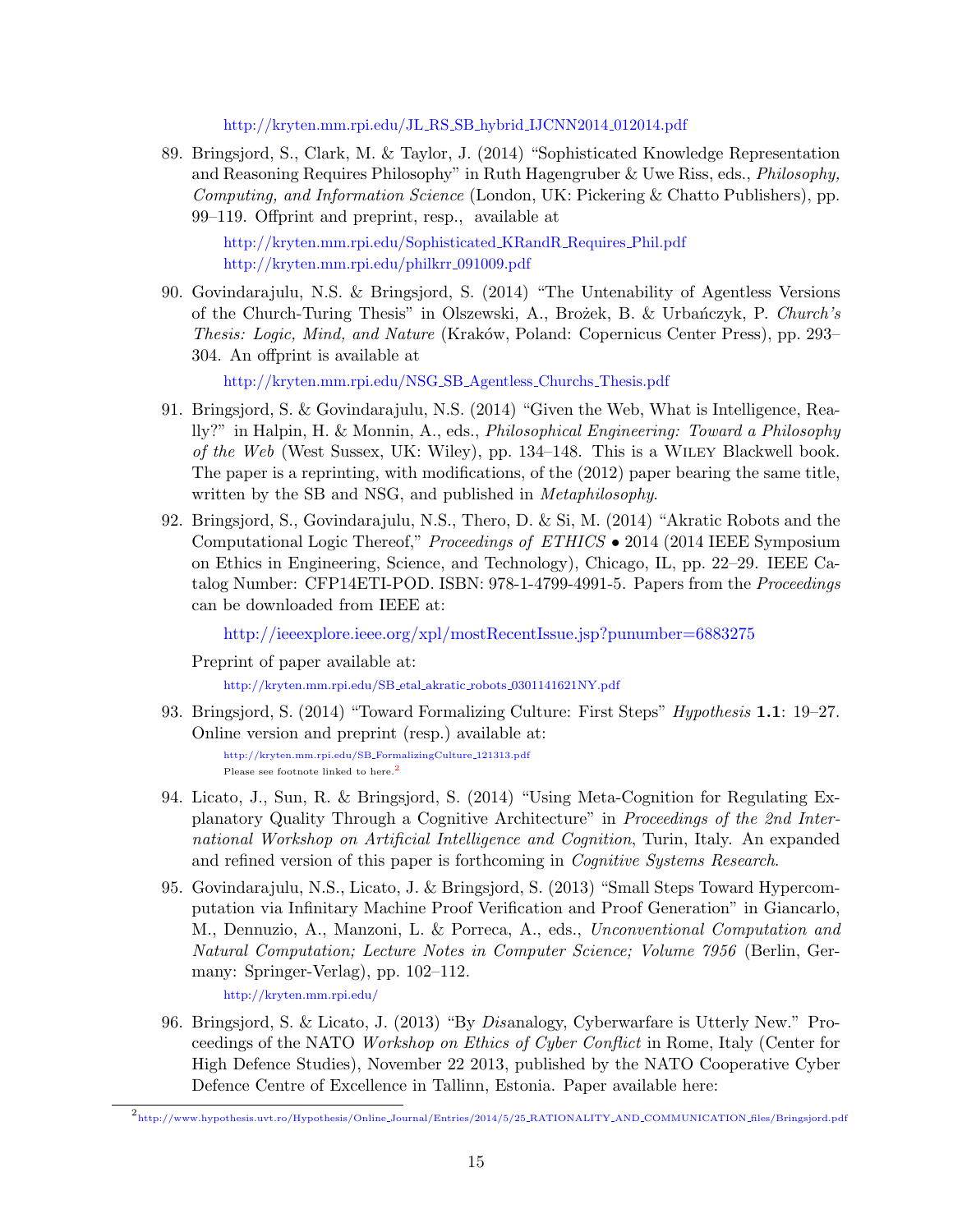http://kryten.mm.rpi.edu/JL_RS_SB_hybrid_IJCNN2014_012014.pdf

89. Bringsjord, S., Clark, M. & Taylor, J. (2014) "Sophisticated Knowledge Representation and Reasoning Requires Philosophy" in Ruth Hagengruber & Uwe Riss, eds., *Philosophy, Computing, and Information Science* (London, UK: Pickering & Chatto Publishers), pp. 99–119. Offprint and preprint, resp., available at

   http://kryten.mm.rpi.edu/Sophisticated_KRandR_Requires_Phil.pdf
   http://kryten.mm.rpi.edu/philkrr_091009.pdf

90. Govindarajulu, N.S. & Bringsjord, S. (2014) "The Untenability of Agentless Versions of the Church-Turing Thesis" in Olszewski, A., Brożek, B. & Urbańczyk, P. *Church's Thesis: Logic, Mind, and Nature* (Kraków, Poland: Copernicus Center Press), pp. 293–304. An offprint is available at

   http://kryten.mm.rpi.edu/NSG_SB_Agentless_Churchs_Thesis.pdf

91. Bringsjord, S. & Govindarajulu, N.S. (2014) "Given the Web, What is Intelligence, Really?" in Halpin, H. & Monnin, A., eds., *Philosophical Engineering: Toward a Philosophy of the Web* (West Sussex, UK: Wiley), pp. 134–148. This is a Wiley Blackwell book. The paper is a reprinting, with modifications, of the (2012) paper bearing the same title, written by the SB and NSG, and published in *Metaphilosophy*.

92. Bringsjord, S., Govindarajulu, N.S., Thero, D. & Si, M. (2014) "Akratic Robots and the Computational Logic Thereof," *Proceedings of ETHICS* • 2014 (2014 IEEE Symposium on Ethics in Engineering, Science, and Technology), Chicago, IL, pp. 22–29. IEEE Catalog Number: CFP14ETI-POD. ISBN: 978-1-4799-4991-5. Papers from the *Proceedings* can be downloaded from IEEE at:

   http://ieeexplore.ieee.org/xpl/mostRecentIssue.jsp?punumber=6883275

   Preprint of paper available at:

   http://kryten.mm.rpi.edu/SB_etal_akratic_robots_0301141621NY.pdf

93. Bringsjord, S. (2014) "Toward Formalizing Culture: First Steps" *Hypothesis* **1.1**: 19–27. Online version and preprint (resp.) available at:

   http://kryten.mm.rpi.edu/SB_FormalizingCulture_121313.pdf
   Please see footnote linked to here.[2]

94. Licato, J., Sun, R. & Bringsjord, S. (2014) "Using Meta-Cognition for Regulating Explanatory Quality Through a Cognitive Architecture" in *Proceedings of the 2nd International Workshop on Artificial Intelligence and Cognition*, Turin, Italy. An expanded and refined version of this paper is forthcoming in *Cognitive Systems Research*.

95. Govindarajulu, N.S., Licato, J. & Bringsjord, S. (2013) "Small Steps Toward Hypercomputation via Infinitary Machine Proof Verification and Proof Generation" in Giancarlo, M., Dennuzio, A., Manzoni, L. & Porreca, A., eds., *Unconventional Computation and Natural Computation; Lecture Notes in Computer Science; Volume 7956* (Berlin, Germany: Springer-Verlag), pp. 102–112.

   http://kryten.mm.rpi.edu/

96. Bringsjord, S. & Licato, J. (2013) "By *Dis*analogy, Cyberwarfare is Utterly New." Proceedings of the NATO *Workshop on Ethics of Cyber Conflict* in Rome, Italy (Center for High Defence Studies), November 22 2013, published by the NATO Cooperative Cyber Defence Centre of Excellence in Tallinn, Estonia. Paper available here:

---

[2] http://www.hypothesis.uvt.ro/Hypothesis/Online_Journal/Entries/2014/5/25_RATIONALITY_AND_COMMUNICATION_files/Bringsjord.pdf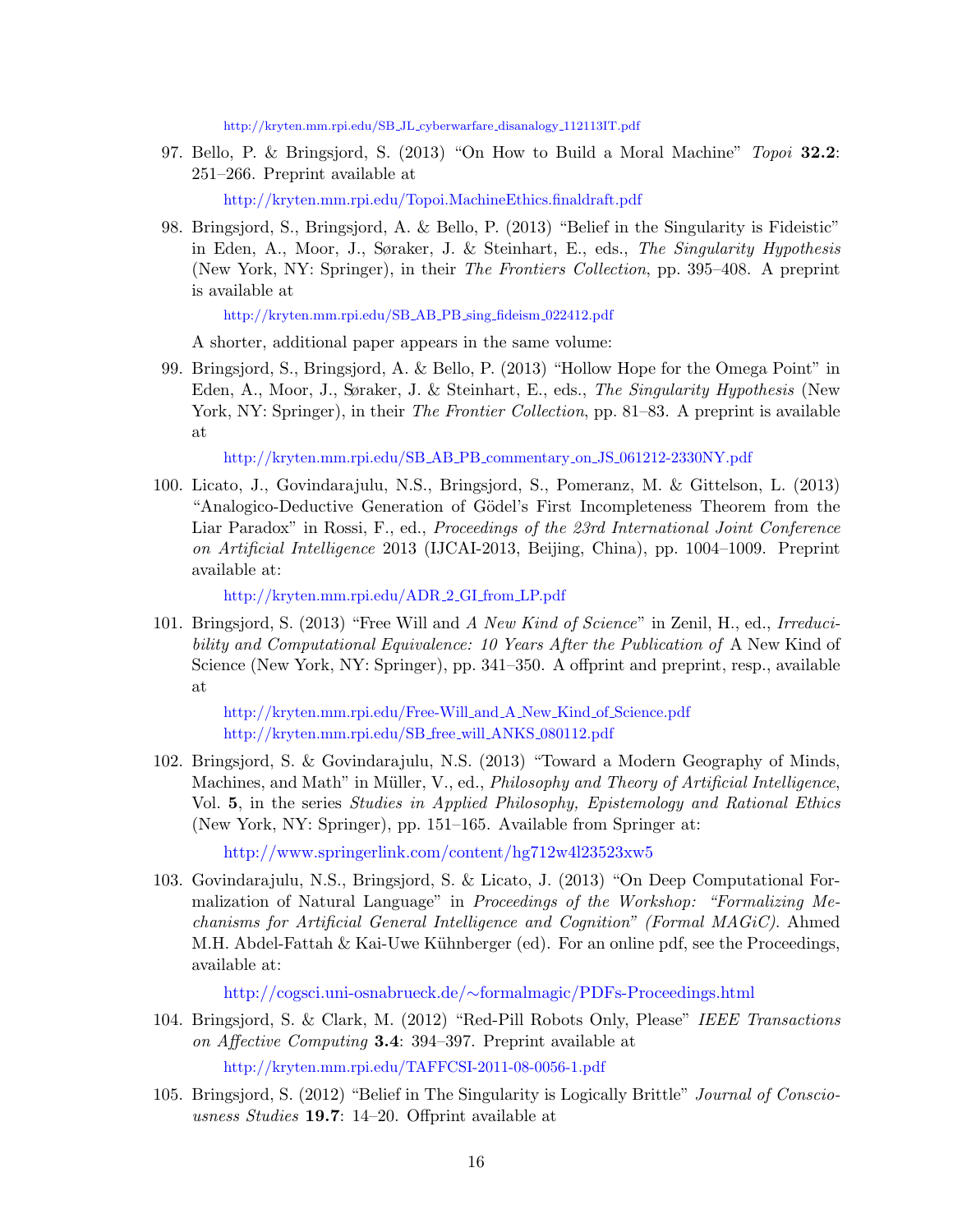http://kryten.mm.rpi.edu/SB_JL_cyberwarfare_disanalogy_112113IT.pdf

97. Bello, P. & Bringsjord, S. (2013) "On How to Build a Moral Machine" *Topoi* **32.2**: 251–266. Preprint available at

    http://kryten.mm.rpi.edu/Topoi.MachineEthics.finaldraft.pdf

98. Bringsjord, S., Bringsjord, A. & Bello, P. (2013) "Belief in the Singularity is Fideistic" in Eden, A., Moor, J., Søraker, J. & Steinhart, E., eds., *The Singularity Hypothesis* (New York, NY: Springer), in their *The Frontiers Collection*, pp. 395–408. A preprint is available at

    http://kryten.mm.rpi.edu/SB_AB_PB_sing_fideism_022412.pdf

    A shorter, additional paper appears in the same volume:

99. Bringsjord, S., Bringsjord, A. & Bello, P. (2013) "Hollow Hope for the Omega Point" in Eden, A., Moor, J., Søraker, J. & Steinhart, E., eds., *The Singularity Hypothesis* (New York, NY: Springer), in their *The Frontier Collection*, pp. 81–83. A preprint is available at

    http://kryten.mm.rpi.edu/SB_AB_PB_commentary_on_JS_061212-2330NY.pdf

100. Licato, J., Govindarajulu, N.S., Bringsjord, S., Pomeranz, M. & Gittelson, L. (2013) "Analogico-Deductive Generation of Gödel's First Incompleteness Theorem from the Liar Paradox" in Rossi, F., ed., *Proceedings of the 23rd International Joint Conference on Artificial Intelligence* 2013 (IJCAI-2013, Beijing, China), pp. 1004–1009. Preprint available at:

     http://kryten.mm.rpi.edu/ADR_2_GI_from_LP.pdf

101. Bringsjord, S. (2013) "Free Will and *A New Kind of Science*" in Zenil, H., ed., *Irreducibility and Computational Equivalence: 10 Years After the Publication of* A New Kind of Science (New York, NY: Springer), pp. 341–350. A offprint and preprint, resp., available at

     http://kryten.mm.rpi.edu/Free-Will_and_A_New_Kind_of_Science.pdf
     http://kryten.mm.rpi.edu/SB_free_will_ANKS_080112.pdf

102. Bringsjord, S. & Govindarajulu, N.S. (2013) "Toward a Modern Geography of Minds, Machines, and Math" in Müller, V., ed., *Philosophy and Theory of Artificial Intelligence*, Vol. **5**, in the series *Studies in Applied Philosophy, Epistemology and Rational Ethics* (New York, NY: Springer), pp. 151–165. Available from Springer at:

     http://www.springerlink.com/content/hg712w4l23523xw5

103. Govindarajulu, N.S., Bringsjord, S. & Licato, J. (2013) "On Deep Computational Formalization of Natural Language" in *Proceedings of the Workshop: "Formalizing Mechanisms for Artificial General Intelligence and Cognition" (Formal MAGiC)*. Ahmed M.H. Abdel-Fattah & Kai-Uwe Kühnberger (ed). For an online pdf, see the Proceedings, available at:

     http://cogsci.uni-osnabrueck.de/~formalmagic/PDFs-Proceedings.html

104. Bringsjord, S. & Clark, M. (2012) "Red-Pill Robots Only, Please" *IEEE Transactions on Affective Computing* **3.4**: 394–397. Preprint available at

     http://kryten.mm.rpi.edu/TAFFCSI-2011-08-0056-1.pdf

105. Bringsjord, S. (2012) "Belief in The Singularity is Logically Brittle" *Journal of Consciousness Studies* **19.7**: 14–20. Offprint available at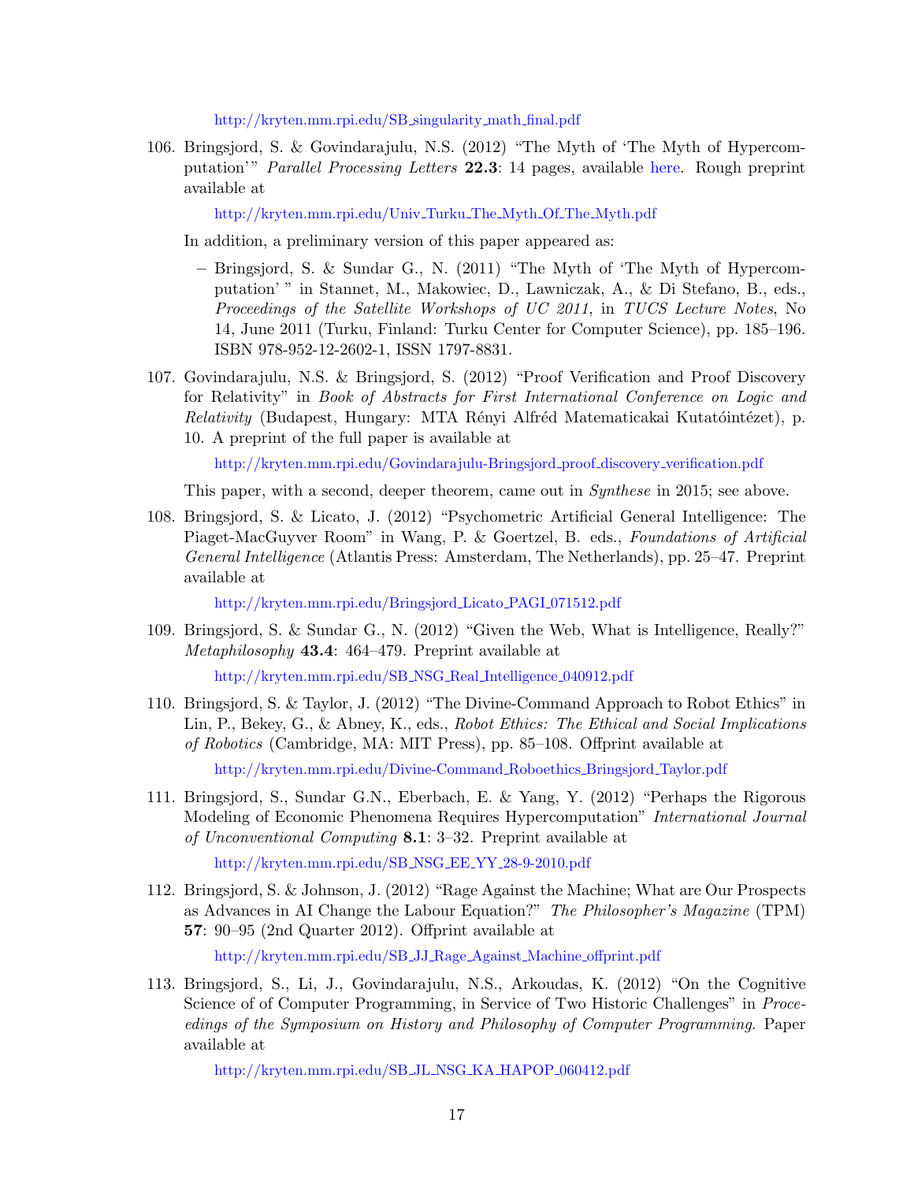http://kryten.mm.rpi.edu/SB_singularity_math_final.pdf

106. Bringsjord, S. & Govindarajulu, N.S. (2012) "The Myth of 'The Myth of Hypercomputation'" *Parallel Processing Letters* **22.3**: 14 pages, available here. Rough preprint available at

     http://kryten.mm.rpi.edu/Univ_Turku_The_Myth_Of_The_Myth.pdf

     In addition, a preliminary version of this paper appeared as:

     – Bringsjord, S. & Sundar G., N. (2011) "The Myth of 'The Myth of Hypercomputation' " in Stannet, M., Makowiec, D., Lawniczak, A., & Di Stefano, B., eds., *Proceedings of the Satellite Workshops of UC 2011*, in *TUCS Lecture Notes*, No 14, June 2011 (Turku, Finland: Turku Center for Computer Science), pp. 185–196. ISBN 978-952-12-2602-1, ISSN 1797-8831.

107. Govindarajulu, N.S. & Bringsjord, S. (2012) "Proof Verification and Proof Discovery for Relativity" in *Book of Abstracts for First International Conference on Logic and Relativity* (Budapest, Hungary: MTA Rényi Alfréd Matematicakai Kutatóintézet), p. 10. A preprint of the full paper is available at

     http://kryten.mm.rpi.edu/Govindarajulu-Bringsjord_proof_discovery_verification.pdf

     This paper, with a second, deeper theorem, came out in *Synthese* in 2015; see above.

108. Bringsjord, S. & Licato, J. (2012) "Psychometric Artificial General Intelligence: The Piaget-MacGuyver Room" in Wang, P. & Goertzel, B. eds., *Foundations of Artificial General Intelligence* (Atlantis Press: Amsterdam, The Netherlands), pp. 25–47. Preprint available at

     http://kryten.mm.rpi.edu/Bringsjord_Licato_PAGI_071512.pdf

109. Bringsjord, S. & Sundar G., N. (2012) "Given the Web, What is Intelligence, Really?" *Metaphilosophy* **43.4**: 464–479. Preprint available at

     http://kryten.mm.rpi.edu/SB_NSG_Real_Intelligence_040912.pdf

110. Bringsjord, S. & Taylor, J. (2012) "The Divine-Command Approach to Robot Ethics" in Lin, P., Bekey, G., & Abney, K., eds., *Robot Ethics: The Ethical and Social Implications of Robotics* (Cambridge, MA: MIT Press), pp. 85–108. Offprint available at

     http://kryten.mm.rpi.edu/Divine-Command_Roboethics_Bringsjord_Taylor.pdf

111. Bringsjord, S., Sundar G.N., Eberbach, E. & Yang, Y. (2012) "Perhaps the Rigorous Modeling of Economic Phenomena Requires Hypercomputation" *International Journal of Unconventional Computing* **8.1**: 3–32. Preprint available at

     http://kryten.mm.rpi.edu/SB_NSG_EE_YY_28-9-2010.pdf

112. Bringsjord, S. & Johnson, J. (2012) "Rage Against the Machine; What are Our Prospects as Advances in AI Change the Labour Equation?" *The Philosopher's Magazine* (TPM) **57**: 90–95 (2nd Quarter 2012). Offprint available at

     http://kryten.mm.rpi.edu/SB_JJ_Rage_Against_Machine_offprint.pdf

113. Bringsjord, S., Li, J., Govindarajulu, N.S., Arkoudas, K. (2012) "On the Cognitive Science of of Computer Programming, in Service of Two Historic Challenges" in *Proceedings of the Symposium on History and Philosophy of Computer Programming*. Paper available at

     http://kryten.mm.rpi.edu/SB_JL_NSG_KA_HAPOP_060412.pdf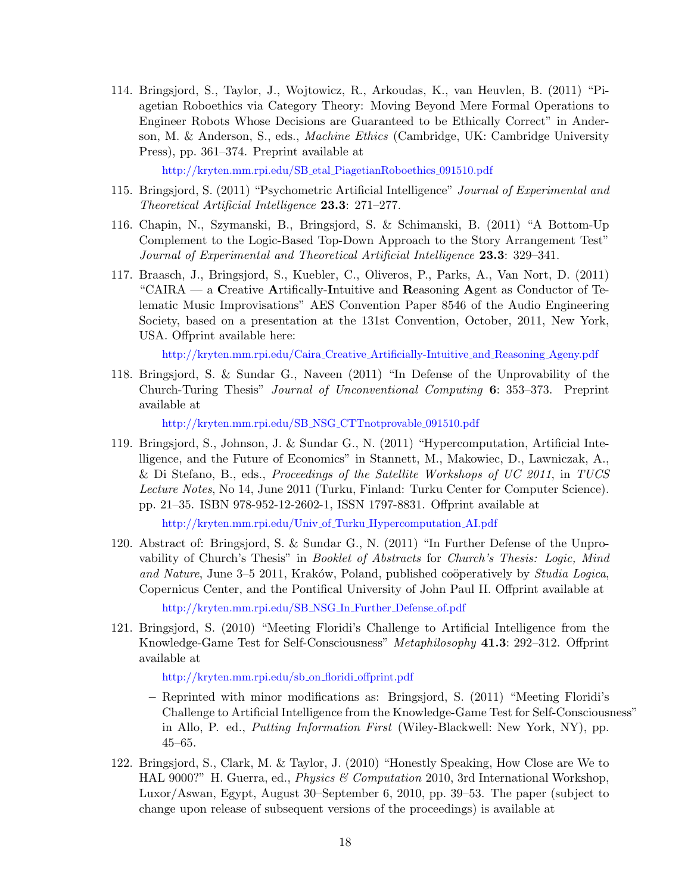114. Bringsjord, S., Taylor, J., Wojtowicz, R., Arkoudas, K., van Heuvlen, B. (2011) "Piagetian Roboethics via Category Theory: Moving Beyond Mere Formal Operations to Engineer Robots Whose Decisions are Guaranteed to be Ethically Correct" in Anderson, M. & Anderson, S., eds., *Machine Ethics* (Cambridge, UK: Cambridge University Press), pp. 361–374. Preprint available at

    http://kryten.mm.rpi.edu/SB_etal_PiagetianRoboethics_091510.pdf

115. Bringsjord, S. (2011) "Psychometric Artificial Intelligence" *Journal of Experimental and Theoretical Artificial Intelligence* **23.3**: 271–277.

116. Chapin, N., Szymanski, B., Bringsjord, S. & Schimanski, B. (2011) "A Bottom-Up Complement to the Logic-Based Top-Down Approach to the Story Arrangement Test" *Journal of Experimental and Theoretical Artificial Intelligence* **23.3**: 329–341.

117. Braasch, J., Bringsjord, S., Kuebler, C., Oliveros, P., Parks, A., Van Nort, D. (2011) "CAIRA — a **C**reative **A**rtifically-**I**ntuitive and **R**easoning **A**gent as Conductor of Telematic Music Improvisations" AES Convention Paper 8546 of the Audio Engineering Society, based on a presentation at the 131st Convention, October, 2011, New York, USA. Offprint available here:

    http://kryten.mm.rpi.edu/Caira_Creative_Artificially-Intuitive_and_Reasoning_Ageny.pdf

118. Bringsjord, S. & Sundar G., Naveen (2011) "In Defense of the Unprovability of the Church-Turing Thesis" *Journal of Unconventional Computing* **6**: 353–373. Preprint available at

    http://kryten.mm.rpi.edu/SB_NSG_CTTnotprovable_091510.pdf

119. Bringsjord, S., Johnson, J. & Sundar G., N. (2011) "Hypercomputation, Artificial Intelligence, and the Future of Economics" in Stannett, M., Makowiec, D., Lawniczak, A., & Di Stefano, B., eds., *Proceedings of the Satellite Workshops of UC 2011*, in *TUCS Lecture Notes*, No 14, June 2011 (Turku, Finland: Turku Center for Computer Science). pp. 21–35. ISBN 978-952-12-2602-1, ISSN 1797-8831. Offprint available at

    http://kryten.mm.rpi.edu/Univ_of_Turku_Hypercomputation_AI.pdf

120. Abstract of: Bringsjord, S. & Sundar G., N. (2011) "In Further Defense of the Unprovability of Church's Thesis" in *Booklet of Abstracts* for *Church's Thesis: Logic, Mind and Nature*, June 3–5 2011, Kraków, Poland, published coöperatively by *Studia Logica*, Copernicus Center, and the Pontifical University of John Paul II. Offprint available at

    http://kryten.mm.rpi.edu/SB_NSG_In_Further_Defense_of.pdf

121. Bringsjord, S. (2010) "Meeting Floridi's Challenge to Artificial Intelligence from the Knowledge-Game Test for Self-Consciousness" *Metaphilosophy* **41.3**: 292–312. Offprint available at

    http://kryten.mm.rpi.edu/sb_on_floridi_offprint.pdf

    – Reprinted with minor modifications as: Bringsjord, S. (2011) "Meeting Floridi's Challenge to Artificial Intelligence from the Knowledge-Game Test for Self-Consciousness" in Allo, P. ed., *Putting Information First* (Wiley-Blackwell: New York, NY), pp. 45–65.

122. Bringsjord, S., Clark, M. & Taylor, J. (2010) "Honestly Speaking, How Close are We to HAL 9000?" H. Guerra, ed., *Physics & Computation* 2010, 3rd International Workshop, Luxor/Aswan, Egypt, August 30–September 6, 2010, pp. 39–53. The paper (subject to change upon release of subsequent versions of the proceedings) is available at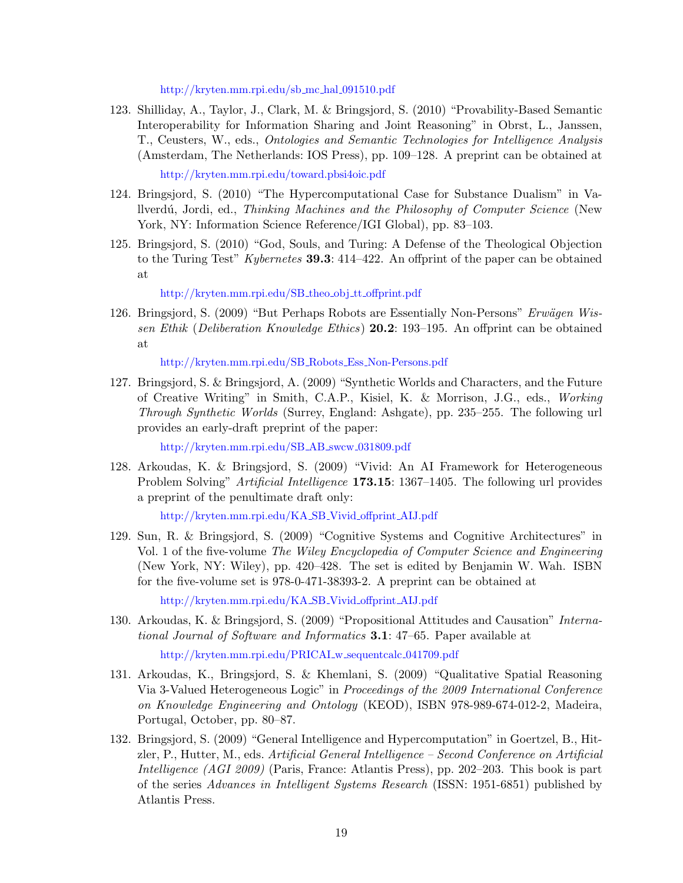http://kryten.mm.rpi.edu/sb_mc_hal_091510.pdf

123. Shilliday, A., Taylor, J., Clark, M. & Bringsjord, S. (2010) "Provability-Based Semantic Interoperability for Information Sharing and Joint Reasoning" in Obrst, L., Janssen, T., Ceusters, W., eds., *Ontologies and Semantic Technologies for Intelligence Analysis* (Amsterdam, The Netherlands: IOS Press), pp. 109–128. A preprint can be obtained at

    http://kryten.mm.rpi.edu/toward.pbsi4oic.pdf

124. Bringsjord, S. (2010) "The Hypercomputational Case for Substance Dualism" in Vallverdú, Jordi, ed., *Thinking Machines and the Philosophy of Computer Science* (New York, NY: Information Science Reference/IGI Global), pp. 83–103.

125. Bringsjord, S. (2010) "God, Souls, and Turing: A Defense of the Theological Objection to the Turing Test" *Kybernetes* **39.3**: 414–422. An offprint of the paper can be obtained at

    http://kryten.mm.rpi.edu/SB_theo_obj_tt_offprint.pdf

126. Bringsjord, S. (2009) "But Perhaps Robots are Essentially Non-Persons" *Erwägen Wissen Ethik* (*Deliberation Knowledge Ethics*) **20.2**: 193–195. An offprint can be obtained at

    http://kryten.mm.rpi.edu/SB_Robots_Ess_Non-Persons.pdf

127. Bringsjord, S. & Bringsjord, A. (2009) "Synthetic Worlds and Characters, and the Future of Creative Writing" in Smith, C.A.P., Kisiel, K. & Morrison, J.G., eds., *Working Through Synthetic Worlds* (Surrey, England: Ashgate), pp. 235–255. The following url provides an early-draft preprint of the paper:

    http://kryten.mm.rpi.edu/SB_AB_swcw_031809.pdf

128. Arkoudas, K. & Bringsjord, S. (2009) "Vivid: An AI Framework for Heterogeneous Problem Solving" *Artificial Intelligence* **173.15**: 1367–1405. The following url provides a preprint of the penultimate draft only:

    http://kryten.mm.rpi.edu/KA_SB_Vivid_offprint_AIJ.pdf

129. Sun, R. & Bringsjord, S. (2009) "Cognitive Systems and Cognitive Architectures" in Vol. 1 of the five-volume *The Wiley Encyclopedia of Computer Science and Engineering* (New York, NY: Wiley), pp. 420–428. The set is edited by Benjamin W. Wah. ISBN for the five-volume set is 978-0-471-38393-2. A preprint can be obtained at

    http://kryten.mm.rpi.edu/KA_SB_Vivid_offprint_AIJ.pdf

130. Arkoudas, K. & Bringsjord, S. (2009) "Propositional Attitudes and Causation" *International Journal of Software and Informatics* **3.1**: 47–65. Paper available at

    http://kryten.mm.rpi.edu/PRICAI_w_sequentcalc_041709.pdf

131. Arkoudas, K., Bringsjord, S. & Khemlani, S. (2009) "Qualitative Spatial Reasoning Via 3-Valued Heterogeneous Logic" in *Proceedings of the 2009 International Conference on Knowledge Engineering and Ontology* (KEOD), ISBN 978-989-674-012-2, Madeira, Portugal, October, pp. 80–87.

132. Bringsjord, S. (2009) "General Intelligence and Hypercomputation" in Goertzel, B., Hitzler, P., Hutter, M., eds. *Artificial General Intelligence – Second Conference on Artificial Intelligence (AGI 2009)* (Paris, France: Atlantis Press), pp. 202–203. This book is part of the series *Advances in Intelligent Systems Research* (ISSN: 1951-6851) published by Atlantis Press.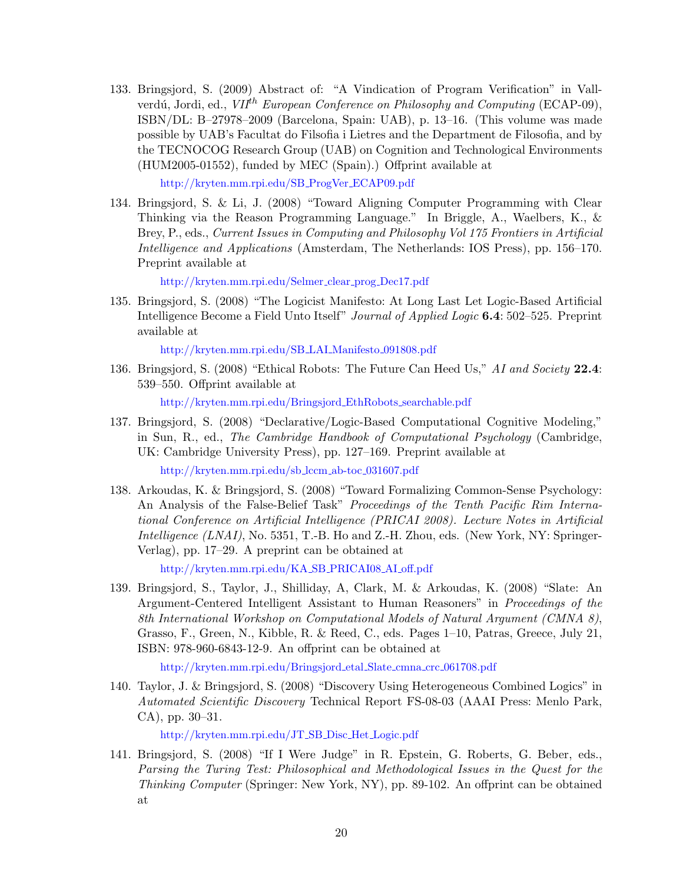133. Bringsjord, S. (2009) Abstract of: "A Vindication of Program Verification" in Vallverdú, Jordi, ed., *VII$^{th}$ European Conference on Philosophy and Computing* (ECAP-09), ISBN/DL: B–27978–2009 (Barcelona, Spain: UAB), p. 13–16. (This volume was made possible by UAB's Facultat do Filsofia i Lietres and the Department de Filosofia, and by the TECNOCOG Research Group (UAB) on Cognition and Technological Environments (HUM2005-01552), funded by MEC (Spain).) Offprint available at

    http://kryten.mm.rpi.edu/SB_ProgVer_ECAP09.pdf

134. Bringsjord, S. & Li, J. (2008) "Toward Aligning Computer Programming with Clear Thinking via the Reason Programming Language." In Briggle, A., Waelbers, K., & Brey, P., eds., *Current Issues in Computing and Philosophy Vol 175 Frontiers in Artificial Intelligence and Applications* (Amsterdam, The Netherlands: IOS Press), pp. 156–170. Preprint available at

    http://kryten.mm.rpi.edu/Selmer_clear_prog_Dec17.pdf

135. Bringsjord, S. (2008) "The Logicist Manifesto: At Long Last Let Logic-Based Artificial Intelligence Become a Field Unto Itself" *Journal of Applied Logic* **6.4**: 502–525. Preprint available at

    http://kryten.mm.rpi.edu/SB_LAI_Manifesto_091808.pdf

136. Bringsjord, S. (2008) "Ethical Robots: The Future Can Heed Us," *AI and Society* **22.4**: 539–550. Offprint available at

    http://kryten.mm.rpi.edu/Bringsjord_EthRobots_searchable.pdf

137. Bringsjord, S. (2008) "Declarative/Logic-Based Computational Cognitive Modeling," in Sun, R., ed., *The Cambridge Handbook of Computational Psychology* (Cambridge, UK: Cambridge University Press), pp. 127–169. Preprint available at

    http://kryten.mm.rpi.edu/sb_lccm_ab-toc_031607.pdf

138. Arkoudas, K. & Bringsjord, S. (2008) "Toward Formalizing Common-Sense Psychology: An Analysis of the False-Belief Task" *Proceedings of the Tenth Pacific Rim International Conference on Artificial Intelligence (PRICAI 2008). Lecture Notes in Artificial Intelligence (LNAI)*, No. 5351, T.-B. Ho and Z.-H. Zhou, eds. (New York, NY: Springer-Verlag), pp. 17–29. A preprint can be obtained at

    http://kryten.mm.rpi.edu/KA_SB_PRICAI08_AI_off.pdf

139. Bringsjord, S., Taylor, J., Shilliday, A, Clark, M. & Arkoudas, K. (2008) "Slate: An Argument-Centered Intelligent Assistant to Human Reasoners" in *Proceedings of the 8th International Workshop on Computational Models of Natural Argument (CMNA 8)*, Grasso, F., Green, N., Kibble, R. & Reed, C., eds. Pages 1–10, Patras, Greece, July 21, ISBN: 978-960-6843-12-9. An offprint can be obtained at

    http://kryten.mm.rpi.edu/Bringsjord_etal_Slate_cmna_crc_061708.pdf

140. Taylor, J. & Bringsjord, S. (2008) "Discovery Using Heterogeneous Combined Logics" in *Automated Scientific Discovery* Technical Report FS-08-03 (AAAI Press: Menlo Park, CA), pp. 30–31.

    http://kryten.mm.rpi.edu/JT_SB_Disc_Het_Logic.pdf

141. Bringsjord, S. (2008) "If I Were Judge" in R. Epstein, G. Roberts, G. Beber, eds., *Parsing the Turing Test: Philosophical and Methodological Issues in the Quest for the Thinking Computer* (Springer: New York, NY), pp. 89-102. An offprint can be obtained at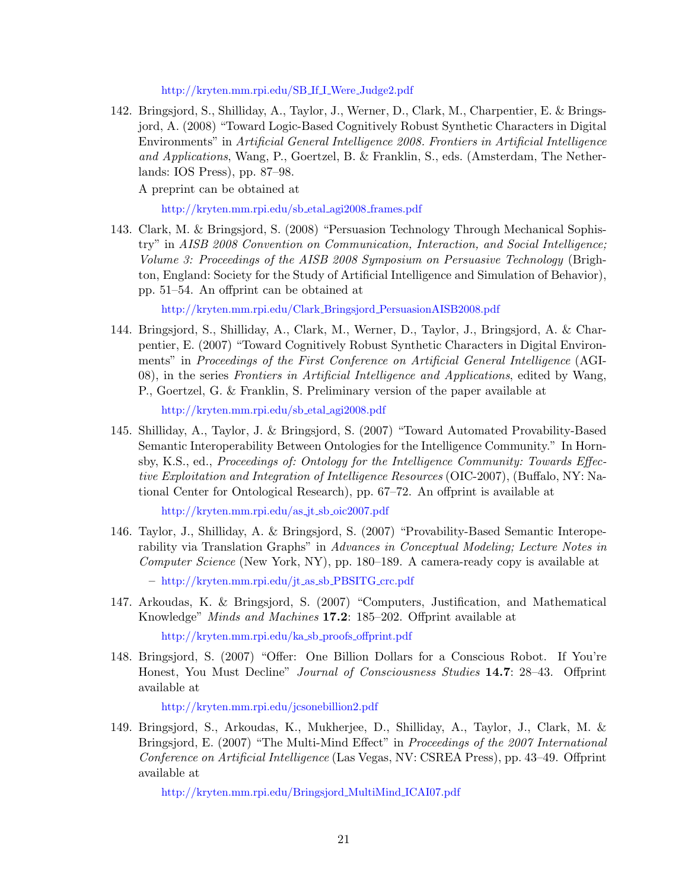http://kryten.mm.rpi.edu/SB_If_I_Were_Judge2.pdf

142. Bringsjord, S., Shilliday, A., Taylor, J., Werner, D., Clark, M., Charpentier, E. & Bringsjord, A. (2008) "Toward Logic-Based Cognitively Robust Synthetic Characters in Digital Environments" in *Artificial General Intelligence 2008. Frontiers in Artificial Intelligence and Applications*, Wang, P., Goertzel, B. & Franklin, S., eds. (Amsterdam, The Netherlands: IOS Press), pp. 87–98.

    A preprint can be obtained at

    http://kryten.mm.rpi.edu/sb_etal_agi2008_frames.pdf

143. Clark, M. & Bringsjord, S. (2008) "Persuasion Technology Through Mechanical Sophistry" in *AISB 2008 Convention on Communication, Interaction, and Social Intelligence; Volume 3: Proceedings of the AISB 2008 Symposium on Persuasive Technology* (Brighton, England: Society for the Study of Artificial Intelligence and Simulation of Behavior), pp. 51–54. An offprint can be obtained at

    http://kryten.mm.rpi.edu/Clark_Bringsjord_PersuasionAISB2008.pdf

144. Bringsjord, S., Shilliday, A., Clark, M., Werner, D., Taylor, J., Bringsjord, A. & Charpentier, E. (2007) "Toward Cognitively Robust Synthetic Characters in Digital Environments" in *Proceedings of the First Conference on Artificial General Intelligence* (AGI-08), in the series *Frontiers in Artificial Intelligence and Applications*, edited by Wang, P., Goertzel, G. & Franklin, S. Preliminary version of the paper available at

    http://kryten.mm.rpi.edu/sb_etal_agi2008.pdf

145. Shilliday, A., Taylor, J. & Bringsjord, S. (2007) "Toward Automated Provability-Based Semantic Interoperability Between Ontologies for the Intelligence Community." In Hornsby, K.S., ed., *Proceedings of: Ontology for the Intelligence Community: Towards Effective Exploitation and Integration of Intelligence Resources* (OIC-2007), (Buffalo, NY: National Center for Ontological Research), pp. 67–72. An offprint is available at

    http://kryten.mm.rpi.edu/as_jt_sb_oic2007.pdf

146. Taylor, J., Shilliday, A. & Bringsjord, S. (2007) "Provability-Based Semantic Interoperability via Translation Graphs" in *Advances in Conceptual Modeling; Lecture Notes in Computer Science* (New York, NY), pp. 180–189. A camera-ready copy is available at

    – http://kryten.mm.rpi.edu/jt_as_sb_PBSITG_crc.pdf

147. Arkoudas, K. & Bringsjord, S. (2007) "Computers, Justification, and Mathematical Knowledge" *Minds and Machines* **17.2**: 185–202. Offprint available at

    http://kryten.mm.rpi.edu/ka_sb_proofs_offprint.pdf

148. Bringsjord, S. (2007) "Offer: One Billion Dollars for a Conscious Robot. If You're Honest, You Must Decline" *Journal of Consciousness Studies* **14.7**: 28–43. Offprint available at

    http://kryten.mm.rpi.edu/jcsonebillion2.pdf

149. Bringsjord, S., Arkoudas, K., Mukherjee, D., Shilliday, A., Taylor, J., Clark, M. & Bringsjord, E. (2007) "The Multi-Mind Effect" in *Proceedings of the 2007 International Conference on Artificial Intelligence* (Las Vegas, NV: CSREA Press), pp. 43–49. Offprint available at

    http://kryten.mm.rpi.edu/Bringsjord_MultiMind_ICAI07.pdf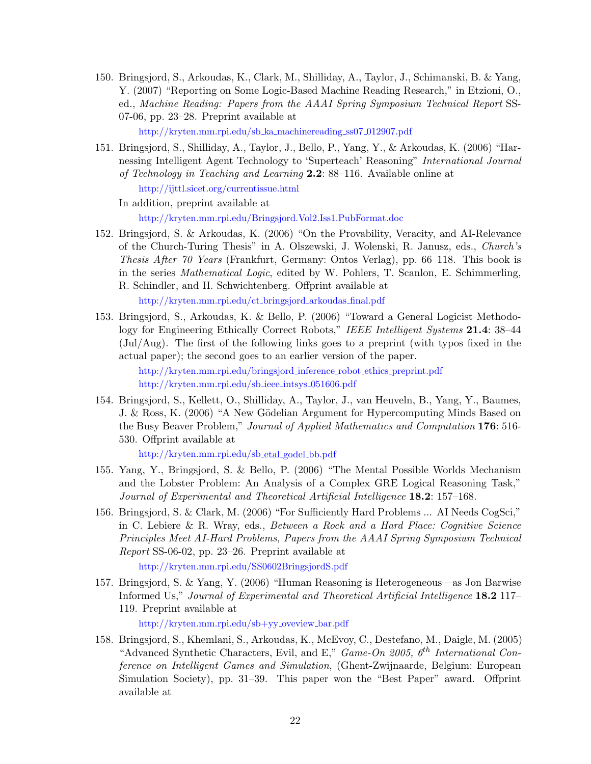150. Bringsjord, S., Arkoudas, K., Clark, M., Shilliday, A., Taylor, J., Schimanski, B. & Yang, Y. (2007) "Reporting on Some Logic-Based Machine Reading Research," in Etzioni, O., ed., *Machine Reading: Papers from the AAAI Spring Symposium Technical Report* SS-07-06, pp. 23–28. Preprint available at

    http://kryten.mm.rpi.edu/sb_ka_machinereading_ss07_012907.pdf

151. Bringsjord, S., Shilliday, A., Taylor, J., Bello, P., Yang, Y., & Arkoudas, K. (2006) "Harnessing Intelligent Agent Technology to 'Superteach' Reasoning" *International Journal of Technology in Teaching and Learning* **2.2**: 88–116. Available online at

    http://ijttl.sicet.org/currentissue.html

    In addition, preprint available at

    http://kryten.mm.rpi.edu/Bringsjord.Vol2.Iss1.PubFormat.doc

152. Bringsjord, S. & Arkoudas, K. (2006) "On the Provability, Veracity, and AI-Relevance of the Church-Turing Thesis" in A. Olszewski, J. Wolenski, R. Janusz, eds., *Church's Thesis After 70 Years* (Frankfurt, Germany: Ontos Verlag), pp. 66–118. This book is in the series *Mathematical Logic*, edited by W. Pohlers, T. Scanlon, E. Schimmerling, R. Schindler, and H. Schwichtenberg. Offprint available at

    http://kryten.mm.rpi.edu/ct_bringsjord_arkoudas_final.pdf

153. Bringsjord, S., Arkoudas, K. & Bello, P. (2006) "Toward a General Logicist Methodology for Engineering Ethically Correct Robots," *IEEE Intelligent Systems* **21.4**: 38–44 (Jul/Aug). The first of the following links goes to a preprint (with typos fixed in the actual paper); the second goes to an earlier version of the paper.

    http://kryten.mm.rpi.edu/bringsjord_inference_robot_ethics_preprint.pdf
    http://kryten.mm.rpi.edu/sb_ieee_intsys_051606.pdf

154. Bringsjord, S., Kellett, O., Shilliday, A., Taylor, J., van Heuveln, B., Yang, Y., Baumes, J. & Ross, K. (2006) "A New Gödelian Argument for Hypercomputing Minds Based on the Busy Beaver Problem," *Journal of Applied Mathematics and Computation* **176**: 516-530. Offprint available at

    http://kryten.mm.rpi.edu/sb_etal_godel_bb.pdf

155. Yang, Y., Bringsjord, S. & Bello, P. (2006) "The Mental Possible Worlds Mechanism and the Lobster Problem: An Analysis of a Complex GRE Logical Reasoning Task," *Journal of Experimental and Theoretical Artificial Intelligence* **18.2**: 157–168.

156. Bringsjord, S. & Clark, M. (2006) "For Sufficiently Hard Problems ... AI Needs CogSci," in C. Lebiere & R. Wray, eds., *Between a Rock and a Hard Place: Cognitive Science Principles Meet AI-Hard Problems, Papers from the AAAI Spring Symposium Technical Report* SS-06-02, pp. 23–26. Preprint available at

    http://kryten.mm.rpi.edu/SS0602BringsjordS.pdf

157. Bringsjord, S. & Yang, Y. (2006) "Human Reasoning is Heterogeneous—as Jon Barwise Informed Us," *Journal of Experimental and Theoretical Artificial Intelligence* **18.2** 117–119. Preprint available at

    http://kryten.mm.rpi.edu/sb+yy_oveview_bar.pdf

158. Bringsjord, S., Khemlani, S., Arkoudas, K., McEvoy, C., Destefano, M., Daigle, M. (2005) "Advanced Synthetic Characters, Evil, and E," *Game-On 2005, 6th International Conference on Intelligent Games and Simulation*, (Ghent-Zwijnaarde, Belgium: European Simulation Society), pp. 31–39. This paper won the "Best Paper" award. Offprint available at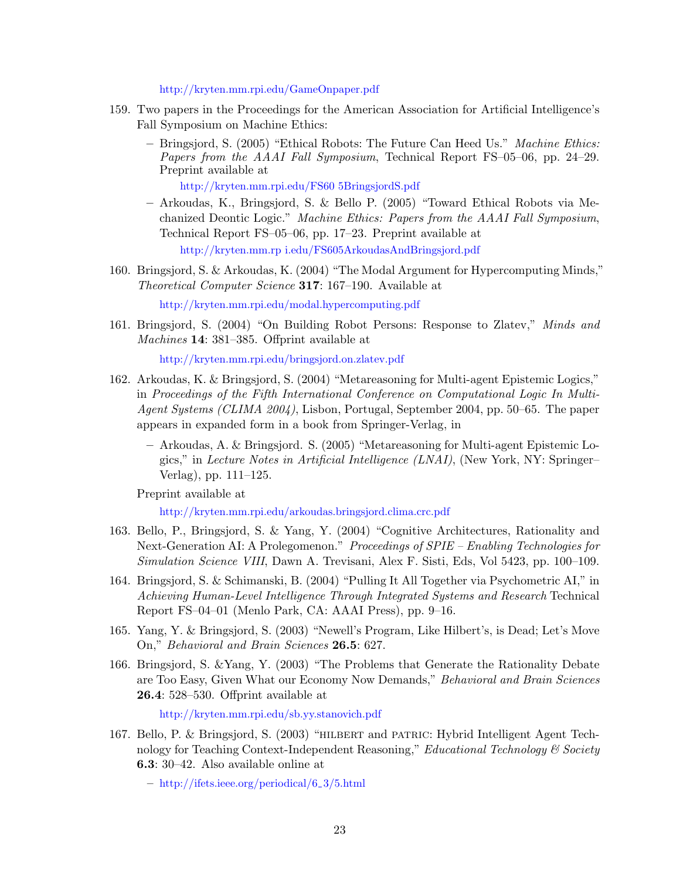http://kryten.mm.rpi.edu/GameOnpaper.pdf

159. Two papers in the Proceedings for the American Association for Artificial Intelligence's Fall Symposium on Machine Ethics:

    – Bringsjord, S. (2005) "Ethical Robots: The Future Can Heed Us." *Machine Ethics: Papers from the AAAI Fall Symposium*, Technical Report FS–05–06, pp. 24–29. Preprint available at

      http://kryten.mm.rpi.edu/FS60 5BringsjordS.pdf

    – Arkoudas, K., Bringsjord, S. & Bello P. (2005) "Toward Ethical Robots via Mechanized Deontic Logic." *Machine Ethics: Papers from the AAAI Fall Symposium*, Technical Report FS–05–06, pp. 17–23. Preprint available at

      http://kryten.mm.rp i.edu/FS605ArkoudasAndBringsjord.pdf

160. Bringsjord, S. & Arkoudas, K. (2004) "The Modal Argument for Hypercomputing Minds," *Theoretical Computer Science* **317**: 167–190. Available at

    http://kryten.mm.rpi.edu/modal.hypercomputing.pdf

161. Bringsjord, S. (2004) "On Building Robot Persons: Response to Zlatev," *Minds and Machines* **14**: 381–385. Offprint available at

    http://kryten.mm.rpi.edu/bringsjord.on.zlatev.pdf

162. Arkoudas, K. & Bringsjord, S. (2004) "Metareasoning for Multi-agent Epistemic Logics," in *Proceedings of the Fifth International Conference on Computational Logic In Multi-Agent Systems (CLIMA 2004)*, Lisbon, Portugal, September 2004, pp. 50–65. The paper appears in expanded form in a book from Springer-Verlag, in

    – Arkoudas, A. & Bringsjord. S. (2005) "Metareasoning for Multi-agent Epistemic Logics," in *Lecture Notes in Artificial Intelligence (LNAI)*, (New York, NY: Springer–Verlag), pp. 111–125.

    Preprint available at

    http://kryten.mm.rpi.edu/arkoudas.bringsjord.clima.crc.pdf

163. Bello, P., Bringsjord, S. & Yang, Y. (2004) "Cognitive Architectures, Rationality and Next-Generation AI: A Prolegomenon." *Proceedings of SPIE – Enabling Technologies for Simulation Science VIII*, Dawn A. Trevisani, Alex F. Sisti, Eds, Vol 5423, pp. 100–109.

164. Bringsjord, S. & Schimanski, B. (2004) "Pulling It All Together via Psychometric AI," in *Achieving Human-Level Intelligence Through Integrated Systems and Research* Technical Report FS–04–01 (Menlo Park, CA: AAAI Press), pp. 9–16.

165. Yang, Y. & Bringsjord, S. (2003) "Newell's Program, Like Hilbert's, is Dead; Let's Move On," *Behavioral and Brain Sciences* **26.5**: 627.

166. Bringsjord, S. &Yang, Y. (2003) "The Problems that Generate the Rationality Debate are Too Easy, Given What our Economy Now Demands," *Behavioral and Brain Sciences* **26.4**: 528–530. Offprint available at

    http://kryten.mm.rpi.edu/sb.yy.stanovich.pdf

167. Bello, P. & Bringsjord, S. (2003) "HILBERT and PATRIC: Hybrid Intelligent Agent Technology for Teaching Context-Independent Reasoning," *Educational Technology & Society* **6.3**: 30–42. Also available online at

    – http://ifets.ieee.org/periodical/6_3/5.html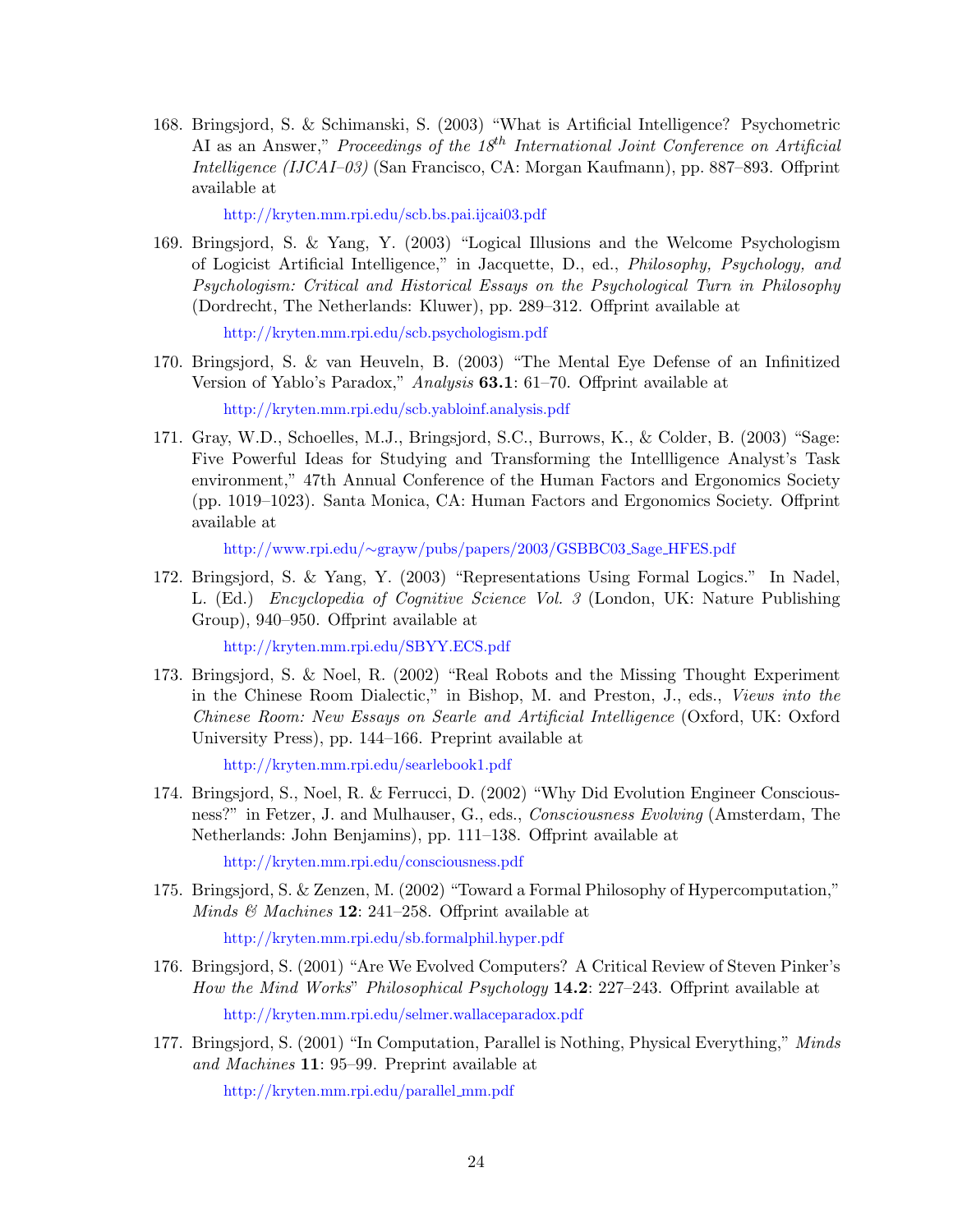168. Bringsjord, S. & Schimanski, S. (2003) "What is Artificial Intelligence? Psychometric AI as an Answer," *Proceedings of the 18th International Joint Conference on Artificial Intelligence (IJCAI–03)* (San Francisco, CA: Morgan Kaufmann), pp. 887–893. Offprint available at

    http://kryten.mm.rpi.edu/scb.bs.pai.ijcai03.pdf

169. Bringsjord, S. & Yang, Y. (2003) "Logical Illusions and the Welcome Psychologism of Logicist Artificial Intelligence," in Jacquette, D., ed., *Philosophy, Psychology, and Psychologism: Critical and Historical Essays on the Psychological Turn in Philosophy* (Dordrecht, The Netherlands: Kluwer), pp. 289–312. Offprint available at

    http://kryten.mm.rpi.edu/scb.psychologism.pdf

170. Bringsjord, S. & van Heuveln, B. (2003) "The Mental Eye Defense of an Infinitized Version of Yablo's Paradox," *Analysis* **63.1**: 61–70. Offprint available at

    http://kryten.mm.rpi.edu/scb.yabloinf.analysis.pdf

171. Gray, W.D., Schoelles, M.J., Bringsjord, S.C., Burrows, K., & Colder, B. (2003) "Sage: Five Powerful Ideas for Studying and Transforming the Intellligence Analyst's Task environment," 47th Annual Conference of the Human Factors and Ergonomics Society (pp. 1019–1023). Santa Monica, CA: Human Factors and Ergonomics Society. Offprint available at

    http://www.rpi.edu/~grayw/pubs/papers/2003/GSBBC03_Sage_HFES.pdf

172. Bringsjord, S. & Yang, Y. (2003) "Representations Using Formal Logics." In Nadel, L. (Ed.) *Encyclopedia of Cognitive Science Vol. 3* (London, UK: Nature Publishing Group), 940–950. Offprint available at

    http://kryten.mm.rpi.edu/SBYY.ECS.pdf

173. Bringsjord, S. & Noel, R. (2002) "Real Robots and the Missing Thought Experiment in the Chinese Room Dialectic," in Bishop, M. and Preston, J., eds., *Views into the Chinese Room: New Essays on Searle and Artificial Intelligence* (Oxford, UK: Oxford University Press), pp. 144–166. Preprint available at

    http://kryten.mm.rpi.edu/searlebook1.pdf

174. Bringsjord, S., Noel, R. & Ferrucci, D. (2002) "Why Did Evolution Engineer Consciousness?" in Fetzer, J. and Mulhauser, G., eds., *Consciousness Evolving* (Amsterdam, The Netherlands: John Benjamins), pp. 111–138. Offprint available at

    http://kryten.mm.rpi.edu/consciousness.pdf

175. Bringsjord, S. & Zenzen, M. (2002) "Toward a Formal Philosophy of Hypercomputation," *Minds & Machines* **12**: 241–258. Offprint available at

    http://kryten.mm.rpi.edu/sb.formalphil.hyper.pdf

176. Bringsjord, S. (2001) "Are We Evolved Computers? A Critical Review of Steven Pinker's *How the Mind Works*" *Philosophical Psychology* **14.2**: 227–243. Offprint available at

    http://kryten.mm.rpi.edu/selmer.wallaceparadox.pdf

177. Bringsjord, S. (2001) "In Computation, Parallel is Nothing, Physical Everything," *Minds and Machines* **11**: 95–99. Preprint available at

    http://kryten.mm.rpi.edu/parallel_mm.pdf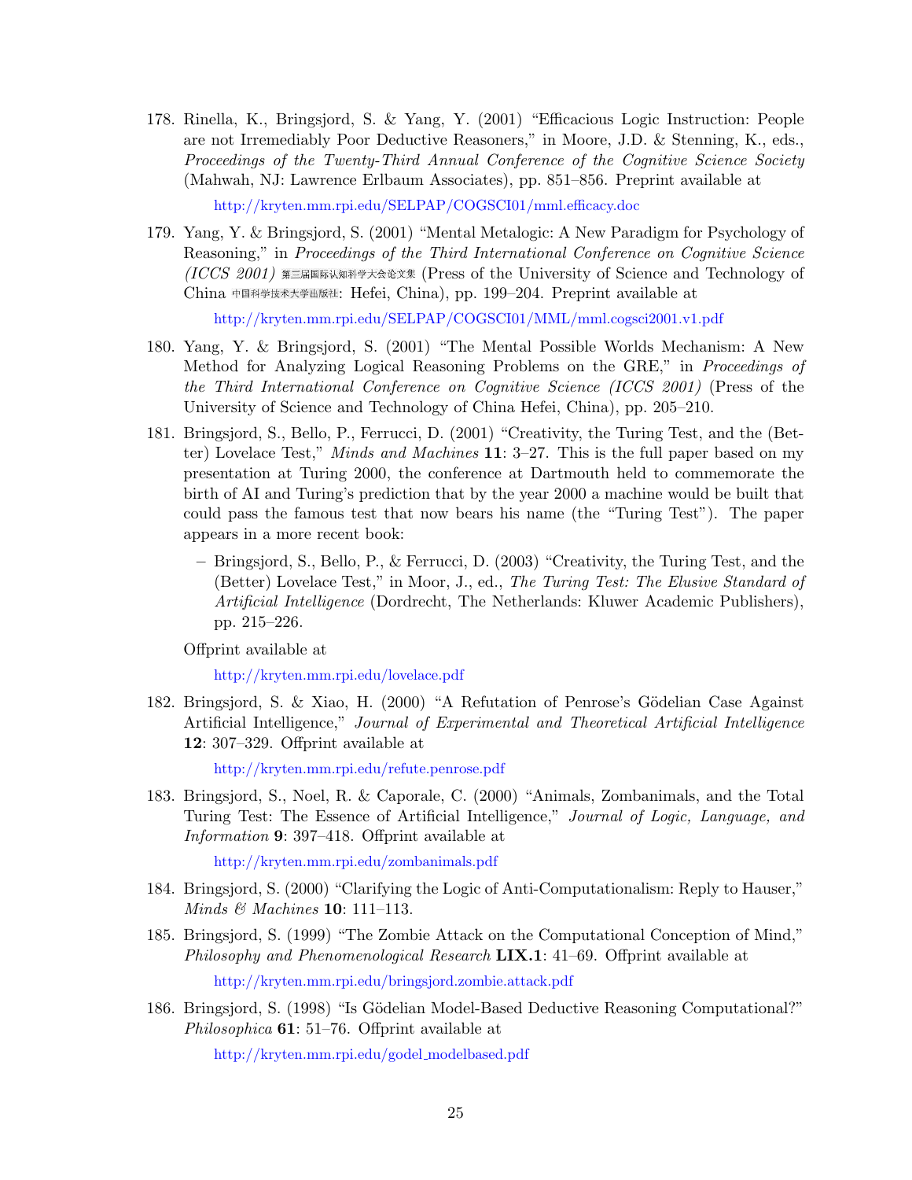178. Rinella, K., Bringsjord, S. & Yang, Y. (2001) "Efficacious Logic Instruction: People are not Irremediably Poor Deductive Reasoners," in Moore, J.D. & Stenning, K., eds., *Proceedings of the Twenty-Third Annual Conference of the Cognitive Science Society* (Mahwah, NJ: Lawrence Erlbaum Associates), pp. 851–856. Preprint available at

     http://kryten.mm.rpi.edu/SELPAP/COGSCI01/mml.efficacy.doc

179. Yang, Y. & Bringsjord, S. (2001) "Mental Metalogic: A New Paradigm for Psychology of Reasoning," in *Proceedings of the Third International Conference on Cognitive Science (ICCS 2001)* 第三届国际认知科学大会论文集 (Press of the University of Science and Technology of China 中国科学技术大学出版社: Hefei, China), pp. 199–204. Preprint available at

     http://kryten.mm.rpi.edu/SELPAP/COGSCI01/MML/mml.cogsci2001.v1.pdf

180. Yang, Y. & Bringsjord, S. (2001) "The Mental Possible Worlds Mechanism: A New Method for Analyzing Logical Reasoning Problems on the GRE," in *Proceedings of the Third International Conference on Cognitive Science (ICCS 2001)* (Press of the University of Science and Technology of China Hefei, China), pp. 205–210.

181. Bringsjord, S., Bello, P., Ferrucci, D. (2001) "Creativity, the Turing Test, and the (Better) Lovelace Test," *Minds and Machines* **11**: 3–27. This is the full paper based on my presentation at Turing 2000, the conference at Dartmouth held to commemorate the birth of AI and Turing's prediction that by the year 2000 a machine would be built that could pass the famous test that now bears his name (the "Turing Test"). The paper appears in a more recent book:

     – Bringsjord, S., Bello, P., & Ferrucci, D. (2003) "Creativity, the Turing Test, and the (Better) Lovelace Test," in Moor, J., ed., *The Turing Test: The Elusive Standard of Artificial Intelligence* (Dordrecht, The Netherlands: Kluwer Academic Publishers), pp. 215–226.

     Offprint available at

     http://kryten.mm.rpi.edu/lovelace.pdf

182. Bringsjord, S. & Xiao, H. (2000) "A Refutation of Penrose's Gödelian Case Against Artificial Intelligence," *Journal of Experimental and Theoretical Artificial Intelligence* **12**: 307–329. Offprint available at

     http://kryten.mm.rpi.edu/refute.penrose.pdf

183. Bringsjord, S., Noel, R. & Caporale, C. (2000) "Animals, Zombanimals, and the Total Turing Test: The Essence of Artificial Intelligence," *Journal of Logic, Language, and Information* **9**: 397–418. Offprint available at

     http://kryten.mm.rpi.edu/zombanimals.pdf

184. Bringsjord, S. (2000) "Clarifying the Logic of Anti-Computationalism: Reply to Hauser," *Minds & Machines* **10**: 111–113.

185. Bringsjord, S. (1999) "The Zombie Attack on the Computational Conception of Mind," *Philosophy and Phenomenological Research* **LIX.1**: 41–69. Offprint available at

     http://kryten.mm.rpi.edu/bringsjord.zombie.attack.pdf

186. Bringsjord, S. (1998) "Is Gödelian Model-Based Deductive Reasoning Computational?" *Philosophica* **61**: 51–76. Offprint available at

     http://kryten.mm.rpi.edu/godel_modelbased.pdf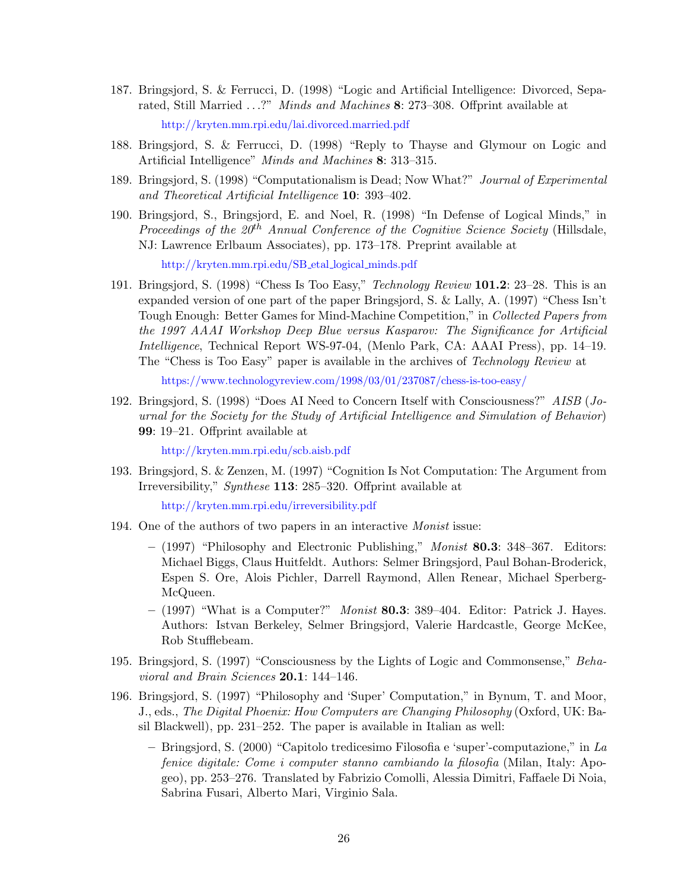187. Bringsjord, S. & Ferrucci, D. (1998) "Logic and Artificial Intelligence: Divorced, Separated, Still Married . . .?" *Minds and Machines* **8**: 273–308. Offprint available at

    http://kryten.mm.rpi.edu/lai.divorced.married.pdf

188. Bringsjord, S. & Ferrucci, D. (1998) "Reply to Thayse and Glymour on Logic and Artificial Intelligence" *Minds and Machines* **8**: 313–315.

189. Bringsjord, S. (1998) "Computationalism is Dead; Now What?" *Journal of Experimental and Theoretical Artificial Intelligence* **10**: 393–402.

190. Bringsjord, S., Bringsjord, E. and Noel, R. (1998) "In Defense of Logical Minds," in *Proceedings of the 20th Annual Conference of the Cognitive Science Society* (Hillsdale, NJ: Lawrence Erlbaum Associates), pp. 173–178. Preprint available at

    http://kryten.mm.rpi.edu/SB_etal_logical_minds.pdf

191. Bringsjord, S. (1998) "Chess Is Too Easy," *Technology Review* **101.2**: 23–28. This is an expanded version of one part of the paper Bringsjord, S. & Lally, A. (1997) "Chess Isn't Tough Enough: Better Games for Mind-Machine Competition," in *Collected Papers from the 1997 AAAI Workshop Deep Blue versus Kasparov: The Significance for Artificial Intelligence*, Technical Report WS-97-04, (Menlo Park, CA: AAAI Press), pp. 14–19. The "Chess is Too Easy" paper is available in the archives of *Technology Review* at

    https://www.technologyreview.com/1998/03/01/237087/chess-is-too-easy/

192. Bringsjord, S. (1998) "Does AI Need to Concern Itself with Consciousness?" *AISB* (*Journal for the Society for the Study of Artificial Intelligence and Simulation of Behavior*) **99**: 19–21. Offprint available at

    http://kryten.mm.rpi.edu/scb.aisb.pdf

193. Bringsjord, S. & Zenzen, M. (1997) "Cognition Is Not Computation: The Argument from Irreversibility," *Synthese* **113**: 285–320. Offprint available at

    http://kryten.mm.rpi.edu/irreversibility.pdf

194. One of the authors of two papers in an interactive *Monist* issue:
    - (1997) "Philosophy and Electronic Publishing," *Monist* **80.3**: 348–367. Editors: Michael Biggs, Claus Huitfeldt. Authors: Selmer Bringsjord, Paul Bohan-Broderick, Espen S. Ore, Alois Pichler, Darrell Raymond, Allen Renear, Michael Sperberg-McQueen.
    - (1997) "What is a Computer?" *Monist* **80.3**: 389–404. Editor: Patrick J. Hayes. Authors: Istvan Berkeley, Selmer Bringsjord, Valerie Hardcastle, George McKee, Rob Stufflebeam.

195. Bringsjord, S. (1997) "Consciousness by the Lights of Logic and Commonsense," *Behavioral and Brain Sciences* **20.1**: 144–146.

196. Bringsjord, S. (1997) "Philosophy and 'Super' Computation," in Bynum, T. and Moor, J., eds., *The Digital Phoenix: How Computers are Changing Philosophy* (Oxford, UK: Basil Blackwell), pp. 231–252. The paper is available in Italian as well:
    - Bringsjord, S. (2000) "Capitolo tredicesimo Filosofia e 'super'-computazione," in *La fenice digitale: Come i computer stanno cambiando la filosofia* (Milan, Italy: Apogeo), pp. 253–276. Translated by Fabrizio Comolli, Alessia Dimitri, Faffaele Di Noia, Sabrina Fusari, Alberto Mari, Virginio Sala.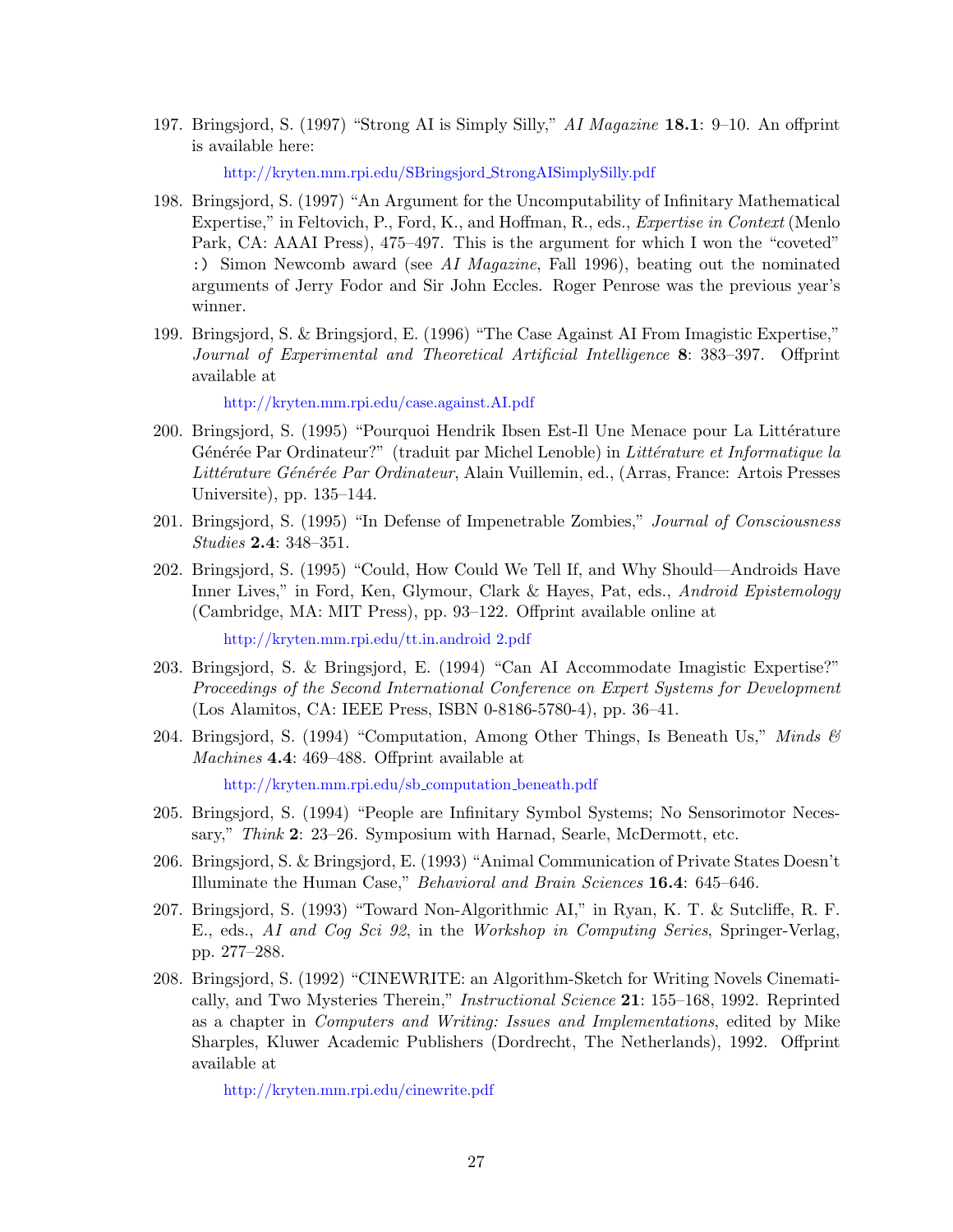197. Bringsjord, S. (1997) "Strong AI is Simply Silly," *AI Magazine* **18.1**: 9–10. An offprint is available here:

   http://kryten.mm.rpi.edu/SBringsjord_StrongAISimplySilly.pdf

198. Bringsjord, S. (1997) "An Argument for the Uncomputability of Infinitary Mathematical Expertise," in Feltovich, P., Ford, K., and Hoffman, R., eds., *Expertise in Context* (Menlo Park, CA: AAAI Press), 475–497. This is the argument for which I won the "coveted" :) Simon Newcomb award (see *AI Magazine*, Fall 1996), beating out the nominated arguments of Jerry Fodor and Sir John Eccles. Roger Penrose was the previous year's winner.

199. Bringsjord, S. & Bringsjord, E. (1996) "The Case Against AI From Imagistic Expertise," *Journal of Experimental and Theoretical Artificial Intelligence* **8**: 383–397. Offprint available at

   http://kryten.mm.rpi.edu/case.against.AI.pdf

200. Bringsjord, S. (1995) "Pourquoi Hendrik Ibsen Est-Il Une Menace pour La Littérature Générée Par Ordinateur?" (traduit par Michel Lenoble) in *Littérature et Informatique la Littérature Générée Par Ordinateur*, Alain Vuillemin, ed., (Arras, France: Artois Presses Universite), pp. 135–144.

201. Bringsjord, S. (1995) "In Defense of Impenetrable Zombies," *Journal of Consciousness Studies* **2.4**: 348–351.

202. Bringsjord, S. (1995) "Could, How Could We Tell If, and Why Should—Androids Have Inner Lives," in Ford, Ken, Glymour, Clark & Hayes, Pat, eds., *Android Epistemology* (Cambridge, MA: MIT Press), pp. 93–122. Offprint available online at

   http://kryten.mm.rpi.edu/tt.in.android 2.pdf

203. Bringsjord, S. & Bringsjord, E. (1994) "Can AI Accommodate Imagistic Expertise?" *Proceedings of the Second International Conference on Expert Systems for Development* (Los Alamitos, CA: IEEE Press, ISBN 0-8186-5780-4), pp. 36–41.

204. Bringsjord, S. (1994) "Computation, Among Other Things, Is Beneath Us," *Minds & Machines* **4.4**: 469–488. Offprint available at

   http://kryten.mm.rpi.edu/sb_computation_beneath.pdf

205. Bringsjord, S. (1994) "People are Infinitary Symbol Systems; No Sensorimotor Necessary," *Think* **2**: 23–26. Symposium with Harnad, Searle, McDermott, etc.

206. Bringsjord, S. & Bringsjord, E. (1993) "Animal Communication of Private States Doesn't Illuminate the Human Case," *Behavioral and Brain Sciences* **16.4**: 645–646.

207. Bringsjord, S. (1993) "Toward Non-Algorithmic AI," in Ryan, K. T. & Sutcliffe, R. F. E., eds., *AI and Cog Sci 92*, in the *Workshop in Computing Series*, Springer-Verlag, pp. 277–288.

208. Bringsjord, S. (1992) "CINEWRITE: an Algorithm-Sketch for Writing Novels Cinematically, and Two Mysteries Therein," *Instructional Science* **21**: 155–168, 1992. Reprinted as a chapter in *Computers and Writing: Issues and Implementations*, edited by Mike Sharples, Kluwer Academic Publishers (Dordrecht, The Netherlands), 1992. Offprint available at

   http://kryten.mm.rpi.edu/cinewrite.pdf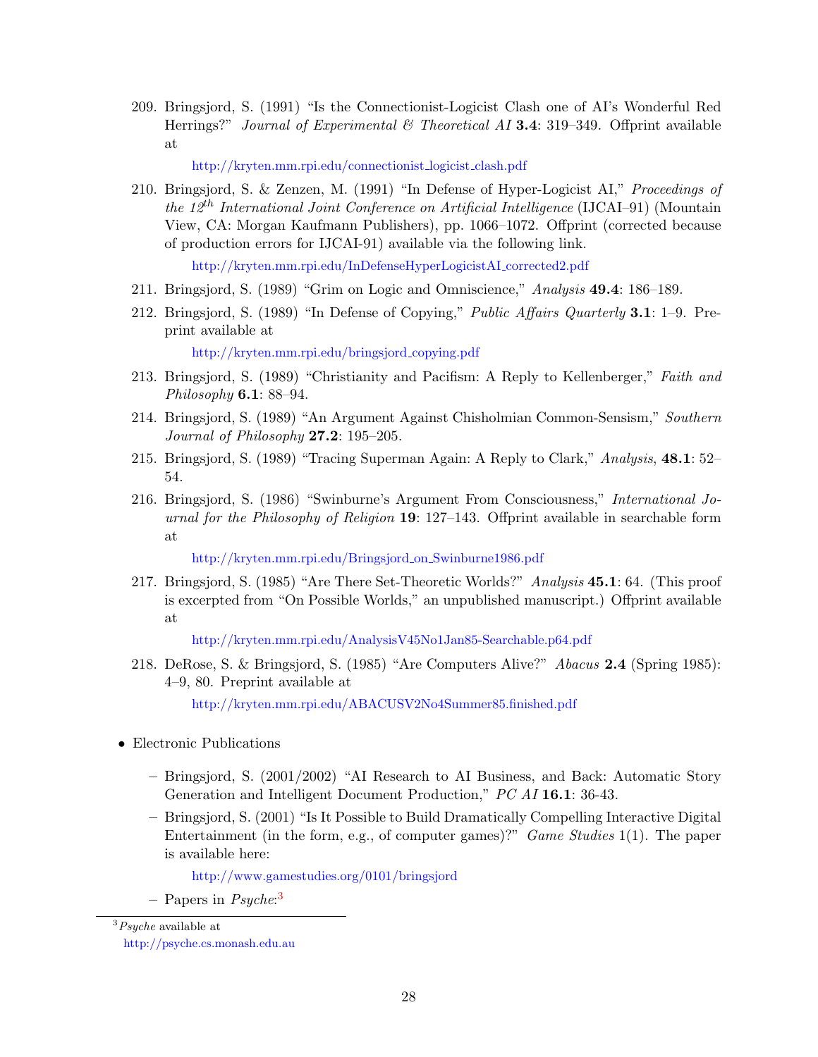209. Bringsjord, S. (1991) "Is the Connectionist-Logicist Clash one of AI's Wonderful Red Herrings?" *Journal of Experimental & Theoretical AI* **3.4**: 319–349. Offprint available at

     http://kryten.mm.rpi.edu/connectionist_logicist_clash.pdf

210. Bringsjord, S. & Zenzen, M. (1991) "In Defense of Hyper-Logicist AI," *Proceedings of the 12th International Joint Conference on Artificial Intelligence* (IJCAI–91) (Mountain View, CA: Morgan Kaufmann Publishers), pp. 1066–1072. Offprint (corrected because of production errors for IJCAI-91) available via the following link.

     http://kryten.mm.rpi.edu/InDefenseHyperLogicistAI_corrected2.pdf

211. Bringsjord, S. (1989) "Grim on Logic and Omniscience," *Analysis* **49.4**: 186–189.

212. Bringsjord, S. (1989) "In Defense of Copying," *Public Affairs Quarterly* **3.1**: 1–9. Preprint available at

     http://kryten.mm.rpi.edu/bringsjord_copying.pdf

213. Bringsjord, S. (1989) "Christianity and Pacifism: A Reply to Kellenberger," *Faith and Philosophy* **6.1**: 88–94.

214. Bringsjord, S. (1989) "An Argument Against Chisholmian Common-Sensism," *Southern Journal of Philosophy* **27.2**: 195–205.

215. Bringsjord, S. (1989) "Tracing Superman Again: A Reply to Clark," *Analysis*, **48.1**: 52–54.

216. Bringsjord, S. (1986) "Swinburne's Argument From Consciousness," *International Journal for the Philosophy of Religion* **19**: 127–143. Offprint available in searchable form at

     http://kryten.mm.rpi.edu/Bringsjord_on_Swinburne1986.pdf

217. Bringsjord, S. (1985) "Are There Set-Theoretic Worlds?" *Analysis* **45.1**: 64. (This proof is excerpted from "On Possible Worlds," an unpublished manuscript.) Offprint available at

     http://kryten.mm.rpi.edu/AnalysisV45No1Jan85-Searchable.p64.pdf

218. DeRose, S. & Bringsjord, S. (1985) "Are Computers Alive?" *Abacus* **2.4** (Spring 1985): 4–9, 80. Preprint available at

     http://kryten.mm.rpi.edu/ABACUSV2No4Summer85.finished.pdf

- Electronic Publications

  – Bringsjord, S. (2001/2002) "AI Research to AI Business, and Back: Automatic Story Generation and Intelligent Document Production," *PC AI* **16.1**: 36-43.

  – Bringsjord, S. (2001) "Is It Possible to Build Dramatically Compelling Interactive Digital Entertainment (in the form, e.g., of computer games)?" *Game Studies* 1(1). The paper is available here:

    http://www.gamestudies.org/0101/bringsjord

  – Papers in *Psyche*:[3]

[3] *Psyche* available at http://psyche.cs.monash.edu.au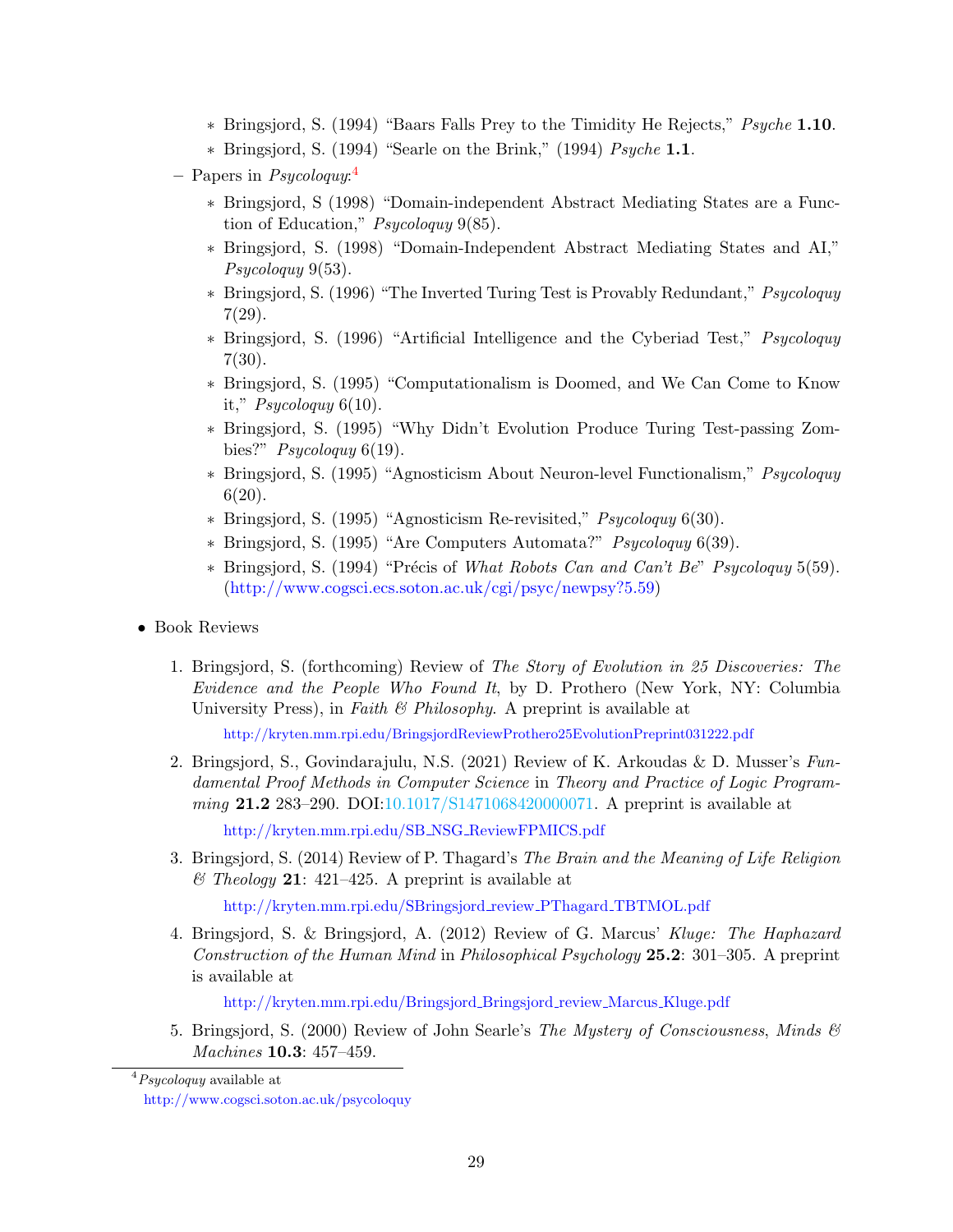- Bringsjord, S. (1994) "Baars Falls Prey to the Timidity He Rejects," *Psyche* **1.10**.
    - Bringsjord, S. (1994) "Searle on the Brink," (1994) *Psyche* **1.1**.
  - Papers in *Psycoloquy*:[4]
    - Bringsjord, S (1998) "Domain-independent Abstract Mediating States are a Function of Education," *Psycoloquy* 9(85).
    - Bringsjord, S. (1998) "Domain-Independent Abstract Mediating States and AI," *Psycoloquy* 9(53).
    - Bringsjord, S. (1996) "The Inverted Turing Test is Provably Redundant," *Psycoloquy* 7(29).
    - Bringsjord, S. (1996) "Artificial Intelligence and the Cyberiad Test," *Psycoloquy* 7(30).
    - Bringsjord, S. (1995) "Computationalism is Doomed, and We Can Come to Know it," *Psycoloquy* 6(10).
    - Bringsjord, S. (1995) "Why Didn't Evolution Produce Turing Test-passing Zombies?" *Psycoloquy* 6(19).
    - Bringsjord, S. (1995) "Agnosticism About Neuron-level Functionalism," *Psycoloquy* 6(20).
    - Bringsjord, S. (1995) "Agnosticism Re-revisited," *Psycoloquy* 6(30).
    - Bringsjord, S. (1995) "Are Computers Automata?" *Psycoloquy* 6(39).
    - Bringsjord, S. (1994) "Précis of *What Robots Can and Can't Be*" *Psycoloquy* 5(59). (http://www.cogsci.ecs.soton.ac.uk/cgi/psyc/newpsy?5.59)

- Book Reviews

  1. Bringsjord, S. (forthcoming) Review of *The Story of Evolution in 25 Discoveries: The Evidence and the People Who Found It*, by D. Prothero (New York, NY: Columbia University Press), in *Faith & Philosophy*. A preprint is available at

     http://kryten.mm.rpi.edu/BringsjordReviewProthero25EvolutionPreprint031222.pdf

  2. Bringsjord, S., Govindarajulu, N.S. (2021) Review of K. Arkoudas & D. Musser's *Fundamental Proof Methods in Computer Science* in *Theory and Practice of Logic Programming* **21.2** 283–290. DOI:10.1017/S1471068420000071. A preprint is available at

     http://kryten.mm.rpi.edu/SB_NSG_ReviewFPMICS.pdf

  3. Bringsjord, S. (2014) Review of P. Thagard's *The Brain and the Meaning of Life Religion & Theology* **21**: 421–425. A preprint is available at

     http://kryten.mm.rpi.edu/SBringsjord_review_PThagard_TBTMOL.pdf

  4. Bringsjord, S. & Bringsjord, A. (2012) Review of G. Marcus' *Kluge: The Haphazard Construction of the Human Mind* in *Philosophical Psychology* **25.2**: 301–305. A preprint is available at

     http://kryten.mm.rpi.edu/Bringsjord_Bringsjord_review_Marcus_Kluge.pdf

  5. Bringsjord, S. (2000) Review of John Searle's *The Mystery of Consciousness*, *Minds & Machines* **10.3**: 457–459.

---

[4] *Psycoloquy* available at http://www.cogsci.soton.ac.uk/psycoloquy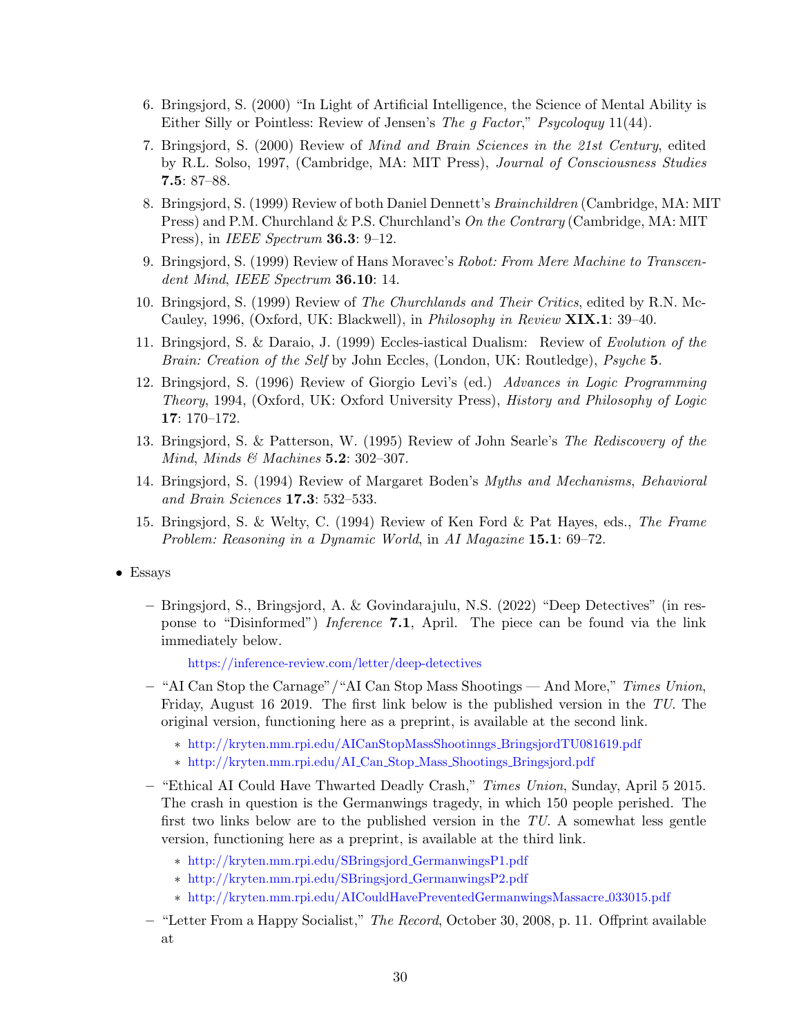6. Bringsjord, S. (2000) "In Light of Artificial Intelligence, the Science of Mental Ability is Either Silly or Pointless: Review of Jensen's *The g Factor*," *Psycoloquy* 11(44).
7. Bringsjord, S. (2000) Review of *Mind and Brain Sciences in the 21st Century*, edited by R.L. Solso, 1997, (Cambridge, MA: MIT Press), *Journal of Consciousness Studies* **7.5**: 87–88.
8. Bringsjord, S. (1999) Review of both Daniel Dennett's *Brainchildren* (Cambridge, MA: MIT Press) and P.M. Churchland & P.S. Churchland's *On the Contrary* (Cambridge, MA: MIT Press), in *IEEE Spectrum* **36.3**: 9–12.
9. Bringsjord, S. (1999) Review of Hans Moravec's *Robot: From Mere Machine to Transcendent Mind*, *IEEE Spectrum* **36.10**: 14.
10. Bringsjord, S. (1999) Review of *The Churchlands and Their Critics*, edited by R.N. McCauley, 1996, (Oxford, UK: Blackwell), in *Philosophy in Review* **XIX.1**: 39–40.
11. Bringsjord, S. & Daraio, J. (1999) Eccles-iastical Dualism: Review of *Evolution of the Brain: Creation of the Self* by John Eccles, (London, UK: Routledge), *Psyche* **5**.
12. Bringsjord, S. (1996) Review of Giorgio Levi's (ed.) *Advances in Logic Programming Theory*, 1994, (Oxford, UK: Oxford University Press), *History and Philosophy of Logic* **17**: 170–172.
13. Bringsjord, S. & Patterson, W. (1995) Review of John Searle's *The Rediscovery of the Mind*, *Minds & Machines* **5.2**: 302–307.
14. Bringsjord, S. (1994) Review of Margaret Boden's *Myths and Mechanisms*, *Behavioral and Brain Sciences* **17.3**: 532–533.
15. Bringsjord, S. & Welty, C. (1994) Review of Ken Ford & Pat Hayes, eds., *The Frame Problem: Reasoning in a Dynamic World*, in *AI Magazine* **15.1**: 69–72.

- Essays
  - Bringsjord, S., Bringsjord, A. & Govindarajulu, N.S. (2022) "Deep Detectives" (in response to "Disinformed") *Inference* **7.1**, April. The piece can be found via the link immediately below.

    https://inference-review.com/letter/deep-detectives
  - "AI Can Stop the Carnage"/"AI Can Stop Mass Shootings — And More," *Times Union*, Friday, August 16 2019. The first link below is the published version in the *TU*. The original version, functioning here as a preprint, is available at the second link.
    - http://kryten.mm.rpi.edu/AICanStopMassShootinngs_BringsjordTU081619.pdf
    - http://kryten.mm.rpi.edu/AI_Can_Stop_Mass_Shootings_Bringsjord.pdf
  - "Ethical AI Could Have Thwarted Deadly Crash," *Times Union*, Sunday, April 5 2015. The crash in question is the Germanwings tragedy, in which 150 people perished. The first two links below are to the published version in the *TU*. A somewhat less gentle version, functioning here as a preprint, is available at the third link.
    - http://kryten.mm.rpi.edu/SBringsjord_GermanwingsP1.pdf
    - http://kryten.mm.rpi.edu/SBringsjord_GermanwingsP2.pdf
    - http://kryten.mm.rpi.edu/AICouldHavePreventedGermanwingsMassacre_033015.pdf
  - "Letter From a Happy Socialist," *The Record*, October 30, 2008, p. 11. Offprint available at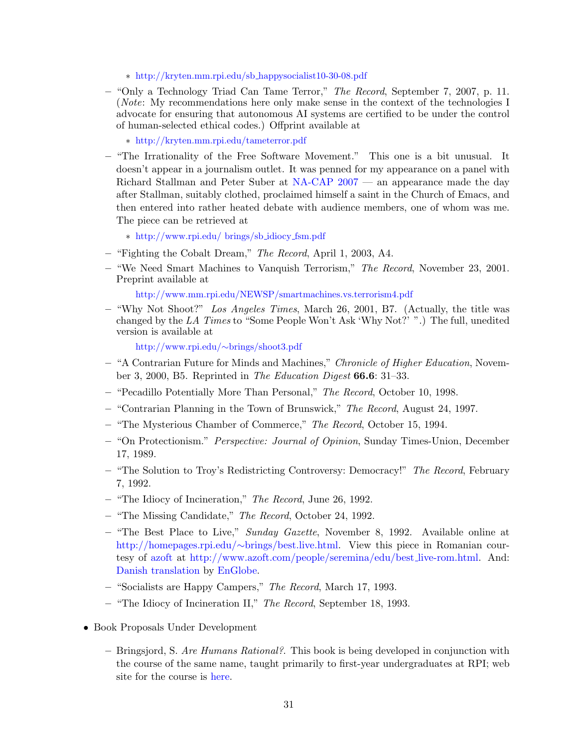- http://kryten.mm.rpi.edu/sb_happysocialist10-30-08.pdf

- "Only a Technology Triad Can Tame Terror," *The Record*, September 7, 2007, p. 11. (*Note*: My recommendations here only make sense in the context of the technologies I advocate for ensuring that autonomous AI systems are certified to be under the control of human-selected ethical codes.) Offprint available at
  - http://kryten.mm.rpi.edu/tameterror.pdf
- "The Irrationality of the Free Software Movement." This one is a bit unusual. It doesn't appear in a journalism outlet. It was penned for my appearance on a panel with Richard Stallman and Peter Suber at NA-CAP 2007 — an appearance made the day after Stallman, suitably clothed, proclaimed himself a saint in the Church of Emacs, and then entered into rather heated debate with audience members, one of whom was me. The piece can be retrieved at
  - http://www.rpi.edu/ brings/sb_idiocy_fsm.pdf
- "Fighting the Cobalt Dream," *The Record*, April 1, 2003, A4.
- "We Need Smart Machines to Vanquish Terrorism," *The Record*, November 23, 2001. Preprint available at

  http://www.mm.rpi.edu/NEWSP/smartmachines.vs.terrorism4.pdf
- "Why Not Shoot?" *Los Angeles Times*, March 26, 2001, B7. (Actually, the title was changed by the *LA Times* to "Some People Won't Ask 'Why Not?' ".) The full, unedited version is available at

  http://www.rpi.edu/∼brings/shoot3.pdf
- "A Contrarian Future for Minds and Machines," *Chronicle of Higher Education*, November 3, 2000, B5. Reprinted in *The Education Digest* **66.6**: 31–33.
- "Pecadillo Potentially More Than Personal," *The Record*, October 10, 1998.
- "Contrarian Planning in the Town of Brunswick," *The Record*, August 24, 1997.
- "The Mysterious Chamber of Commerce," *The Record*, October 15, 1994.
- "On Protectionism." *Perspective: Journal of Opinion*, Sunday Times-Union, December 17, 1989.
- "The Solution to Troy's Redistricting Controversy: Democracy!" *The Record*, February 7, 1992.
- "The Idiocy of Incineration," *The Record*, June 26, 1992.
- "The Missing Candidate," *The Record*, October 24, 1992.
- "The Best Place to Live," *Sunday Gazette*, November 8, 1992. Available online at http://homepages.rpi.edu/∼brings/best.live.html. View this piece in Romanian courtesy of azoft at http://www.azoft.com/people/seremina/edu/best_live-rom.html. And: Danish translation by EnGlobe.
- "Socialists are Happy Campers," *The Record*, March 17, 1993.
- "The Idiocy of Incineration II," *The Record*, September 18, 1993.

- Book Proposals Under Development
  - Bringsjord, S. *Are Humans Rational?*. This book is being developed in conjunction with the course of the same name, taught primarily to first-year undergraduates at RPI; web site for the course is here.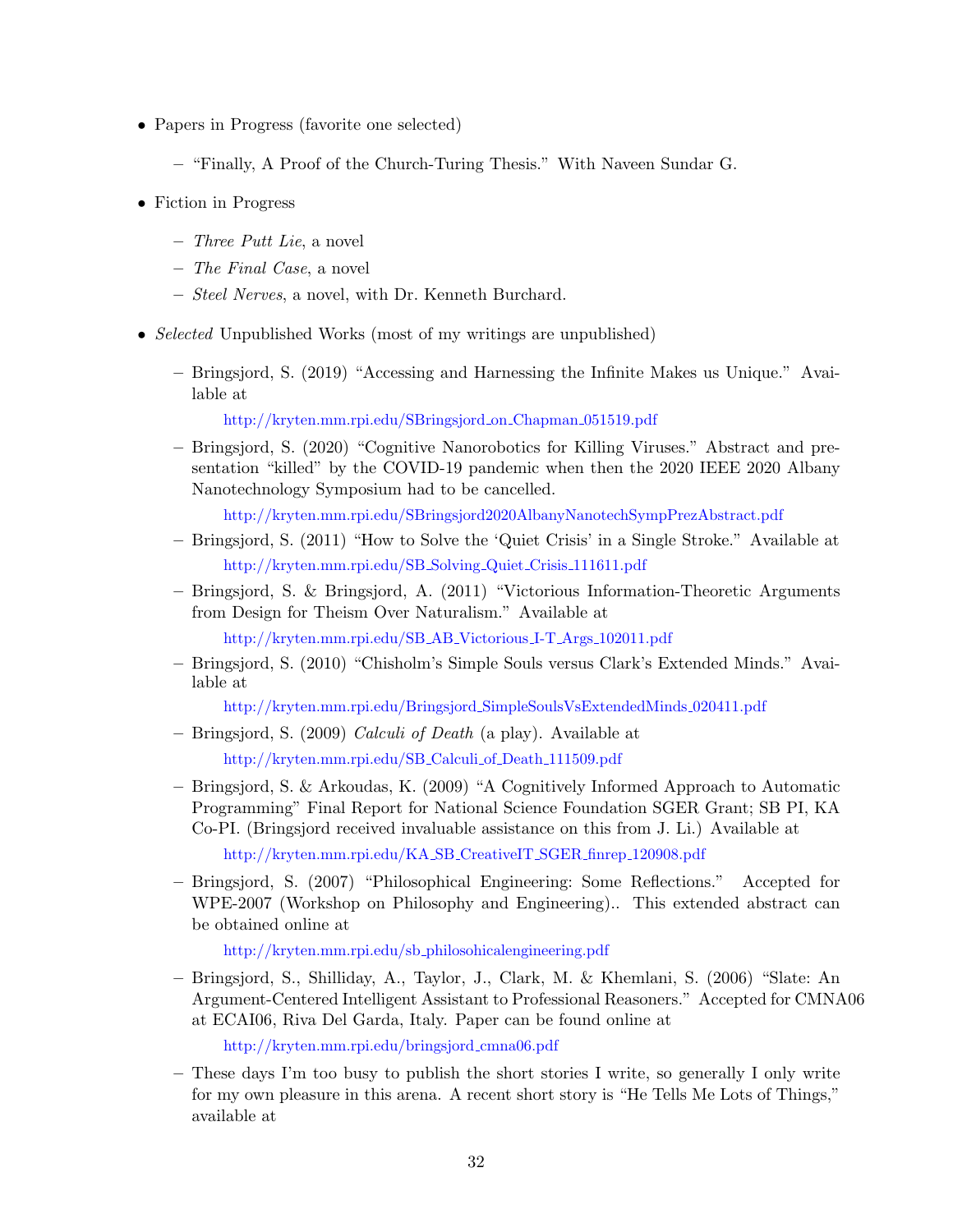- Papers in Progress (favorite one selected)
  - "Finally, A Proof of the Church-Turing Thesis." With Naveen Sundar G.
- Fiction in Progress
  - *Three Putt Lie*, a novel
  - *The Final Case*, a novel
  - *Steel Nerves*, a novel, with Dr. Kenneth Burchard.
- *Selected* Unpublished Works (most of my writings are unpublished)
  - Bringsjord, S. (2019) "Accessing and Harnessing the Infinite Makes us Unique." Available at

    http://kryten.mm.rpi.edu/SBringsjord_on_Chapman_051519.pdf
  - Bringsjord, S. (2020) "Cognitive Nanorobotics for Killing Viruses." Abstract and presentation "killed" by the COVID-19 pandemic when then the 2020 IEEE 2020 Albany Nanotechnology Symposium had to be cancelled.

    http://kryten.mm.rpi.edu/SBringsjord2020AlbanyNanotechSympPrezAbstract.pdf
  - Bringsjord, S. (2011) "How to Solve the 'Quiet Crisis' in a Single Stroke." Available at

    http://kryten.mm.rpi.edu/SB_Solving_Quiet_Crisis_111611.pdf
  - Bringsjord, S. & Bringsjord, A. (2011) "Victorious Information-Theoretic Arguments from Design for Theism Over Naturalism." Available at

    http://kryten.mm.rpi.edu/SB_AB_Victorious_I-T_Args_102011.pdf
  - Bringsjord, S. (2010) "Chisholm's Simple Souls versus Clark's Extended Minds." Available at

    http://kryten.mm.rpi.edu/Bringsjord_SimpleSoulsVsExtendedMinds_020411.pdf
  - Bringsjord, S. (2009) *Calculi of Death* (a play). Available at

    http://kryten.mm.rpi.edu/SB_Calculi_of_Death_111509.pdf
  - Bringsjord, S. & Arkoudas, K. (2009) "A Cognitively Informed Approach to Automatic Programming" Final Report for National Science Foundation SGER Grant; SB PI, KA Co-PI. (Bringsjord received invaluable assistance on this from J. Li.) Available at

    http://kryten.mm.rpi.edu/KA_SB_CreativeIT_SGER_finrep_120908.pdf
  - Bringsjord, S. (2007) "Philosophical Engineering: Some Reflections." Accepted for WPE-2007 (Workshop on Philosophy and Engineering).. This extended abstract can be obtained online at

    http://kryten.mm.rpi.edu/sb_philosohicalengineering.pdf
  - Bringsjord, S., Shilliday, A., Taylor, J., Clark, M. & Khemlani, S. (2006) "Slate: An Argument-Centered Intelligent Assistant to Professional Reasoners." Accepted for CMNA06 at ECAI06, Riva Del Garda, Italy. Paper can be found online at

    http://kryten.mm.rpi.edu/bringsjord_cmna06.pdf
  - These days I'm too busy to publish the short stories I write, so generally I only write for my own pleasure in this arena. A recent short story is "He Tells Me Lots of Things," available at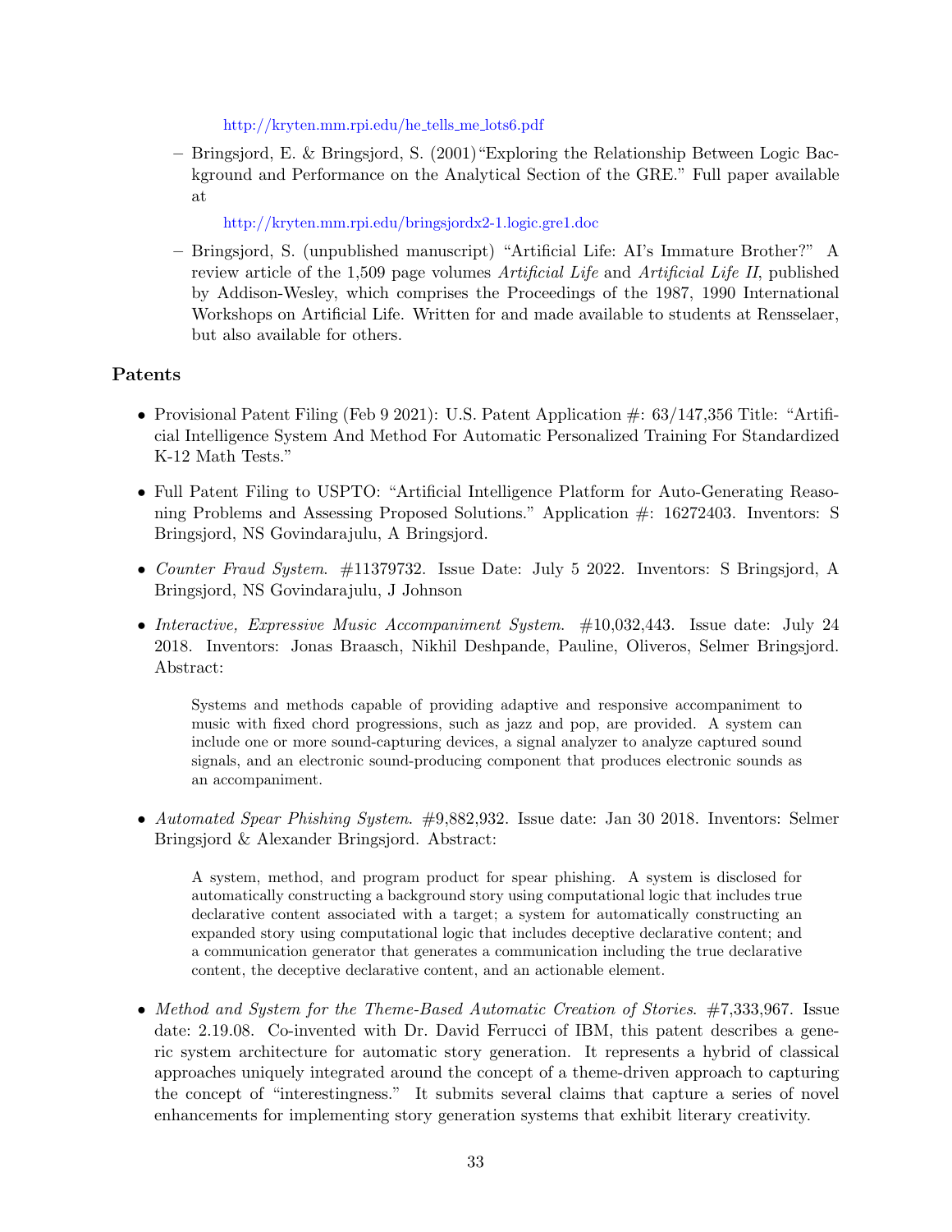http://kryten.mm.rpi.edu/he_tells_me_lots6.pdf

- Bringsjord, E. & Bringsjord, S. (2001)"Exploring the Relationship Between Logic Background and Performance on the Analytical Section of the GRE." Full paper available at

  http://kryten.mm.rpi.edu/bringsjordx2-1.logic.gre1.doc

- Bringsjord, S. (unpublished manuscript) "Artificial Life: AI's Immature Brother?" A review article of the 1,509 page volumes *Artificial Life* and *Artificial Life II*, published by Addison-Wesley, which comprises the Proceedings of the 1987, 1990 International Workshops on Artificial Life. Written for and made available to students at Rensselaer, but also available for others.

## Patents

- Provisional Patent Filing (Feb 9 2021): U.S. Patent Application #: 63/147,356 Title: "Artificial Intelligence System And Method For Automatic Personalized Training For Standardized K-12 Math Tests."

- Full Patent Filing to USPTO: "Artificial Intelligence Platform for Auto-Generating Reasoning Problems and Assessing Proposed Solutions." Application #: 16272403. Inventors: S Bringsjord, NS Govindarajulu, A Bringsjord.

- *Counter Fraud System*. #11379732. Issue Date: July 5 2022. Inventors: S Bringsjord, A Bringsjord, NS Govindarajulu, J Johnson

- *Interactive, Expressive Music Accompaniment System*. #10,032,443. Issue date: July 24 2018. Inventors: Jonas Braasch, Nikhil Deshpande, Pauline, Oliveros, Selmer Bringsjord. Abstract:

  > Systems and methods capable of providing adaptive and responsive accompaniment to music with fixed chord progressions, such as jazz and pop, are provided. A system can include one or more sound-capturing devices, a signal analyzer to analyze captured sound signals, and an electronic sound-producing component that produces electronic sounds as an accompaniment.

- *Automated Spear Phishing System*. #9,882,932. Issue date: Jan 30 2018. Inventors: Selmer Bringsjord & Alexander Bringsjord. Abstract:

  > A system, method, and program product for spear phishing. A system is disclosed for automatically constructing a background story using computational logic that includes true declarative content associated with a target; a system for automatically constructing an expanded story using computational logic that includes deceptive declarative content; and a communication generator that generates a communication including the true declarative content, the deceptive declarative content, and an actionable element.

- *Method and System for the Theme-Based Automatic Creation of Stories*. #7,333,967. Issue date: 2.19.08. Co-invented with Dr. David Ferrucci of IBM, this patent describes a generic system architecture for automatic story generation. It represents a hybrid of classical approaches uniquely integrated around the concept of a theme-driven approach to capturing the concept of "interestingness." It submits several claims that capture a series of novel enhancements for implementing story generation systems that exhibit literary creativity.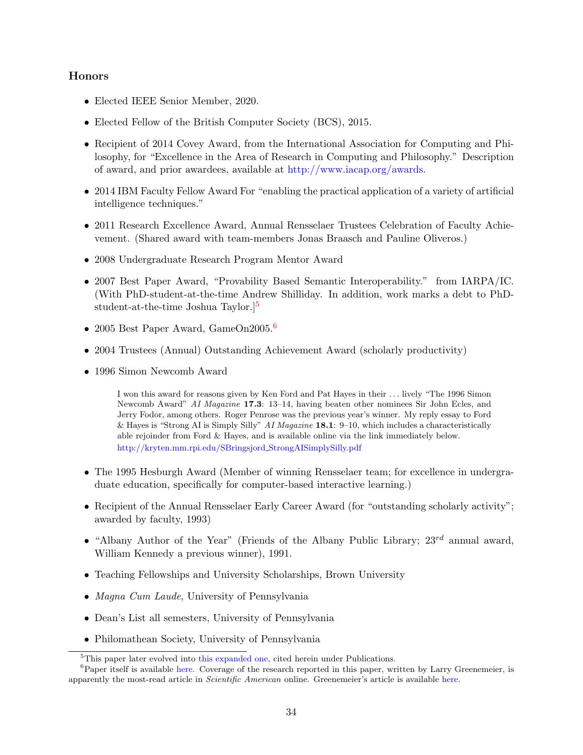### Honors

- Elected IEEE Senior Member, 2020.
- Elected Fellow of the British Computer Society (BCS), 2015.
- Recipient of 2014 Covey Award, from the International Association for Computing and Philosophy, for "Excellence in the Area of Research in Computing and Philosophy." Description of award, and prior awardees, available at http://www.iacap.org/awards.
- 2014 IBM Faculty Fellow Award For "enabling the practical application of a variety of artificial intelligence techniques."
- 2011 Research Excellence Award, Annual Rensselaer Trustees Celebration of Faculty Achievement. (Shared award with team-members Jonas Braasch and Pauline Oliveros.)
- 2008 Undergraduate Research Program Mentor Award
- 2007 Best Paper Award, "Provability Based Semantic Interoperability." from IARPA/IC. (With PhD-student-at-the-time Andrew Shilliday. In addition, work marks a debt to PhD-student-at-the-time Joshua Taylor.][5]
- 2005 Best Paper Award, GameOn2005.[6]
- 2004 Trustees (Annual) Outstanding Achievement Award (scholarly productivity)
- 1996 Simon Newcomb Award

  > I won this award for reasons given by Ken Ford and Pat Hayes in their . . . lively "The 1996 Simon Newcomb Award" *AI Magazine* **17.3**: 13–14, having beaten other nominees Sir John Ecles, and Jerry Fodor, among others. Roger Penrose was the previous year's winner. My reply essay to Ford & Hayes is "Strong AI is Simply Silly" *AI Magazine* **18.1**: 9–10, which includes a characteristically able rejoinder from Ford & Hayes, and is available online via the link immediately below.
  > http://kryten.mm.rpi.edu/SBringsjord_StrongAISimplySilly.pdf

- The 1995 Hesburgh Award (Member of winning Rensselaer team; for excellence in undergraduate education, specifically for computer-based interactive learning.)
- Recipient of the Annual Rensselaer Early Career Award (for "outstanding scholarly activity"; awarded by faculty, 1993)
- "Albany Author of the Year" (Friends of the Albany Public Library; $23^{rd}$ annual award, William Kennedy a previous winner), 1991.
- Teaching Fellowships and University Scholarships, Brown University
- *Magna Cum Laude*, University of Pennsylvania
- Dean's List all semesters, University of Pennsylvania
- Philomathean Society, University of Pennsylvania

---

[5] This paper later evolved into this expanded one, cited herein under Publications.

[6] Paper itself is available here. Coverage of the research reported in this paper, written by Larry Greenemeier, is apparently the most-read article in *Scientific American* online. Greenemeier's article is available here.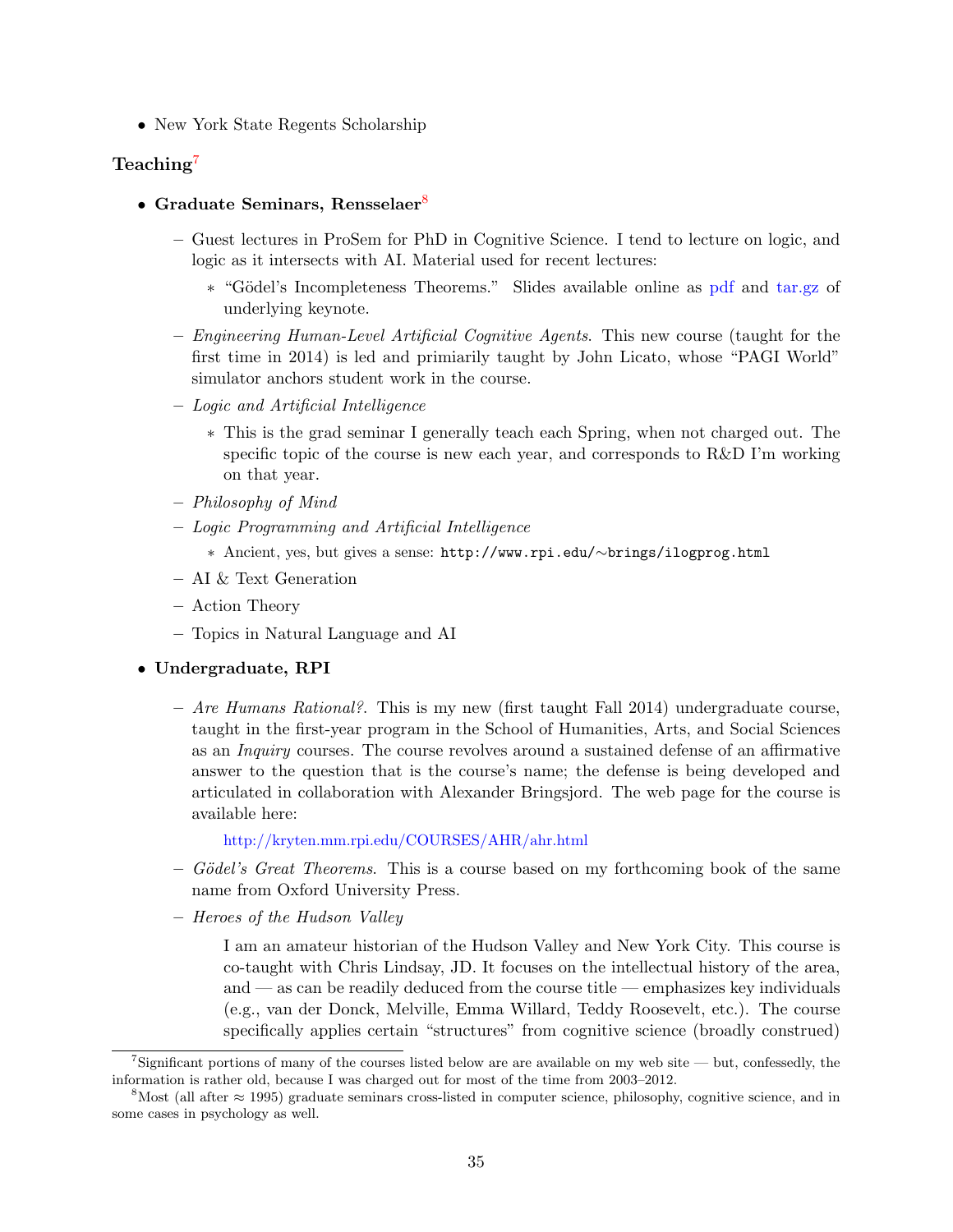- New York State Regents Scholarship

## Teaching[7]

- **Graduate Seminars, Rensselaer[8]**
  - Guest lectures in ProSem for PhD in Cognitive Science. I tend to lecture on logic, and logic as it intersects with AI. Material used for recent lectures:
    - "Gödel's Incompleteness Theorems." Slides available online as pdf and tar.gz of underlying keynote.
  - *Engineering Human-Level Artificial Cognitive Agents*. This new course (taught for the first time in 2014) is led and primiarily taught by John Licato, whose "PAGI World" simulator anchors student work in the course.
  - *Logic and Artificial Intelligence*
    - This is the grad seminar I generally teach each Spring, when not charged out. The specific topic of the course is new each year, and corresponds to R&D I'm working on that year.
  - *Philosophy of Mind*
  - *Logic Programming and Artificial Intelligence*
    - Ancient, yes, but gives a sense: `http://www.rpi.edu/~brings/ilogprog.html`
  - AI & Text Generation
  - Action Theory
  - Topics in Natural Language and AI
- **Undergraduate, RPI**
  - *Are Humans Rational?*. This is my new (first taught Fall 2014) undergraduate course, taught in the first-year program in the School of Humanities, Arts, and Social Sciences as an *Inquiry* courses. The course revolves around a sustained defense of an affirmative answer to the question that is the course's name; the defense is being developed and articulated in collaboration with Alexander Bringsjord. The web page for the course is available here:

    http://kryten.mm.rpi.edu/COURSES/AHR/ahr.html
  - *Gödel's Great Theorems*. This is a course based on my forthcoming book of the same name from Oxford University Press.
  - *Heroes of the Hudson Valley*

    I am an amateur historian of the Hudson Valley and New York City. This course is co-taught with Chris Lindsay, JD. It focuses on the intellectual history of the area, and — as can be readily deduced from the course title — emphasizes key individuals (e.g., van der Donck, Melville, Emma Willard, Teddy Roosevelt, etc.). The course specifically applies certain "structures" from cognitive science (broadly construed)

---

[7] Significant portions of many of the courses listed below are are available on my web site — but, confessedly, the information is rather old, because I was charged out for most of the time from 2003–2012.

[8] Most (all after ≈ 1995) graduate seminars cross-listed in computer science, philosophy, cognitive science, and in some cases in psychology as well.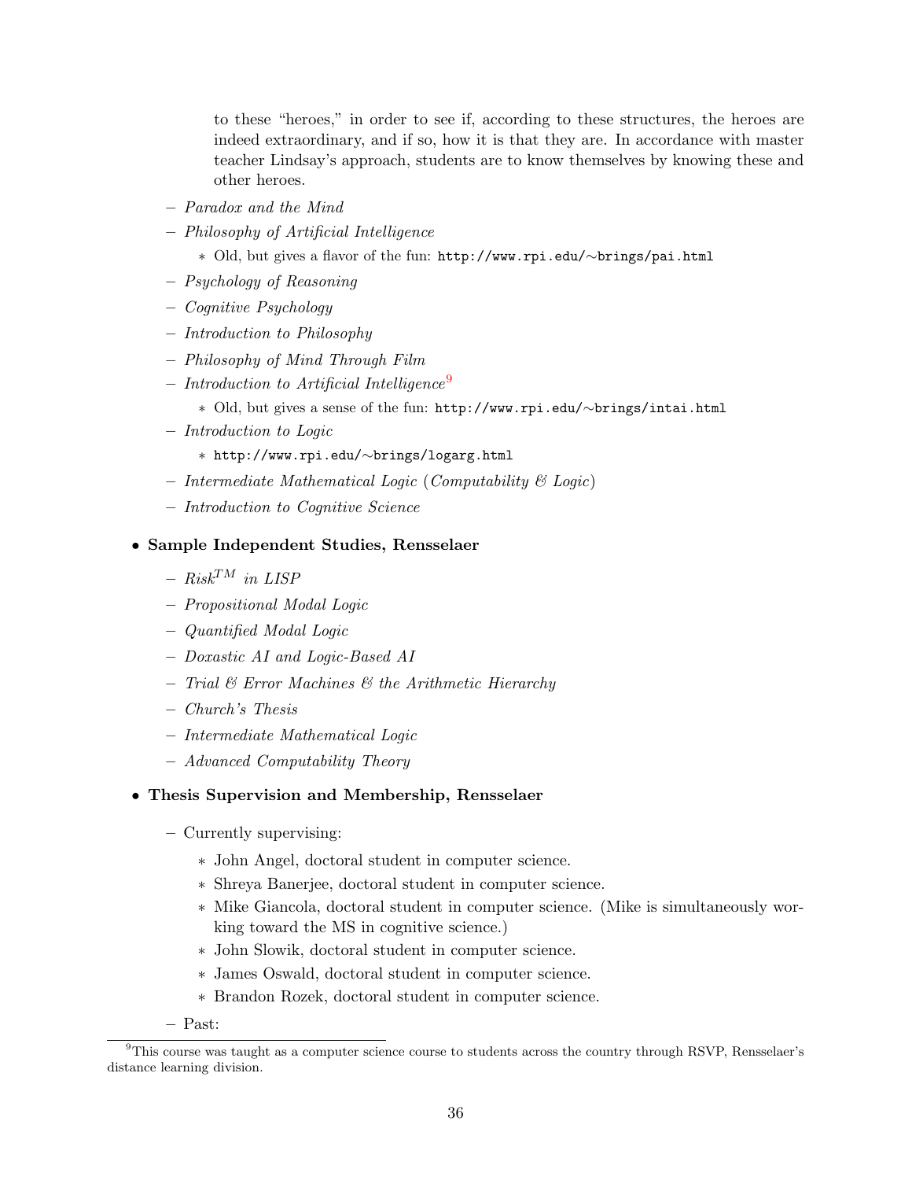to these "heroes," in order to see if, according to these structures, the heroes are indeed extraordinary, and if so, how it is that they are. In accordance with master teacher Lindsay's approach, students are to know themselves by knowing these and other heroes.

  - *Paradox and the Mind*
  - *Philosophy of Artificial Intelligence*
    - Old, but gives a flavor of the fun: `http://www.rpi.edu/~brings/pai.html`
  - *Psychology of Reasoning*
  - *Cognitive Psychology*
  - *Introduction to Philosophy*
  - *Philosophy of Mind Through Film*
  - *Introduction to Artificial Intelligence*[9]
    - Old, but gives a sense of the fun: `http://www.rpi.edu/~brings/intai.html`
  - *Introduction to Logic*
    - `http://www.rpi.edu/~brings/logarg.html`
  - *Intermediate Mathematical Logic* (*Computability & Logic*)
  - *Introduction to Cognitive Science*

- **Sample Independent Studies, Rensselaer**
  - *Risk*$^{TM}$ *in LISP*
  - *Propositional Modal Logic*
  - *Quantified Modal Logic*
  - *Doxastic AI and Logic-Based AI*
  - *Trial & Error Machines & the Arithmetic Hierarchy*
  - *Church's Thesis*
  - *Intermediate Mathematical Logic*
  - *Advanced Computability Theory*

- **Thesis Supervision and Membership, Rensselaer**
  - Currently supervising:
    - John Angel, doctoral student in computer science.
    - Shreya Banerjee, doctoral student in computer science.
    - Mike Giancola, doctoral student in computer science. (Mike is simultaneously working toward the MS in cognitive science.)
    - John Slowik, doctoral student in computer science.
    - James Oswald, doctoral student in computer science.
    - Brandon Rozek, doctoral student in computer science.
  - Past:

[9] This course was taught as a computer science course to students across the country through RSVP, Rensselaer's distance learning division.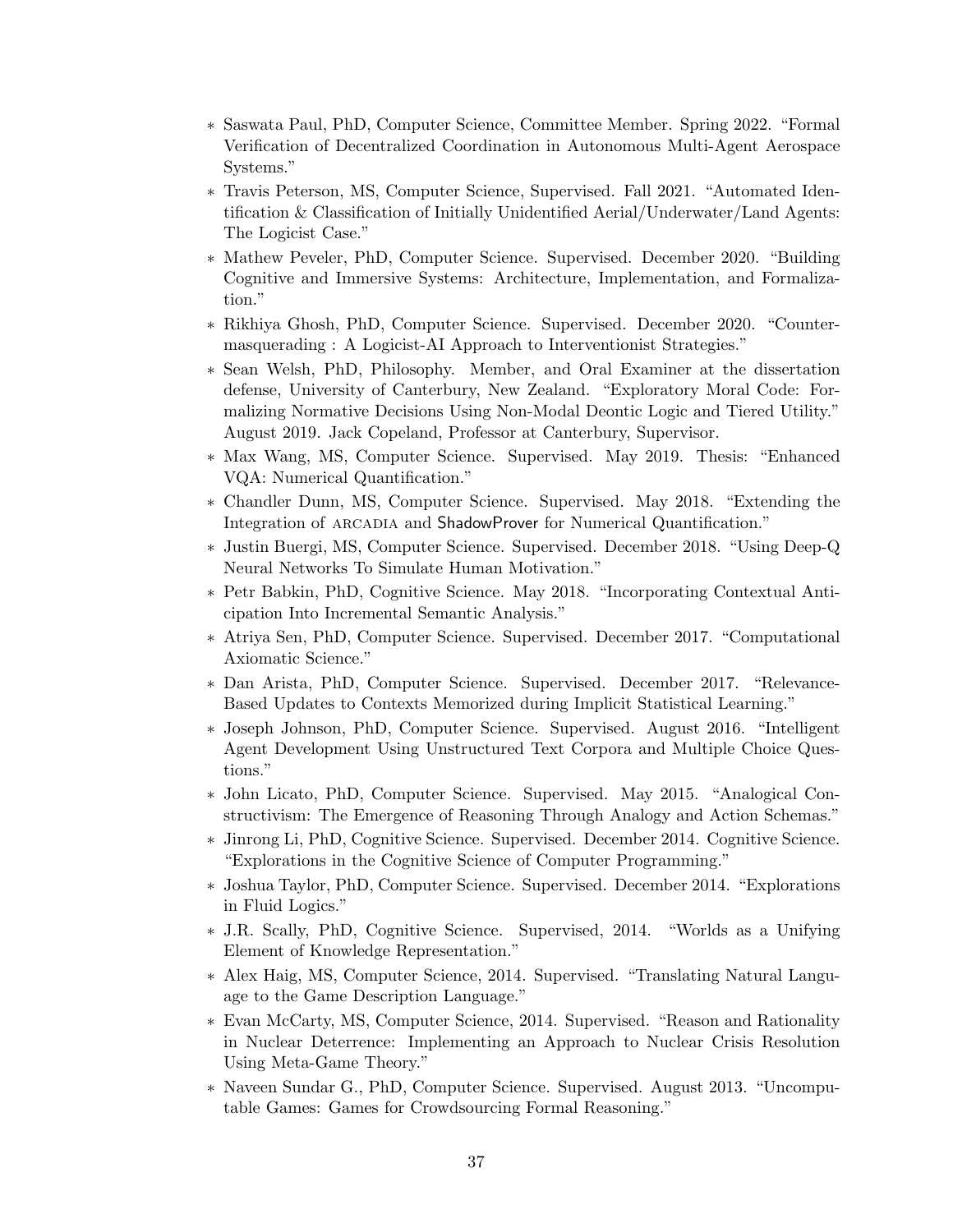- Saswata Paul, PhD, Computer Science, Committee Member. Spring 2022. "Formal Verification of Decentralized Coordination in Autonomous Multi-Agent Aerospace Systems."
- Travis Peterson, MS, Computer Science, Supervised. Fall 2021. "Automated Identification & Classification of Initially Unidentified Aerial/Underwater/Land Agents: The Logicist Case."
- Mathew Peveler, PhD, Computer Science. Supervised. December 2020. "Building Cognitive and Immersive Systems: Architecture, Implementation, and Formalization."
- Rikhiya Ghosh, PhD, Computer Science. Supervised. December 2020. "Countermasquerading : A Logicist-AI Approach to Interventionist Strategies."
- Sean Welsh, PhD, Philosophy. Member, and Oral Examiner at the dissertation defense, University of Canterbury, New Zealand. "Exploratory Moral Code: Formalizing Normative Decisions Using Non-Modal Deontic Logic and Tiered Utility." August 2019. Jack Copeland, Professor at Canterbury, Supervisor.
- Max Wang, MS, Computer Science. Supervised. May 2019. Thesis: "Enhanced VQA: Numerical Quantification."
- Chandler Dunn, MS, Computer Science. Supervised. May 2018. "Extending the Integration of ARCADIA and ShadowProver for Numerical Quantification."
- Justin Buergi, MS, Computer Science. Supervised. December 2018. "Using Deep-Q Neural Networks To Simulate Human Motivation."
- Petr Babkin, PhD, Cognitive Science. May 2018. "Incorporating Contextual Anticipation Into Incremental Semantic Analysis."
- Atriya Sen, PhD, Computer Science. Supervised. December 2017. "Computational Axiomatic Science."
- Dan Arista, PhD, Computer Science. Supervised. December 2017. "Relevance-Based Updates to Contexts Memorized during Implicit Statistical Learning."
- Joseph Johnson, PhD, Computer Science. Supervised. August 2016. "Intelligent Agent Development Using Unstructured Text Corpora and Multiple Choice Questions."
- John Licato, PhD, Computer Science. Supervised. May 2015. "Analogical Constructivism: The Emergence of Reasoning Through Analogy and Action Schemas."
- Jinrong Li, PhD, Cognitive Science. Supervised. December 2014. Cognitive Science. "Explorations in the Cognitive Science of Computer Programming."
- Joshua Taylor, PhD, Computer Science. Supervised. December 2014. "Explorations in Fluid Logics."
- J.R. Scally, PhD, Cognitive Science. Supervised, 2014. "Worlds as a Unifying Element of Knowledge Representation."
- Alex Haig, MS, Computer Science, 2014. Supervised. "Translating Natural Language to the Game Description Language."
- Evan McCarty, MS, Computer Science, 2014. Supervised. "Reason and Rationality in Nuclear Deterrence: Implementing an Approach to Nuclear Crisis Resolution Using Meta-Game Theory."
- Naveen Sundar G., PhD, Computer Science. Supervised. August 2013. "Uncomputable Games: Games for Crowdsourcing Formal Reasoning."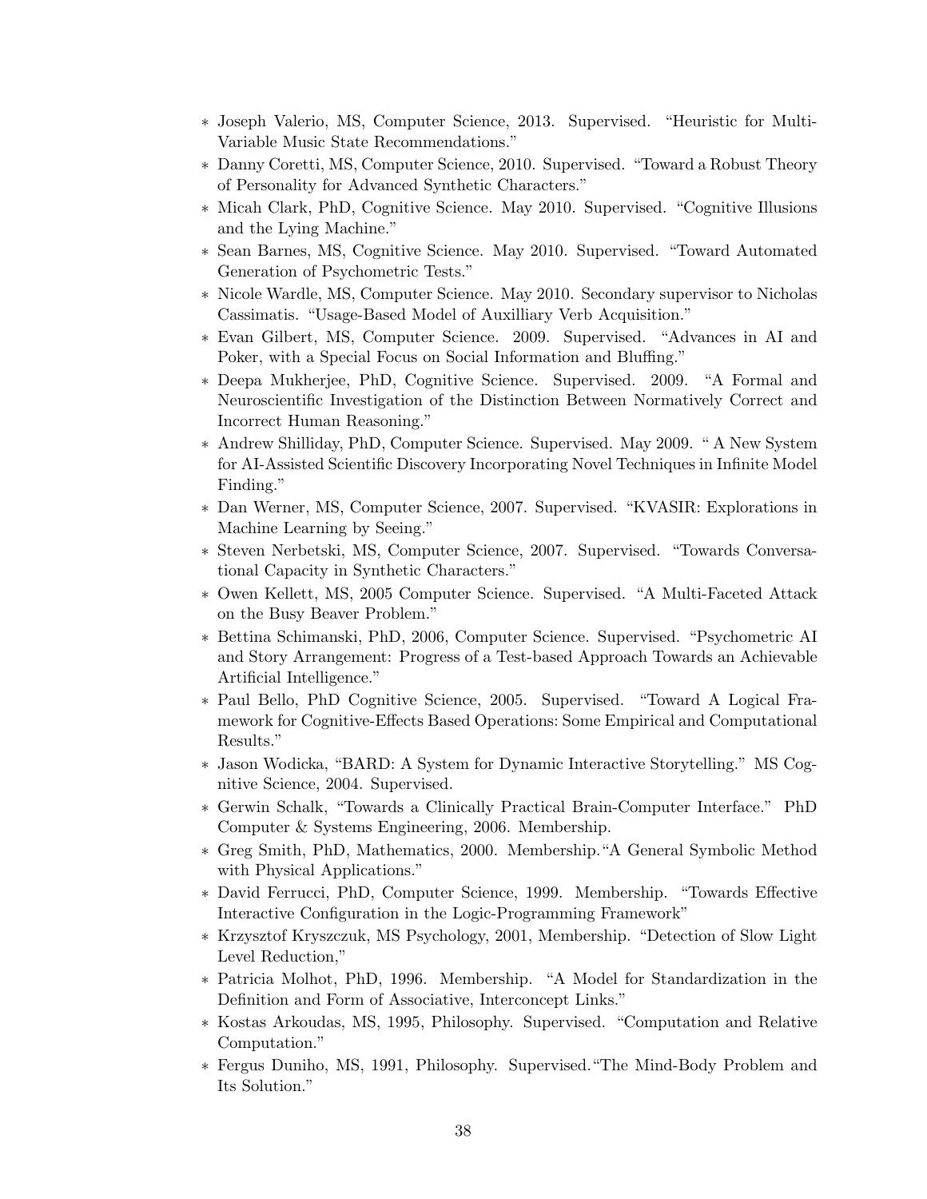- Joseph Valerio, MS, Computer Science, 2013. Supervised. "Heuristic for Multi-Variable Music State Recommendations."
- Danny Coretti, MS, Computer Science, 2010. Supervised. "Toward a Robust Theory of Personality for Advanced Synthetic Characters."
- Micah Clark, PhD, Cognitive Science. May 2010. Supervised. "Cognitive Illusions and the Lying Machine."
- Sean Barnes, MS, Cognitive Science. May 2010. Supervised. "Toward Automated Generation of Psychometric Tests."
- Nicole Wardle, MS, Computer Science. May 2010. Secondary supervisor to Nicholas Cassimatis. "Usage-Based Model of Auxilliary Verb Acquisition."
- Evan Gilbert, MS, Computer Science. 2009. Supervised. "Advances in AI and Poker, with a Special Focus on Social Information and Bluffing."
- Deepa Mukherjee, PhD, Cognitive Science. Supervised. 2009. "A Formal and Neuroscientific Investigation of the Distinction Between Normatively Correct and Incorrect Human Reasoning."
- Andrew Shilliday, PhD, Computer Science. Supervised. May 2009. " A New System for AI-Assisted Scientific Discovery Incorporating Novel Techniques in Infinite Model Finding."
- Dan Werner, MS, Computer Science, 2007. Supervised. "KVASIR: Explorations in Machine Learning by Seeing."
- Steven Nerbetski, MS, Computer Science, 2007. Supervised. "Towards Conversational Capacity in Synthetic Characters."
- Owen Kellett, MS, 2005 Computer Science. Supervised. "A Multi-Faceted Attack on the Busy Beaver Problem."
- Bettina Schimanski, PhD, 2006, Computer Science. Supervised. "Psychometric AI and Story Arrangement: Progress of a Test-based Approach Towards an Achievable Artificial Intelligence."
- Paul Bello, PhD Cognitive Science, 2005. Supervised. "Toward A Logical Framework for Cognitive-Effects Based Operations: Some Empirical and Computational Results."
- Jason Wodicka, "BARD: A System for Dynamic Interactive Storytelling." MS Cognitive Science, 2004. Supervised.
- Gerwin Schalk, "Towards a Clinically Practical Brain-Computer Interface." PhD Computer & Systems Engineering, 2006. Membership.
- Greg Smith, PhD, Mathematics, 2000. Membership."A General Symbolic Method with Physical Applications."
- David Ferrucci, PhD, Computer Science, 1999. Membership. "Towards Effective Interactive Configuration in the Logic-Programming Framework"
- Krzysztof Kryszczuk, MS Psychology, 2001, Membership. "Detection of Slow Light Level Reduction,"
- Patricia Molhot, PhD, 1996. Membership. "A Model for Standardization in the Definition and Form of Associative, Interconcept Links."
- Kostas Arkoudas, MS, 1995, Philosophy. Supervised. "Computation and Relative Computation."
- Fergus Duniho, MS, 1991, Philosophy. Supervised."The Mind-Body Problem and Its Solution."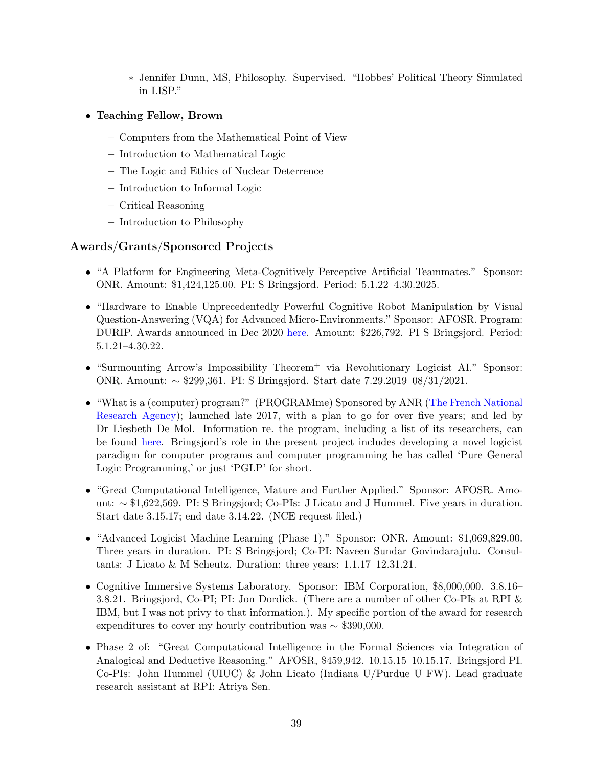* Jennifer Dunn, MS, Philosophy. Supervised. "Hobbes' Political Theory Simulated in LISP."

- **Teaching Fellow, Brown**
  - Computers from the Mathematical Point of View
  - Introduction to Mathematical Logic
  - The Logic and Ethics of Nuclear Deterrence
  - Introduction to Informal Logic
  - Critical Reasoning
  - Introduction to Philosophy

### Awards/Grants/Sponsored Projects

- "A Platform for Engineering Meta-Cognitively Perceptive Artificial Teammates." Sponsor: ONR. Amount: $1,424,125.00. PI: S Bringsjord. Period: 5.1.22–4.30.2025.
- "Hardware to Enable Unprecedentedly Powerful Cognitive Robot Manipulation by Visual Question-Answering (VQA) for Advanced Micro-Environments." Sponsor: AFOSR. Program: DURIP. Awards announced in Dec 2020 here. Amount: $226,792. PI S Bringsjord. Period: 5.1.21–4.30.22.
- "Surmounting Arrow's Impossibility Theorem$^{+}$ via Revolutionary Logicist AI." Sponsor: ONR. Amount: ∼ $299,361. PI: S Bringsjord. Start date 7.29.2019–08/31/2021.
- "What is a (computer) program?" (PROGRAMme) Sponsored by ANR (The French National Research Agency); launched late 2017, with a plan to go for over five years; and led by Dr Liesbeth De Mol. Information re. the program, including a list of its researchers, can be found here. Bringsjord's role in the present project includes developing a novel logicist paradigm for computer programs and computer programming he has called 'Pure General Logic Programming,' or just 'PGLP' for short.
- "Great Computational Intelligence, Mature and Further Applied." Sponsor: AFOSR. Amount: ∼ $1,622,569. PI: S Bringsjord; Co-PIs: J Licato and J Hummel. Five years in duration. Start date 3.15.17; end date 3.14.22. (NCE request filed.)
- "Advanced Logicist Machine Learning (Phase 1)." Sponsor: ONR. Amount: $1,069,829.00. Three years in duration. PI: S Bringsjord; Co-PI: Naveen Sundar Govindarajulu. Consultants: J Licato & M Scheutz. Duration: three years: 1.1.17–12.31.21.
- Cognitive Immersive Systems Laboratory. Sponsor: IBM Corporation, $8,000,000. 3.8.16–3.8.21. Bringsjord, Co-PI; PI: Jon Dordick. (There are a number of other Co-PIs at RPI & IBM, but I was not privy to that information.). My specific portion of the award for research expenditures to cover my hourly contribution was ∼ $390,000.
- Phase 2 of: "Great Computational Intelligence in the Formal Sciences via Integration of Analogical and Deductive Reasoning." AFOSR, $459,942. 10.15.15–10.15.17. Bringsjord PI. Co-PIs: John Hummel (UIUC) & John Licato (Indiana U/Purdue U FW). Lead graduate research assistant at RPI: Atriya Sen.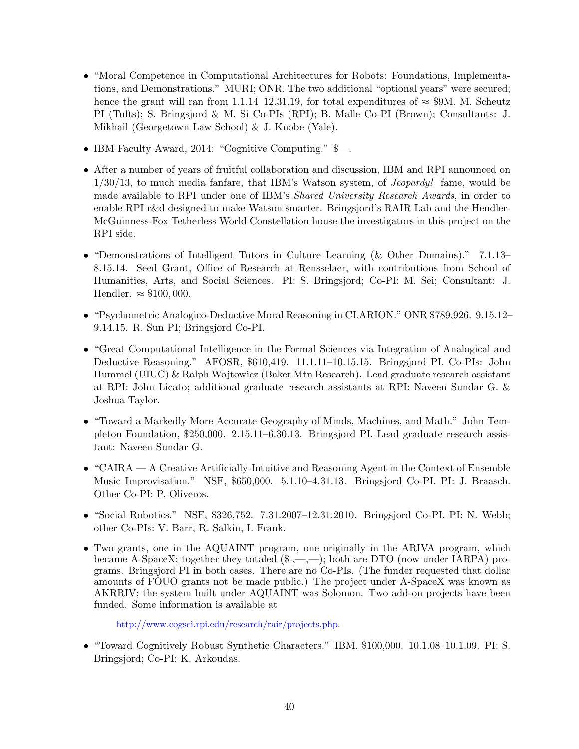- "Moral Competence in Computational Architectures for Robots: Foundations, Implementations, and Demonstrations." MURI; ONR. The two additional "optional years" were secured; hence the grant will ran from 1.1.14–12.31.19, for total expenditures of ≈ \$9M. M. Scheutz PI (Tufts); S. Bringsjord & M. Si Co-PIs (RPI); B. Malle Co-PI (Brown); Consultants: J. Mikhail (Georgetown Law School) & J. Knobe (Yale).

- IBM Faculty Award, 2014: "Cognitive Computing." \$—.

- After a number of years of fruitful collaboration and discussion, IBM and RPI announced on 1/30/13, to much media fanfare, that IBM's Watson system, of *Jeopardy!* fame, would be made available to RPI under one of IBM's *Shared University Research Awards*, in order to enable RPI r&d designed to make Watson smarter. Bringsjord's RAIR Lab and the Hendler-McGuinness-Fox Tetherless World Constellation house the investigators in this project on the RPI side.

- "Demonstrations of Intelligent Tutors in Culture Learning (& Other Domains)." 7.1.13–8.15.14. Seed Grant, Office of Research at Rensselaer, with contributions from School of Humanities, Arts, and Social Sciences. PI: S. Bringsjord; Co-PI: M. Sei; Consultant: J. Hendler. ≈ \$100,000.

- "Psychometric Analogico-Deductive Moral Reasoning in CLARION." ONR \$789,926. 9.15.12–9.14.15. R. Sun PI; Bringsjord Co-PI.

- "Great Computational Intelligence in the Formal Sciences via Integration of Analogical and Deductive Reasoning." AFOSR, \$610,419. 11.1.11–10.15.15. Bringsjord PI. Co-PIs: John Hummel (UIUC) & Ralph Wojtowicz (Baker Mtn Research). Lead graduate research assistant at RPI: John Licato; additional graduate research assistants at RPI: Naveen Sundar G. & Joshua Taylor.

- "Toward a Markedly More Accurate Geography of Minds, Machines, and Math." John Templeton Foundation, \$250,000. 2.15.11–6.30.13. Bringsjord PI. Lead graduate research assistant: Naveen Sundar G.

- "CAIRA — A Creative Artificially-Intuitive and Reasoning Agent in the Context of Ensemble Music Improvisation." NSF, \$650,000. 5.1.10–4.31.13. Bringsjord Co-PI. PI: J. Braasch. Other Co-PI: P. Oliveros.

- "Social Robotics." NSF, \$326,752. 7.31.2007–12.31.2010. Bringsjord Co-PI. PI: N. Webb; other Co-PIs: V. Barr, R. Salkin, I. Frank.

- Two grants, one in the AQUAINT program, one originally in the ARIVA program, which became A-SpaceX; together they totaled (\$-,—,—); both are DTO (now under IARPA) programs. Bringsjord PI in both cases. There are no Co-PIs. (The funder requested that dollar amounts of FOUO grants not be made public.) The project under A-SpaceX was known as AKRRIV; the system built under AQUAINT was Solomon. Two add-on projects have been funded. Some information is available at

  http://www.cogsci.rpi.edu/research/rair/projects.php.

- "Toward Cognitively Robust Synthetic Characters." IBM. \$100,000. 10.1.08–10.1.09. PI: S. Bringsjord; Co-PI: K. Arkoudas.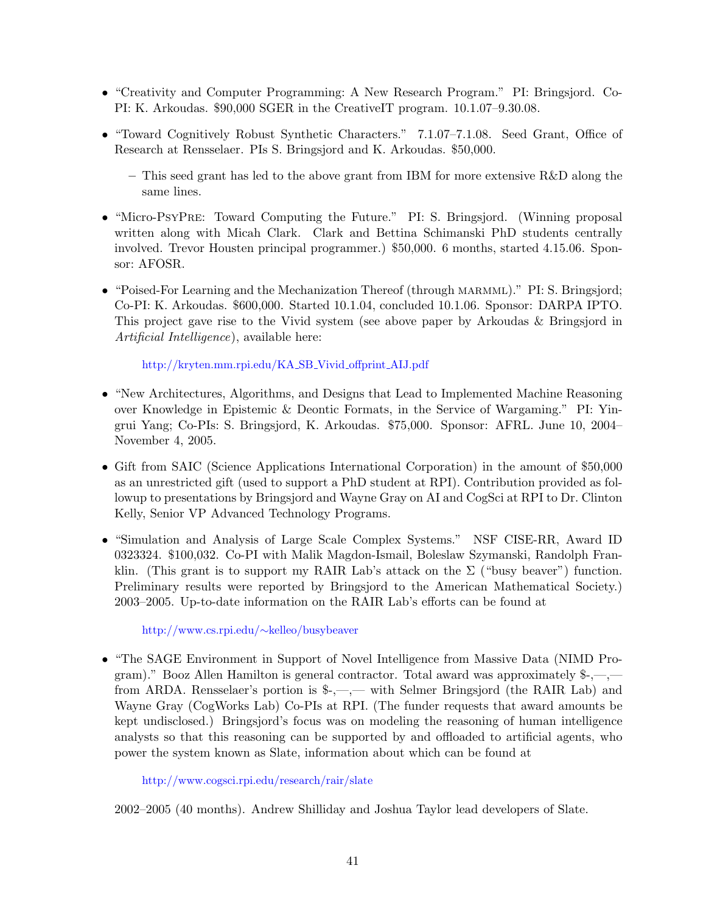- "Creativity and Computer Programming: A New Research Program." PI: Bringsjord. Co-PI: K. Arkoudas. $90,000 SGER in the CreativeIT program. 10.1.07–9.30.08.
- "Toward Cognitively Robust Synthetic Characters." 7.1.07–7.1.08. Seed Grant, Office of Research at Rensselaer. PIs S. Bringsjord and K. Arkoudas. $50,000.
  - This seed grant has led to the above grant from IBM for more extensive R&D along the same lines.
- "Micro-PsyPre: Toward Computing the Future." PI: S. Bringsjord. (Winning proposal written along with Micah Clark. Clark and Bettina Schimanski PhD students centrally involved. Trevor Housten principal programmer.) $50,000. 6 months, started 4.15.06. Sponsor: AFOSR.
- "Poised-For Learning and the Mechanization Thereof (through marmml)." PI: S. Bringsjord; Co-PI: K. Arkoudas. $600,000. Started 10.1.04, concluded 10.1.06. Sponsor: DARPA IPTO. This project gave rise to the Vivid system (see above paper by Arkoudas & Bringsjord in *Artificial Intelligence*), available here:

  http://kryten.mm.rpi.edu/KA_SB_Vivid_offprint_AIJ.pdf

- "New Architectures, Algorithms, and Designs that Lead to Implemented Machine Reasoning over Knowledge in Epistemic & Deontic Formats, in the Service of Wargaming." PI: Yingrui Yang; Co-PIs: S. Bringsjord, K. Arkoudas. $75,000. Sponsor: AFRL. June 10, 2004–November 4, 2005.
- Gift from SAIC (Science Applications International Corporation) in the amount of $50,000 as an unrestricted gift (used to support a PhD student at RPI). Contribution provided as followup to presentations by Bringsjord and Wayne Gray on AI and CogSci at RPI to Dr. Clinton Kelly, Senior VP Advanced Technology Programs.
- "Simulation and Analysis of Large Scale Complex Systems." NSF CISE-RR, Award ID 0323324. $100,032. Co-PI with Malik Magdon-Ismail, Boleslaw Szymanski, Randolph Franklin. (This grant is to support my RAIR Lab's attack on the $\Sigma$ ("busy beaver") function. Preliminary results were reported by Bringsjord to the American Mathematical Society.) 2003–2005. Up-to-date information on the RAIR Lab's efforts can be found at

  http://www.cs.rpi.edu/~kelleo/busybeaver

- "The SAGE Environment in Support of Novel Intelligence from Massive Data (NIMD Program)." Booz Allen Hamilton is general contractor. Total award was approximately $-,—,— from ARDA. Rensselaer's portion is $-,—,— with Selmer Bringsjord (the RAIR Lab) and Wayne Gray (CogWorks Lab) Co-PIs at RPI. (The funder requests that award amounts be kept undisclosed.) Bringsjord's focus was on modeling the reasoning of human intelligence analysts so that this reasoning can be supported by and offloaded to artificial agents, who power the system known as Slate, information about which can be found at

  http://www.cogsci.rpi.edu/research/rair/slate

  2002–2005 (40 months). Andrew Shilliday and Joshua Taylor lead developers of Slate.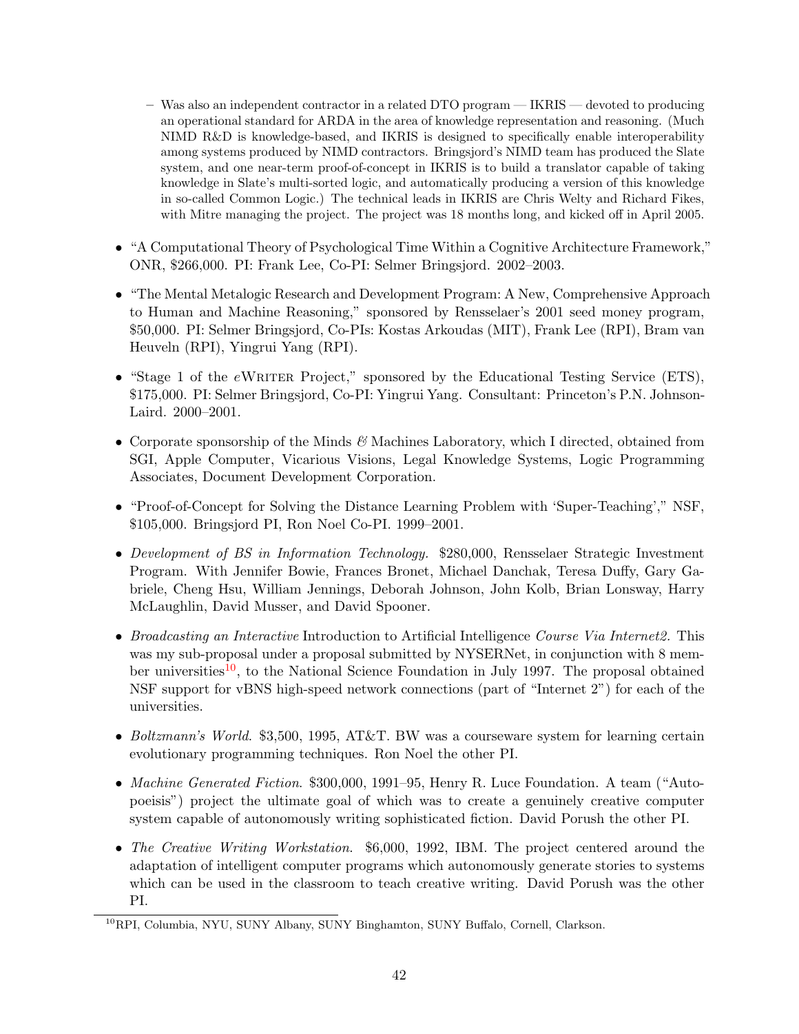- Was also an independent contractor in a related DTO program — IKRIS — devoted to producing an operational standard for ARDA in the area of knowledge representation and reasoning. (Much NIMD R&D is knowledge-based, and IKRIS is designed to specifically enable interoperability among systems produced by NIMD contractors. Bringsjord's NIMD team has produced the Slate system, and one near-term proof-of-concept in IKRIS is to build a translator capable of taking knowledge in Slate's multi-sorted logic, and automatically producing a version of this knowledge in so-called Common Logic.) The technical leads in IKRIS are Chris Welty and Richard Fikes, with Mitre managing the project. The project was 18 months long, and kicked off in April 2005.

- "A Computational Theory of Psychological Time Within a Cognitive Architecture Framework," ONR, $266,000. PI: Frank Lee, Co-PI: Selmer Bringsjord. 2002–2003.

- "The Mental Metalogic Research and Development Program: A New, Comprehensive Approach to Human and Machine Reasoning," sponsored by Rensselaer's 2001 seed money program, $50,000. PI: Selmer Bringsjord, Co-PIs: Kostas Arkoudas (MIT), Frank Lee (RPI), Bram van Heuveln (RPI), Yingrui Yang (RPI).

- "Stage 1 of the *e*WRITER Project," sponsored by the Educational Testing Service (ETS), $175,000. PI: Selmer Bringsjord, Co-PI: Yingrui Yang. Consultant: Princeton's P.N. Johnson-Laird. 2000–2001.

- Corporate sponsorship of the Minds *&* Machines Laboratory, which I directed, obtained from SGI, Apple Computer, Vicarious Visions, Legal Knowledge Systems, Logic Programming Associates, Document Development Corporation.

- "Proof-of-Concept for Solving the Distance Learning Problem with 'Super-Teaching'," NSF, $105,000. Bringsjord PI, Ron Noel Co-PI. 1999–2001.

- *Development of BS in Information Technology.* $280,000, Rensselaer Strategic Investment Program. With Jennifer Bowie, Frances Bronet, Michael Danchak, Teresa Duffy, Gary Gabriele, Cheng Hsu, William Jennings, Deborah Johnson, John Kolb, Brian Lonsway, Harry McLaughlin, David Musser, and David Spooner.

- *Broadcasting an Interactive* Introduction to Artificial Intelligence *Course Via Internet2.* This was my sub-proposal under a proposal submitted by NYSERNet, in conjunction with 8 member universities[10], to the National Science Foundation in July 1997. The proposal obtained NSF support for vBNS high-speed network connections (part of "Internet 2") for each of the universities.

- *Boltzmann's World*. $3,500, 1995, AT&T. BW was a courseware system for learning certain evolutionary programming techniques. Ron Noel the other PI.

- *Machine Generated Fiction*. $300,000, 1991–95, Henry R. Luce Foundation. A team ("Autopoeisis") project the ultimate goal of which was to create a genuinely creative computer system capable of autonomously writing sophisticated fiction. David Porush the other PI.

- *The Creative Writing Workstation*. $6,000, 1992, IBM. The project centered around the adaptation of intelligent computer programs which autonomously generate stories to systems which can be used in the classroom to teach creative writing. David Porush was the other PI.

---

[10] RPI, Columbia, NYU, SUNY Albany, SUNY Binghamton, SUNY Buffalo, Cornell, Clarkson.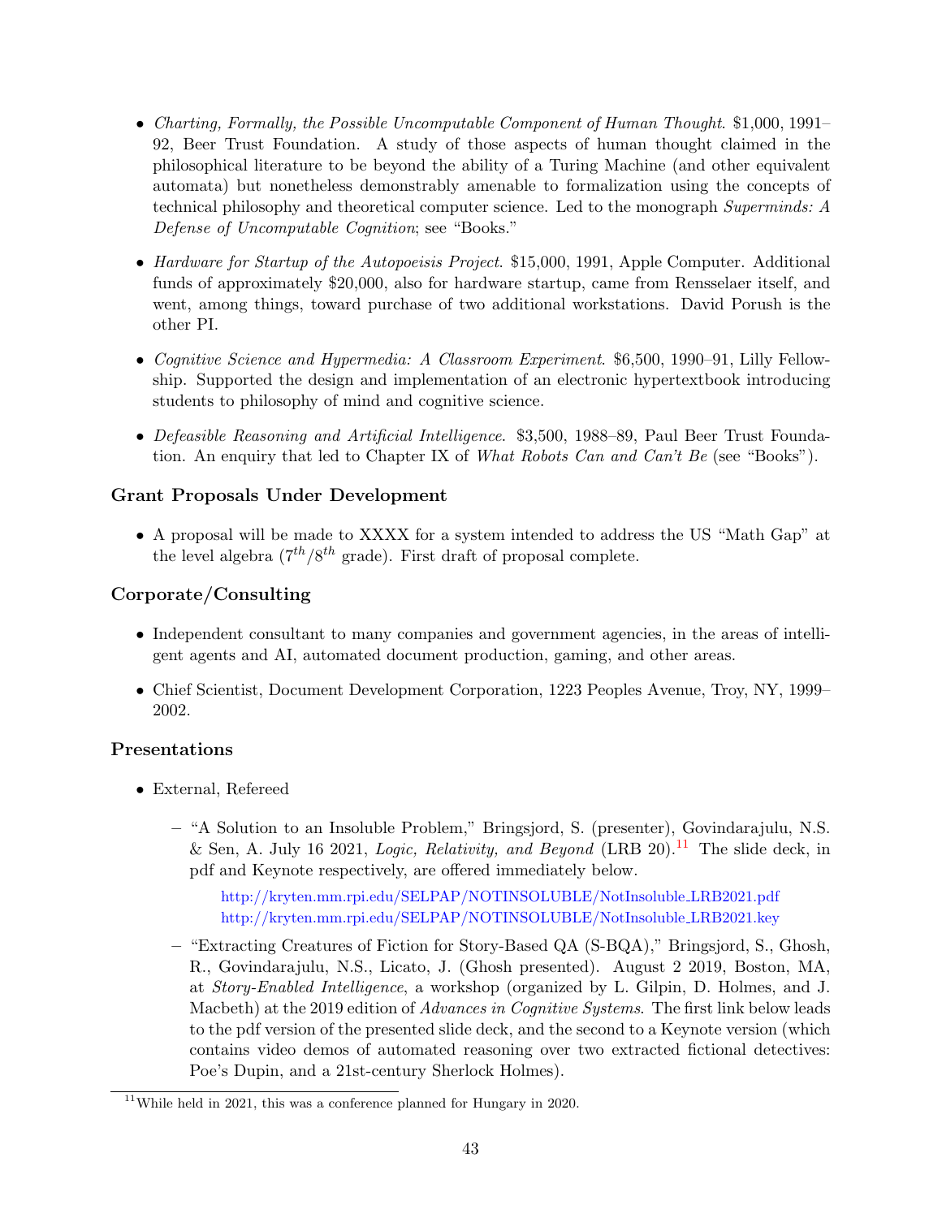- *Charting, Formally, the Possible Uncomputable Component of Human Thought*. $1,000, 1991–92, Beer Trust Foundation. A study of those aspects of human thought claimed in the philosophical literature to be beyond the ability of a Turing Machine (and other equivalent automata) but nonetheless demonstrably amenable to formalization using the concepts of technical philosophy and theoretical computer science. Led to the monograph *Superminds: A Defense of Uncomputable Cognition*; see "Books."

- *Hardware for Startup of the Autopoeisis Project*. $15,000, 1991, Apple Computer. Additional funds of approximately $20,000, also for hardware startup, came from Rensselaer itself, and went, among things, toward purchase of two additional workstations. David Porush is the other PI.

- *Cognitive Science and Hypermedia: A Classroom Experiment*. $6,500, 1990–91, Lilly Fellowship. Supported the design and implementation of an electronic hypertextbook introducing students to philosophy of mind and cognitive science.

- *Defeasible Reasoning and Artificial Intelligence*. $3,500, 1988–89, Paul Beer Trust Foundation. An enquiry that led to Chapter IX of *What Robots Can and Can't Be* (see "Books").

### Grant Proposals Under Development

- A proposal will be made to XXXX for a system intended to address the US "Math Gap" at the level algebra ($7^{th}/8^{th}$ grade). First draft of proposal complete.

### Corporate/Consulting

- Independent consultant to many companies and government agencies, in the areas of intelligent agents and AI, automated document production, gaming, and other areas.

- Chief Scientist, Document Development Corporation, 1223 Peoples Avenue, Troy, NY, 1999–2002.

### Presentations

- External, Refereed

  - "A Solution to an Insoluble Problem," Bringsjord, S. (presenter), Govindarajulu, N.S. & Sen, A. July 16 2021, *Logic, Relativity, and Beyond* (LRB 20).[11] The slide deck, in pdf and Keynote respectively, are offered immediately below.

    http://kryten.mm.rpi.edu/SELPAP/NOTINSOLUBLE/NotInsoluble_LRB2021.pdf
    http://kryten.mm.rpi.edu/SELPAP/NOTINSOLUBLE/NotInsoluble_LRB2021.key

  - "Extracting Creatures of Fiction for Story-Based QA (S-BQA)," Bringsjord, S., Ghosh, R., Govindarajulu, N.S., Licato, J. (Ghosh presented). August 2 2019, Boston, MA, at *Story-Enabled Intelligence*, a workshop (organized by L. Gilpin, D. Holmes, and J. Macbeth) at the 2019 edition of *Advances in Cognitive Systems*. The first link below leads to the pdf version of the presented slide deck, and the second to a Keynote version (which contains video demos of automated reasoning over two extracted fictional detectives: Poe's Dupin, and a 21st-century Sherlock Holmes).

[11] While held in 2021, this was a conference planned for Hungary in 2020.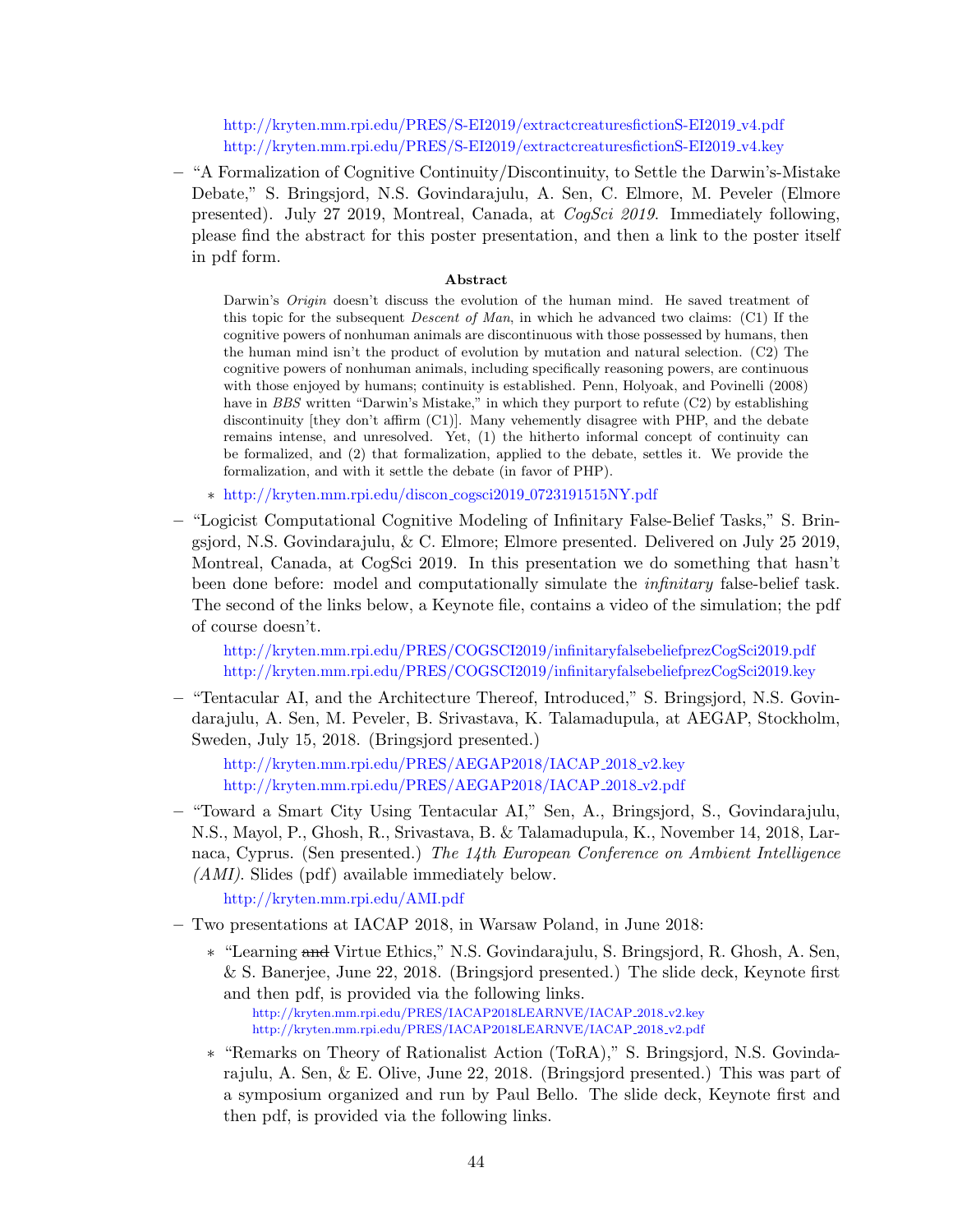http://kryten.mm.rpi.edu/PRES/S-EI2019/extractcreaturesfictionS-EI2019_v4.pdf
http://kryten.mm.rpi.edu/PRES/S-EI2019/extractcreaturesfictionS-EI2019_v4.key

- "A Formalization of Cognitive Continuity/Discontinuity, to Settle the Darwin's-Mistake Debate," S. Bringsjord, N.S. Govindarajulu, A. Sen, C. Elmore, M. Peveler (Elmore presented). July 27 2019, Montreal, Canada, at *CogSci 2019*. Immediately following, please find the abstract for this poster presentation, and then a link to the poster itself in pdf form.

  **Abstract**

  Darwin's *Origin* doesn't discuss the evolution of the human mind. He saved treatment of this topic for the subsequent *Descent of Man*, in which he advanced two claims: (C1) If the cognitive powers of nonhuman animals are discontinuous with those possessed by humans, then the human mind isn't the product of evolution by mutation and natural selection. (C2) The cognitive powers of nonhuman animals, including specifically reasoning powers, are continuous with those enjoyed by humans; continuity is established. Penn, Holyoak, and Povinelli (2008) have in *BBS* written "Darwin's Mistake," in which they purport to refute (C2) by establishing discontinuity [they don't affirm (C1)]. Many vehemently disagree with PHP, and the debate remains intense, and unresolved. Yet, (1) the hitherto informal concept of continuity can be formalized, and (2) that formalization, applied to the debate, settles it. We provide the formalization, and with it settle the debate (in favor of PHP).

  - http://kryten.mm.rpi.edu/discon_cogsci2019_0723191515NY.pdf

- "Logicist Computational Cognitive Modeling of Infinitary False-Belief Tasks," S. Bringsjord, N.S. Govindarajulu, & C. Elmore; Elmore presented. Delivered on July 25 2019, Montreal, Canada, at CogSci 2019. In this presentation we do something that hasn't been done before: model and computationally simulate the *infinitary* false-belief task. The second of the links below, a Keynote file, contains a video of the simulation; the pdf of course doesn't.

  http://kryten.mm.rpi.edu/PRES/COGSCI2019/infinitaryfalsebeliefprezCogSci2019.pdf
  http://kryten.mm.rpi.edu/PRES/COGSCI2019/infinitaryfalsebeliefprezCogSci2019.key

- "Tentacular AI, and the Architecture Thereof, Introduced," S. Bringsjord, N.S. Govindarajulu, A. Sen, M. Peveler, B. Srivastava, K. Talamadupula, at AEGAP, Stockholm, Sweden, July 15, 2018. (Bringsjord presented.)

  http://kryten.mm.rpi.edu/PRES/AEGAP2018/IACAP_2018_v2.key
  http://kryten.mm.rpi.edu/PRES/AEGAP2018/IACAP_2018_v2.pdf

- "Toward a Smart City Using Tentacular AI," Sen, A., Bringsjord, S., Govindarajulu, N.S., Mayol, P., Ghosh, R., Srivastava, B. & Talamadupula, K., November 14, 2018, Larnaca, Cyprus. (Sen presented.) *The 14th European Conference on Ambient Intelligence (AMI)*. Slides (pdf) available immediately below.

  http://kryten.mm.rpi.edu/AMI.pdf

- Two presentations at IACAP 2018, in Warsaw Poland, in June 2018:
  - "Learning ~~and~~ Virtue Ethics," N.S. Govindarajulu, S. Bringsjord, R. Ghosh, A. Sen, & S. Banerjee, June 22, 2018. (Bringsjord presented.) The slide deck, Keynote first and then pdf, is provided via the following links.
    http://kryten.mm.rpi.edu/PRES/IACAP2018LEARNVE/IACAP_2018_v2.key
    http://kryten.mm.rpi.edu/PRES/IACAP2018LEARNVE/IACAP_2018_v2.pdf
  - "Remarks on Theory of Rationalist Action (ToRA)," S. Bringsjord, N.S. Govindarajulu, A. Sen, & E. Olive, June 22, 2018. (Bringsjord presented.) This was part of a symposium organized and run by Paul Bello. The slide deck, Keynote first and then pdf, is provided via the following links.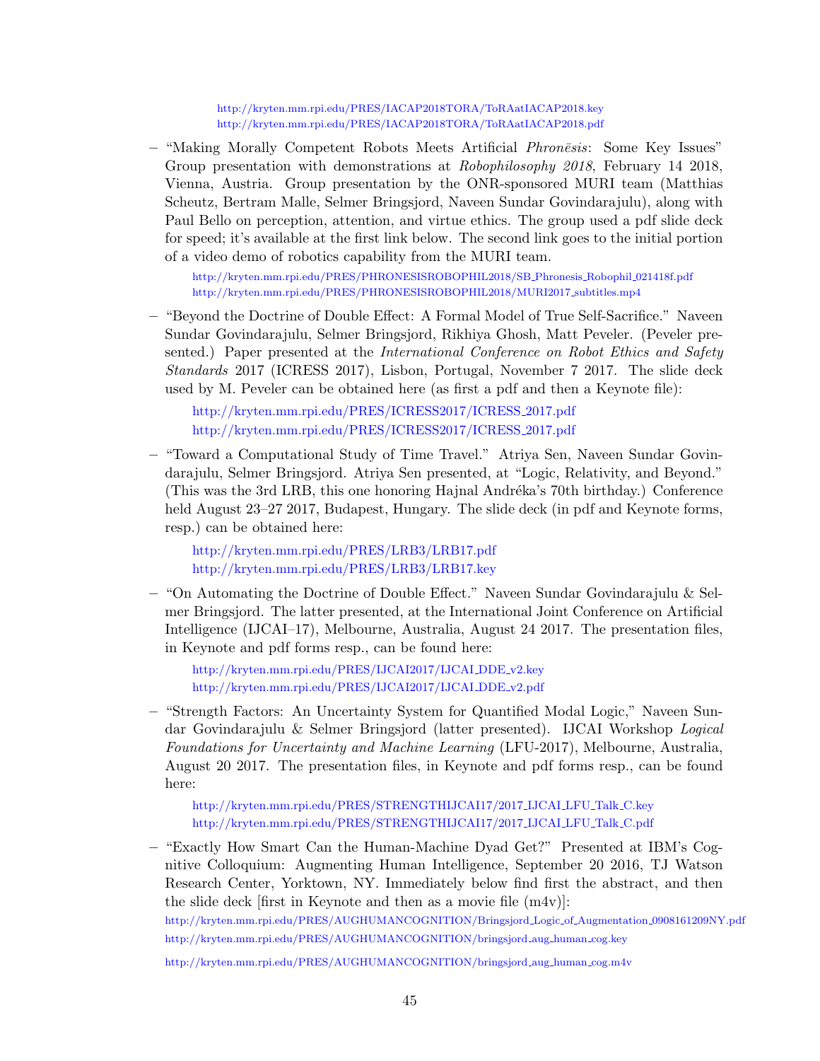http://kryten.mm.rpi.edu/PRES/IACAP2018TORA/ToRAatIACAP2018.key
http://kryten.mm.rpi.edu/PRES/IACAP2018TORA/ToRAatIACAP2018.pdf

- "Making Morally Competent Robots Meets Artificial *Phronēsis*: Some Key Issues" Group presentation with demonstrations at *Robophilosophy 2018*, February 14 2018, Vienna, Austria. Group presentation by the ONR-sponsored MURI team (Matthias Scheutz, Bertram Malle, Selmer Bringsjord, Naveen Sundar Govindarajulu), along with Paul Bello on perception, attention, and virtue ethics. The group used a pdf slide deck for speed; it's available at the first link below. The second link goes to the initial portion of a video demo of robotics capability from the MURI team.

  http://kryten.mm.rpi.edu/PRES/PHRONESISROBOPHIL2018/SB_Phronesis_Robophil_021418f.pdf
  http://kryten.mm.rpi.edu/PRES/PHRONESISROBOPHIL2018/MURI2017_subtitles.mp4

- "Beyond the Doctrine of Double Effect: A Formal Model of True Self-Sacrifice." Naveen Sundar Govindarajulu, Selmer Bringsjord, Rikhiya Ghosh, Matt Peveler. (Peveler presented.) Paper presented at the *International Conference on Robot Ethics and Safety Standards* 2017 (ICRESS 2017), Lisbon, Portugal, November 7 2017. The slide deck used by M. Peveler can be obtained here (as first a pdf and then a Keynote file):

  http://kryten.mm.rpi.edu/PRES/ICRESS2017/ICRESS_2017.pdf
  http://kryten.mm.rpi.edu/PRES/ICRESS2017/ICRESS_2017.pdf

- "Toward a Computational Study of Time Travel." Atriya Sen, Naveen Sundar Govindarajulu, Selmer Bringsjord. Atriya Sen presented, at "Logic, Relativity, and Beyond." (This was the 3rd LRB, this one honoring Hajnal Andréka's 70th birthday.) Conference held August 23–27 2017, Budapest, Hungary. The slide deck (in pdf and Keynote forms, resp.) can be obtained here:

  http://kryten.mm.rpi.edu/PRES/LRB3/LRB17.pdf
  http://kryten.mm.rpi.edu/PRES/LRB3/LRB17.key

- "On Automating the Doctrine of Double Effect." Naveen Sundar Govindarajulu & Selmer Bringsjord. The latter presented, at the International Joint Conference on Artificial Intelligence (IJCAI–17), Melbourne, Australia, August 24 2017. The presentation files, in Keynote and pdf forms resp., can be found here:

  http://kryten.mm.rpi.edu/PRES/IJCAI2017/IJCAI_DDE_v2.key
  http://kryten.mm.rpi.edu/PRES/IJCAI2017/IJCAI_DDE_v2.pdf

- "Strength Factors: An Uncertainty System for Quantified Modal Logic," Naveen Sundar Govindarajulu & Selmer Bringsjord (latter presented). IJCAI Workshop *Logical Foundations for Uncertainty and Machine Learning* (LFU-2017), Melbourne, Australia, August 20 2017. The presentation files, in Keynote and pdf forms resp., can be found here:

  http://kryten.mm.rpi.edu/PRES/STRENGTHIJCAI17/2017_IJCAI_LFU_Talk_C.key
  http://kryten.mm.rpi.edu/PRES/STRENGTHIJCAI17/2017_IJCAI_LFU_Talk_C.pdf

- "Exactly How Smart Can the Human-Machine Dyad Get?" Presented at IBM's Cognitive Colloquium: Augmenting Human Intelligence, September 20 2016, TJ Watson Research Center, Yorktown, NY. Immediately below find first the abstract, and then the slide deck [first in Keynote and then as a movie file (m4v)]:

  http://kryten.mm.rpi.edu/PRES/AUGHUMANCOGNITION/Bringsjord_Logic_of_Augmentation_0908161209NY.pdf
  http://kryten.mm.rpi.edu/PRES/AUGHUMANCOGNITION/bringsjord_aug_human_cog.key

  http://kryten.mm.rpi.edu/PRES/AUGHUMANCOGNITION/bringsjord_aug_human_cog.m4v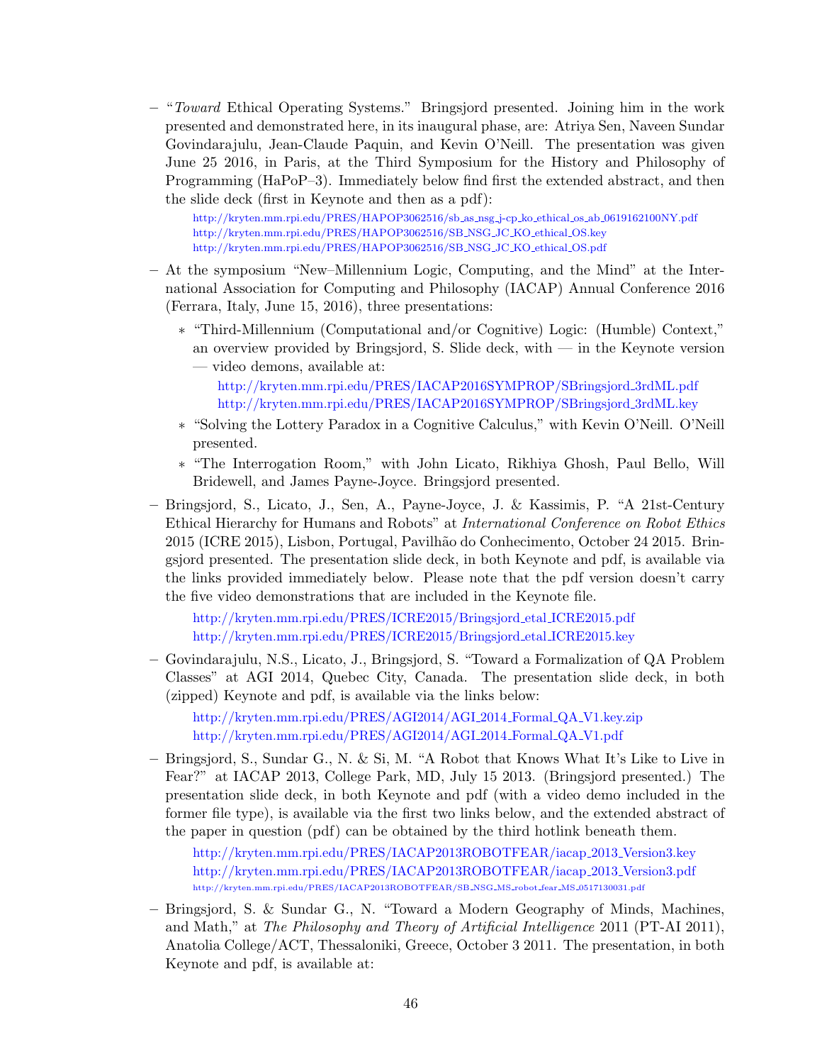- "*Toward* Ethical Operating Systems." Bringsjord presented. Joining him in the work presented and demonstrated here, in its inaugural phase, are: Atriya Sen, Naveen Sundar Govindarajulu, Jean-Claude Paquin, and Kevin O'Neill. The presentation was given June 25 2016, in Paris, at the Third Symposium for the History and Philosophy of Programming (HaPoP–3). Immediately below find first the extended abstract, and then the slide deck (first in Keynote and then as a pdf):

  http://kryten.mm.rpi.edu/PRES/HAPOP3062516/sb_as_nsg_j-cp_ko_ethical_os_ab_0619162100NY.pdf
  http://kryten.mm.rpi.edu/PRES/HAPOP3062516/SB_NSG_JC_KO_ethical_OS.key
  http://kryten.mm.rpi.edu/PRES/HAPOP3062516/SB_NSG_JC_KO_ethical_OS.pdf

- At the symposium "New–Millennium Logic, Computing, and the Mind" at the International Association for Computing and Philosophy (IACAP) Annual Conference 2016 (Ferrara, Italy, June 15, 2016), three presentations:

  * "Third-Millennium (Computational and/or Cognitive) Logic: (Humble) Context," an overview provided by Bringsjord, S. Slide deck, with — in the Keynote version — video demons, available at:

    http://kryten.mm.rpi.edu/PRES/IACAP2016SYMPROP/SBringsjord_3rdML.pdf
    http://kryten.mm.rpi.edu/PRES/IACAP2016SYMPROP/SBringsjord_3rdML.key

  * "Solving the Lottery Paradox in a Cognitive Calculus," with Kevin O'Neill. O'Neill presented.

  * "The Interrogation Room," with John Licato, Rikhiya Ghosh, Paul Bello, Will Bridewell, and James Payne-Joyce. Bringsjord presented.

- Bringsjord, S., Licato, J., Sen, A., Payne-Joyce, J. & Kassimis, P. "A 21st-Century Ethical Hierarchy for Humans and Robots" at *International Conference on Robot Ethics* 2015 (ICRE 2015), Lisbon, Portugal, Pavilhão do Conhecimento, October 24 2015. Bringsjord presented. The presentation slide deck, in both Keynote and pdf, is available via the links provided immediately below. Please note that the pdf version doesn't carry the five video demonstrations that are included in the Keynote file.

  http://kryten.mm.rpi.edu/PRES/ICRE2015/Bringsjord_etal_ICRE2015.pdf
  http://kryten.mm.rpi.edu/PRES/ICRE2015/Bringsjord_etal_ICRE2015.key

- Govindarajulu, N.S., Licato, J., Bringsjord, S. "Toward a Formalization of QA Problem Classes" at AGI 2014, Quebec City, Canada. The presentation slide deck, in both (zipped) Keynote and pdf, is available via the links below:

  http://kryten.mm.rpi.edu/PRES/AGI2014/AGI_2014_Formal_QA_V1.key.zip
  http://kryten.mm.rpi.edu/PRES/AGI2014/AGI_2014_Formal_QA_V1.pdf

- Bringsjord, S., Sundar G., N. & Si, M. "A Robot that Knows What It's Like to Live in Fear?" at IACAP 2013, College Park, MD, July 15 2013. (Bringsjord presented.) The presentation slide deck, in both Keynote and pdf (with a video demo included in the former file type), is available via the first two links below, and the extended abstract of the paper in question (pdf) can be obtained by the third hotlink beneath them.

  http://kryten.mm.rpi.edu/PRES/IACAP2013ROBOTFEAR/iacap_2013_Version3.key
  http://kryten.mm.rpi.edu/PRES/IACAP2013ROBOTFEAR/iacap_2013_Version3.pdf
  http://kryten.mm.rpi.edu/PRES/IACAP2013ROBOTFEAR/SB_NSG_MS_robot_fear_MS_0517130031.pdf

- Bringsjord, S. & Sundar G., N. "Toward a Modern Geography of Minds, Machines, and Math," at *The Philosophy and Theory of Artificial Intelligence* 2011 (PT-AI 2011), Anatolia College/ACT, Thessaloniki, Greece, October 3 2011. The presentation, in both Keynote and pdf, is available at: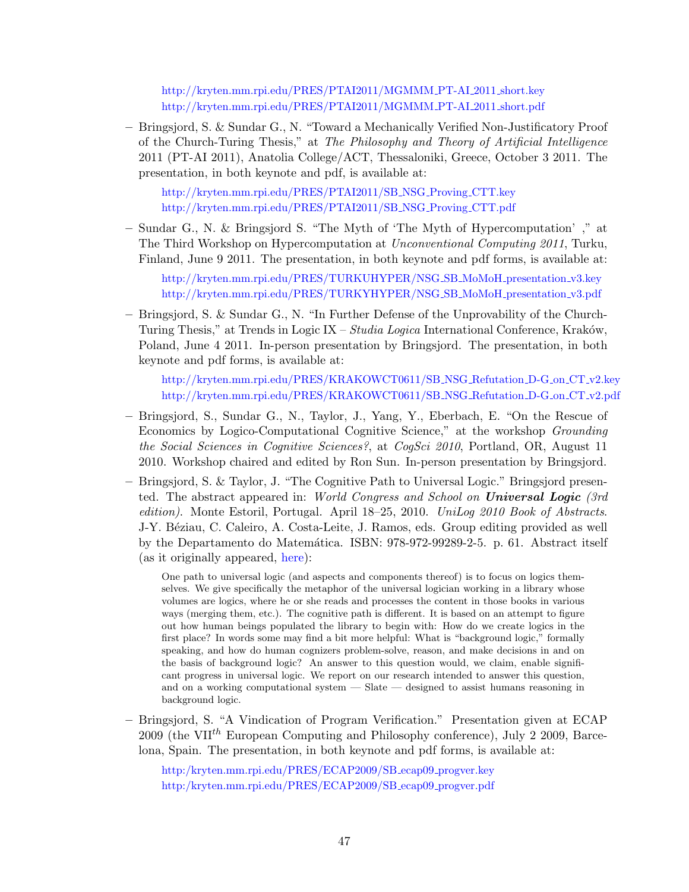http://kryten.mm.rpi.edu/PRES/PTAI2011/MGMMM_PT-AI_2011_short.key
http://kryten.mm.rpi.edu/PRES/PTAI2011/MGMMM_PT-AI_2011_short.pdf

– Bringsjord, S. & Sundar G., N. "Toward a Mechanically Verified Non-Justificatory Proof of the Church-Turing Thesis," at *The Philosophy and Theory of Artificial Intelligence* 2011 (PT-AI 2011), Anatolia College/ACT, Thessaloniki, Greece, October 3 2011. The presentation, in both keynote and pdf, is available at:

  http://kryten.mm.rpi.edu/PRES/PTAI2011/SB_NSG_Proving_CTT.key
  http://kryten.mm.rpi.edu/PRES/PTAI2011/SB_NSG_Proving_CTT.pdf

– Sundar G., N. & Bringsjord S. "The Myth of 'The Myth of Hypercomputation' ," at The Third Workshop on Hypercomputation at *Unconventional Computing 2011*, Turku, Finland, June 9 2011. The presentation, in both keynote and pdf forms, is available at:

  http://kryten.mm.rpi.edu/PRES/TURKUHYPER/NSG_SB_MoMoH_presentation_v3.key
  http://kryten.mm.rpi.edu/PRES/TURKYHYPER/NSG_SB_MoMoH_presentation_v3.pdf

– Bringsjord, S. & Sundar G., N. "In Further Defense of the Unprovability of the Church-Turing Thesis," at Trends in Logic IX – *Studia Logica* International Conference, Kraków, Poland, June 4 2011. In-person presentation by Bringsjord. The presentation, in both keynote and pdf forms, is available at:

  http://kryten.mm.rpi.edu/PRES/KRAKOWCT0611/SB_NSG_Refutation_D-G_on_CT_v2.key
  http://kryten.mm.rpi.edu/PRES/KRAKOWCT0611/SB_NSG_Refutation_D-G_on_CT_v2.pdf

– Bringsjord, S., Sundar G., N., Taylor, J., Yang, Y., Eberbach, E. "On the Rescue of Economics by Logico-Computational Cognitive Science," at the workshop *Grounding the Social Sciences in Cognitive Sciences?*, at *CogSci 2010*, Portland, OR, August 11 2010. Workshop chaired and edited by Ron Sun. In-person presentation by Bringsjord.

– Bringsjord, S. & Taylor, J. "The Cognitive Path to Universal Logic." Bringsjord presented. The abstract appeared in: *World Congress and School on **Universal Logic** (3rd edition).* Monte Estoril, Portugal. April 18–25, 2010. *UniLog 2010 Book of Abstracts*. J-Y. Béziau, C. Caleiro, A. Costa-Leite, J. Ramos, eds. Group editing provided as well by the Departamento do Matemática. ISBN: 978-972-99289-2-5. p. 61. Abstract itself (as it originally appeared, here):

  One path to universal logic (and aspects and components thereof) is to focus on logics themselves. We give specifically the metaphor of the universal logician working in a library whose volumes are logics, where he or she reads and processes the content in those books in various ways (merging them, etc.). The cognitive path is different. It is based on an attempt to figure out how human beings populated the library to begin with: How do we create logics in the first place? In words some may find a bit more helpful: What is "background logic," formally speaking, and how do human cognizers problem-solve, reason, and make decisions in and on the basis of background logic? An answer to this question would, we claim, enable significant progress in universal logic. We report on our research intended to answer this question, and on a working computational system — Slate — designed to assist humans reasoning in background logic.

– Bringsjord, S. "A Vindication of Program Verification." Presentation given at ECAP 2009 (the VII$^{th}$ European Computing and Philosophy conference), July 2 2009, Barcelona, Spain. The presentation, in both keynote and pdf forms, is available at:

  http:/kryten.mm.rpi.edu/PRES/ECAP2009/SB_ecap09_progver.key
  http:/kryten.mm.rpi.edu/PRES/ECAP2009/SB_ecap09_progver.pdf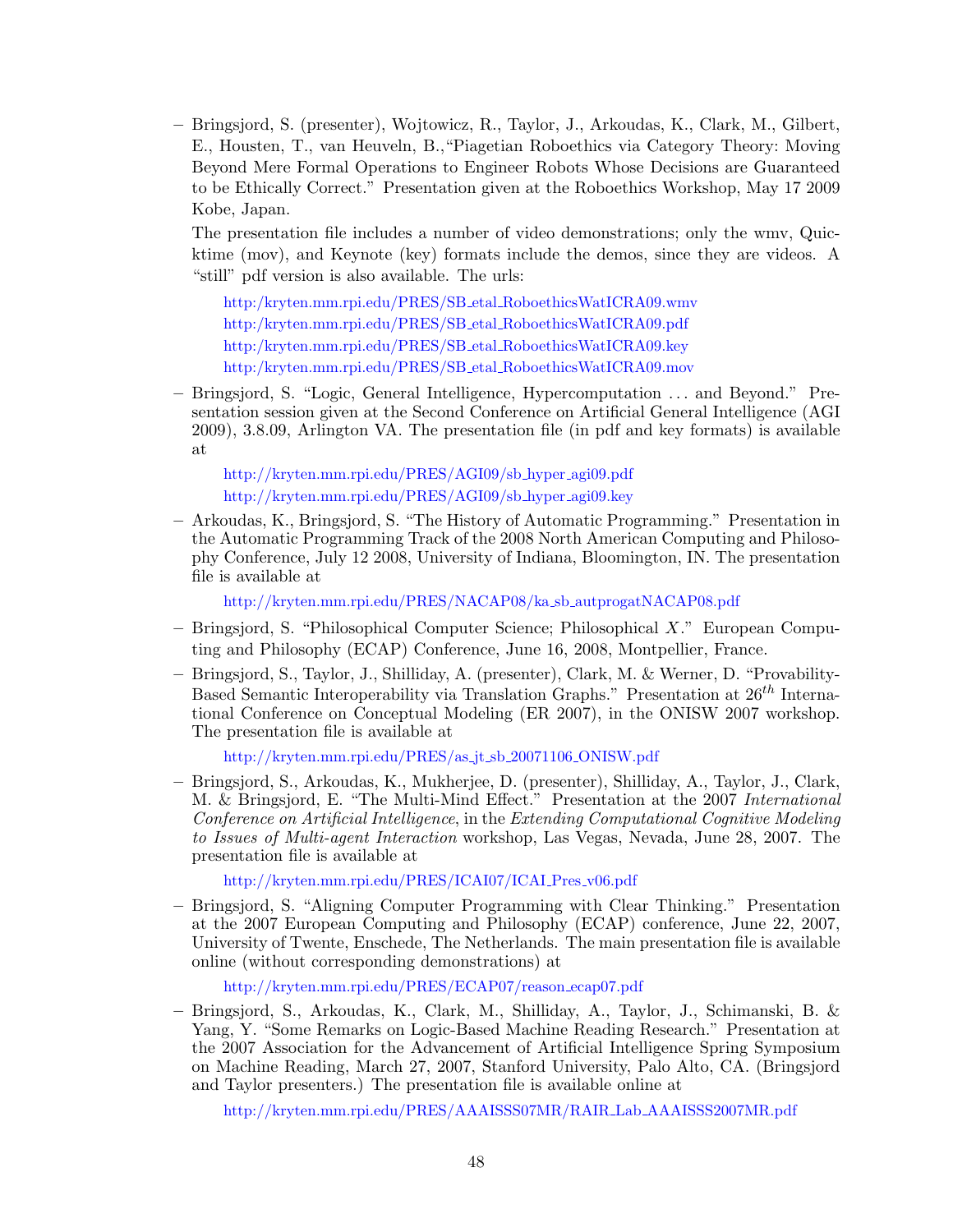- Bringsjord, S. (presenter), Wojtowicz, R., Taylor, J., Arkoudas, K., Clark, M., Gilbert, E., Housten, T., van Heuveln, B.,"Piagetian Roboethics via Category Theory: Moving Beyond Mere Formal Operations to Engineer Robots Whose Decisions are Guaranteed to be Ethically Correct." Presentation given at the Roboethics Workshop, May 17 2009 Kobe, Japan.

  The presentation file includes a number of video demonstrations; only the wmv, Quicktime (mov), and Keynote (key) formats include the demos, since they are videos. A "still" pdf version is also available. The urls:

  http:/kryten.mm.rpi.edu/PRES/SB_etal_RoboethicsWatICRA09.wmv
  http:/kryten.mm.rpi.edu/PRES/SB_etal_RoboethicsWatICRA09.pdf
  http:/kryten.mm.rpi.edu/PRES/SB_etal_RoboethicsWatICRA09.key
  http:/kryten.mm.rpi.edu/PRES/SB_etal_RoboethicsWatICRA09.mov

- Bringsjord, S. "Logic, General Intelligence, Hypercomputation ... and Beyond." Presentation session given at the Second Conference on Artificial General Intelligence (AGI 2009), 3.8.09, Arlington VA. The presentation file (in pdf and key formats) is available at

  http://kryten.mm.rpi.edu/PRES/AGI09/sb_hyper_agi09.pdf
  http://kryten.mm.rpi.edu/PRES/AGI09/sb_hyper_agi09.key

- Arkoudas, K., Bringsjord, S. "The History of Automatic Programming." Presentation in the Automatic Programming Track of the 2008 North American Computing and Philosophy Conference, July 12 2008, University of Indiana, Bloomington, IN. The presentation file is available at

  http://kryten.mm.rpi.edu/PRES/NACAP08/ka_sb_autprogatNACAP08.pdf

- Bringsjord, S. "Philosophical Computer Science; Philosophical $X$." European Computing and Philosophy (ECAP) Conference, June 16, 2008, Montpellier, France.

- Bringsjord, S., Taylor, J., Shilliday, A. (presenter), Clark, M. & Werner, D. "Provability-Based Semantic Interoperability via Translation Graphs." Presentation at $26^{th}$ International Conference on Conceptual Modeling (ER 2007), in the ONISW 2007 workshop. The presentation file is available at

  http://kryten.mm.rpi.edu/PRES/as_jt_sb_20071106_ONISW.pdf

- Bringsjord, S., Arkoudas, K., Mukherjee, D. (presenter), Shilliday, A., Taylor, J., Clark, M. & Bringsjord, E. "The Multi-Mind Effect." Presentation at the 2007 *International Conference on Artificial Intelligence*, in the *Extending Computational Cognitive Modeling to Issues of Multi-agent Interaction* workshop, Las Vegas, Nevada, June 28, 2007. The presentation file is available at

  http://kryten.mm.rpi.edu/PRES/ICAI07/ICAI_Pres_v06.pdf

- Bringsjord, S. "Aligning Computer Programming with Clear Thinking." Presentation at the 2007 European Computing and Philosophy (ECAP) conference, June 22, 2007, University of Twente, Enschede, The Netherlands. The main presentation file is available online (without corresponding demonstrations) at

  http://kryten.mm.rpi.edu/PRES/ECAP07/reason_ecap07.pdf

- Bringsjord, S., Arkoudas, K., Clark, M., Shilliday, A., Taylor, J., Schimanski, B. & Yang, Y. "Some Remarks on Logic-Based Machine Reading Research." Presentation at the 2007 Association for the Advancement of Artificial Intelligence Spring Symposium on Machine Reading, March 27, 2007, Stanford University, Palo Alto, CA. (Bringsjord and Taylor presenters.) The presentation file is available online at

  http://kryten.mm.rpi.edu/PRES/AAAISSS07MR/RAIR_Lab_AAAISSS2007MR.pdf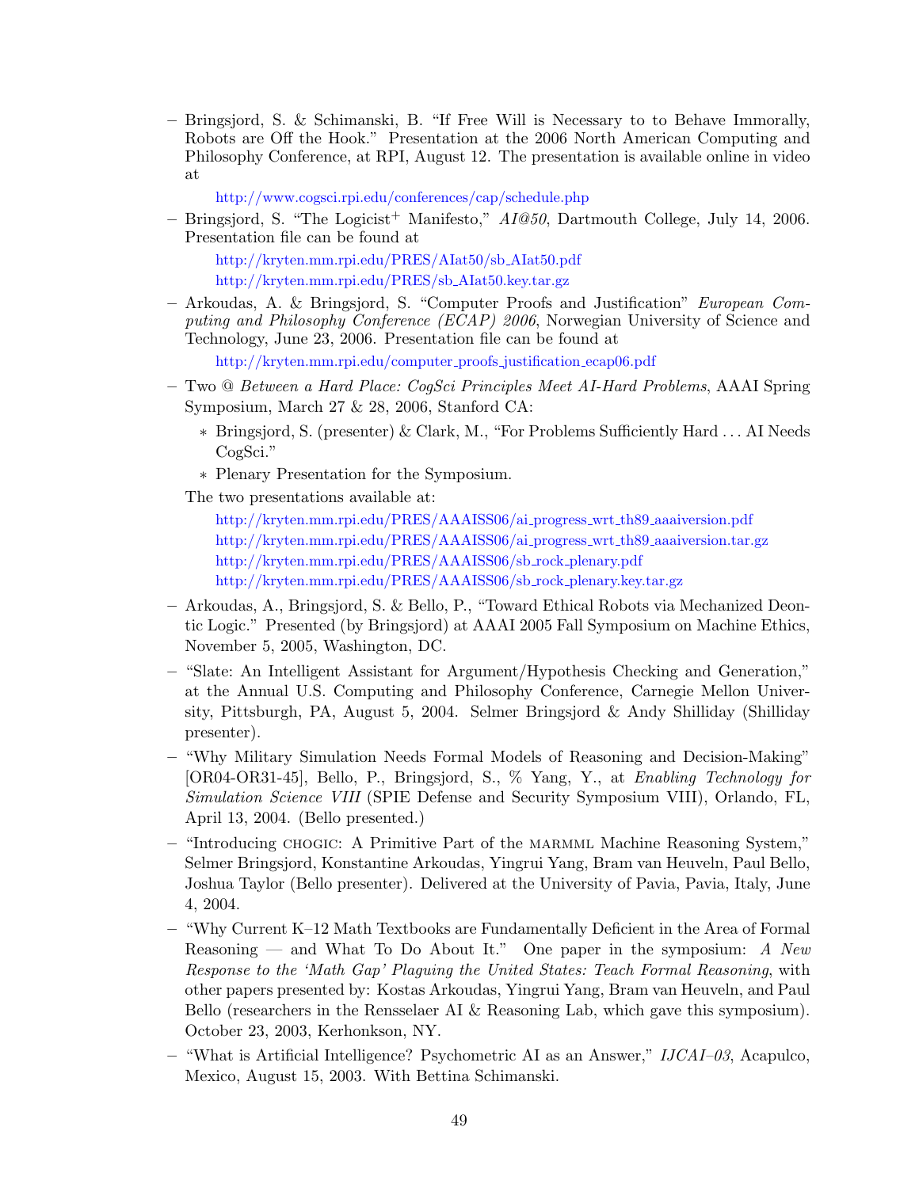- Bringsjord, S. & Schimanski, B. "If Free Will is Necessary to to Behave Immorally, Robots are Off the Hook." Presentation at the 2006 North American Computing and Philosophy Conference, at RPI, August 12. The presentation is available online in video at

  http://www.cogsci.rpi.edu/conferences/cap/schedule.php

- Bringsjord, S. "The Logicist$^+$ Manifesto," *AI@50*, Dartmouth College, July 14, 2006. Presentation file can be found at

  http://kryten.mm.rpi.edu/PRES/AIat50/sb_AIat50.pdf
  http://kryten.mm.rpi.edu/PRES/sb_AIat50.key.tar.gz

- Arkoudas, A. & Bringsjord, S. "Computer Proofs and Justification" *European Computing and Philosophy Conference (ECAP) 2006*, Norwegian University of Science and Technology, June 23, 2006. Presentation file can be found at

  http://kryten.mm.rpi.edu/computer_proofs_justification_ecap06.pdf

- Two @ *Between a Hard Place: CogSci Principles Meet AI-Hard Problems*, AAAI Spring Symposium, March 27 & 28, 2006, Stanford CA:
  - Bringsjord, S. (presenter) & Clark, M., "For Problems Sufficiently Hard . . . AI Needs CogSci."
  - Plenary Presentation for the Symposium.

  The two presentations available at:

  http://kryten.mm.rpi.edu/PRES/AAAISS06/ai_progress_wrt_th89_aaaiversion.pdf
  http://kryten.mm.rpi.edu/PRES/AAAISS06/ai_progress_wrt_th89_aaaiversion.tar.gz
  http://kryten.mm.rpi.edu/PRES/AAAISS06/sb_rock_plenary.pdf
  http://kryten.mm.rpi.edu/PRES/AAAISS06/sb_rock_plenary.key.tar.gz

- Arkoudas, A., Bringsjord, S. & Bello, P., "Toward Ethical Robots via Mechanized Deontic Logic." Presented (by Bringsjord) at AAAI 2005 Fall Symposium on Machine Ethics, November 5, 2005, Washington, DC.

- "Slate: An Intelligent Assistant for Argument/Hypothesis Checking and Generation," at the Annual U.S. Computing and Philosophy Conference, Carnegie Mellon University, Pittsburgh, PA, August 5, 2004. Selmer Bringsjord & Andy Shilliday (Shilliday presenter).

- "Why Military Simulation Needs Formal Models of Reasoning and Decision-Making" [OR04-OR31-45], Bello, P., Bringsjord, S., % Yang, Y., at *Enabling Technology for Simulation Science VIII* (SPIE Defense and Security Symposium VIII), Orlando, FL, April 13, 2004. (Bello presented.)

- "Introducing CHOGIC: A Primitive Part of the MARMML Machine Reasoning System," Selmer Bringsjord, Konstantine Arkoudas, Yingrui Yang, Bram van Heuveln, Paul Bello, Joshua Taylor (Bello presenter). Delivered at the University of Pavia, Pavia, Italy, June 4, 2004.

- "Why Current K–12 Math Textbooks are Fundamentally Deficient in the Area of Formal Reasoning — and What To Do About It." One paper in the symposium: *A New Response to the 'Math Gap' Plaguing the United States: Teach Formal Reasoning*, with other papers presented by: Kostas Arkoudas, Yingrui Yang, Bram van Heuveln, and Paul Bello (researchers in the Rensselaer AI & Reasoning Lab, which gave this symposium). October 23, 2003, Kerhonkson, NY.

- "What is Artificial Intelligence? Psychometric AI as an Answer," *IJCAI–03*, Acapulco, Mexico, August 15, 2003. With Bettina Schimanski.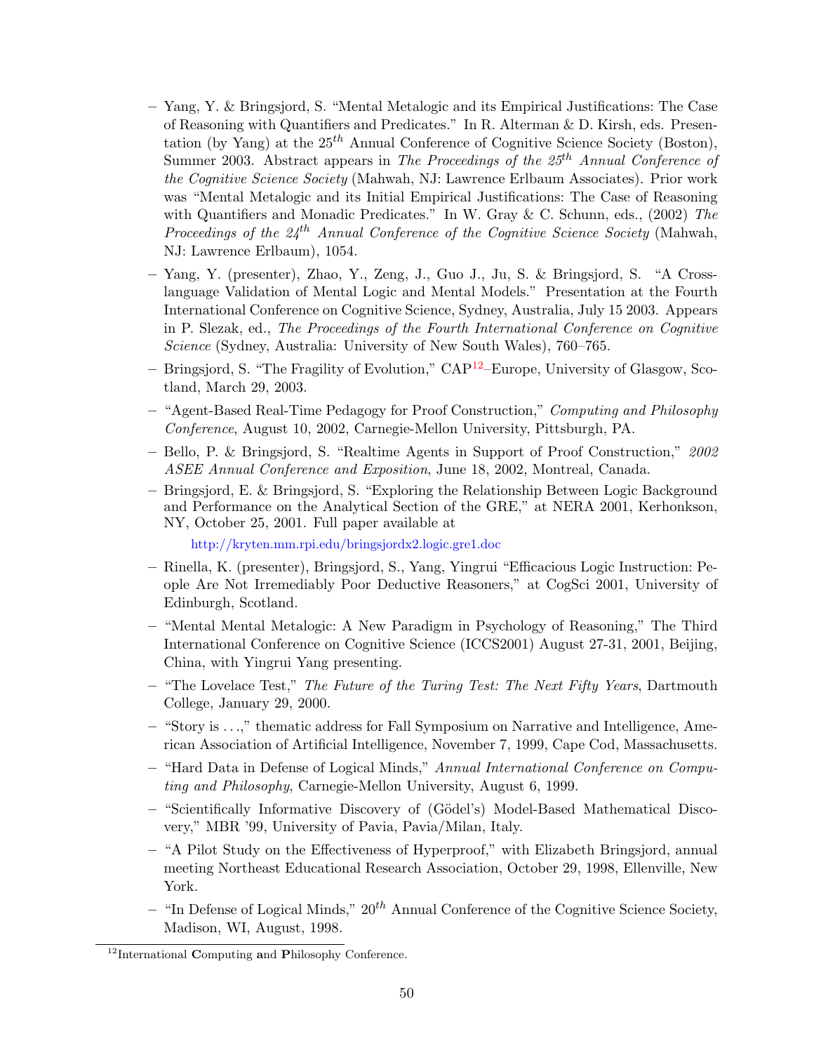- Yang, Y. & Bringsjord, S. "Mental Metalogic and its Empirical Justifications: The Case of Reasoning with Quantifiers and Predicates." In R. Alterman & D. Kirsh, eds. Presentation (by Yang) at the $25^{th}$ Annual Conference of Cognitive Science Society (Boston), Summer 2003. Abstract appears in *The Proceedings of the $25^{th}$ Annual Conference of the Cognitive Science Society* (Mahwah, NJ: Lawrence Erlbaum Associates). Prior work was "Mental Metalogic and its Initial Empirical Justifications: The Case of Reasoning with Quantifiers and Monadic Predicates." In W. Gray & C. Schunn, eds., (2002) *The Proceedings of the $24^{th}$ Annual Conference of the Cognitive Science Society* (Mahwah, NJ: Lawrence Erlbaum), 1054.
- Yang, Y. (presenter), Zhao, Y., Zeng, J., Guo J., Ju, S. & Bringsjord, S. "A Cross-language Validation of Mental Logic and Mental Models." Presentation at the Fourth International Conference on Cognitive Science, Sydney, Australia, July 15 2003. Appears in P. Slezak, ed., *The Proceedings of the Fourth International Conference on Cognitive Science* (Sydney, Australia: University of New South Wales), 760–765.
- Bringsjord, S. "The Fragility of Evolution," CAP[12]–Europe, University of Glasgow, Scotland, March 29, 2003.
- "Agent-Based Real-Time Pedagogy for Proof Construction," *Computing and Philosophy Conference*, August 10, 2002, Carnegie-Mellon University, Pittsburgh, PA.
- Bello, P. & Bringsjord, S. "Realtime Agents in Support of Proof Construction," *2002 ASEE Annual Conference and Exposition*, June 18, 2002, Montreal, Canada.
- Bringsjord, E. & Bringsjord, S. "Exploring the Relationship Between Logic Background and Performance on the Analytical Section of the GRE," at NERA 2001, Kerhonkson, NY, October 25, 2001. Full paper available at

  http://kryten.mm.rpi.edu/bringsjordx2.logic.gre1.doc
- Rinella, K. (presenter), Bringsjord, S., Yang, Yingrui "Efficacious Logic Instruction: People Are Not Irremediably Poor Deductive Reasoners," at CogSci 2001, University of Edinburgh, Scotland.
- "Mental Mental Metalogic: A New Paradigm in Psychology of Reasoning," The Third International Conference on Cognitive Science (ICCS2001) August 27-31, 2001, Beijing, China, with Yingrui Yang presenting.
- "The Lovelace Test," *The Future of the Turing Test: The Next Fifty Years*, Dartmouth College, January 29, 2000.
- "Story is ...," thematic address for Fall Symposium on Narrative and Intelligence, American Association of Artificial Intelligence, November 7, 1999, Cape Cod, Massachusetts.
- "Hard Data in Defense of Logical Minds," *Annual International Conference on Computing and Philosophy*, Carnegie-Mellon University, August 6, 1999.
- "Scientifically Informative Discovery of (Gödel's) Model-Based Mathematical Discovery," MBR '99, University of Pavia, Pavia/Milan, Italy.
- "A Pilot Study on the Effectiveness of Hyperproof," with Elizabeth Bringsjord, annual meeting Northeast Educational Research Association, October 29, 1998, Ellenville, New York.
- "In Defense of Logical Minds," $20^{th}$ Annual Conference of the Cognitive Science Society, Madison, WI, August, 1998.

[12] International **C**omputing **a**nd **P**hilosophy Conference.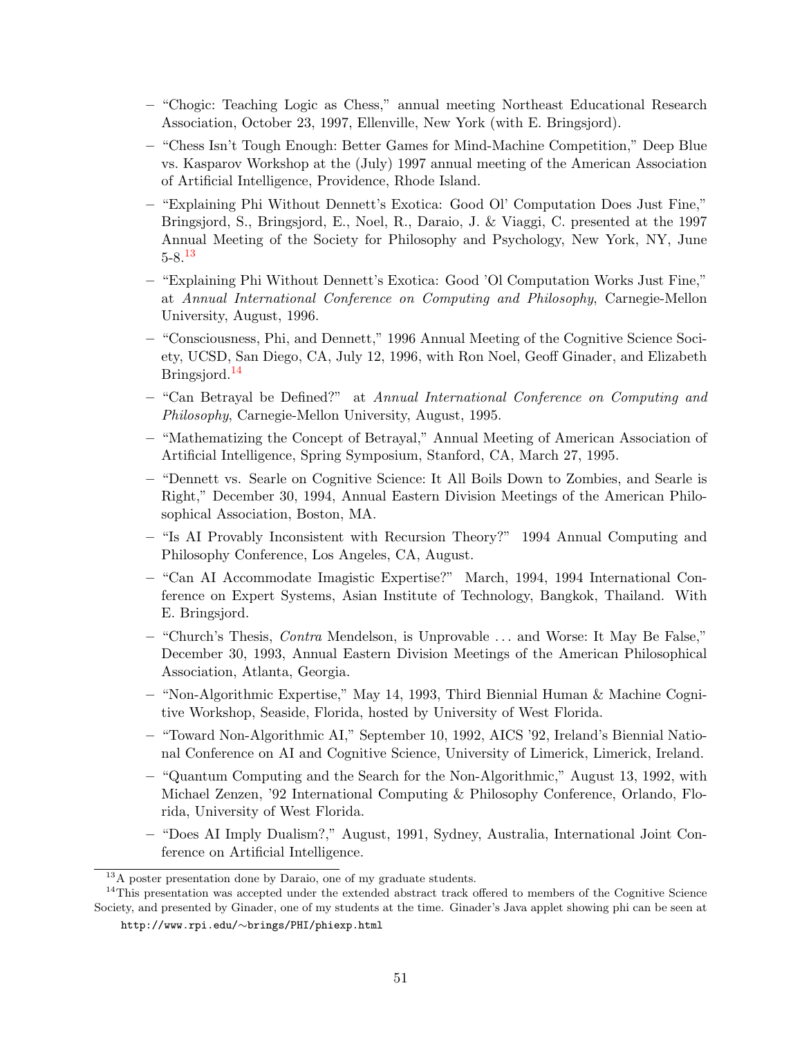- "Chogic: Teaching Logic as Chess," annual meeting Northeast Educational Research Association, October 23, 1997, Ellenville, New York (with E. Bringsjord).
- "Chess Isn't Tough Enough: Better Games for Mind-Machine Competition," Deep Blue vs. Kasparov Workshop at the (July) 1997 annual meeting of the American Association of Artificial Intelligence, Providence, Rhode Island.
- "Explaining Phi Without Dennett's Exotica: Good Ol' Computation Does Just Fine," Bringsjord, S., Bringsjord, E., Noel, R., Daraio, J. & Viaggi, C. presented at the 1997 Annual Meeting of the Society for Philosophy and Psychology, New York, NY, June 5-8.[13]
- "Explaining Phi Without Dennett's Exotica: Good 'Ol Computation Works Just Fine," at *Annual International Conference on Computing and Philosophy*, Carnegie-Mellon University, August, 1996.
- "Consciousness, Phi, and Dennett," 1996 Annual Meeting of the Cognitive Science Society, UCSD, San Diego, CA, July 12, 1996, with Ron Noel, Geoff Ginader, and Elizabeth Bringsjord.[14]
- "Can Betrayal be Defined?" at *Annual International Conference on Computing and Philosophy*, Carnegie-Mellon University, August, 1995.
- "Mathematizing the Concept of Betrayal," Annual Meeting of American Association of Artificial Intelligence, Spring Symposium, Stanford, CA, March 27, 1995.
- "Dennett vs. Searle on Cognitive Science: It All Boils Down to Zombies, and Searle is Right," December 30, 1994, Annual Eastern Division Meetings of the American Philosophical Association, Boston, MA.
- "Is AI Provably Inconsistent with Recursion Theory?" 1994 Annual Computing and Philosophy Conference, Los Angeles, CA, August.
- "Can AI Accommodate Imagistic Expertise?" March, 1994, 1994 International Conference on Expert Systems, Asian Institute of Technology, Bangkok, Thailand. With E. Bringsjord.
- "Church's Thesis, *Contra* Mendelson, is Unprovable ... and Worse: It May Be False," December 30, 1993, Annual Eastern Division Meetings of the American Philosophical Association, Atlanta, Georgia.
- "Non-Algorithmic Expertise," May 14, 1993, Third Biennial Human & Machine Cognitive Workshop, Seaside, Florida, hosted by University of West Florida.
- "Toward Non-Algorithmic AI," September 10, 1992, AICS '92, Ireland's Biennial National Conference on AI and Cognitive Science, University of Limerick, Limerick, Ireland.
- "Quantum Computing and the Search for the Non-Algorithmic," August 13, 1992, with Michael Zenzen, '92 International Computing & Philosophy Conference, Orlando, Florida, University of West Florida.
- "Does AI Imply Dualism?," August, 1991, Sydney, Australia, International Joint Conference on Artificial Intelligence.

---

[13] A poster presentation done by Daraio, one of my graduate students.

[14] This presentation was accepted under the extended abstract track offered to members of the Cognitive Science Society, and presented by Ginader, one of my students at the time. Ginader's Java applet showing phi can be seen at

`http://www.rpi.edu/~brings/PHI/phiexp.html`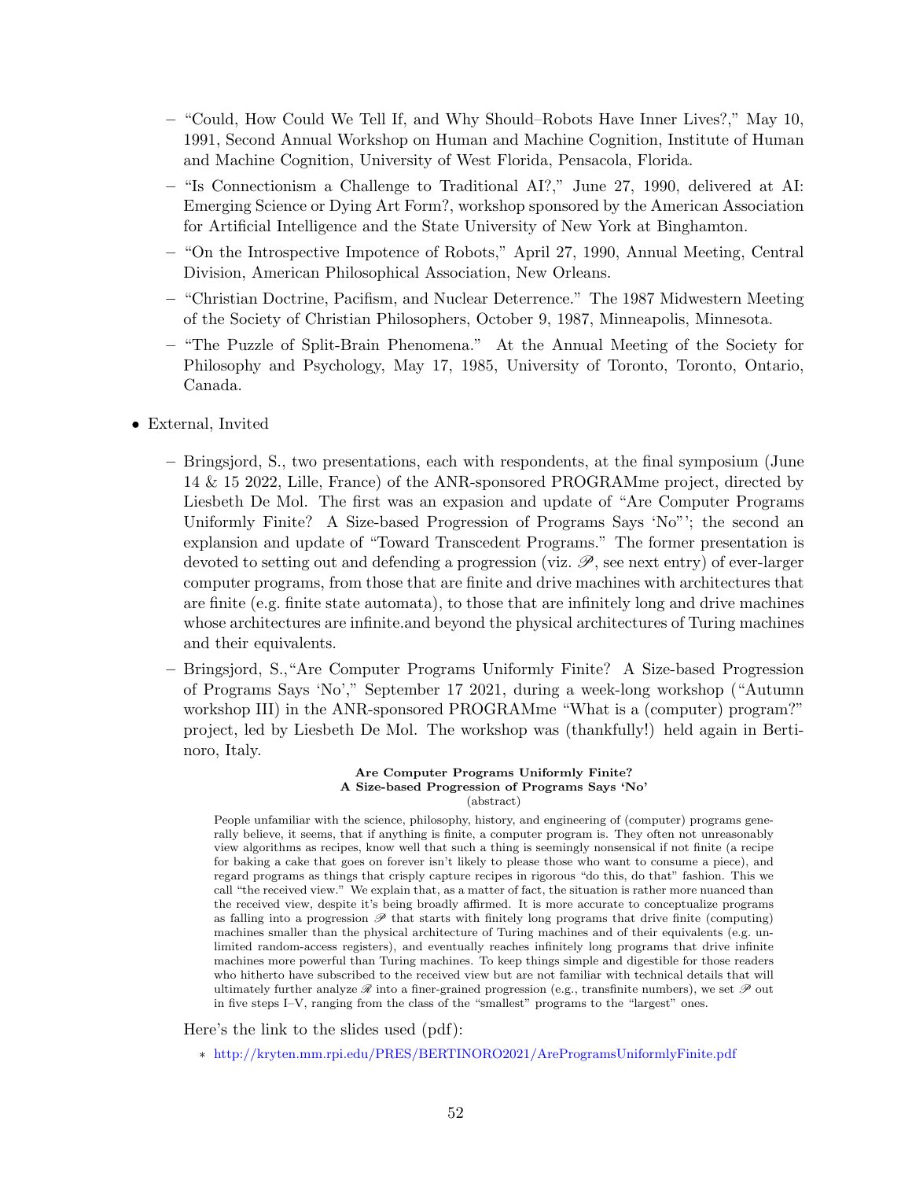- "Could, How Could We Tell If, and Why Should–Robots Have Inner Lives?," May 10, 1991, Second Annual Workshop on Human and Machine Cognition, Institute of Human and Machine Cognition, University of West Florida, Pensacola, Florida.
- "Is Connectionism a Challenge to Traditional AI?," June 27, 1990, delivered at AI: Emerging Science or Dying Art Form?, workshop sponsored by the American Association for Artificial Intelligence and the State University of New York at Binghamton.
- "On the Introspective Impotence of Robots," April 27, 1990, Annual Meeting, Central Division, American Philosophical Association, New Orleans.
- "Christian Doctrine, Pacifism, and Nuclear Deterrence." The 1987 Midwestern Meeting of the Society of Christian Philosophers, October 9, 1987, Minneapolis, Minnesota.
- "The Puzzle of Split-Brain Phenomena." At the Annual Meeting of the Society for Philosophy and Psychology, May 17, 1985, University of Toronto, Toronto, Ontario, Canada.

- External, Invited
  - Bringsjord, S., two presentations, each with respondents, at the final symposium (June 14 & 15 2022, Lille, France) of the ANR-sponsored PROGRAMme project, directed by Liesbeth De Mol. The first was an expasion and update of "Are Computer Programs Uniformly Finite? A Size-based Progression of Programs Says 'No"'; the second an explansion and update of "Toward Transcedent Programs." The former presentation is devoted to setting out and defending a progression (viz. $\mathscr{P}$, see next entry) of ever-larger computer programs, from those that are finite and drive machines with architectures that are finite (e.g. finite state automata), to those that are infinitely long and drive machines whose architectures are infinite.and beyond the physical architectures of Turing machines and their equivalents.
  - Bringsjord, S.,"Are Computer Programs Uniformly Finite? A Size-based Progression of Programs Says 'No'," September 17 2021, during a week-long workshop ("Autumn workshop III) in the ANR-sponsored PROGRAMme "What is a (computer) program?" project, led by Liesbeth De Mol. The workshop was (thankfully!) held again in Bertinoro, Italy.

**Are Computer Programs Uniformly Finite?**
**A Size-based Progression of Programs Says 'No'**
(abstract)

People unfamiliar with the science, philosophy, history, and engineering of (computer) programs generally believe, it seems, that if anything is finite, a computer program is. They often not unreasonably view algorithms as recipes, know well that such a thing is seemingly nonsensical if not finite (a recipe for baking a cake that goes on forever isn't likely to please those who want to consume a piece), and regard programs as things that crisply capture recipes in rigorous "do this, do that" fashion. This we call "the received view." We explain that, as a matter of fact, the situation is rather more nuanced than the received view, despite it's being broadly affirmed. It is more accurate to conceptualize programs as falling into a progression $\mathscr{P}$ that starts with finitely long programs that drive finite (computing) machines smaller than the physical architecture of Turing machines and of their equivalents (e.g. unlimited random-access registers), and eventually reaches infinitely long programs that drive infinite machines more powerful than Turing machines. To keep things simple and digestible for those readers who hitherto have subscribed to the received view but are not familiar with technical details that will ultimately further analyze $\mathscr{R}$ into a finer-grained progression (e.g., transfinite numbers), we set $\mathscr{P}$ out in five steps I–V, ranging from the class of the "smallest" programs to the "largest" ones.

Here's the link to the slides used (pdf):

  * http://kryten.mm.rpi.edu/PRES/BERTINORO2021/AreProgramsUniformlyFinite.pdf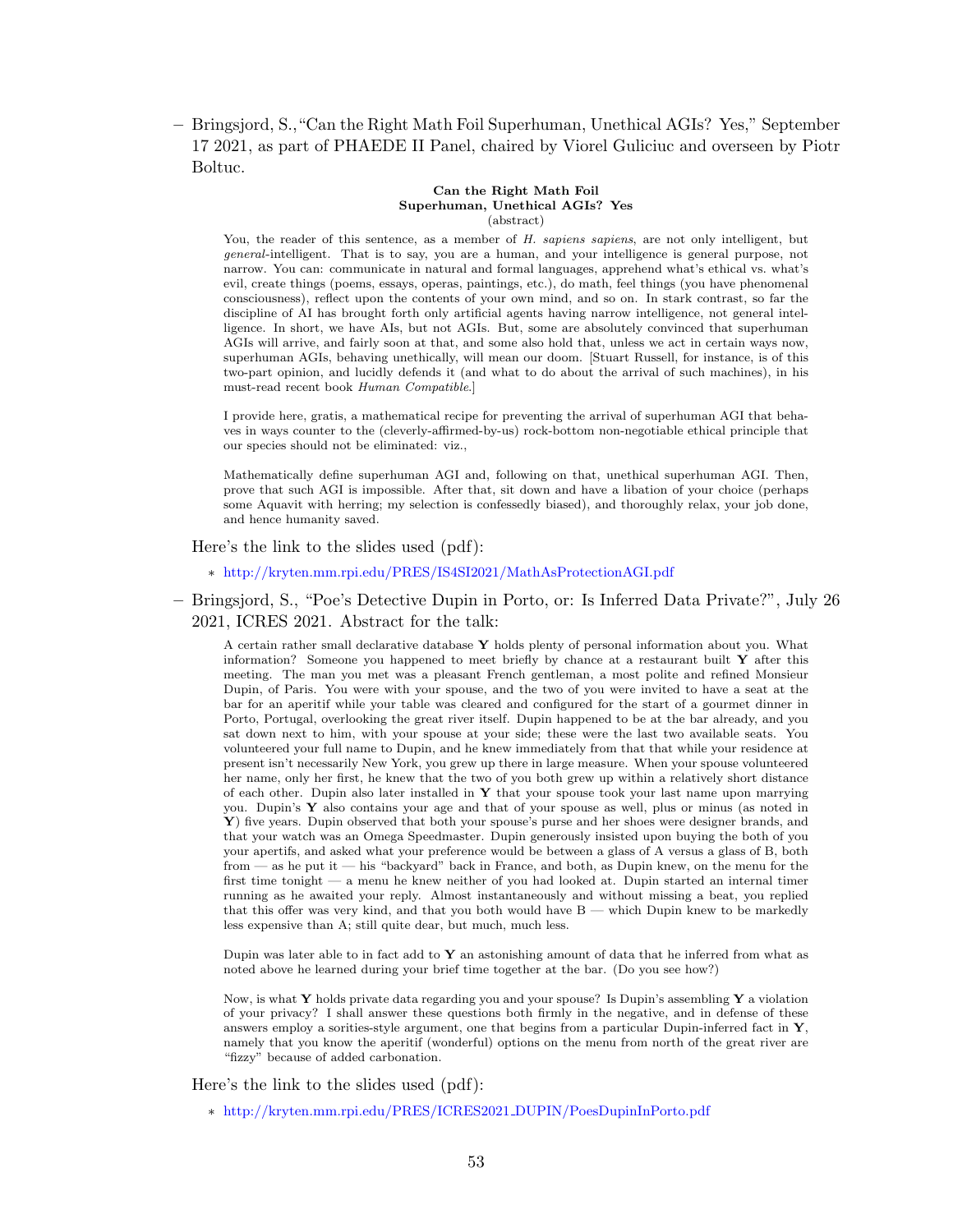- Bringsjord, S., "Can the Right Math Foil Superhuman, Unethical AGIs? Yes," September 17 2021, as part of PHAEDE II Panel, chaired by Viorel Guliciuc and overseen by Piotr Boltuc.

  **Can the Right Math Foil**
  **Superhuman, Unethical AGIs? Yes**
  (abstract)

  > You, the reader of this sentence, as a member of *H. sapiens sapiens*, are not only intelligent, but *general*-intelligent. That is to say, you are a human, and your intelligence is general purpose, not narrow. You can: communicate in natural and formal languages, apprehend what's ethical vs. what's evil, create things (poems, essays, operas, paintings, etc.), do math, feel things (you have phenomenal consciousness), reflect upon the contents of your own mind, and so on. In stark contrast, so far the discipline of AI has brought forth only artificial agents having narrow intelligence, not general intelligence. In short, we have AIs, but not AGIs. But, some are absolutely convinced that superhuman AGIs will arrive, and fairly soon at that, and some also hold that, unless we act in certain ways now, superhuman AGIs, behaving unethically, will mean our doom. [Stuart Russell, for instance, is of this two-part opinion, and lucidly defends it (and what to do about the arrival of such machines), in his must-read recent book *Human Compatible*.]
  >
  > I provide here, gratis, a mathematical recipe for preventing the arrival of superhuman AGI that behaves in ways counter to the (cleverly-affirmed-by-us) rock-bottom non-negotiable ethical principle that our species should not be eliminated: viz.,
  >
  > Mathematically define superhuman AGI and, following on that, unethical superhuman AGI. Then, prove that such AGI is impossible. After that, sit down and have a libation of your choice (perhaps some Aquavit with herring; my selection is confessedly biased), and thoroughly relax, your job done, and hence humanity saved.

  Here's the link to the slides used (pdf):

  * http://kryten.mm.rpi.edu/PRES/IS4SI2021/MathAsProtectionAGI.pdf

- Bringsjord, S., "Poe's Detective Dupin in Porto, or: Is Inferred Data Private?", July 26 2021, ICRES 2021. Abstract for the talk:

  > A certain rather small declarative database **Y** holds plenty of personal information about you. What information? Someone you happened to meet briefly by chance at a restaurant built **Y** after this meeting. The man you met was a pleasant French gentleman, a most polite and refined Monsieur Dupin, of Paris. You were with your spouse, and the two of you were invited to have a seat at the bar for an aperitif while your table was cleared and configured for the start of a gourmet dinner in Porto, Portugal, overlooking the great river itself. Dupin happened to be at the bar already, and you sat down next to him, with your spouse at your side; these were the last two available seats. You volunteered your full name to Dupin, and he knew immediately from that that while your residence at present isn't necessarily New York, you grew up there in large measure. When your spouse volunteered her name, only her first, he knew that the two of you both grew up within a relatively short distance of each other. Dupin also later installed in **Y** that your spouse took your last name upon marrying you. Dupin's **Y** also contains your age and that of your spouse as well, plus or minus (as noted in **Y**) five years. Dupin observed that both your spouse's purse and her shoes were designer brands, and that your watch was an Omega Speedmaster. Dupin generously insisted upon buying the both of you your apertifs, and asked what your preference would be between a glass of A versus a glass of B, both from — as he put it — his "backyard" back in France, and both, as Dupin knew, on the menu for the first time tonight — a menu he knew neither of you had looked at. Dupin started an internal timer running as he awaited your reply. Almost instantaneously and without missing a beat, you replied that this offer was very kind, and that you both would have B — which Dupin knew to be markedly less expensive than A; still quite dear, but much, much less.
  >
  > Dupin was later able to in fact add to **Y** an astonishing amount of data that he inferred from what as noted above he learned during your brief time together at the bar. (Do you see how?)
  >
  > Now, is what **Y** holds private data regarding you and your spouse? Is Dupin's assembling **Y** a violation of your privacy? I shall answer these questions both firmly in the negative, and in defense of these answers employ a sorities-style argument, one that begins from a particular Dupin-inferred fact in **Y**, namely that you know the aperitif (wonderful) options on the menu from north of the great river are "fizzy" because of added carbonation.

  Here's the link to the slides used (pdf):

  * http://kryten.mm.rpi.edu/PRES/ICRES2021_DUPIN/PoesDupinInPorto.pdf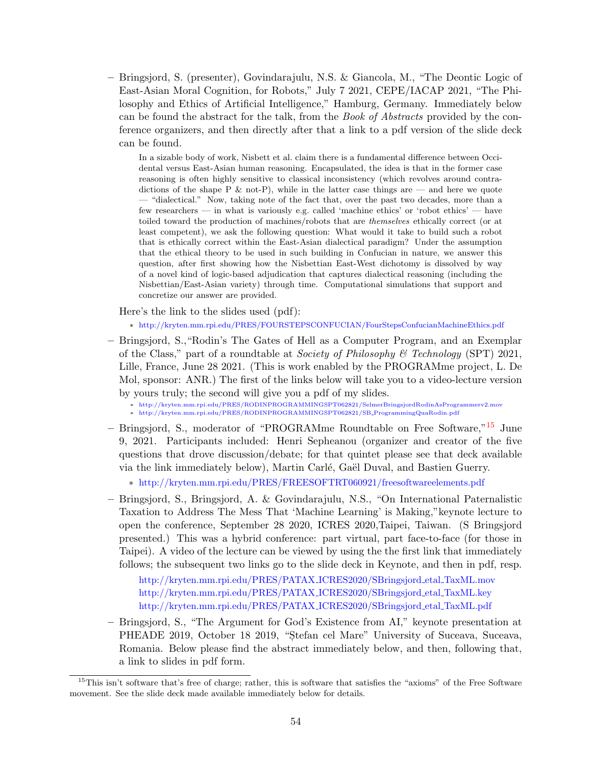- Bringsjord, S. (presenter), Govindarajulu, N.S. & Giancola, M., "The Deontic Logic of East-Asian Moral Cognition, for Robots," July 7 2021, CEPE/IACAP 2021, "The Philosophy and Ethics of Artificial Intelligence," Hamburg, Germany. Immediately below can be found the abstract for the talk, from the *Book of Abstracts* provided by the conference organizers, and then directly after that a link to a pdf version of the slide deck can be found.

  > In a sizable body of work, Nisbett et al. claim there is a fundamental difference between Occidental versus East-Asian human reasoning. Encapsulated, the idea is that in the former case reasoning is often highly sensitive to classical inconsistency (which revolves around contradictions of the shape P & not-P), while in the latter case things are — and here we quote — "dialectical." Now, taking note of the fact that, over the past two decades, more than a few researchers — in what is variously e.g. called 'machine ethics' or 'robot ethics' — have toiled toward the production of machines/robots that are *themselves* ethically correct (or at least competent), we ask the following question: What would it take to build such a robot that is ethically correct within the East-Asian dialectical paradigm? Under the assumption that the ethical theory to be used in such building in Confucian in nature, we answer this question, after first showing how the Nisbettian East-West dichotomy is dissolved by way of a novel kind of logic-based adjudication that captures dialectical reasoning (including the Nisbettian/East-Asian variety) through time. Computational simulations that support and concretize our answer are provided.

  Here's the link to the slides used (pdf):

  * http://kryten.mm.rpi.edu/PRES/FOURSTEPSCONFUCIAN/FourStepsConfucianMachineEthics.pdf

- Bringsjord, S.,"Rodin's The Gates of Hell as a Computer Program, and an Exemplar of the Class," part of a roundtable at *Society of Philosophy & Technology* (SPT) 2021, Lille, France, June 28 2021. (This is work enabled by the PROGRAMme project, L. De Mol, sponsor: ANR.) The first of the links below will take you to a video-lecture version by yours truly; the second will give you a pdf of my slides.

  * http://kryten.mm.rpi.edu/PRES/RODINPROGRAMMINGSPT062821/SelmerBringsjordRodinAsProgrammerv2.mov
  * http://kryten.mm.rpi.edu/PRES/RODINPROGRAMMINGSPT062821/SB_ProgrammingQuaRodin.pdf

- Bringsjord, S., moderator of "PROGRAMme Roundtable on Free Software,"[15] June 9, 2021. Participants included: Henri Sepheanou (organizer and creator of the five questions that drove discussion/debate; for that quintet please see that deck available via the link immediately below), Martin Carlé, Gaël Duval, and Bastien Guerry.

  * http://kryten.mm.rpi.edu/PRES/FREESOFTRT060921/freesoftwareelements.pdf

- Bringsjord, S., Bringsjord, A. & Govindarajulu, N.S., "On International Paternalistic Taxation to Address The Mess That 'Machine Learning' is Making,"keynote lecture to open the conference, September 28 2020, ICRES 2020,Taipei, Taiwan. (S Bringsjord presented.) This was a hybrid conference: part virtual, part face-to-face (for those in Taipei). A video of the lecture can be viewed by using the the first link that immediately follows; the subsequent two links go to the slide deck in Keynote, and then in pdf, resp.

  http://kryten.mm.rpi.edu/PRES/PATAX_ICRES2020/SBringsjord_etal_TaxML.mov
  http://kryten.mm.rpi.edu/PRES/PATAX_ICRES2020/SBringsjord_etal_TaxML.key
  http://kryten.mm.rpi.edu/PRES/PATAX_ICRES2020/SBringsjord_etal_TaxML.pdf

- Bringsjord, S., "The Argument for God's Existence from AI," keynote presentation at PHEADE 2019, October 18 2019, "Ștefan cel Mare" University of Suceava, Suceava, Romania. Below please find the abstract immediately below, and then, following that, a link to slides in pdf form.

[15] This isn't software that's free of charge; rather, this is software that satisfies the "axioms" of the Free Software movement. See the slide deck made available immediately below for details.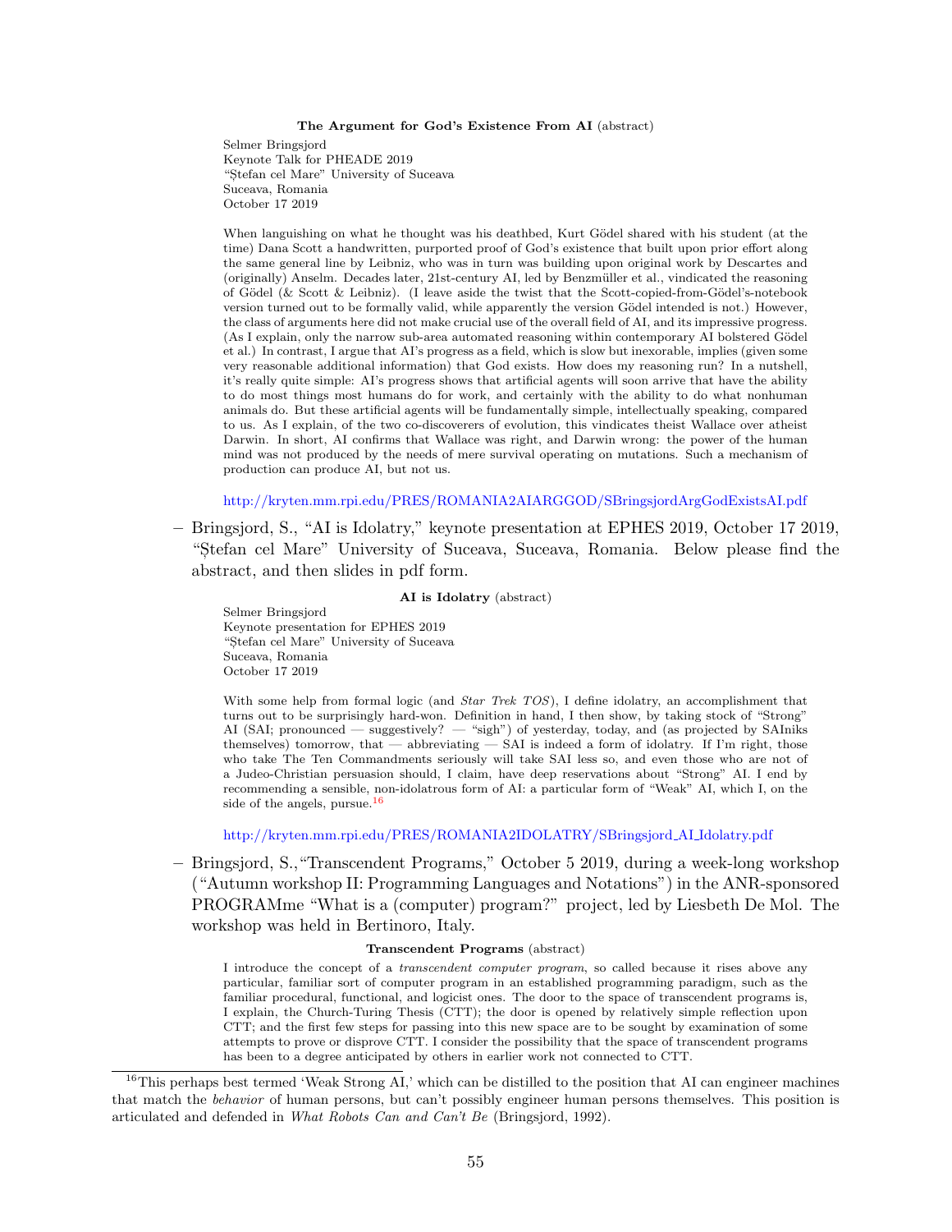**The Argument for God's Existence From AI** (abstract)

Selmer Bringsjord
Keynote Talk for PHEADE 2019
"Ștefan cel Mare" University of Suceava
Suceava, Romania
October 17 2019

When languishing on what he thought was his deathbed, Kurt Gödel shared with his student (at the time) Dana Scott a handwritten, purported proof of God's existence that built upon prior effort along the same general line by Leibniz, who was in turn was building upon original work by Descartes and (originally) Anselm. Decades later, 21st-century AI, led by Benzmüller et al., vindicated the reasoning of Gödel (& Scott & Leibniz). (I leave aside the twist that the Scott-copied-from-Gödel's-notebook version turned out to be formally valid, while apparently the version Gödel intended is not.) However, the class of arguments here did not make crucial use of the overall field of AI, and its impressive progress. (As I explain, only the narrow sub-area automated reasoning within contemporary AI bolstered Gödel et al.) In contrast, I argue that AI's progress as a field, which is slow but inexorable, implies (given some very reasonable additional information) that God exists. How does my reasoning run? In a nutshell, it's really quite simple: AI's progress shows that artificial agents will soon arrive that have the ability to do most things most humans do for work, and certainly with the ability to do what nonhuman animals do. But these artificial agents will be fundamentally simple, intellectually speaking, compared to us. As I explain, of the two co-discoverers of evolution, this vindicates theist Wallace over atheist Darwin. In short, AI confirms that Wallace was right, and Darwin wrong: the power of the human mind was not produced by the needs of mere survival operating on mutations. Such a mechanism of production can produce AI, but not us.

http://kryten.mm.rpi.edu/PRES/ROMANIA2AIARGGOD/SBringsjordArgGodExistsAI.pdf

– Bringsjord, S., "AI is Idolatry," keynote presentation at EPHES 2019, October 17 2019, "Ștefan cel Mare" University of Suceava, Suceava, Romania. Below please find the abstract, and then slides in pdf form.

**AI is Idolatry** (abstract)

Selmer Bringsjord
Keynote presentation for EPHES 2019
"Ștefan cel Mare" University of Suceava
Suceava, Romania
October 17 2019

With some help from formal logic (and *Star Trek TOS*), I define idolatry, an accomplishment that turns out to be surprisingly hard-won. Definition in hand, I then show, by taking stock of "Strong" AI (SAI; pronounced — suggestively? — "sigh") of yesterday, today, and (as projected by SAIniks themselves) tomorrow, that — abbreviating — SAI is indeed a form of idolatry. If I'm right, those who take The Ten Commandments seriously will take SAI less so, and even those who are not of a Judeo-Christian persuasion should, I claim, have deep reservations about "Strong" AI. I end by recommending a sensible, non-idolatrous form of AI: a particular form of "Weak" AI, which I, on the side of the angels, pursue.[16]

http://kryten.mm.rpi.edu/PRES/ROMANIA2IDOLATRY/SBringsjord_AI_Idolatry.pdf

– Bringsjord, S.,"Transcendent Programs," October 5 2019, during a week-long workshop ("Autumn workshop II: Programming Languages and Notations") in the ANR-sponsored PROGRAMme "What is a (computer) program?" project, led by Liesbeth De Mol. The workshop was held in Bertinoro, Italy.

**Transcendent Programs** (abstract)

I introduce the concept of a *transcendent computer program*, so called because it rises above any particular, familiar sort of computer program in an established programming paradigm, such as the familiar procedural, functional, and logicist ones. The door to the space of transcendent programs is, I explain, the Church-Turing Thesis (CTT); the door is opened by relatively simple reflection upon CTT; and the first few steps for passing into this new space are to be sought by examination of some attempts to prove or disprove CTT. I consider the possibility that the space of transcendent programs has been to a degree anticipated by others in earlier work not connected to CTT.

[16] This perhaps best termed 'Weak Strong AI,' which can be distilled to the position that AI can engineer machines that match the *behavior* of human persons, but can't possibly engineer human persons themselves. This position is articulated and defended in *What Robots Can and Can't Be* (Bringsjord, 1992).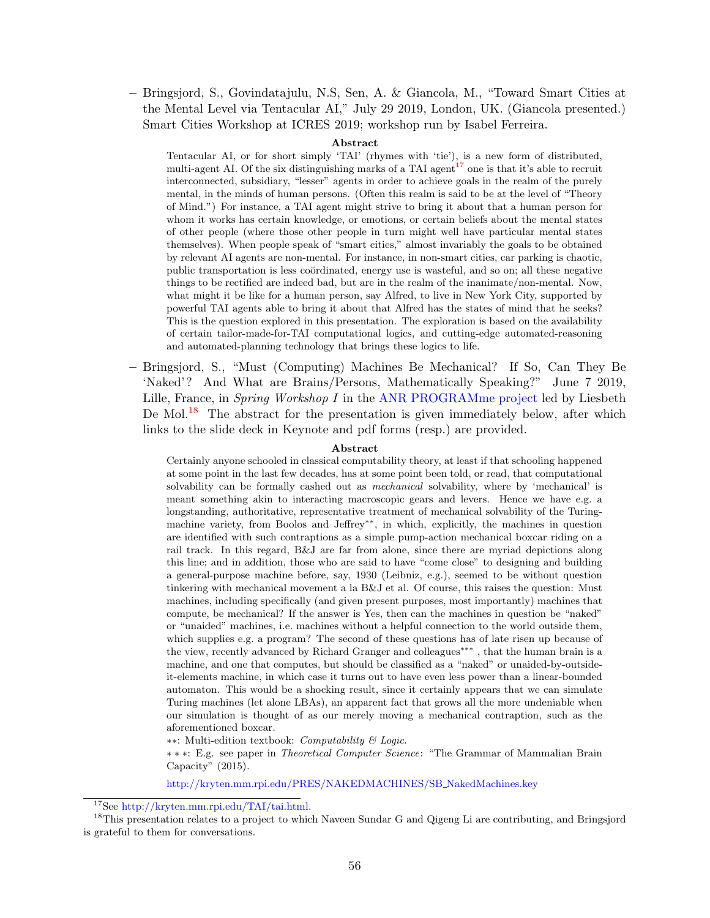– Bringsjord, S., Govindatajulu, N.S, Sen, A. & Giancola, M., "Toward Smart Cities at the Mental Level via Tentacular AI," July 29 2019, London, UK. (Giancola presented.) Smart Cities Workshop at ICRES 2019; workshop run by Isabel Ferreira.

**Abstract**

Tentacular AI, or for short simply 'TAI' (rhymes with 'tie'), is a new form of distributed, multi-agent AI. Of the six distinguishing marks of a TAI agent[17] one is that it's able to recruit interconnected, subsidiary, "lesser" agents in order to achieve goals in the realm of the purely mental, in the minds of human persons. (Often this realm is said to be at the level of "Theory of Mind.") For instance, a TAI agent might strive to bring it about that a human person for whom it works has certain knowledge, or emotions, or certain beliefs about the mental states of other people (where those other people in turn might well have particular mental states themselves). When people speak of "smart cities," almost invariably the goals to be obtained by relevant AI agents are non-mental. For instance, in non-smart cities, car parking is chaotic, public transportation is less coördinated, energy use is wasteful, and so on; all these negative things to be rectified are indeed bad, but are in the realm of the inanimate/non-mental. Now, what might it be like for a human person, say Alfred, to live in New York City, supported by powerful TAI agents able to bring it about that Alfred has the states of mind that he seeks? This is the question explored in this presentation. The exploration is based on the availability of certain tailor-made-for-TAI computational logics, and cutting-edge automated-reasoning and automated-planning technology that brings these logics to life.

– Bringsjord, S., "Must (Computing) Machines Be Mechanical? If So, Can They Be 'Naked'? And What are Brains/Persons, Mathematically Speaking?" June 7 2019, Lille, France, in *Spring Workshop I* in the ANR PROGRAMme project led by Liesbeth De Mol.[18] The abstract for the presentation is given immediately below, after which links to the slide deck in Keynote and pdf forms (resp.) are provided.

**Abstract**

Certainly anyone schooled in classical computability theory, at least if that schooling happened at some point in the last few decades, has at some point been told, or read, that computational solvability can be formally cashed out as *mechanical* solvability, where by 'mechanical' is meant something akin to interacting macroscopic gears and levers. Hence we have e.g. a longstanding, authoritative, representative treatment of mechanical solvability of the Turing-machine variety, from Boolos and Jeffrey**, in which, explicitly, the machines in question are identified with such contraptions as a simple pump-action mechanical boxcar riding on a rail track. In this regard, B&J are far from alone, since there are myriad depictions along this line; and in addition, those who are said to have "come close" to designing and building a general-purpose machine before, say, 1930 (Leibniz, e.g.), seemed to be without question tinkering with mechanical movement a la B&J et al. Of course, this raises the question: Must machines, including specifically (and given present purposes, most importantly) machines that compute, be mechanical? If the answer is Yes, then can the machines in question be "naked" or "unaided" machines, i.e. machines without a helpful connection to the world outside them, which supplies e.g. a program? The second of these questions has of late risen up because of the view, recently advanced by Richard Granger and colleagues***, that the human brain is a machine, and one that computes, but should be classified as a "naked" or unaided-by-outside-it-elements machine, in which case it turns out to have even less power than a linear-bounded automaton. This would be a shocking result, since it certainly appears that we can simulate Turing machines (let alone LBAs), an apparent fact that grows all the more undeniable when our simulation is thought of as our merely moving a mechanical contraption, such as the aforementioned boxcar.

**: Multi-edition textbook: *Computability & Logic*.

***: E.g. see paper in *Theoretical Computer Science*: "The Grammar of Mammalian Brain Capacity" (2015).

http://kryten.mm.rpi.edu/PRES/NAKEDMACHINES/SB_NakedMachines.key

[17] See http://kryten.mm.rpi.edu/TAI/tai.html.

[18] This presentation relates to a project to which Naveen Sundar G and Qigeng Li are contributing, and Bringsjord is grateful to them for conversations.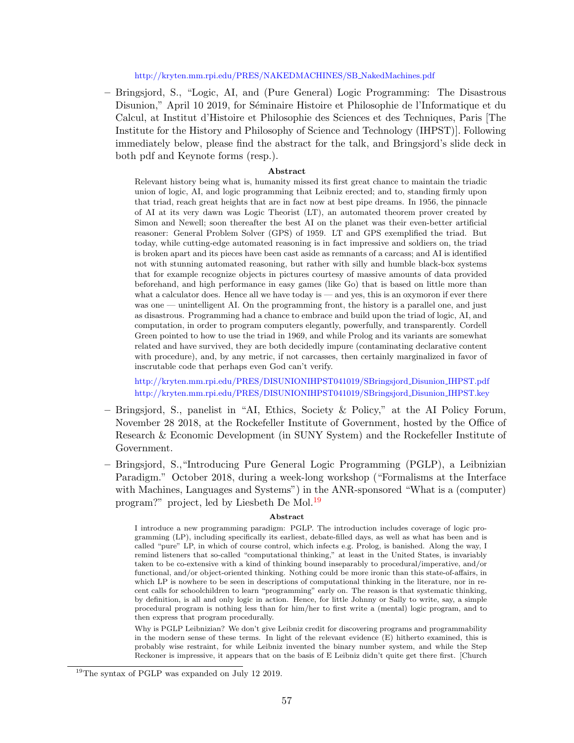http://kryten.mm.rpi.edu/PRES/NAKEDMACHINES/SB_NakedMachines.pdf

- Bringsjord, S., "Logic, AI, and (Pure General) Logic Programming: The Disastrous Disunion," April 10 2019, for Séminaire Histoire et Philosophie de l'Informatique et du Calcul, at Institut d'Histoire et Philosophie des Sciences et des Techniques, Paris [The Institute for the History and Philosophy of Science and Technology (IHPST)]. Following immediately below, please find the abstract for the talk, and Bringsjord's slide deck in both pdf and Keynote forms (resp.).

  **Abstract**

  Relevant history being what is, humanity missed its first great chance to maintain the triadic union of logic, AI, and logic programming that Leibniz erected; and to, standing firmly upon that triad, reach great heights that are in fact now at best pipe dreams. In 1956, the pinnacle of AI at its very dawn was Logic Theorist (LT), an automated theorem prover created by Simon and Newell; soon thereafter the best AI on the planet was their even-better artificial reasoner: General Problem Solver (GPS) of 1959. LT and GPS exemplified the triad. But today, while cutting-edge automated reasoning is in fact impressive and soldiers on, the triad is broken apart and its pieces have been cast aside as remnants of a carcass; and AI is identified not with stunning automated reasoning, but rather with silly and humble black-box systems that for example recognize objects in pictures courtesy of massive amounts of data provided beforehand, and high performance in easy games (like Go) that is based on little more than what a calculator does. Hence all we have today is — and yes, this is an oxymoron if ever there was one — unintelligent AI. On the programming front, the history is a parallel one, and just as disastrous. Programming had a chance to embrace and build upon the triad of logic, AI, and computation, in order to program computers elegantly, powerfully, and transparently. Cordell Green pointed to how to use the triad in 1969, and while Prolog and its variants are somewhat related and have survived, they are both decidedly impure (contaminating declarative content with procedure), and, by any metric, if not carcasses, then certainly marginalized in favor of inscrutable code that perhaps even God can't verify.

  http://kryten.mm.rpi.edu/PRES/DISUNIONIHPST041019/SBringsjord_Disunion_IHPST.pdf
  http://kryten.mm.rpi.edu/PRES/DISUNIONIHPST041019/SBringsjord_Disunion_IHPST.key

- Bringsjord, S., panelist in "AI, Ethics, Society & Policy," at the AI Policy Forum, November 28 2018, at the Rockefeller Institute of Government, hosted by the Office of Research & Economic Development (in SUNY System) and the Rockefeller Institute of Government.

- Bringsjord, S.,"Introducing Pure General Logic Programming (PGLP), a Leibnizian Paradigm." October 2018, during a week-long workshop ("Formalisms at the Interface with Machines, Languages and Systems") in the ANR-sponsored "What is a (computer) program?" project, led by Liesbeth De Mol.[19]

  **Abstract**

  I introduce a new programming paradigm: PGLP. The introduction includes coverage of logic programming (LP), including specifically its earliest, debate-filled days, as well as what has been and is called "pure" LP, in which of course control, which infects e.g. Prolog, is banished. Along the way, I remind listeners that so-called "computational thinking," at least in the United States, is invariably taken to be co-extensive with a kind of thinking bound inseparably to procedural/imperative, and/or functional, and/or object-oriented thinking. Nothing could be more ironic than this state-of-affairs, in which LP is nowhere to be seen in descriptions of computational thinking in the literature, nor in recent calls for schoolchildren to learn "programming" early on. The reason is that systematic thinking, by definition, is all and only logic in action. Hence, for little Johnny or Sally to write, say, a simple procedural program is nothing less than for him/her to first write a (mental) logic program, and to then express that program procedurally.

  Why is PGLP Leibnizian? We don't give Leibniz credit for discovering programs and programmability in the modern sense of these terms. In light of the relevant evidence (E) hitherto examined, this is probably wise restraint, for while Leibniz invented the binary number system, and while the Step Reckoner is impressive, it appears that on the basis of E Leibniz didn't quite get there first. [Church

[19] The syntax of PGLP was expanded on July 12 2019.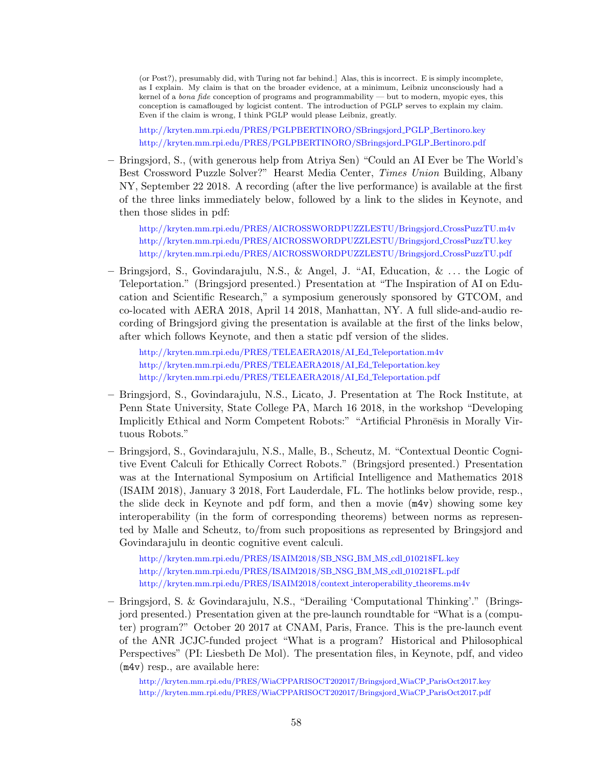(or Post?), presumably did, with Turing not far behind.] Alas, this is incorrect. E is simply incomplete, as I explain. My claim is that on the broader evidence, at a minimum, Leibniz unconsciously had a kernel of a *bona fide* conception of programs and programmability — but to modern, myopic eyes, this conception is camaflouged by logicist content. The introduction of PGLP serves to explain my claim. Even if the claim is wrong, I think PGLP would please Leibniz, greatly.

http://kryten.mm.rpi.edu/PRES/PGLPBERTINORO/SBringsjord_PGLP_Bertinoro.key
http://kryten.mm.rpi.edu/PRES/PGLPBERTINORO/SBringsjord_PGLP_Bertinoro.pdf

– Bringsjord, S., (with generous help from Atriya Sen) "Could an AI Ever be The World's Best Crossword Puzzle Solver?" Hearst Media Center, *Times Union* Building, Albany NY, September 22 2018. A recording (after the live performance) is available at the first of the three links immediately below, followed by a link to the slides in Keynote, and then those slides in pdf:

  http://kryten.mm.rpi.edu/PRES/AICROSSWORDPUZZLESTU/Bringsjord_CrossPuzzTU.m4v
  http://kryten.mm.rpi.edu/PRES/AICROSSWORDPUZZLESTU/Bringsjord_CrossPuzzTU.key
  http://kryten.mm.rpi.edu/PRES/AICROSSWORDPUZZLESTU/Bringsjord_CrossPuzzTU.pdf

– Bringsjord, S., Govindarajulu, N.S., & Angel, J. "AI, Education, & ... the Logic of Teleportation." (Bringsjord presented.) Presentation at "The Inspiration of AI on Education and Scientific Research," a symposium generously sponsored by GTCOM, and co-located with AERA 2018, April 14 2018, Manhattan, NY. A full slide-and-audio recording of Bringsjord giving the presentation is available at the first of the links below, after which follows Keynote, and then a static pdf version of the slides.

  http://kryten.mm.rpi.edu/PRES/TELEAERA2018/AI_Ed_Teleportation.m4v
  http://kryten.mm.rpi.edu/PRES/TELEAERA2018/AI_Ed_Teleportation.key
  http://kryten.mm.rpi.edu/PRES/TELEAERA2018/AI_Ed_Teleportation.pdf

– Bringsjord, S., Govindarajulu, N.S., Licato, J. Presentation at The Rock Institute, at Penn State University, State College PA, March 16 2018, in the workshop "Developing Implicitly Ethical and Norm Competent Robots:" "Artificial Phronēsis in Morally Virtuous Robots."

– Bringsjord, S., Govindarajulu, N.S., Malle, B., Scheutz, M. "Contextual Deontic Cognitive Event Calculi for Ethically Correct Robots." (Bringsjord presented.) Presentation was at the International Symposium on Artificial Intelligence and Mathematics 2018 (ISAIM 2018), January 3 2018, Fort Lauderdale, FL. The hotlinks below provide, resp., the slide deck in Keynote and pdf form, and then a movie (`m4v`) showing some key interoperability (in the form of corresponding theorems) between norms as represented by Malle and Scheutz, to/from such propositions as represented by Bringsjord and Govindarajulu in deontic cognitive event calculi.

  http://kryten.mm.rpi.edu/PRES/ISAIM2018/SB_NSG_BM_MS_cdl_010218FL.key
  http://kryten.mm.rpi.edu/PRES/ISAIM2018/SB_NSG_BM_MS_cdl_010218FL.pdf
  http://kryten.mm.rpi.edu/PRES/ISAIM2018/context_interoperability_theorems.m4v

– Bringsjord, S. & Govindarajulu, N.S., "Derailing 'Computational Thinking'." (Bringsjord presented.) Presentation given at the pre-launch roundtable for "What is a (computer) program?" October 20 2017 at CNAM, Paris, France. This is the pre-launch event of the ANR JCJC-funded project "What is a program? Historical and Philosophical Perspectives" (PI: Liesbeth De Mol). The presentation files, in Keynote, pdf, and video (`m4v`) resp., are available here:

  http://kryten.mm.rpi.edu/PRES/WiaCPPARISOCT202017/Bringsjord_WiaCP_ParisOct2017.key
  http://kryten.mm.rpi.edu/PRES/WiaCPPARISOCT202017/Bringsjord_WiaCP_ParisOct2017.pdf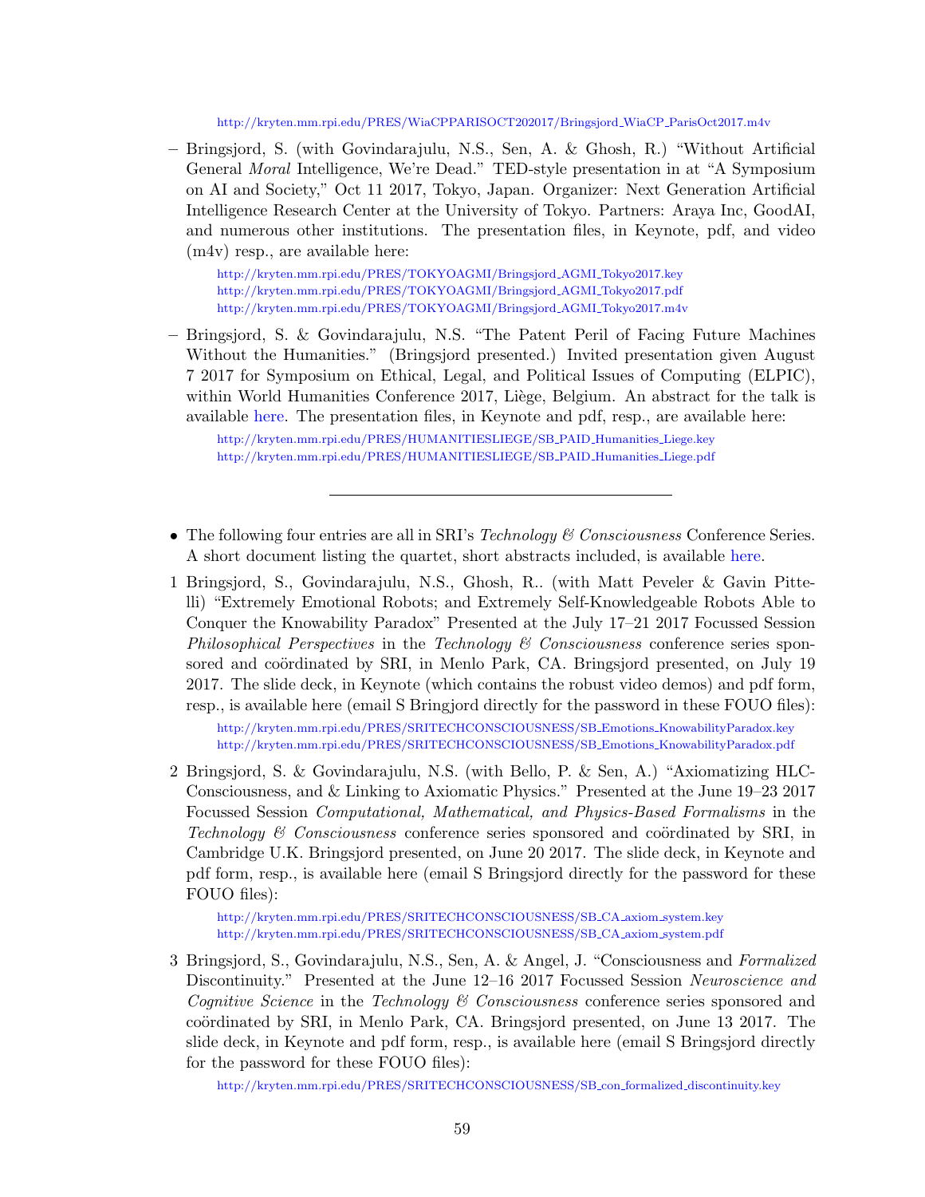http://kryten.mm.rpi.edu/PRES/WiaCPPARISOCT202017/Bringsjord_WiaCP_ParisOct2017.m4v

- Bringsjord, S. (with Govindarajulu, N.S., Sen, A. & Ghosh, R.) "Without Artificial General *Moral* Intelligence, We're Dead." TED-style presentation in at "A Symposium on AI and Society," Oct 11 2017, Tokyo, Japan. Organizer: Next Generation Artificial Intelligence Research Center at the University of Tokyo. Partners: Araya Inc, GoodAI, and numerous other institutions. The presentation files, in Keynote, pdf, and video (m4v) resp., are available here:

  http://kryten.mm.rpi.edu/PRES/TOKYOAGMI/Bringsjord_AGMI_Tokyo2017.key
  http://kryten.mm.rpi.edu/PRES/TOKYOAGMI/Bringsjord_AGMI_Tokyo2017.pdf
  http://kryten.mm.rpi.edu/PRES/TOKYOAGMI/Bringsjord_AGMI_Tokyo2017.m4v

- Bringsjord, S. & Govindarajulu, N.S. "The Patent Peril of Facing Future Machines Without the Humanities." (Bringsjord presented.) Invited presentation given August 7 2017 for Symposium on Ethical, Legal, and Political Issues of Computing (ELPIC), within World Humanities Conference 2017, Liège, Belgium. An abstract for the talk is available here. The presentation files, in Keynote and pdf, resp., are available here:

  http://kryten.mm.rpi.edu/PRES/HUMANITIESLIEGE/SB_PAID_Humanities_Liege.key
  http://kryten.mm.rpi.edu/PRES/HUMANITIESLIEGE/SB_PAID_Humanities_Liege.pdf

---

- The following four entries are all in SRI's *Technology & Consciousness* Conference Series. A short document listing the quartet, short abstracts included, is available here.

1. Bringsjord, S., Govindarajulu, N.S., Ghosh, R.. (with Matt Peveler & Gavin Pittelli) "Extremely Emotional Robots; and Extremely Self-Knowledgeable Robots Able to Conquer the Knowability Paradox" Presented at the July 17–21 2017 Focussed Session *Philosophical Perspectives* in the *Technology & Consciousness* conference series sponsored and coördinated by SRI, in Menlo Park, CA. Bringsjord presented, on July 19 2017. The slide deck, in Keynote (which contains the robust video demos) and pdf form, resp., is available here (email S Bringjord directly for the password in these FOUO files):

   http://kryten.mm.rpi.edu/PRES/SRITECHCONSCIOUSNESS/SB_Emotions_KnowabilityParadox.key
   http://kryten.mm.rpi.edu/PRES/SRITECHCONSCIOUSNESS/SB_Emotions_KnowabilityParadox.pdf

2. Bringsjord, S. & Govindarajulu, N.S. (with Bello, P. & Sen, A.) "Axiomatizing HLC-Consciousness, and & Linking to Axiomatic Physics." Presented at the June 19–23 2017 Focussed Session *Computational, Mathematical, and Physics-Based Formalisms* in the *Technology & Consciousness* conference series sponsored and coördinated by SRI, in Cambridge U.K. Bringsjord presented, on June 20 2017. The slide deck, in Keynote and pdf form, resp., is available here (email S Bringsjord directly for the password for these FOUO files):

   http://kryten.mm.rpi.edu/PRES/SRITECHCONSCIOUSNESS/SB_CA_axiom_system.key
   http://kryten.mm.rpi.edu/PRES/SRITECHCONSCIOUSNESS/SB_CA_axiom_system.pdf

3. Bringsjord, S., Govindarajulu, N.S., Sen, A. & Angel, J. "Consciousness and *Formalized* Discontinuity." Presented at the June 12–16 2017 Focussed Session *Neuroscience and Cognitive Science* in the *Technology & Consciousness* conference series sponsored and coördinated by SRI, in Menlo Park, CA. Bringsjord presented, on June 13 2017. The slide deck, in Keynote and pdf form, resp., is available here (email S Bringsjord directly for the password for these FOUO files):

   http://kryten.mm.rpi.edu/PRES/SRITECHCONSCIOUSNESS/SB_con_formalized_discontinuity.key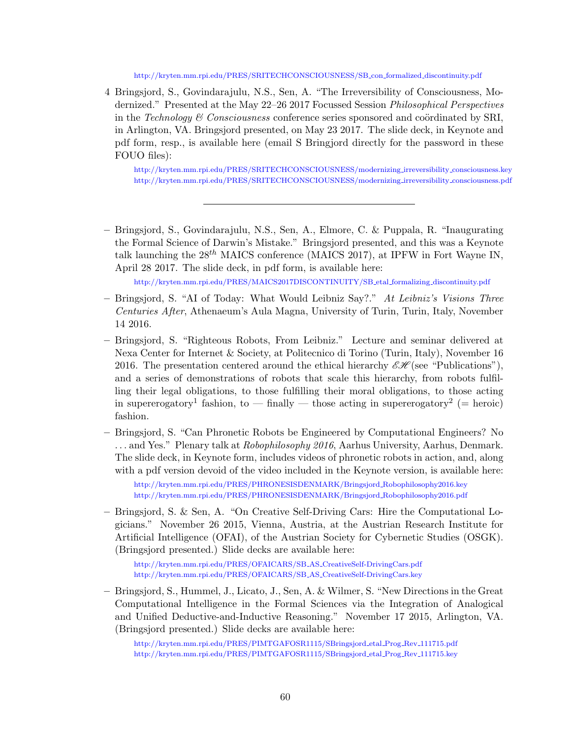http://kryten.mm.rpi.edu/PRES/SRITECHCONSCIOUSNESS/SB_con_formalized_discontinuity.pdf

4 Bringsjord, S., Govindarajulu, N.S., Sen, A. "The Irreversibility of Consciousness, Modernized." Presented at the May 22–26 2017 Focussed Session *Philosophical Perspectives* in the *Technology & Consciousness* conference series sponsored and coördinated by SRI, in Arlington, VA. Bringsjord presented, on May 23 2017. The slide deck, in Keynote and pdf form, resp., is available here (email S Bringjord directly for the password in these FOUO files):

http://kryten.mm.rpi.edu/PRES/SRITECHCONSCIOUSNESS/modernizing_irreversibility_consciousness.key
http://kryten.mm.rpi.edu/PRES/SRITECHCONSCIOUSNESS/modernizing_irreversibility_consciousness.pdf

---

– Bringsjord, S., Govindarajulu, N.S., Sen, A., Elmore, C. & Puppala, R. "Inaugurating the Formal Science of Darwin's Mistake." Bringsjord presented, and this was a Keynote talk launching the $28^{th}$ MAICS conference (MAICS 2017), at IPFW in Fort Wayne IN, April 28 2017. The slide deck, in pdf form, is available here:

http://kryten.mm.rpi.edu/PRES/MAICS2017DISCONTINUITY/SB_etal_formalizing_discontinuity.pdf

– Bringsjord, S. "AI of Today: What Would Leibniz Say?." *At Leibniz's Visions Three Centuries After*, Athenaeum's Aula Magna, University of Turin, Turin, Italy, November 14 2016.

– Bringsjord, S. "Righteous Robots, From Leibniz." Lecture and seminar delivered at Nexa Center for Internet & Society, at Politecnico di Torino (Turin, Italy), November 16 2016. The presentation centered around the ethical hierarchy $\mathscr{EH}$ (see "Publications"), and a series of demonstrations of robots that scale this hierarchy, from robots fulfilling their legal obligations, to those fulfilling their moral obligations, to those acting in supererogatory$^1$ fashion, to — finally — those acting in supererogatory$^2$ (= heroic) fashion.

– Bringsjord, S. "Can Phronetic Robots be Engineered by Computational Engineers? No ... and Yes." Plenary talk at *Robophilosophy 2016*, Aarhus University, Aarhus, Denmark. The slide deck, in Keynote form, includes videos of phronetic robots in action, and, along with a pdf version devoid of the video included in the Keynote version, is available here:

http://kryten.mm.rpi.edu/PRES/PHRONESISDENMARK/Bringsjord_Robophilosophy2016.key
http://kryten.mm.rpi.edu/PRES/PHRONESISDENMARK/Bringsjord_Robophilosophy2016.pdf

– Bringsjord, S. & Sen, A. "On Creative Self-Driving Cars: Hire the Computational Logicians." November 26 2015, Vienna, Austria, at the Austrian Research Institute for Artificial Intelligence (OFAI), of the Austrian Society for Cybernetic Studies (OSGK). (Bringsjord presented.) Slide decks are available here:

http://kryten.mm.rpi.edu/PRES/OFAICARS/SB_AS_CreativeSelf-DrivingCars.pdf
http://kryten.mm.rpi.edu/PRES/OFAICARS/SB_AS_CreativeSelf-DrivingCars.key

– Bringsjord, S., Hummel, J., Licato, J., Sen, A. & Wilmer, S. "New Directions in the Great Computational Intelligence in the Formal Sciences via the Integration of Analogical and Unified Deductive-and-Inductive Reasoning." November 17 2015, Arlington, VA. (Bringsjord presented.) Slide decks are available here:

http://kryten.mm.rpi.edu/PRES/PIMTGAFOSR1115/SBringsjord_etal_Prog_Rev_111715.pdf
http://kryten.mm.rpi.edu/PRES/PIMTGAFOSR1115/SBringsjord_etal_Prog_Rev_111715.key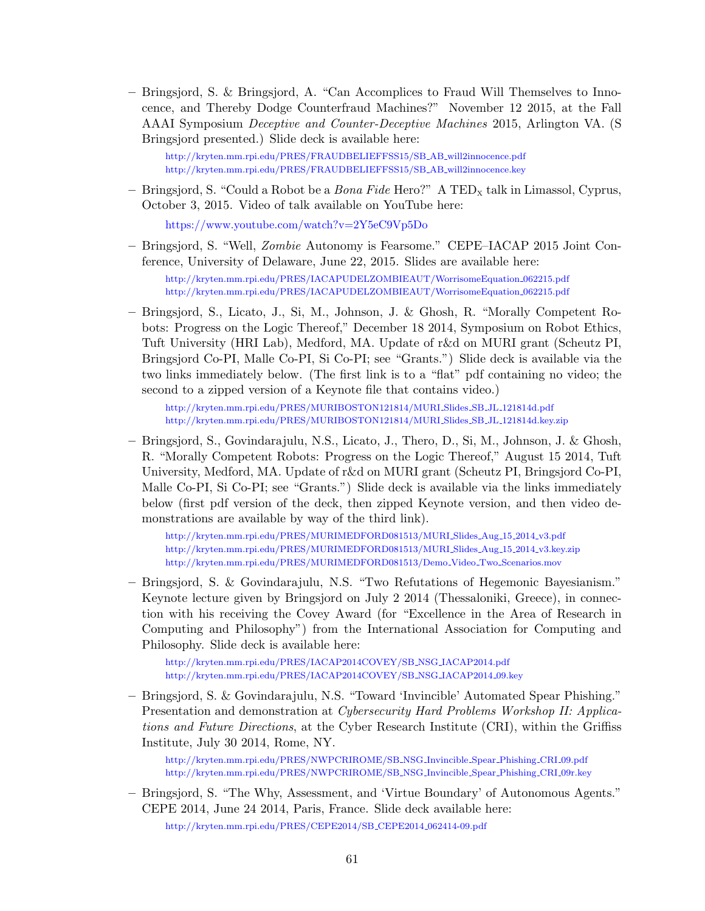- Bringsjord, S. & Bringsjord, A. "Can Accomplices to Fraud Will Themselves to Innocence, and Thereby Dodge Counterfraud Machines?" November 12 2015, at the Fall AAAI Symposium *Deceptive and Counter-Deceptive Machines* 2015, Arlington VA. (S Bringsjord presented.) Slide deck is available here:

  http://kryten.mm.rpi.edu/PRES/FRAUDBELIEFFSS15/SB_AB_will2innocence.pdf
  http://kryten.mm.rpi.edu/PRES/FRAUDBELIEFFSS15/SB_AB_will2innocence.key

- Bringsjord, S. "Could a Robot be a *Bona Fide* Hero?" A TED$_{\text{x}}$ talk in Limassol, Cyprus, October 3, 2015. Video of talk available on YouTube here:

  https://www.youtube.com/watch?v=2Y5eC9Vp5Do

- Bringsjord, S. "Well, *Zombie* Autonomy is Fearsome." CEPE–IACAP 2015 Joint Conference, University of Delaware, June 22, 2015. Slides are available here:

  http://kryten.mm.rpi.edu/PRES/IACAPUDELZOMBIEAUT/WorrisomeEquation_062215.pdf
  http://kryten.mm.rpi.edu/PRES/IACAPUDELZOMBIEAUT/WorrisomeEquation_062215.pdf

- Bringsjord, S., Licato, J., Si, M., Johnson, J. & Ghosh, R. "Morally Competent Robots: Progress on the Logic Thereof," December 18 2014, Symposium on Robot Ethics, Tuft University (HRI Lab), Medford, MA. Update of r&d on MURI grant (Scheutz PI, Bringsjord Co-PI, Malle Co-PI, Si Co-PI; see "Grants.") Slide deck is available via the two links immediately below. (The first link is to a "flat" pdf containing no video; the second to a zipped version of a Keynote file that contains video.)

  http://kryten.mm.rpi.edu/PRES/MURIBOSTON121814/MURI_Slides_SB_JL_121814d.pdf
  http://kryten.mm.rpi.edu/PRES/MURIBOSTON121814/MURI_Slides_SB_JL_121814d.key.zip

- Bringsjord, S., Govindarajulu, N.S., Licato, J., Thero, D., Si, M., Johnson, J. & Ghosh, R. "Morally Competent Robots: Progress on the Logic Thereof," August 15 2014, Tuft University, Medford, MA. Update of r&d on MURI grant (Scheutz PI, Bringsjord Co-PI, Malle Co-PI, Si Co-PI; see "Grants.") Slide deck is available via the links immediately below (first pdf version of the deck, then zipped Keynote version, and then video demonstrations are available by way of the third link).

  http://kryten.mm.rpi.edu/PRES/MURIMEDFORD081513/MURI_Slides_Aug_15_2014_v3.pdf
  http://kryten.mm.rpi.edu/PRES/MURIMEDFORD081513/MURI_Slides_Aug_15_2014_v3.key.zip
  http://kryten.mm.rpi.edu/PRES/MURIMEDFORD081513/Demo_Video_Two_Scenarios.mov

- Bringsjord, S. & Govindarajulu, N.S. "Two Refutations of Hegemonic Bayesianism." Keynote lecture given by Bringsjord on July 2 2014 (Thessaloniki, Greece), in connection with his receiving the Covey Award (for "Excellence in the Area of Research in Computing and Philosophy") from the International Association for Computing and Philosophy. Slide deck is available here:

  http://kryten.mm.rpi.edu/PRES/IACAP2014COVEY/SB_NSG_IACAP2014.pdf
  http://kryten.mm.rpi.edu/PRES/IACAP2014COVEY/SB_NSG_IACAP2014_09.key

- Bringsjord, S. & Govindarajulu, N.S. "Toward 'Invincible' Automated Spear Phishing." Presentation and demonstration at *Cybersecurity Hard Problems Workshop II: Applications and Future Directions*, at the Cyber Research Institute (CRI), within the Griffiss Institute, July 30 2014, Rome, NY.

  http://kryten.mm.rpi.edu/PRES/NWPCRIROME/SB_NSG_Invincible_Spear_Phishing_CRI_09.pdf
  http://kryten.mm.rpi.edu/PRES/NWPCRIROME/SB_NSG_Invincible_Spear_Phishing_CRI_09r.key

- Bringsjord, S. "The Why, Assessment, and 'Virtue Boundary' of Autonomous Agents." CEPE 2014, June 24 2014, Paris, France. Slide deck available here:

  http://kryten.mm.rpi.edu/PRES/CEPE2014/SB_CEPE2014_062414-09.pdf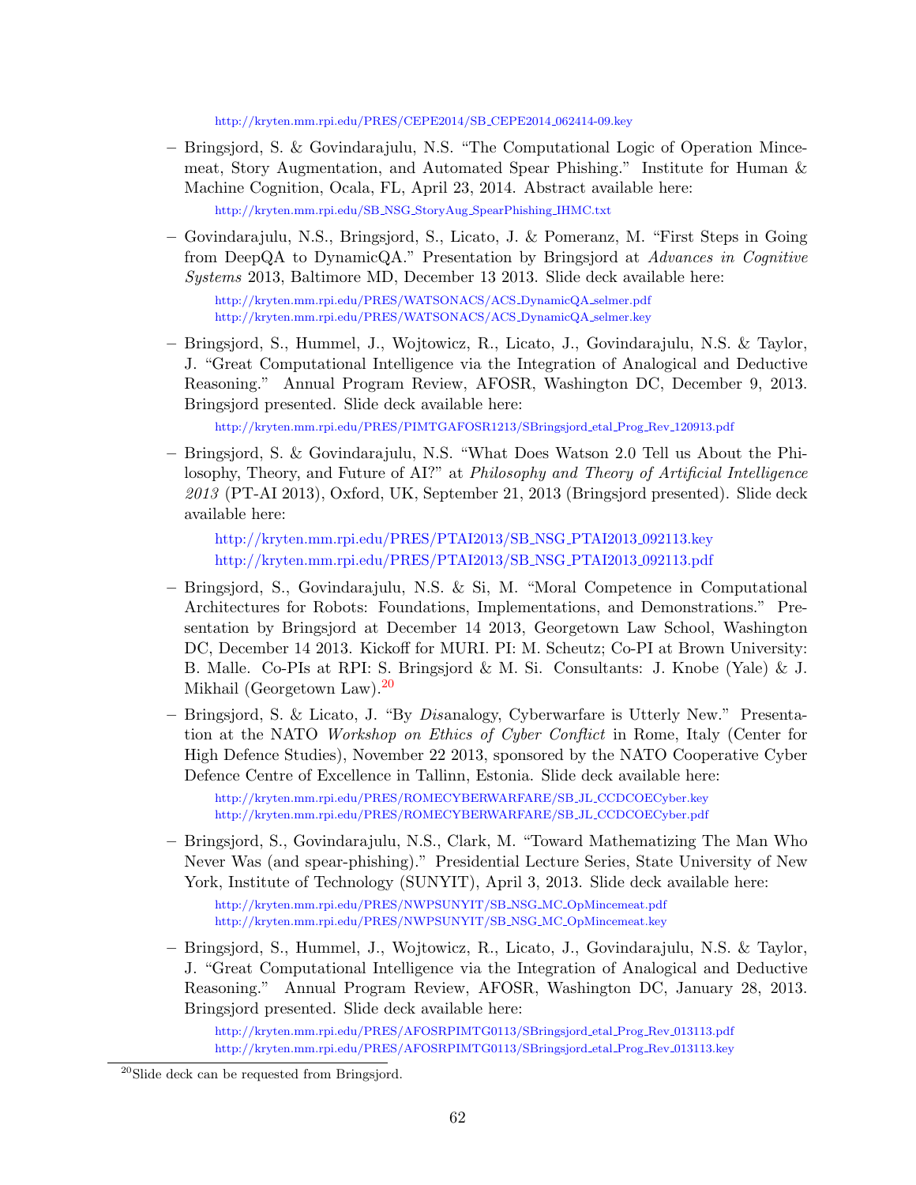http://kryten.mm.rpi.edu/PRES/CEPE2014/SB_CEPE2014_062414-09.key

- Bringsjord, S. & Govindarajulu, N.S. "The Computational Logic of Operation Mincemeat, Story Augmentation, and Automated Spear Phishing." Institute for Human & Machine Cognition, Ocala, FL, April 23, 2014. Abstract available here:

  http://kryten.mm.rpi.edu/SB_NSG_StoryAug_SpearPhishing_IHMC.txt

- Govindarajulu, N.S., Bringsjord, S., Licato, J. & Pomeranz, M. "First Steps in Going from DeepQA to DynamicQA." Presentation by Bringsjord at *Advances in Cognitive Systems* 2013, Baltimore MD, December 13 2013. Slide deck available here:

  http://kryten.mm.rpi.edu/PRES/WATSONACS/ACS_DynamicQA_selmer.pdf
  http://kryten.mm.rpi.edu/PRES/WATSONACS/ACS_DynamicQA_selmer.key

- Bringsjord, S., Hummel, J., Wojtowicz, R., Licato, J., Govindarajulu, N.S. & Taylor, J. "Great Computational Intelligence via the Integration of Analogical and Deductive Reasoning." Annual Program Review, AFOSR, Washington DC, December 9, 2013. Bringsjord presented. Slide deck available here:

  http://kryten.mm.rpi.edu/PRES/PIMTGAFOSR1213/SBringsjord_etal_Prog_Rev_120913.pdf

- Bringsjord, S. & Govindarajulu, N.S. "What Does Watson 2.0 Tell us About the Philosophy, Theory, and Future of AI?" at *Philosophy and Theory of Artificial Intelligence 2013* (PT-AI 2013), Oxford, UK, September 21, 2013 (Bringsjord presented). Slide deck available here:

  http://kryten.mm.rpi.edu/PRES/PTAI2013/SB_NSG_PTAI2013_092113.key
  http://kryten.mm.rpi.edu/PRES/PTAI2013/SB_NSG_PTAI2013_092113.pdf

- Bringsjord, S., Govindarajulu, N.S. & Si, M. "Moral Competence in Computational Architectures for Robots: Foundations, Implementations, and Demonstrations." Presentation by Bringsjord at December 14 2013, Georgetown Law School, Washington DC, December 14 2013. Kickoff for MURI. PI: M. Scheutz; Co-PI at Brown University: B. Malle. Co-PIs at RPI: S. Bringsjord & M. Si. Consultants: J. Knobe (Yale) & J. Mikhail (Georgetown Law).[20]

- Bringsjord, S. & Licato, J. "By *Dis*analogy, Cyberwarfare is Utterly New." Presentation at the NATO *Workshop on Ethics of Cyber Conflict* in Rome, Italy (Center for High Defence Studies), November 22 2013, sponsored by the NATO Cooperative Cyber Defence Centre of Excellence in Tallinn, Estonia. Slide deck available here:

  http://kryten.mm.rpi.edu/PRES/ROMECYBERWARFARE/SB_JL_CCDCOECyber.key
  http://kryten.mm.rpi.edu/PRES/ROMECYBERWARFARE/SB_JL_CCDCOECyber.pdf

- Bringsjord, S., Govindarajulu, N.S., Clark, M. "Toward Mathematizing The Man Who Never Was (and spear-phishing)." Presidential Lecture Series, State University of New York, Institute of Technology (SUNYIT), April 3, 2013. Slide deck available here:

  http://kryten.mm.rpi.edu/PRES/NWPSUNYIT/SB_NSG_MC_OpMincemeat.pdf
  http://kryten.mm.rpi.edu/PRES/NWPSUNYIT/SB_NSG_MC_OpMincemeat.key

- Bringsjord, S., Hummel, J., Wojtowicz, R., Licato, J., Govindarajulu, N.S. & Taylor, J. "Great Computational Intelligence via the Integration of Analogical and Deductive Reasoning." Annual Program Review, AFOSR, Washington DC, January 28, 2013. Bringsjord presented. Slide deck available here:

  http://kryten.mm.rpi.edu/PRES/AFOSRPIMTG0113/SBringsjord_etal_Prog_Rev_013113.pdf
  http://kryten.mm.rpi.edu/PRES/AFOSRPIMTG0113/SBringsjord_etal_Prog_Rev_013113.key

[20] Slide deck can be requested from Bringsjord.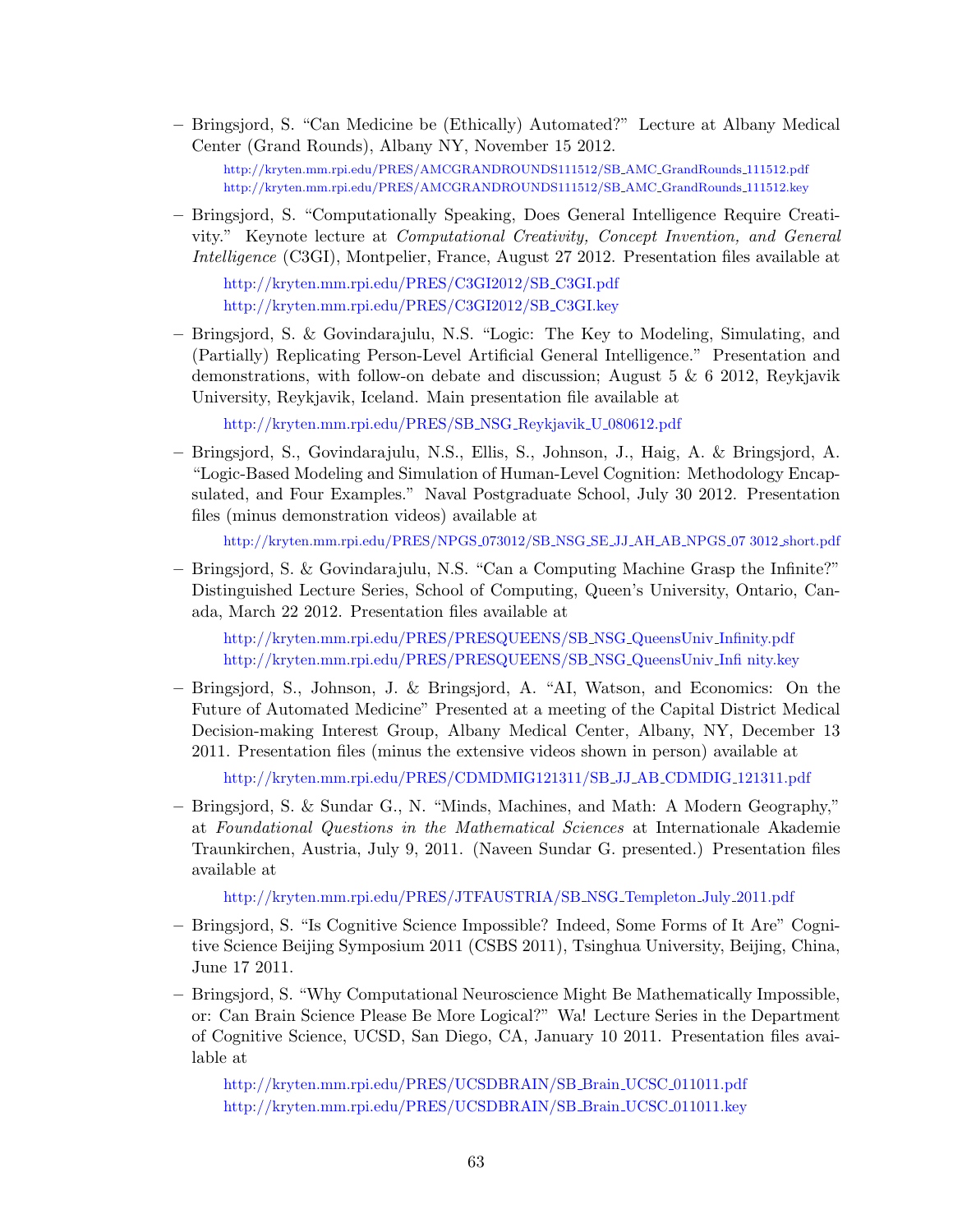- Bringsjord, S. "Can Medicine be (Ethically) Automated?" Lecture at Albany Medical Center (Grand Rounds), Albany NY, November 15 2012.

  http://kryten.mm.rpi.edu/PRES/AMCGRANDROUNDS111512/SB_AMC_GrandRounds_111512.pdf
  http://kryten.mm.rpi.edu/PRES/AMCGRANDROUNDS111512/SB_AMC_GrandRounds_111512.key

- Bringsjord, S. "Computationally Speaking, Does General Intelligence Require Creativity." Keynote lecture at *Computational Creativity, Concept Invention, and General Intelligence* (C3GI), Montpelier, France, August 27 2012. Presentation files available at

  http://kryten.mm.rpi.edu/PRES/C3GI2012/SB_C3GI.pdf
  http://kryten.mm.rpi.edu/PRES/C3GI2012/SB_C3GI.key

- Bringsjord, S. & Govindarajulu, N.S. "Logic: The Key to Modeling, Simulating, and (Partially) Replicating Person-Level Artificial General Intelligence." Presentation and demonstrations, with follow-on debate and discussion; August 5 & 6 2012, Reykjavik University, Reykjavik, Iceland. Main presentation file available at

  http://kryten.mm.rpi.edu/PRES/SB_NSG_Reykjavik_U_080612.pdf

- Bringsjord, S., Govindarajulu, N.S., Ellis, S., Johnson, J., Haig, A. & Bringsjord, A. "Logic-Based Modeling and Simulation of Human-Level Cognition: Methodology Encapsulated, and Four Examples." Naval Postgraduate School, July 30 2012. Presentation files (minus demonstration videos) available at

  http://kryten.mm.rpi.edu/PRES/NPGS_073012/SB_NSG_SE_JJ_AH_AB_NPGS_07 3012_short.pdf

- Bringsjord, S. & Govindarajulu, N.S. "Can a Computing Machine Grasp the Infinite?" Distinguished Lecture Series, School of Computing, Queen's University, Ontario, Canada, March 22 2012. Presentation files available at

  http://kryten.mm.rpi.edu/PRES/PRESQUEENS/SB_NSG_QueensUniv_Infinity.pdf
  http://kryten.mm.rpi.edu/PRES/PRESQUEENS/SB_NSG_QueensUniv_Infi nity.key

- Bringsjord, S., Johnson, J. & Bringsjord, A. "AI, Watson, and Economics: On the Future of Automated Medicine" Presented at a meeting of the Capital District Medical Decision-making Interest Group, Albany Medical Center, Albany, NY, December 13 2011. Presentation files (minus the extensive videos shown in person) available at

  http://kryten.mm.rpi.edu/PRES/CDMDMIG121311/SB_JJ_AB_CDMDIG_121311.pdf

- Bringsjord, S. & Sundar G., N. "Minds, Machines, and Math: A Modern Geography," at *Foundational Questions in the Mathematical Sciences* at Internationale Akademie Traunkirchen, Austria, July 9, 2011. (Naveen Sundar G. presented.) Presentation files available at

  http://kryten.mm.rpi.edu/PRES/JTFAUSTRIA/SB_NSG_Templeton_July_2011.pdf

- Bringsjord, S. "Is Cognitive Science Impossible? Indeed, Some Forms of It Are" Cognitive Science Beijing Symposium 2011 (CSBS 2011), Tsinghua University, Beijing, China, June 17 2011.

- Bringsjord, S. "Why Computational Neuroscience Might Be Mathematically Impossible, or: Can Brain Science Please Be More Logical?" Wa! Lecture Series in the Department of Cognitive Science, UCSD, San Diego, CA, January 10 2011. Presentation files available at

  http://kryten.mm.rpi.edu/PRES/UCSDBRAIN/SB_Brain_UCSC_011011.pdf
  http://kryten.mm.rpi.edu/PRES/UCSDBRAIN/SB_Brain_UCSC_011011.key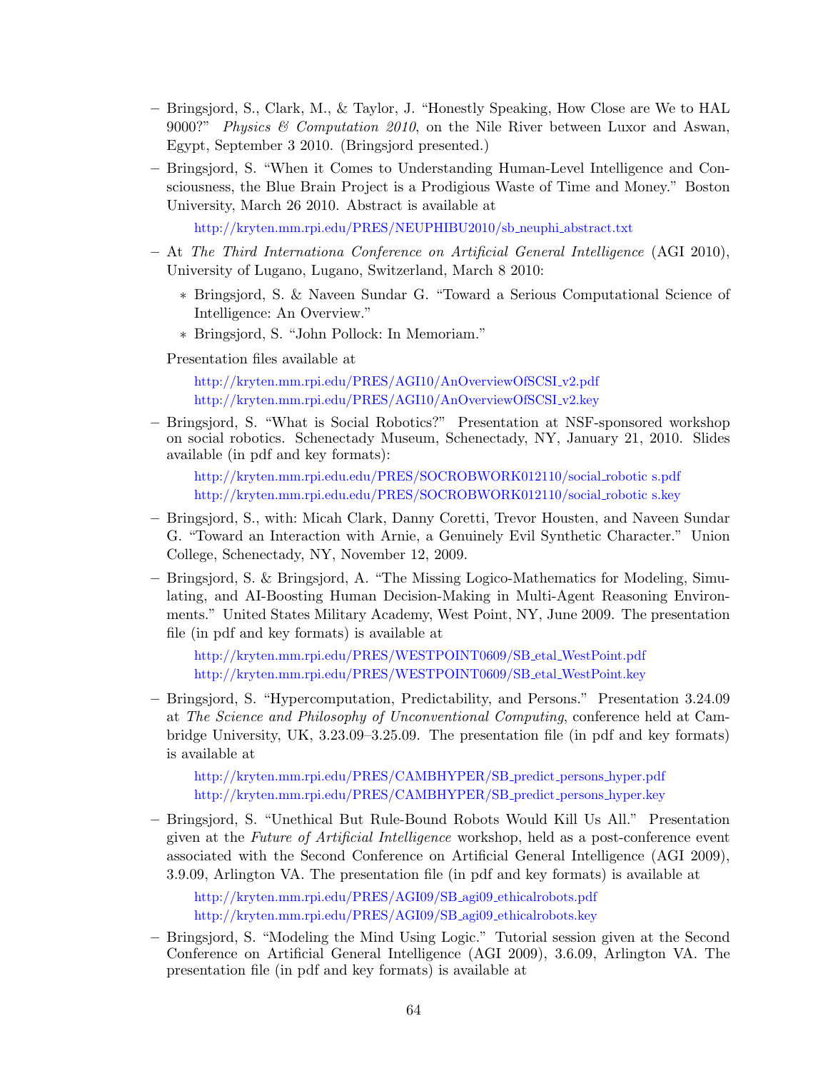- Bringsjord, S., Clark, M., & Taylor, J. "Honestly Speaking, How Close are We to HAL 9000?" *Physics & Computation 2010*, on the Nile River between Luxor and Aswan, Egypt, September 3 2010. (Bringsjord presented.)
- Bringsjord, S. "When it Comes to Understanding Human-Level Intelligence and Consciousness, the Blue Brain Project is a Prodigious Waste of Time and Money." Boston University, March 26 2010. Abstract is available at

  http://kryten.mm.rpi.edu/PRES/NEUPHIBU2010/sb_neuphi_abstract.txt

- At *The Third Internationa Conference on Artificial General Intelligence* (AGI 2010), University of Lugano, Lugano, Switzerland, March 8 2010:
  * Bringsjord, S. & Naveen Sundar G. "Toward a Serious Computational Science of Intelligence: An Overview."
  * Bringsjord, S. "John Pollock: In Memoriam."

  Presentation files available at

  http://kryten.mm.rpi.edu/PRES/AGI10/AnOverviewOfSCSI_v2.pdf
  http://kryten.mm.rpi.edu/PRES/AGI10/AnOverviewOfSCSI_v2.key

- Bringsjord, S. "What is Social Robotics?" Presentation at NSF-sponsored workshop on social robotics. Schenectady Museum, Schenectady, NY, January 21, 2010. Slides available (in pdf and key formats):

  http://kryten.mm.rpi.edu.edu/PRES/SOCROBWORK012110/social_robotic s.pdf
  http://kryten.mm.rpi.edu.edu/PRES/SOCROBWORK012110/social_robotic s.key

- Bringsjord, S., with: Micah Clark, Danny Coretti, Trevor Housten, and Naveen Sundar G. "Toward an Interaction with Arnie, a Genuinely Evil Synthetic Character." Union College, Schenectady, NY, November 12, 2009.
- Bringsjord, S. & Bringsjord, A. "The Missing Logico-Mathematics for Modeling, Simulating, and AI-Boosting Human Decision-Making in Multi-Agent Reasoning Environments." United States Military Academy, West Point, NY, June 2009. The presentation file (in pdf and key formats) is available at

  http://kryten.mm.rpi.edu/PRES/WESTPOINT0609/SB_etal_WestPoint.pdf
  http://kryten.mm.rpi.edu/PRES/WESTPOINT0609/SB_etal_WestPoint.key

- Bringsjord, S. "Hypercomputation, Predictability, and Persons." Presentation 3.24.09 at *The Science and Philosophy of Unconventional Computing*, conference held at Cambridge University, UK, 3.23.09–3.25.09. The presentation file (in pdf and key formats) is available at

  http://kryten.mm.rpi.edu/PRES/CAMBHYPER/SB_predict_persons_hyper.pdf
  http://kryten.mm.rpi.edu/PRES/CAMBHYPER/SB_predict_persons_hyper.key

- Bringsjord, S. "Unethical But Rule-Bound Robots Would Kill Us All." Presentation given at the *Future of Artificial Intelligence* workshop, held as a post-conference event associated with the Second Conference on Artificial General Intelligence (AGI 2009), 3.9.09, Arlington VA. The presentation file (in pdf and key formats) is available at

  http://kryten.mm.rpi.edu/PRES/AGI09/SB_agi09_ethicalrobots.pdf
  http://kryten.mm.rpi.edu/PRES/AGI09/SB_agi09_ethicalrobots.key

- Bringsjord, S. "Modeling the Mind Using Logic." Tutorial session given at the Second Conference on Artificial General Intelligence (AGI 2009), 3.6.09, Arlington VA. The presentation file (in pdf and key formats) is available at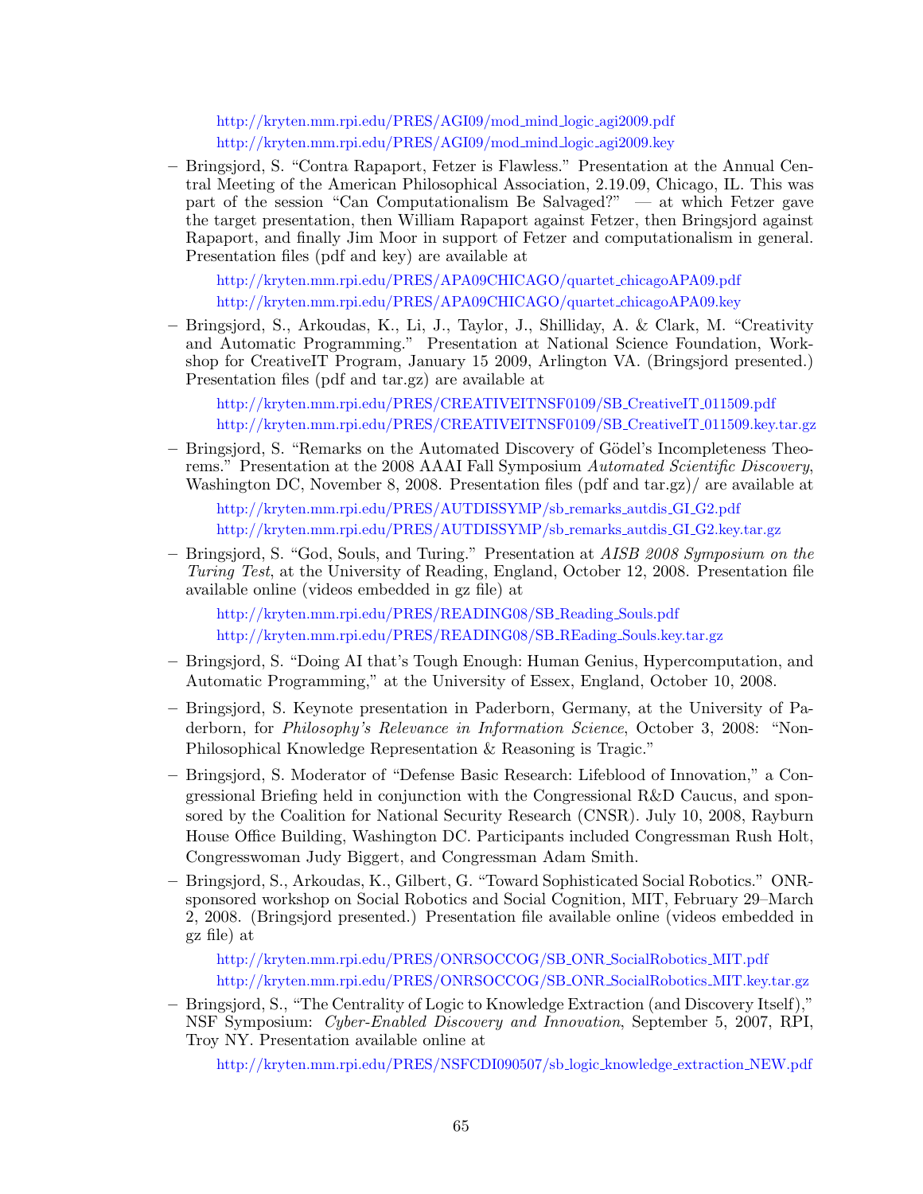http://kryten.mm.rpi.edu/PRES/AGI09/mod_mind_logic_agi2009.pdf
http://kryten.mm.rpi.edu/PRES/AGI09/mod_mind_logic_agi2009.key

– Bringsjord, S. "Contra Rapaport, Fetzer is Flawless." Presentation at the Annual Central Meeting of the American Philosophical Association, 2.19.09, Chicago, IL. This was part of the session "Can Computationalism Be Salvaged?" — at which Fetzer gave the target presentation, then William Rapaport against Fetzer, then Bringsjord against Rapaport, and finally Jim Moor in support of Fetzer and computationalism in general. Presentation files (pdf and key) are available at

  http://kryten.mm.rpi.edu/PRES/APA09CHICAGO/quartet_chicagoAPA09.pdf
  http://kryten.mm.rpi.edu/PRES/APA09CHICAGO/quartet_chicagoAPA09.key

– Bringsjord, S., Arkoudas, K., Li, J., Taylor, J., Shilliday, A. & Clark, M. "Creativity and Automatic Programming." Presentation at National Science Foundation, Workshop for CreativeIT Program, January 15 2009, Arlington VA. (Bringsjord presented.) Presentation files (pdf and tar.gz) are available at

  http://kryten.mm.rpi.edu/PRES/CREATIVEITNSF0109/SB_CreativeIT_011509.pdf
  http://kryten.mm.rpi.edu/PRES/CREATIVEITNSF0109/SB_CreativeIT_011509.key.tar.gz

– Bringsjord, S. "Remarks on the Automated Discovery of Gödel's Incompleteness Theorems." Presentation at the 2008 AAAI Fall Symposium *Automated Scientific Discovery*, Washington DC, November 8, 2008. Presentation files (pdf and tar.gz)/ are available at

  http://kryten.mm.rpi.edu/PRES/AUTDISSYMP/sb_remarks_autdis_GI_G2.pdf
  http://kryten.mm.rpi.edu/PRES/AUTDISSYMP/sb_remarks_autdis_GI_G2.key.tar.gz

– Bringsjord, S. "God, Souls, and Turing." Presentation at *AISB 2008 Symposium on the Turing Test*, at the University of Reading, England, October 12, 2008. Presentation file available online (videos embedded in gz file) at

  http://kryten.mm.rpi.edu/PRES/READING08/SB_Reading_Souls.pdf
  http://kryten.mm.rpi.edu/PRES/READING08/SB_REading_Souls.key.tar.gz

– Bringsjord, S. "Doing AI that's Tough Enough: Human Genius, Hypercomputation, and Automatic Programming," at the University of Essex, England, October 10, 2008.

– Bringsjord, S. Keynote presentation in Paderborn, Germany, at the University of Paderborn, for *Philosophy's Relevance in Information Science*, October 3, 2008: "Non-Philosophical Knowledge Representation & Reasoning is Tragic."

– Bringsjord, S. Moderator of "Defense Basic Research: Lifeblood of Innovation," a Congressional Briefing held in conjunction with the Congressional R&D Caucus, and sponsored by the Coalition for National Security Research (CNSR). July 10, 2008, Rayburn House Office Building, Washington DC. Participants included Congressman Rush Holt, Congresswoman Judy Biggert, and Congressman Adam Smith.

– Bringsjord, S., Arkoudas, K., Gilbert, G. "Toward Sophisticated Social Robotics." ONR-sponsored workshop on Social Robotics and Social Cognition, MIT, February 29–March 2, 2008. (Bringsjord presented.) Presentation file available online (videos embedded in gz file) at

  http://kryten.mm.rpi.edu/PRES/ONRSOCCOG/SB_ONR_SocialRobotics_MIT.pdf
  http://kryten.mm.rpi.edu/PRES/ONRSOCCOG/SB_ONR_SocialRobotics_MIT.key.tar.gz

– Bringsjord, S., "The Centrality of Logic to Knowledge Extraction (and Discovery Itself)," NSF Symposium: *Cyber-Enabled Discovery and Innovation*, September 5, 2007, RPI, Troy NY. Presentation available online at

  http://kryten.mm.rpi.edu/PRES/NSFCDI090507/sb_logic_knowledge_extraction_NEW.pdf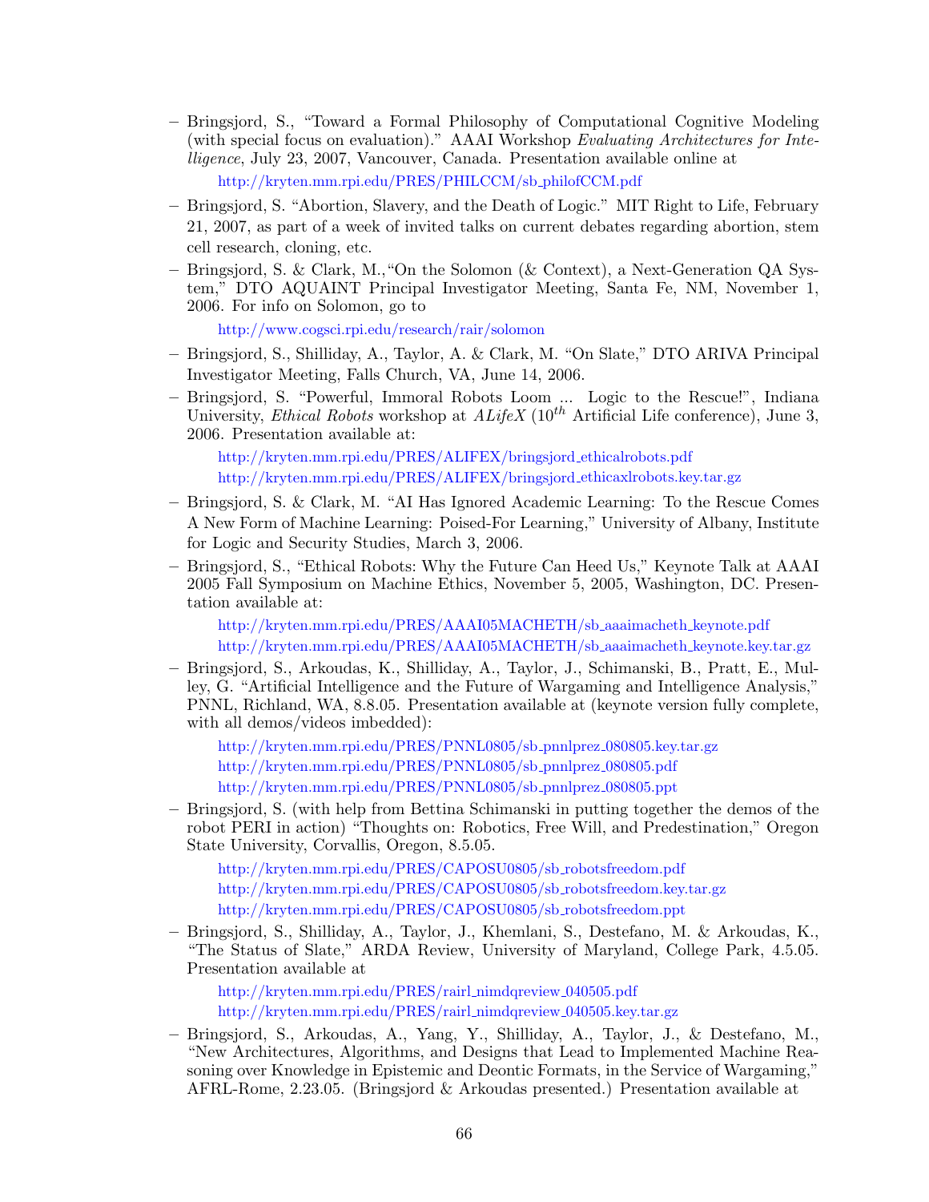- Bringsjord, S., "Toward a Formal Philosophy of Computational Cognitive Modeling (with special focus on evaluation)." AAAI Workshop *Evaluating Architectures for Intelligence*, July 23, 2007, Vancouver, Canada. Presentation available online at

  http://kryten.mm.rpi.edu/PRES/PHILCCM/sb_philofCCM.pdf

- Bringsjord, S. "Abortion, Slavery, and the Death of Logic." MIT Right to Life, February 21, 2007, as part of a week of invited talks on current debates regarding abortion, stem cell research, cloning, etc.

- Bringsjord, S. & Clark, M.,"On the Solomon (& Context), a Next-Generation QA System," DTO AQUAINT Principal Investigator Meeting, Santa Fe, NM, November 1, 2006. For info on Solomon, go to

  http://www.cogsci.rpi.edu/research/rair/solomon

- Bringsjord, S., Shilliday, A., Taylor, A. & Clark, M. "On Slate," DTO ARIVA Principal Investigator Meeting, Falls Church, VA, June 14, 2006.

- Bringsjord, S. "Powerful, Immoral Robots Loom ... Logic to the Rescue!", Indiana University, *Ethical Robots* workshop at *ALifeX* ($10^{th}$ Artificial Life conference), June 3, 2006. Presentation available at:

  http://kryten.mm.rpi.edu/PRES/ALIFEX/bringsjord_ethicalrobots.pdf
  http://kryten.mm.rpi.edu/PRES/ALIFEX/bringsjord_ethicaxlrobots.key.tar.gz

- Bringsjord, S. & Clark, M. "AI Has Ignored Academic Learning: To the Rescue Comes A New Form of Machine Learning: Poised-For Learning," University of Albany, Institute for Logic and Security Studies, March 3, 2006.

- Bringsjord, S., "Ethical Robots: Why the Future Can Heed Us," Keynote Talk at AAAI 2005 Fall Symposium on Machine Ethics, November 5, 2005, Washington, DC. Presentation available at:

  http://kryten.mm.rpi.edu/PRES/AAAI05MACHETH/sb_aaaimacheth_keynote.pdf
  http://kryten.mm.rpi.edu/PRES/AAAI05MACHETH/sb_aaaimacheth_keynote.key.tar.gz

- Bringsjord, S., Arkoudas, K., Shilliday, A., Taylor, J., Schimanski, B., Pratt, E., Mulley, G. "Artificial Intelligence and the Future of Wargaming and Intelligence Analysis," PNNL, Richland, WA, 8.8.05. Presentation available at (keynote version fully complete, with all demos/videos imbedded):

  http://kryten.mm.rpi.edu/PRES/PNNL0805/sb_pnnlprez_080805.key.tar.gz
  http://kryten.mm.rpi.edu/PRES/PNNL0805/sb_pnnlprez_080805.pdf
  http://kryten.mm.rpi.edu/PRES/PNNL0805/sb_pnnlprez_080805.ppt

- Bringsjord, S. (with help from Bettina Schimanski in putting together the demos of the robot PERI in action) "Thoughts on: Robotics, Free Will, and Predestination," Oregon State University, Corvallis, Oregon, 8.5.05.

  http://kryten.mm.rpi.edu/PRES/CAPOSU0805/sb_robotsfreedom.pdf
  http://kryten.mm.rpi.edu/PRES/CAPOSU0805/sb_robotsfreedom.key.tar.gz
  http://kryten.mm.rpi.edu/PRES/CAPOSU0805/sb_robotsfreedom.ppt

- Bringsjord, S., Shilliday, A., Taylor, J., Khemlani, S., Destefano, M. & Arkoudas, K., "The Status of Slate," ARDA Review, University of Maryland, College Park, 4.5.05. Presentation available at

  http://kryten.mm.rpi.edu/PRES/rairl_nimdqreview_040505.pdf
  http://kryten.mm.rpi.edu/PRES/rairl_nimdqreview_040505.key.tar.gz

- Bringsjord, S., Arkoudas, A., Yang, Y., Shilliday, A., Taylor, J., & Destefano, M., "New Architectures, Algorithms, and Designs that Lead to Implemented Machine Reasoning over Knowledge in Epistemic and Deontic Formats, in the Service of Wargaming," AFRL-Rome, 2.23.05. (Bringsjord & Arkoudas presented.) Presentation available at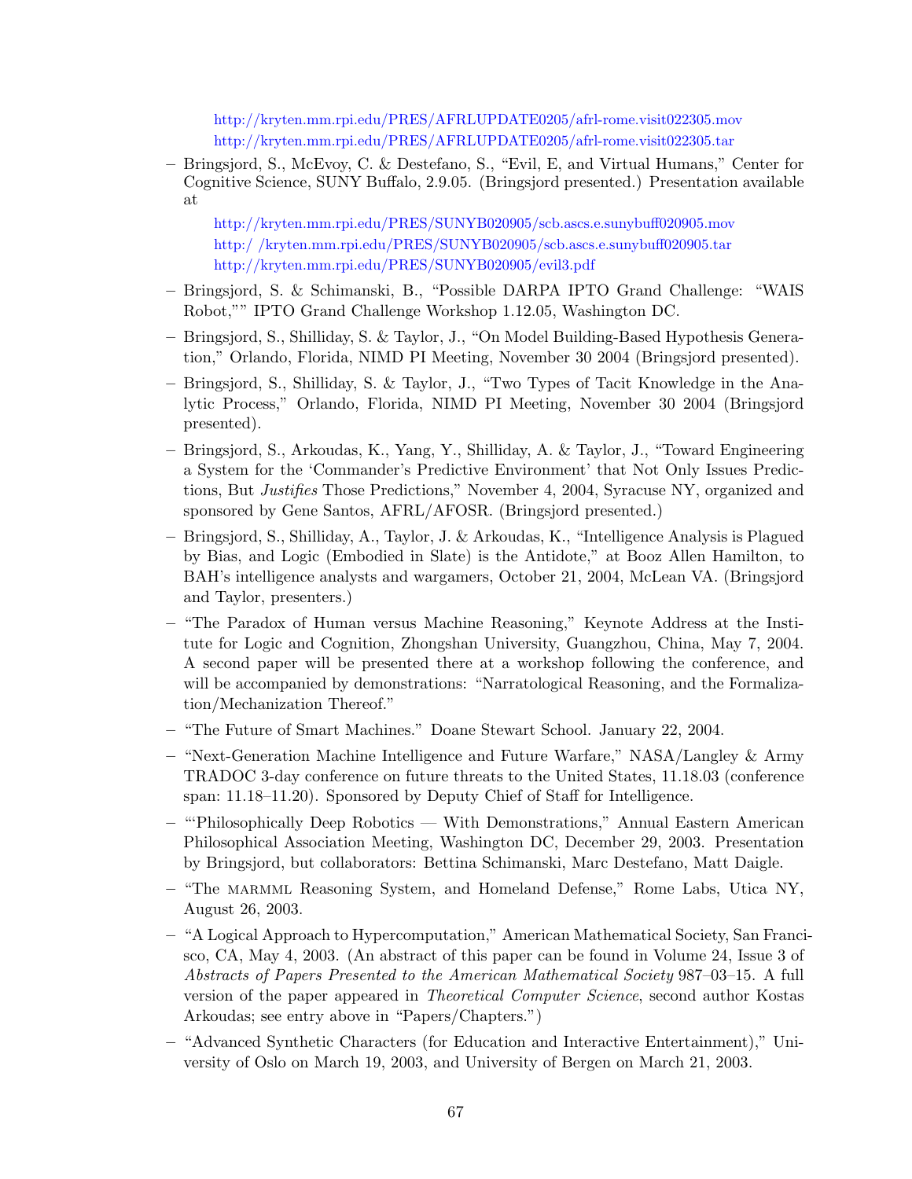http://kryten.mm.rpi.edu/PRES/AFRLUPDATE0205/afrl-rome.visit022305.mov
http://kryten.mm.rpi.edu/PRES/AFRLUPDATE0205/afrl-rome.visit022305.tar

- Bringsjord, S., McEvoy, C. & Destefano, S., "Evil, E, and Virtual Humans," Center for Cognitive Science, SUNY Buffalo, 2.9.05. (Bringsjord presented.) Presentation available at

  http://kryten.mm.rpi.edu/PRES/SUNYB020905/scb.ascs.e.sunybuff020905.mov
  http:/ /kryten.mm.rpi.edu/PRES/SUNYB020905/scb.ascs.e.sunybuff020905.tar
  http://kryten.mm.rpi.edu/PRES/SUNYB020905/evil3.pdf

- Bringsjord, S. & Schimanski, B., "Possible DARPA IPTO Grand Challenge: "WAIS Robot,"" IPTO Grand Challenge Workshop 1.12.05, Washington DC.
- Bringsjord, S., Shilliday, S. & Taylor, J., "On Model Building-Based Hypothesis Generation," Orlando, Florida, NIMD PI Meeting, November 30 2004 (Bringsjord presented).
- Bringsjord, S., Shilliday, S. & Taylor, J., "Two Types of Tacit Knowledge in the Analytic Process," Orlando, Florida, NIMD PI Meeting, November 30 2004 (Bringsjord presented).
- Bringsjord, S., Arkoudas, K., Yang, Y., Shilliday, A. & Taylor, J., "Toward Engineering a System for the 'Commander's Predictive Environment' that Not Only Issues Predictions, But *Justifies* Those Predictions," November 4, 2004, Syracuse NY, organized and sponsored by Gene Santos, AFRL/AFOSR. (Bringsjord presented.)
- Bringsjord, S., Shilliday, A., Taylor, J. & Arkoudas, K., "Intelligence Analysis is Plagued by Bias, and Logic (Embodied in Slate) is the Antidote," at Booz Allen Hamilton, to BAH's intelligence analysts and wargamers, October 21, 2004, McLean VA. (Bringsjord and Taylor, presenters.)
- "The Paradox of Human versus Machine Reasoning," Keynote Address at the Institute for Logic and Cognition, Zhongshan University, Guangzhou, China, May 7, 2004. A second paper will be presented there at a workshop following the conference, and will be accompanied by demonstrations: "Narratological Reasoning, and the Formalization/Mechanization Thereof."
- "The Future of Smart Machines." Doane Stewart School. January 22, 2004.
- "Next-Generation Machine Intelligence and Future Warfare," NASA/Langley & Army TRADOC 3-day conference on future threats to the United States, 11.18.03 (conference span: 11.18–11.20). Sponsored by Deputy Chief of Staff for Intelligence.
- "'Philosophically Deep Robotics — With Demonstrations," Annual Eastern American Philosophical Association Meeting, Washington DC, December 29, 2003. Presentation by Bringsjord, but collaborators: Bettina Schimanski, Marc Destefano, Matt Daigle.
- "The MARMML Reasoning System, and Homeland Defense," Rome Labs, Utica NY, August 26, 2003.
- "A Logical Approach to Hypercomputation," American Mathematical Society, San Francisco, CA, May 4, 2003. (An abstract of this paper can be found in Volume 24, Issue 3 of *Abstracts of Papers Presented to the American Mathematical Society* 987–03–15. A full version of the paper appeared in *Theoretical Computer Science*, second author Kostas Arkoudas; see entry above in "Papers/Chapters.")
- "Advanced Synthetic Characters (for Education and Interactive Entertainment)," University of Oslo on March 19, 2003, and University of Bergen on March 21, 2003.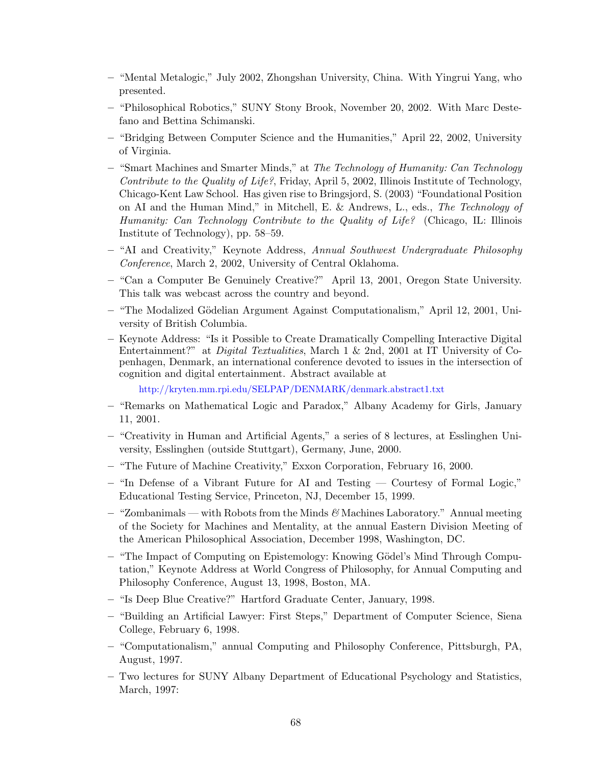- "Mental Metalogic," July 2002, Zhongshan University, China. With Yingrui Yang, who presented.
- "Philosophical Robotics," SUNY Stony Brook, November 20, 2002. With Marc Destefano and Bettina Schimanski.
- "Bridging Between Computer Science and the Humanities," April 22, 2002, University of Virginia.
- "Smart Machines and Smarter Minds," at *The Technology of Humanity: Can Technology Contribute to the Quality of Life?*, Friday, April 5, 2002, Illinois Institute of Technology, Chicago-Kent Law School. Has given rise to Bringsjord, S. (2003) "Foundational Position on AI and the Human Mind," in Mitchell, E. & Andrews, L., eds., *The Technology of Humanity: Can Technology Contribute to the Quality of Life?* (Chicago, IL: Illinois Institute of Technology), pp. 58–59.
- "AI and Creativity," Keynote Address, *Annual Southwest Undergraduate Philosophy Conference*, March 2, 2002, University of Central Oklahoma.
- "Can a Computer Be Genuinely Creative?" April 13, 2001, Oregon State University. This talk was webcast across the country and beyond.
- "The Modalized Gödelian Argument Against Computationalism," April 12, 2001, University of British Columbia.
- Keynote Address: "Is it Possible to Create Dramatically Compelling Interactive Digital Entertainment?" at *Digital Textualities*, March 1 & 2nd, 2001 at IT University of Copenhagen, Denmark, an international conference devoted to issues in the intersection of cognition and digital entertainment. Abstract available at

  http://kryten.mm.rpi.edu/SELPAP/DENMARK/denmark.abstract1.txt
- "Remarks on Mathematical Logic and Paradox," Albany Academy for Girls, January 11, 2001.
- "Creativity in Human and Artificial Agents," a series of 8 lectures, at Esslinghen University, Esslinghen (outside Stuttgart), Germany, June, 2000.
- "The Future of Machine Creativity," Exxon Corporation, February 16, 2000.
- "In Defense of a Vibrant Future for AI and Testing — Courtesy of Formal Logic," Educational Testing Service, Princeton, NJ, December 15, 1999.
- "Zombanimals — with Robots from the Minds *&* Machines Laboratory." Annual meeting of the Society for Machines and Mentality, at the annual Eastern Division Meeting of the American Philosophical Association, December 1998, Washington, DC.
- "The Impact of Computing on Epistemology: Knowing Gödel's Mind Through Computation," Keynote Address at World Congress of Philosophy, for Annual Computing and Philosophy Conference, August 13, 1998, Boston, MA.
- "Is Deep Blue Creative?" Hartford Graduate Center, January, 1998.
- "Building an Artificial Lawyer: First Steps," Department of Computer Science, Siena College, February 6, 1998.
- "Computationalism," annual Computing and Philosophy Conference, Pittsburgh, PA, August, 1997.
- Two lectures for SUNY Albany Department of Educational Psychology and Statistics, March, 1997: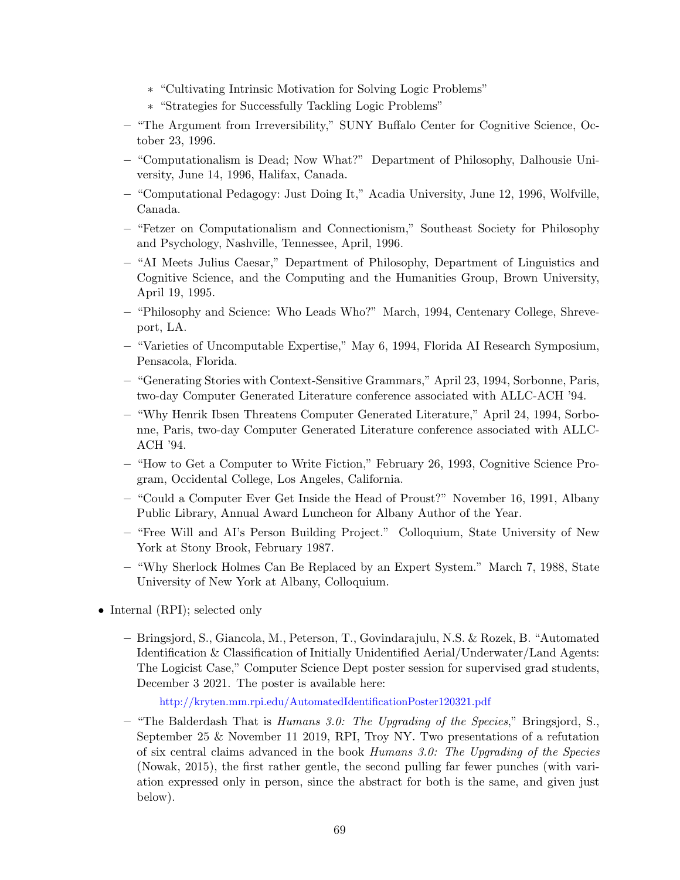- “Cultivating Intrinsic Motivation for Solving Logic Problems”
    - “Strategies for Successfully Tackling Logic Problems”
  - “The Argument from Irreversibility,” SUNY Buffalo Center for Cognitive Science, October 23, 1996.
  - “Computationalism is Dead; Now What?” Department of Philosophy, Dalhousie University, June 14, 1996, Halifax, Canada.
  - “Computational Pedagogy: Just Doing It,” Acadia University, June 12, 1996, Wolfville, Canada.
  - “Fetzer on Computationalism and Connectionism,” Southeast Society for Philosophy and Psychology, Nashville, Tennessee, April, 1996.
  - “AI Meets Julius Caesar,” Department of Philosophy, Department of Linguistics and Cognitive Science, and the Computing and the Humanities Group, Brown University, April 19, 1995.
  - “Philosophy and Science: Who Leads Who?” March, 1994, Centenary College, Shreveport, LA.
  - “Varieties of Uncomputable Expertise,” May 6, 1994, Florida AI Research Symposium, Pensacola, Florida.
  - “Generating Stories with Context-Sensitive Grammars,” April 23, 1994, Sorbonne, Paris, two-day Computer Generated Literature conference associated with ALLC-ACH ’94.
  - “Why Henrik Ibsen Threatens Computer Generated Literature,” April 24, 1994, Sorbonne, Paris, two-day Computer Generated Literature conference associated with ALLC-ACH ’94.
  - “How to Get a Computer to Write Fiction,” February 26, 1993, Cognitive Science Program, Occidental College, Los Angeles, California.
  - “Could a Computer Ever Get Inside the Head of Proust?” November 16, 1991, Albany Public Library, Annual Award Luncheon for Albany Author of the Year.
  - “Free Will and AI’s Person Building Project.” Colloquium, State University of New York at Stony Brook, February 1987.
  - “Why Sherlock Holmes Can Be Replaced by an Expert System.” March 7, 1988, State University of New York at Albany, Colloquium.

- Internal (RPI); selected only
  - Bringsjord, S., Giancola, M., Peterson, T., Govindarajulu, N.S. & Rozek, B. “Automated Identification & Classification of Initially Unidentified Aerial/Underwater/Land Agents: The Logicist Case,” Computer Science Dept poster session for supervised grad students, December 3 2021. The poster is available here:

    http://kryten.mm.rpi.edu/AutomatedIdentificationPoster120321.pdf
  - “The Balderdash That is *Humans 3.0: The Upgrading of the Species*,” Bringsjord, S., September 25 & November 11 2019, RPI, Troy NY. Two presentations of a refutation of six central claims advanced in the book *Humans 3.0: The Upgrading of the Species* (Nowak, 2015), the first rather gentle, the second pulling far fewer punches (with variation expressed only in person, since the abstract for both is the same, and given just below).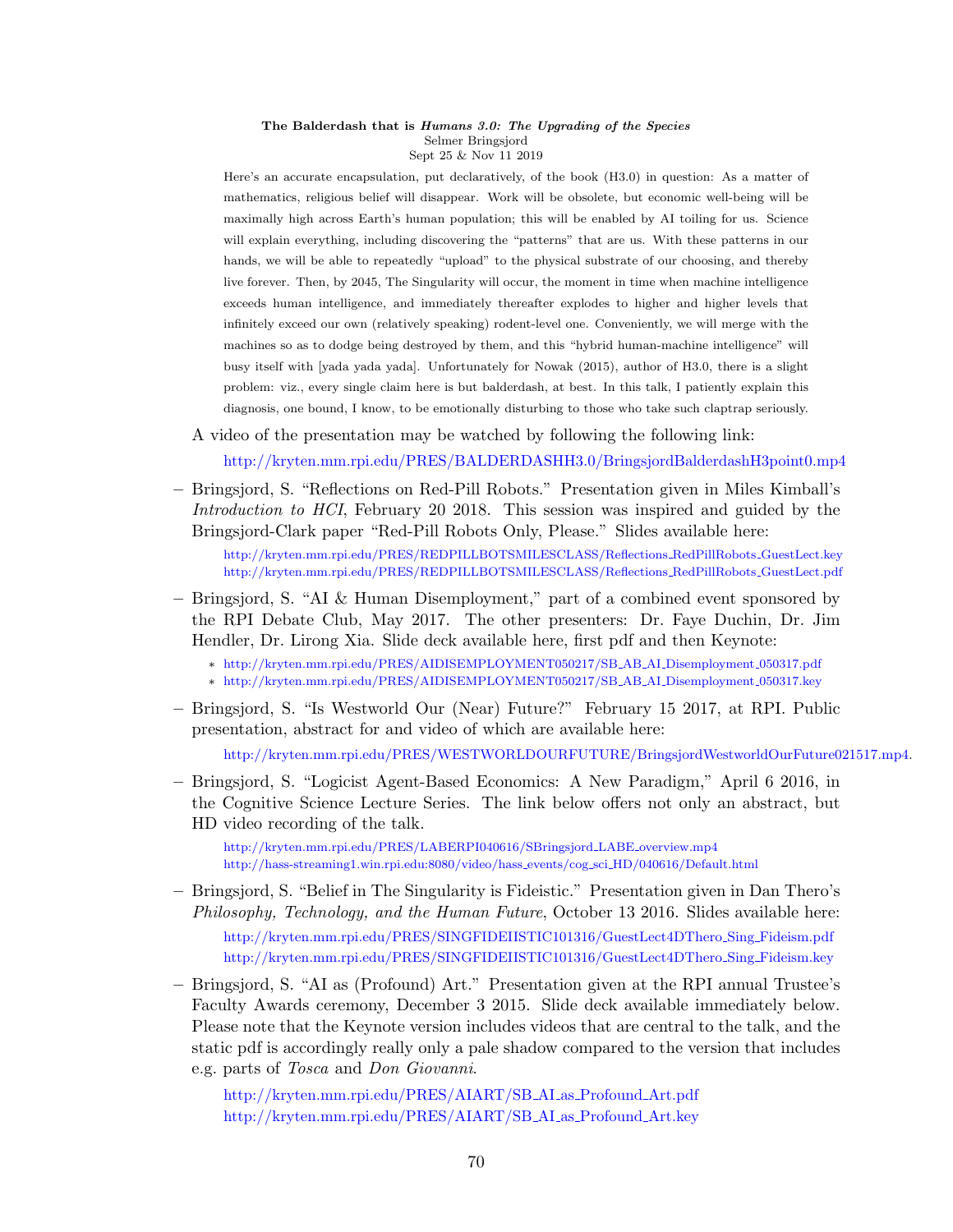**The Balderdash that is *Humans 3.0: The Upgrading of the Species***
Selmer Bringsjord
Sept 25 & Nov 11 2019

Here's an accurate encapsulation, put declaratively, of the book (H3.0) in question: As a matter of mathematics, religious belief will disappear. Work will be obsolete, but economic well-being will be maximally high across Earth's human population; this will be enabled by AI toiling for us. Science will explain everything, including discovering the "patterns" that are us. With these patterns in our hands, we will be able to repeatedly "upload" to the physical substrate of our choosing, and thereby live forever. Then, by 2045, The Singularity will occur, the moment in time when machine intelligence exceeds human intelligence, and immediately thereafter explodes to higher and higher levels that infinitely exceed our own (relatively speaking) rodent-level one. Conveniently, we will merge with the machines so as to dodge being destroyed by them, and this "hybrid human-machine intelligence" will busy itself with [yada yada yada]. Unfortunately for Nowak (2015), author of H3.0, there is a slight problem: viz., every single claim here is but balderdash, at best. In this talk, I patiently explain this diagnosis, one bound, I know, to be emotionally disturbing to those who take such claptrap seriously.

A video of the presentation may be watched by following the following link:

http://kryten.mm.rpi.edu/PRES/BALDERDASHH3.0/BringsjordBalderdashH3point0.mp4

– Bringsjord, S. "Reflections on Red-Pill Robots." Presentation given in Miles Kimball's *Introduction to HCI*, February 20 2018. This session was inspired and guided by the Bringsjord-Clark paper "Red-Pill Robots Only, Please." Slides available here:

  http://kryten.mm.rpi.edu/PRES/REDPILLBOTSMILESCLASS/Reflections_RedPillRobots_GuestLect.key
  http://kryten.mm.rpi.edu/PRES/REDPILLBOTSMILESCLASS/Reflections_RedPillRobots_GuestLect.pdf

– Bringsjord, S. "AI & Human Disemployment," part of a combined event sponsored by the RPI Debate Club, May 2017. The other presenters: Dr. Faye Duchin, Dr. Jim Hendler, Dr. Lirong Xia. Slide deck available here, first pdf and then Keynote:

  * http://kryten.mm.rpi.edu/PRES/AIDISEMPLOYMENT050217/SB_AB_AI_Disemployment_050317.pdf
  * http://kryten.mm.rpi.edu/PRES/AIDISEMPLOYMENT050217/SB_AB_AI_Disemployment_050317.key

– Bringsjord, S. "Is Westworld Our (Near) Future?" February 15 2017, at RPI. Public presentation, abstract for and video of which are available here:

  http://kryten.mm.rpi.edu/PRES/WESTWORLDOURFUTURE/BringsjordWestworldOurFuture021517.mp4.

– Bringsjord, S. "Logicist Agent-Based Economics: A New Paradigm," April 6 2016, in the Cognitive Science Lecture Series. The link below offers not only an abstract, but HD video recording of the talk.

  http://kryten.mm.rpi.edu/PRES/LABERPI040616/SBringsjord_LABE_overview.mp4
  http://hass-streaming1.win.rpi.edu:8080/video/hass_events/cog_sci_HD/040616/Default.html

– Bringsjord, S. "Belief in The Singularity is Fideistic." Presentation given in Dan Thero's *Philosophy, Technology, and the Human Future*, October 13 2016. Slides available here:

  http://kryten.mm.rpi.edu/PRES/SINGFIDEIISTIC101316/GuestLect4DThero_Sing_Fideism.pdf
  http://kryten.mm.rpi.edu/PRES/SINGFIDEIISTIC101316/GuestLect4DThero_Sing_Fideism.key

– Bringsjord, S. "AI as (Profound) Art." Presentation given at the RPI annual Trustee's Faculty Awards ceremony, December 3 2015. Slide deck available immediately below. Please note that the Keynote version includes videos that are central to the talk, and the static pdf is accordingly really only a pale shadow compared to the version that includes e.g. parts of *Tosca* and *Don Giovanni*.

  http://kryten.mm.rpi.edu/PRES/AIART/SB_AI_as_Profound_Art.pdf
  http://kryten.mm.rpi.edu/PRES/AIART/SB_AI_as_Profound_Art.key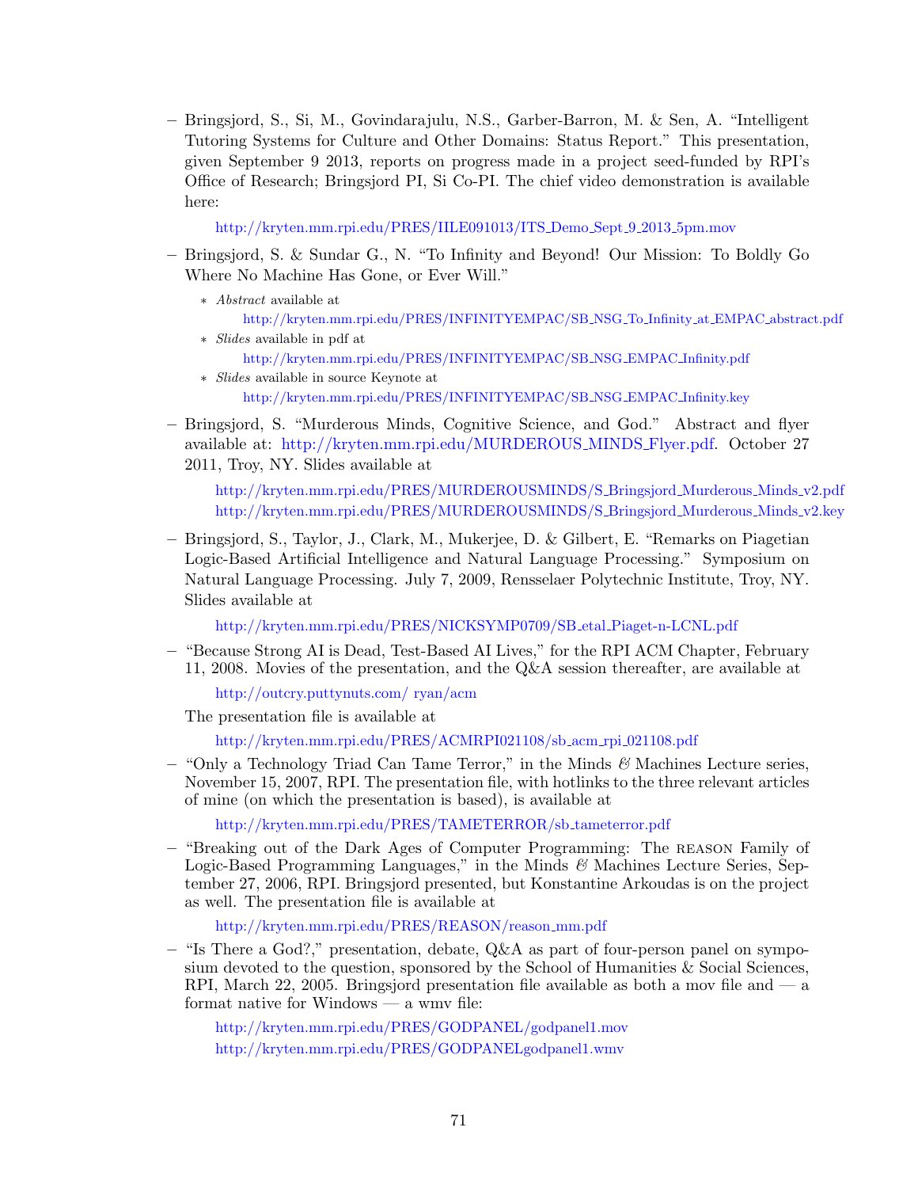- Bringsjord, S., Si, M., Govindarajulu, N.S., Garber-Barron, M. & Sen, A. "Intelligent Tutoring Systems for Culture and Other Domains: Status Report." This presentation, given September 9 2013, reports on progress made in a project seed-funded by RPI's Office of Research; Bringsjord PI, Si Co-PI. The chief video demonstration is available here:

  http://kryten.mm.rpi.edu/PRES/IILE091013/ITS_Demo_Sept_9_2013_5pm.mov

- Bringsjord, S. & Sundar G., N. "To Infinity and Beyond! Our Mission: To Boldly Go Where No Machine Has Gone, or Ever Will."
  - *Abstract* available at
    http://kryten.mm.rpi.edu/PRES/INFINITYEMPAC/SB_NSG_To_Infinity_at_EMPAC_abstract.pdf
  - *Slides* available in pdf at
    http://kryten.mm.rpi.edu/PRES/INFINITYEMPAC/SB_NSG_EMPAC_Infinity.pdf
  - *Slides* available in source Keynote at
    http://kryten.mm.rpi.edu/PRES/INFINITYEMPAC/SB_NSG_EMPAC_Infinity.key

- Bringsjord, S. "Murderous Minds, Cognitive Science, and God." Abstract and flyer available at: http://kryten.mm.rpi.edu/MURDEROUS_MINDS_Flyer.pdf. October 27 2011, Troy, NY. Slides available at

  http://kryten.mm.rpi.edu/PRES/MURDEROUSMINDS/S_Bringsjord_Murderous_Minds_v2.pdf
  http://kryten.mm.rpi.edu/PRES/MURDEROUSMINDS/S_Bringsjord_Murderous_Minds_v2.key

- Bringsjord, S., Taylor, J., Clark, M., Mukerjee, D. & Gilbert, E. "Remarks on Piagetian Logic-Based Artificial Intelligence and Natural Language Processing." Symposium on Natural Language Processing. July 7, 2009, Rensselaer Polytechnic Institute, Troy, NY. Slides available at

  http://kryten.mm.rpi.edu/PRES/NICKSYMP0709/SB_etal_Piaget-n-LCNL.pdf

- "Because Strong AI is Dead, Test-Based AI Lives," for the RPI ACM Chapter, February 11, 2008. Movies of the presentation, and the Q&A session thereafter, are available at

  http://outcry.puttynuts.com/ ryan/acm

  The presentation file is available at

  http://kryten.mm.rpi.edu/PRES/ACMRPI021108/sb_acm_rpi_021108.pdf

- "Only a Technology Triad Can Tame Terror," in the Minds *&* Machines Lecture series, November 15, 2007, RPI. The presentation file, with hotlinks to the three relevant articles of mine (on which the presentation is based), is available at

  http://kryten.mm.rpi.edu/PRES/TAMETERROR/sb_tameterror.pdf

- "Breaking out of the Dark Ages of Computer Programming: The REASON Family of Logic-Based Programming Languages," in the Minds *&* Machines Lecture Series, September 27, 2006, RPI. Bringsjord presented, but Konstantine Arkoudas is on the project as well. The presentation file is available at

  http://kryten.mm.rpi.edu/PRES/REASON/reason_mm.pdf

- "Is There a God?," presentation, debate, Q&A as part of four-person panel on symposium devoted to the question, sponsored by the School of Humanities & Social Sciences, RPI, March 22, 2005. Bringsjord presentation file available as both a mov file and — a format native for Windows — a wmv file:

  http://kryten.mm.rpi.edu/PRES/GODPANEL/godpanel1.mov
  http://kryten.mm.rpi.edu/PRES/GODPANELgodpanel1.wmv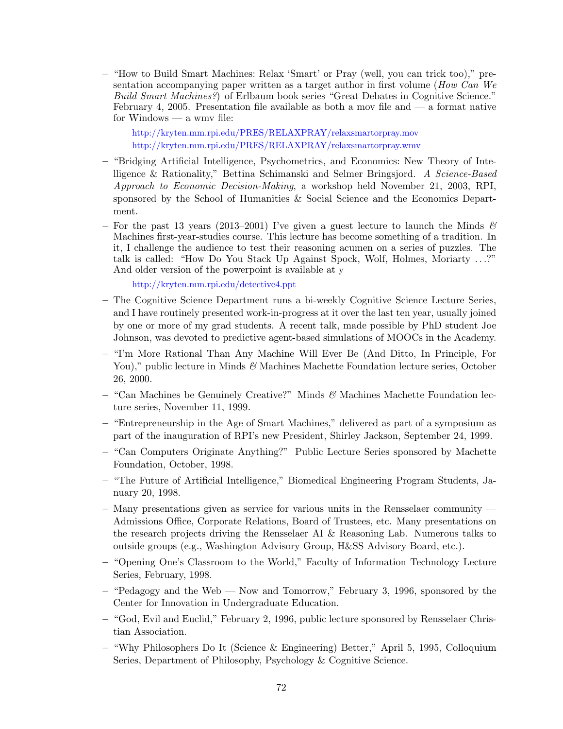- "How to Build Smart Machines: Relax 'Smart' or Pray (well, you can trick too)," presentation accompanying paper written as a target author in first volume (*How Can We Build Smart Machines?*) of Erlbaum book series "Great Debates in Cognitive Science." February 4, 2005. Presentation file available as both a mov file and — a format native for Windows — a wmv file:

  http://kryten.mm.rpi.edu/PRES/RELAXPRAY/relaxsmartorpray.mov
  http://kryten.mm.rpi.edu/PRES/RELAXPRAY/relaxsmartorpray.wmv

- "Bridging Artificial Intelligence, Psychometrics, and Economics: New Theory of Intelligence & Rationality," Bettina Schimanski and Selmer Bringsjord. *A Science-Based Approach to Economic Decision-Making*, a workshop held November 21, 2003, RPI, sponsored by the School of Humanities & Social Science and the Economics Department.

- For the past 13 years (2013–2001) I've given a guest lecture to launch the Minds *&* Machines first-year-studies course. This lecture has become something of a tradition. In it, I challenge the audience to test their reasoning acumen on a series of puzzles. The talk is called: "How Do You Stack Up Against Spock, Wolf, Holmes, Moriarty …?" And older version of the powerpoint is available at y

  http://kryten.mm.rpi.edu/detective4.ppt

- The Cognitive Science Department runs a bi-weekly Cognitive Science Lecture Series, and I have routinely presented work-in-progress at it over the last ten year, usually joined by one or more of my grad students. A recent talk, made possible by PhD student Joe Johnson, was devoted to predictive agent-based simulations of MOOCs in the Academy.

- "I'm More Rational Than Any Machine Will Ever Be (And Ditto, In Principle, For You)," public lecture in Minds *&* Machines Machette Foundation lecture series, October 26, 2000.

- "Can Machines be Genuinely Creative?" Minds *&* Machines Machette Foundation lecture series, November 11, 1999.

- "Entrepreneurship in the Age of Smart Machines," delivered as part of a symposium as part of the inauguration of RPI's new President, Shirley Jackson, September 24, 1999.

- "Can Computers Originate Anything?" Public Lecture Series sponsored by Machette Foundation, October, 1998.

- "The Future of Artificial Intelligence," Biomedical Engineering Program Students, January 20, 1998.

- Many presentations given as service for various units in the Rensselaer community — Admissions Office, Corporate Relations, Board of Trustees, etc. Many presentations on the research projects driving the Rensselaer AI & Reasoning Lab. Numerous talks to outside groups (e.g., Washington Advisory Group, H&SS Advisory Board, etc.).

- "Opening One's Classroom to the World," Faculty of Information Technology Lecture Series, February, 1998.

- "Pedagogy and the Web — Now and Tomorrow," February 3, 1996, sponsored by the Center for Innovation in Undergraduate Education.

- "God, Evil and Euclid," February 2, 1996, public lecture sponsored by Rensselaer Christian Association.

- "Why Philosophers Do It (Science & Engineering) Better," April 5, 1995, Colloquium Series, Department of Philosophy, Psychology & Cognitive Science.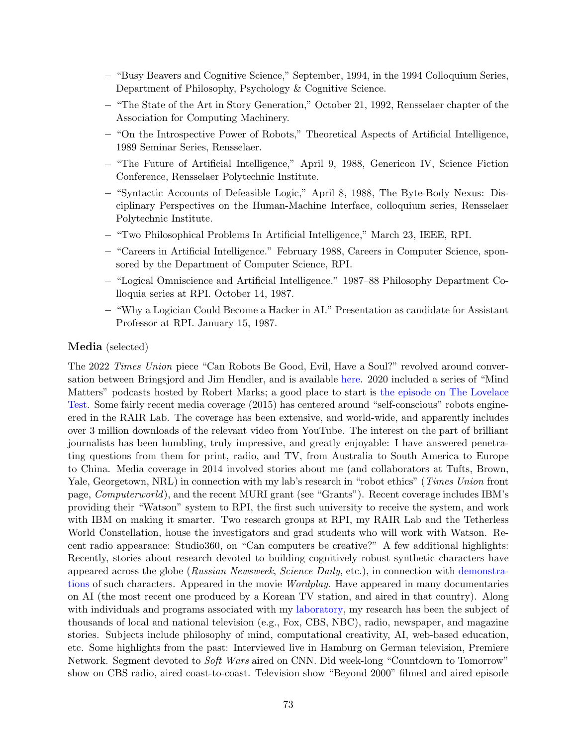- "Busy Beavers and Cognitive Science," September, 1994, in the 1994 Colloquium Series, Department of Philosophy, Psychology & Cognitive Science.
- "The State of the Art in Story Generation," October 21, 1992, Rensselaer chapter of the Association for Computing Machinery.
- "On the Introspective Power of Robots," Theoretical Aspects of Artificial Intelligence, 1989 Seminar Series, Rensselaer.
- "The Future of Artificial Intelligence," April 9, 1988, Genericon IV, Science Fiction Conference, Rensselaer Polytechnic Institute.
- "Syntactic Accounts of Defeasible Logic," April 8, 1988, The Byte-Body Nexus: Disciplinary Perspectives on the Human-Machine Interface, colloquium series, Rensselaer Polytechnic Institute.
- "Two Philosophical Problems In Artificial Intelligence," March 23, IEEE, RPI.
- "Careers in Artificial Intelligence." February 1988, Careers in Computer Science, sponsored by the Department of Computer Science, RPI.
- "Logical Omniscience and Artificial Intelligence." 1987–88 Philosophy Department Colloquia series at RPI. October 14, 1987.
- "Why a Logician Could Become a Hacker in AI." Presentation as candidate for Assistant Professor at RPI. January 15, 1987.

### Media (selected)

The 2022 *Times Union* piece "Can Robots Be Good, Evil, Have a Soul?" revolved around conversation between Bringsjord and Jim Hendler, and is available here. 2020 included a series of "Mind Matters" podcasts hosted by Robert Marks; a good place to start is the episode on The Lovelace Test. Some fairly recent media coverage (2015) has centered around "self-conscious" robots engineered in the RAIR Lab. The coverage has been extensive, and world-wide, and apparently includes over 3 million downloads of the relevant video from YouTube. The interest on the part of brilliant journalists has been humbling, truly impressive, and greatly enjoyable: I have answered penetrating questions from them for print, radio, and TV, from Australia to South America to Europe to China. Media coverage in 2014 involved stories about me (and collaborators at Tufts, Brown, Yale, Georgetown, NRL) in connection with my lab's research in "robot ethics" (*Times Union* front page, *Computerworld*), and the recent MURI grant (see "Grants"). Recent coverage includes IBM's providing their "Watson" system to RPI, the first such university to receive the system, and work with IBM on making it smarter. Two research groups at RPI, my RAIR Lab and the Tetherless World Constellation, house the investigators and grad students who will work with Watson. Recent radio appearance: Studio360, on "Can computers be creative?" A few additional highlights: Recently, stories about research devoted to building cognitively robust synthetic characters have appeared across the globe (*Russian Newsweek*, *Science Daily*, etc.), in connection with demonstrations of such characters. Appeared in the movie *Wordplay*. Have appeared in many documentaries on AI (the most recent one produced by a Korean TV station, and aired in that country). Along with individuals and programs associated with my laboratory, my research has been the subject of thousands of local and national television (e.g., Fox, CBS, NBC), radio, newspaper, and magazine stories. Subjects include philosophy of mind, computational creativity, AI, web-based education, etc. Some highlights from the past: Interviewed live in Hamburg on German television, Premiere Network. Segment devoted to *Soft Wars* aired on CNN. Did week-long "Countdown to Tomorrow" show on CBS radio, aired coast-to-coast. Television show "Beyond 2000" filmed and aired episode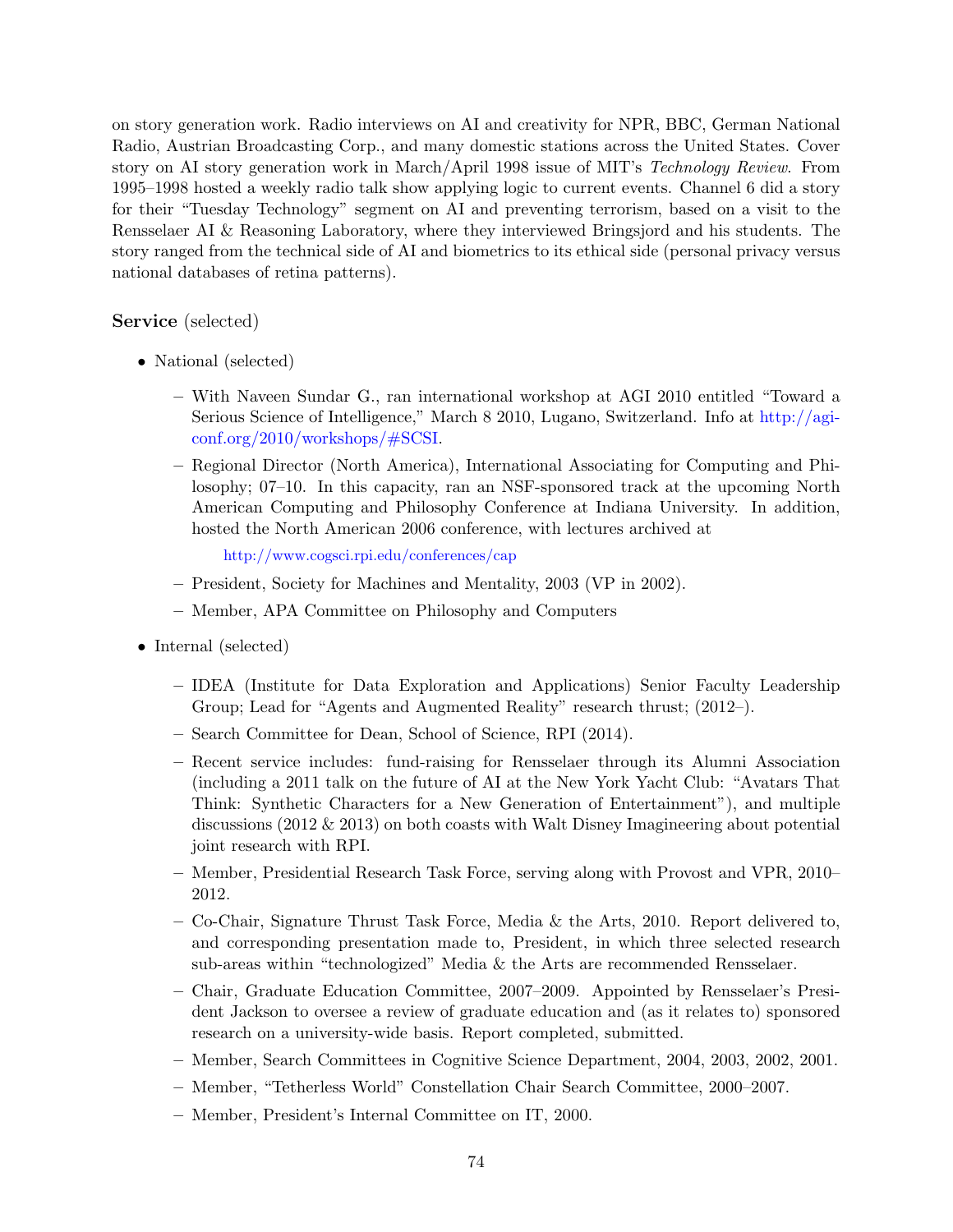on story generation work. Radio interviews on AI and creativity for NPR, BBC, German National Radio, Austrian Broadcasting Corp., and many domestic stations across the United States. Cover story on AI story generation work in March/April 1998 issue of MIT's *Technology Review*. From 1995–1998 hosted a weekly radio talk show applying logic to current events. Channel 6 did a story for their "Tuesday Technology" segment on AI and preventing terrorism, based on a visit to the Rensselaer AI & Reasoning Laboratory, where they interviewed Bringsjord and his students. The story ranged from the technical side of AI and biometrics to its ethical side (personal privacy versus national databases of retina patterns).

**Service** (selected)

- National (selected)
  - With Naveen Sundar G., ran international workshop at AGI 2010 entitled "Toward a Serious Science of Intelligence," March 8 2010, Lugano, Switzerland. Info at http://agi-conf.org/2010/workshops/#SCSI.
  - Regional Director (North America), International Associating for Computing and Philosophy; 07–10. In this capacity, ran an NSF-sponsored track at the upcoming North American Computing and Philosophy Conference at Indiana University. In addition, hosted the North American 2006 conference, with lectures archived at

    http://www.cogsci.rpi.edu/conferences/cap
  - President, Society for Machines and Mentality, 2003 (VP in 2002).
  - Member, APA Committee on Philosophy and Computers
- Internal (selected)
  - IDEA (Institute for Data Exploration and Applications) Senior Faculty Leadership Group; Lead for "Agents and Augmented Reality" research thrust; (2012–).
  - Search Committee for Dean, School of Science, RPI (2014).
  - Recent service includes: fund-raising for Rensselaer through its Alumni Association (including a 2011 talk on the future of AI at the New York Yacht Club: "Avatars That Think: Synthetic Characters for a New Generation of Entertainment"), and multiple discussions (2012 & 2013) on both coasts with Walt Disney Imagineering about potential joint research with RPI.
  - Member, Presidential Research Task Force, serving along with Provost and VPR, 2010–2012.
  - Co-Chair, Signature Thrust Task Force, Media & the Arts, 2010. Report delivered to, and corresponding presentation made to, President, in which three selected research sub-areas within "technologized" Media & the Arts are recommended Rensselaer.
  - Chair, Graduate Education Committee, 2007–2009. Appointed by Rensselaer's President Jackson to oversee a review of graduate education and (as it relates to) sponsored research on a university-wide basis. Report completed, submitted.
  - Member, Search Committees in Cognitive Science Department, 2004, 2003, 2002, 2001.
  - Member, "Tetherless World" Constellation Chair Search Committee, 2000–2007.
  - Member, President's Internal Committee on IT, 2000.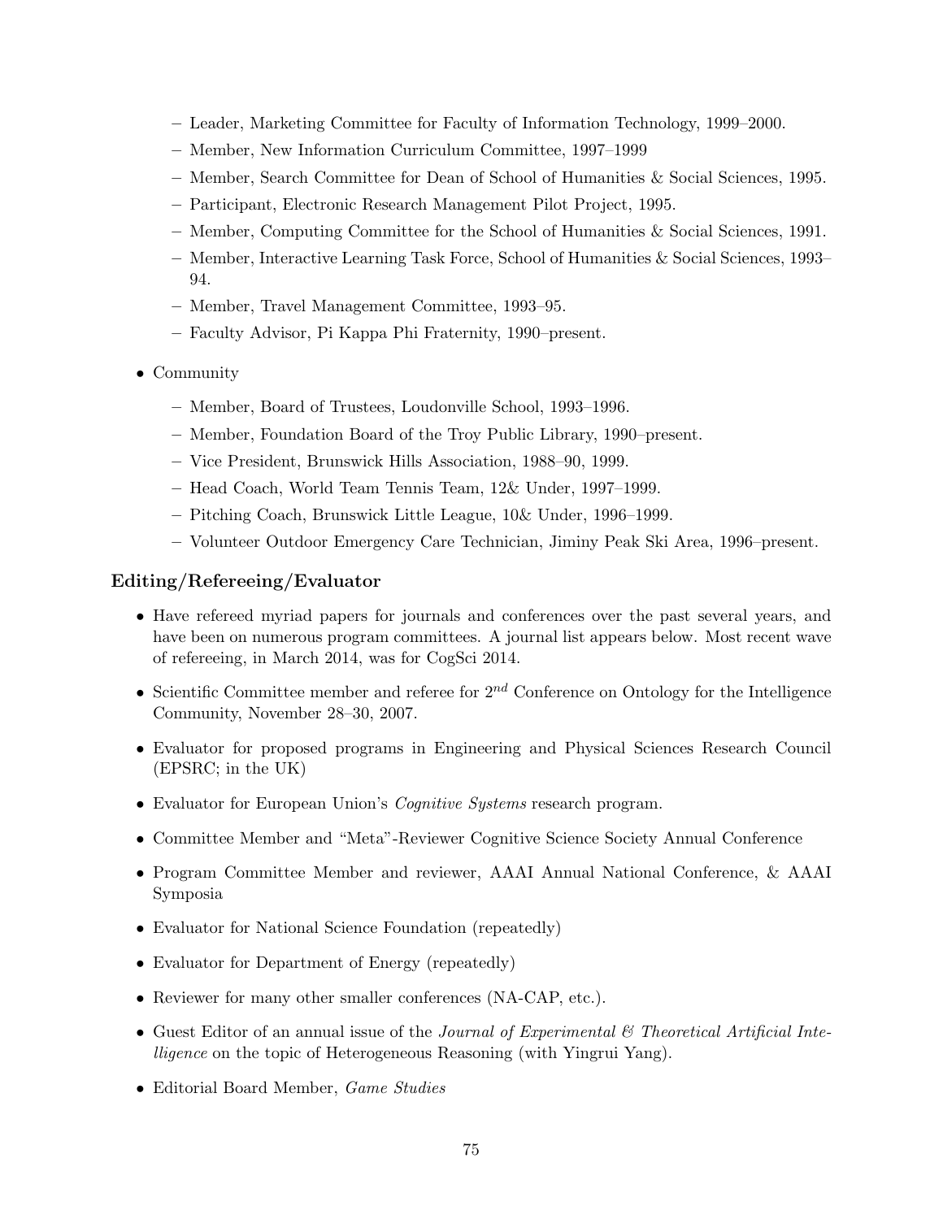- Leader, Marketing Committee for Faculty of Information Technology, 1999–2000.
  - Member, New Information Curriculum Committee, 1997–1999
  - Member, Search Committee for Dean of School of Humanities & Social Sciences, 1995.
  - Participant, Electronic Research Management Pilot Project, 1995.
  - Member, Computing Committee for the School of Humanities & Social Sciences, 1991.
  - Member, Interactive Learning Task Force, School of Humanities & Social Sciences, 1993–94.
  - Member, Travel Management Committee, 1993–95.
  - Faculty Advisor, Pi Kappa Phi Fraternity, 1990–present.

- Community
  - Member, Board of Trustees, Loudonville School, 1993–1996.
  - Member, Foundation Board of the Troy Public Library, 1990–present.
  - Vice President, Brunswick Hills Association, 1988–90, 1999.
  - Head Coach, World Team Tennis Team, 12& Under, 1997–1999.
  - Pitching Coach, Brunswick Little League, 10& Under, 1996–1999.
  - Volunteer Outdoor Emergency Care Technician, Jiminy Peak Ski Area, 1996–present.

### Editing/Refereeing/Evaluator

- Have refereed myriad papers for journals and conferences over the past several years, and have been on numerous program committees. A journal list appears below. Most recent wave of refereeing, in March 2014, was for CogSci 2014.
- Scientific Committee member and referee for $2^{nd}$ Conference on Ontology for the Intelligence Community, November 28–30, 2007.
- Evaluator for proposed programs in Engineering and Physical Sciences Research Council (EPSRC; in the UK)
- Evaluator for European Union's *Cognitive Systems* research program.
- Committee Member and "Meta"-Reviewer Cognitive Science Society Annual Conference
- Program Committee Member and reviewer, AAAI Annual National Conference, & AAAI Symposia
- Evaluator for National Science Foundation (repeatedly)
- Evaluator for Department of Energy (repeatedly)
- Reviewer for many other smaller conferences (NA-CAP, etc.).
- Guest Editor of an annual issue of the *Journal of Experimental & Theoretical Artificial Intelligence* on the topic of Heterogeneous Reasoning (with Yingrui Yang).
- Editorial Board Member, *Game Studies*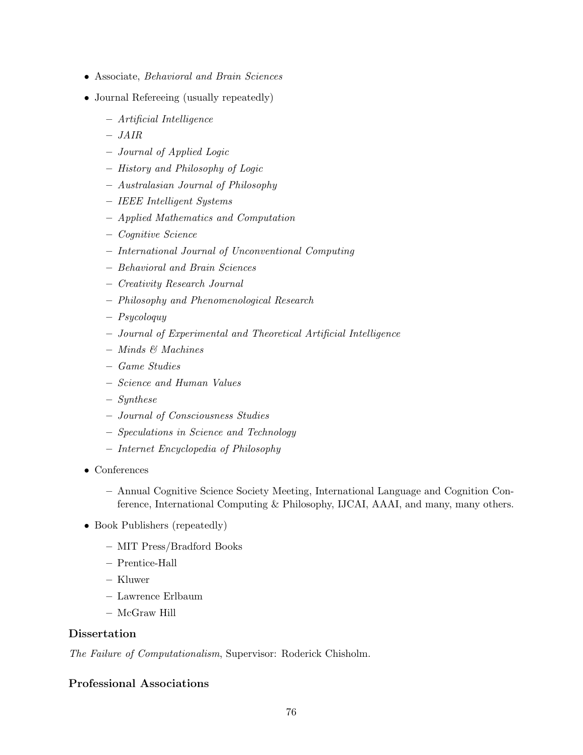- Associate, *Behavioral and Brain Sciences*
- Journal Refereeing (usually repeatedly)
  - *Artificial Intelligence*
  - *JAIR*
  - *Journal of Applied Logic*
  - *History and Philosophy of Logic*
  - *Australasian Journal of Philosophy*
  - *IEEE Intelligent Systems*
  - *Applied Mathematics and Computation*
  - *Cognitive Science*
  - *International Journal of Unconventional Computing*
  - *Behavioral and Brain Sciences*
  - *Creativity Research Journal*
  - *Philosophy and Phenomenological Research*
  - *Psycoloquy*
  - *Journal of Experimental and Theoretical Artificial Intelligence*
  - *Minds & Machines*
  - *Game Studies*
  - *Science and Human Values*
  - *Synthese*
  - *Journal of Consciousness Studies*
  - *Speculations in Science and Technology*
  - *Internet Encyclopedia of Philosophy*
- Conferences
  - Annual Cognitive Science Society Meeting, International Language and Cognition Conference, International Computing & Philosophy, IJCAI, AAAI, and many, many others.
- Book Publishers (repeatedly)
  - MIT Press/Bradford Books
  - Prentice-Hall
  - Kluwer
  - Lawrence Erlbaum
  - McGraw Hill

### Dissertation

*The Failure of Computationalism*, Supervisor: Roderick Chisholm.

### Professional Associations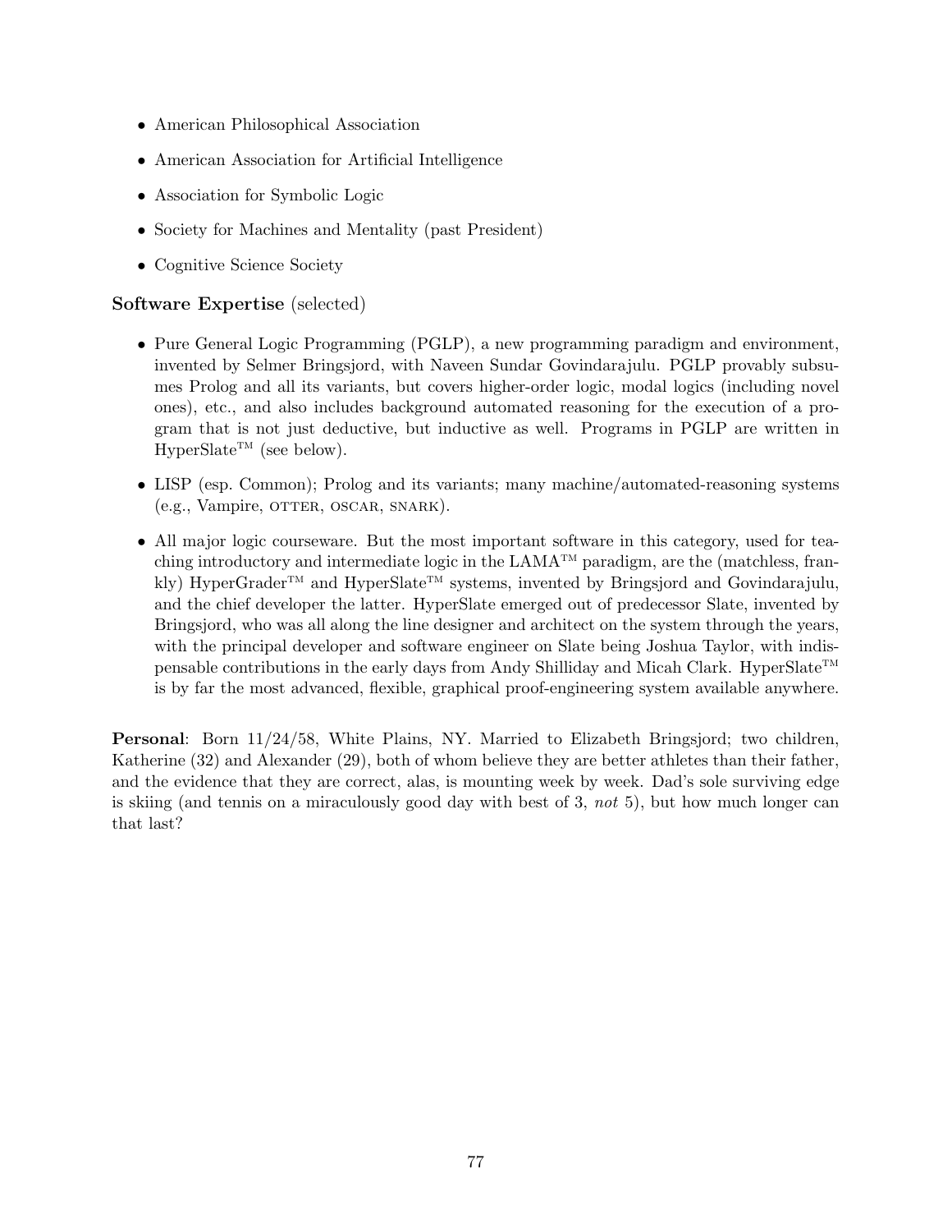- American Philosophical Association
- American Association for Artificial Intelligence
- Association for Symbolic Logic
- Society for Machines and Mentality (past President)
- Cognitive Science Society

**Software Expertise** (selected)

- Pure General Logic Programming (PGLP), a new programming paradigm and environment, invented by Selmer Bringsjord, with Naveen Sundar Govindarajulu. PGLP provably subsumes Prolog and all its variants, but covers higher-order logic, modal logics (including novel ones), etc., and also includes background automated reasoning for the execution of a program that is not just deductive, but inductive as well. Programs in PGLP are written in HyperSlate™ (see below).
- LISP (esp. Common); Prolog and its variants; many machine/automated-reasoning systems (e.g., Vampire, OTTER, OSCAR, SNARK).
- All major logic courseware. But the most important software in this category, used for teaching introductory and intermediate logic in the LAMA™ paradigm, are the (matchless, frankly) HyperGrader™ and HyperSlate™ systems, invented by Bringsjord and Govindarajulu, and the chief developer the latter. HyperSlate emerged out of predecessor Slate, invented by Bringsjord, who was all along the line designer and architect on the system through the years, with the principal developer and software engineer on Slate being Joshua Taylor, with indispensable contributions in the early days from Andy Shilliday and Micah Clark. HyperSlate™ is by far the most advanced, flexible, graphical proof-engineering system available anywhere.

**Personal**: Born 11/24/58, White Plains, NY. Married to Elizabeth Bringsjord; two children, Katherine (32) and Alexander (29), both of whom believe they are better athletes than their father, and the evidence that they are correct, alas, is mounting week by week. Dad's sole surviving edge is skiing (and tennis on a miraculously good day with best of 3, *not* 5), but how much longer can that last?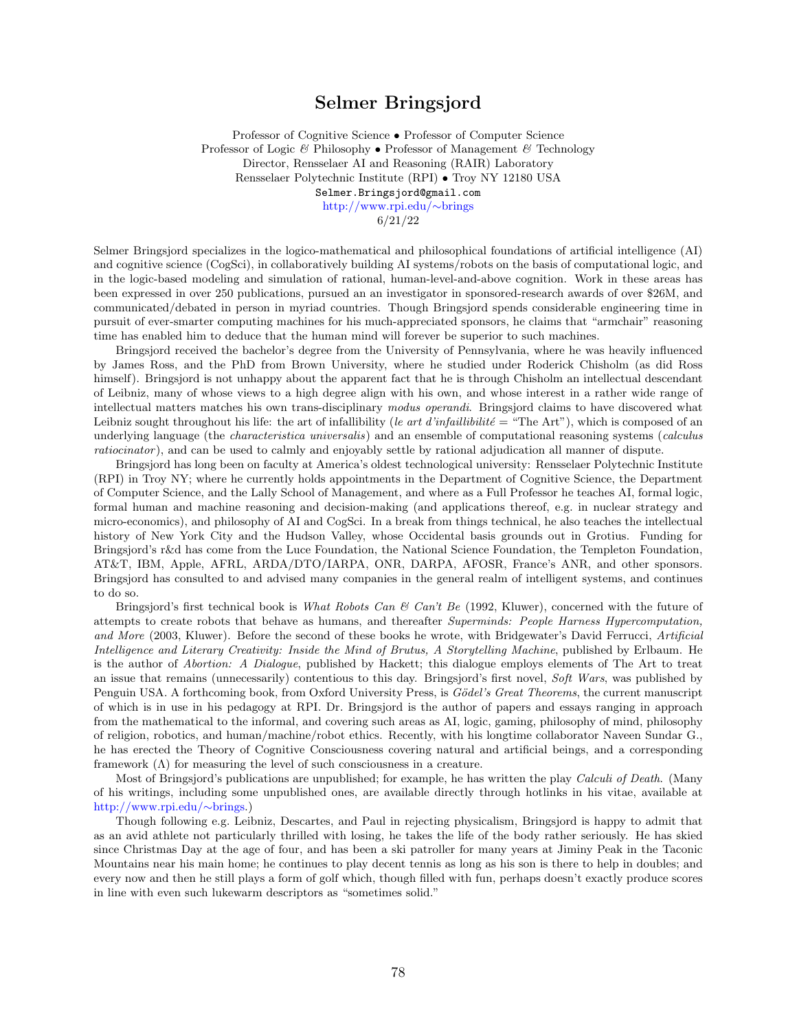# Selmer Bringsjord

Professor of Cognitive Science • Professor of Computer Science
Professor of Logic *&* Philosophy • Professor of Management *&* Technology
Director, Rensselaer AI and Reasoning (RAIR) Laboratory
Rensselaer Polytechnic Institute (RPI) • Troy NY 12180 USA
`Selmer.Bringsjord@gmail.com`
http://www.rpi.edu/∼brings
6/21/22

Selmer Bringsjord specializes in the logico-mathematical and philosophical foundations of artificial intelligence (AI) and cognitive science (CogSci), in collaboratively building AI systems/robots on the basis of computational logic, and in the logic-based modeling and simulation of rational, human-level-and-above cognition. Work in these areas has been expressed in over 250 publications, pursued an an investigator in sponsored-research awards of over \$26M, and communicated/debated in person in myriad countries. Though Bringsjord spends considerable engineering time in pursuit of ever-smarter computing machines for his much-appreciated sponsors, he claims that "armchair" reasoning time has enabled him to deduce that the human mind will forever be superior to such machines.

Bringsjord received the bachelor's degree from the University of Pennsylvania, where he was heavily influenced by James Ross, and the PhD from Brown University, where he studied under Roderick Chisholm (as did Ross himself). Bringsjord is not unhappy about the apparent fact that he is through Chisholm an intellectual descendant of Leibniz, many of whose views to a high degree align with his own, and whose interest in a rather wide range of intellectual matters matches his own trans-disciplinary *modus operandi*. Bringsjord claims to have discovered what Leibniz sought throughout his life: the art of infallibility (*le art d'infaillibilité* = "The Art"), which is composed of an underlying language (the *characteristica universalis*) and an ensemble of computational reasoning systems (*calculus ratiocinator*), and can be used to calmly and enjoyably settle by rational adjudication all manner of dispute.

Bringsjord has long been on faculty at America's oldest technological university: Rensselaer Polytechnic Institute (RPI) in Troy NY; where he currently holds appointments in the Department of Cognitive Science, the Department of Computer Science, and the Lally School of Management, and where as a Full Professor he teaches AI, formal logic, formal human and machine reasoning and decision-making (and applications thereof, e.g. in nuclear strategy and micro-economics), and philosophy of AI and CogSci. In a break from things technical, he also teaches the intellectual history of New York City and the Hudson Valley, whose Occidental basis grounds out in Grotius. Funding for Bringsjord's r&d has come from the Luce Foundation, the National Science Foundation, the Templeton Foundation, AT&T, IBM, Apple, AFRL, ARDA/DTO/IARPA, ONR, DARPA, AFOSR, France's ANR, and other sponsors. Bringsjord has consulted to and advised many companies in the general realm of intelligent systems, and continues to do so.

Bringsjord's first technical book is *What Robots Can & Can't Be* (1992, Kluwer), concerned with the future of attempts to create robots that behave as humans, and thereafter *Superminds: People Harness Hypercomputation, and More* (2003, Kluwer). Before the second of these books he wrote, with Bridgewater's David Ferrucci, *Artificial Intelligence and Literary Creativity: Inside the Mind of Brutus, A Storytelling Machine*, published by Erlbaum. He is the author of *Abortion: A Dialogue*, published by Hackett; this dialogue employs elements of The Art to treat an issue that remains (unnecessarily) contentious to this day. Bringsjord's first novel, *Soft Wars*, was published by Penguin USA. A forthcoming book, from Oxford University Press, is *Gödel's Great Theorems*, the current manuscript of which is in use in his pedagogy at RPI. Dr. Bringsjord is the author of papers and essays ranging in approach from the mathematical to the informal, and covering such areas as AI, logic, gaming, philosophy of mind, philosophy of religion, robotics, and human/machine/robot ethics. Recently, with his longtime collaborator Naveen Sundar G., he has erected the Theory of Cognitive Consciousness covering natural and artificial beings, and a corresponding framework ($\Lambda$) for measuring the level of such consciousness in a creature.

Most of Bringsjord's publications are unpublished; for example, he has written the play *Calculi of Death*. (Many of his writings, including some unpublished ones, are available directly through hotlinks in his vitae, available at http://www.rpi.edu/∼brings.)

Though following e.g. Leibniz, Descartes, and Paul in rejecting physicalism, Bringsjord is happy to admit that as an avid athlete not particularly thrilled with losing, he takes the life of the body rather seriously. He has skied since Christmas Day at the age of four, and has been a ski patroller for many years at Jiminy Peak in the Taconic Mountains near his main home; he continues to play decent tennis as long as his son is there to help in doubles; and every now and then he still plays a form of golf which, though filled with fun, perhaps doesn't exactly produce scores in line with even such lukewarm descriptors as "sometimes solid."